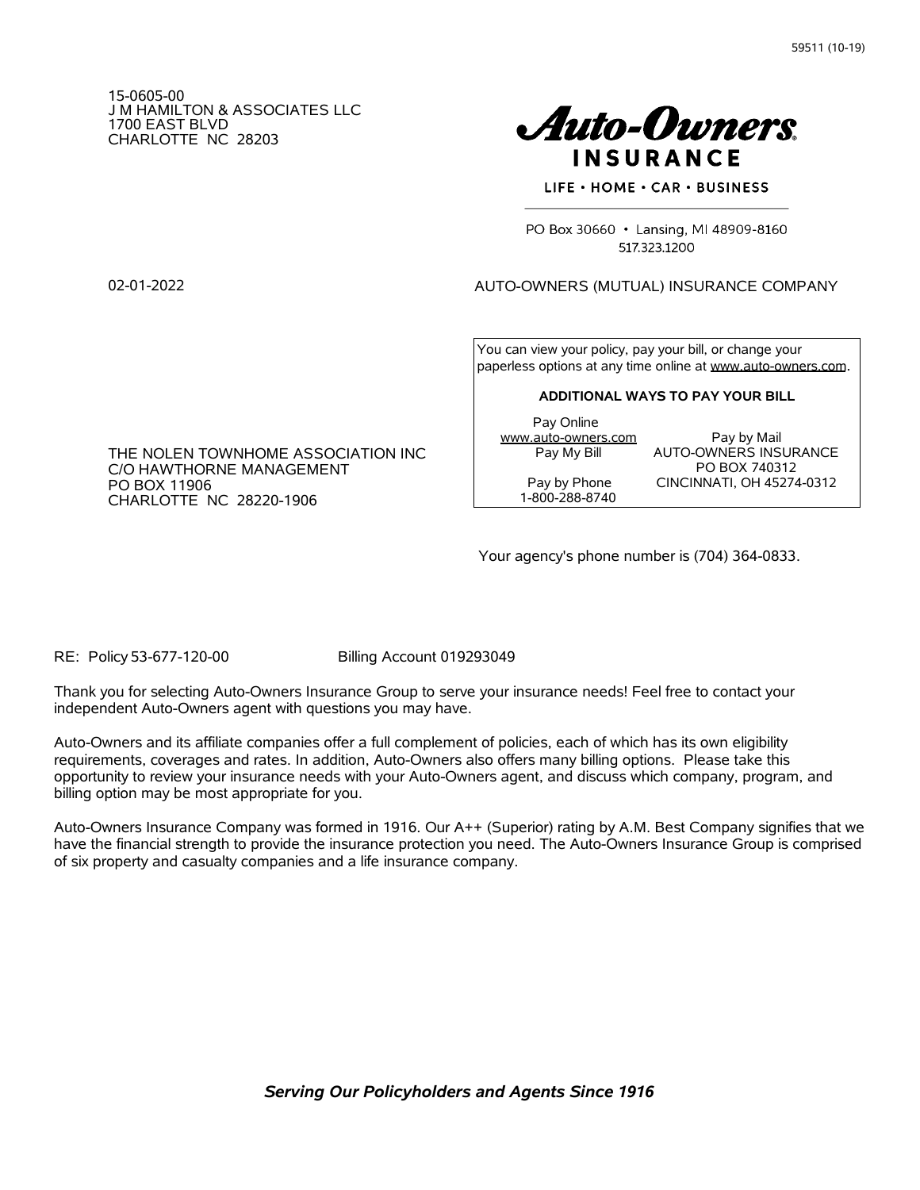59511 (10-19)

15-0605-00
J M HAMILTON & ASSOCIATES LLC
1700 EAST BLVD
CHARLOTTE NC 28203

**Auto-Owners INSURANCE**

LIFE • HOME • CAR • BUSINESS

PO Box 30660 • Lansing, MI 48909-8160
517.323.1200

02-01-2022

AUTO-OWNERS (MUTUAL) INSURANCE COMPANY

You can view your policy, pay your bill, or change your paperless options at any time online at www.auto-owners.com.

**ADDITIONAL WAYS TO PAY YOUR BILL**

| Pay Online www.auto-owners.com Pay My Bill | Pay by Mail AUTO-OWNERS INSURANCE PO BOX 740312 CINCINNATI, OH 45274-0312 |
|---|---|
| Pay by Phone 1-800-288-8740 | |

THE NOLEN TOWNHOME ASSOCIATION INC
C/O HAWTHORNE MANAGEMENT
PO BOX 11906
CHARLOTTE NC 28220-1906

Your agency's phone number is (704) 364-0833.

RE: Policy 53-677-120-00 Billing Account 019293049

Thank you for selecting Auto-Owners Insurance Group to serve your insurance needs! Feel free to contact your independent Auto-Owners agent with questions you may have.

Auto-Owners and its affiliate companies offer a full complement of policies, each of which has its own eligibility requirements, coverages and rates. In addition, Auto-Owners also offers many billing options. Please take this opportunity to review your insurance needs with your Auto-Owners agent, and discuss which company, program, and billing option may be most appropriate for you.

Auto-Owners Insurance Company was formed in 1916. Our A++ (Superior) rating by A.M. Best Company signifies that we have the financial strength to provide the insurance protection you need. The Auto-Owners Insurance Group is comprised of six property and casualty companies and a life insurance company.

***Serving Our Policyholders and Agents Since 1916***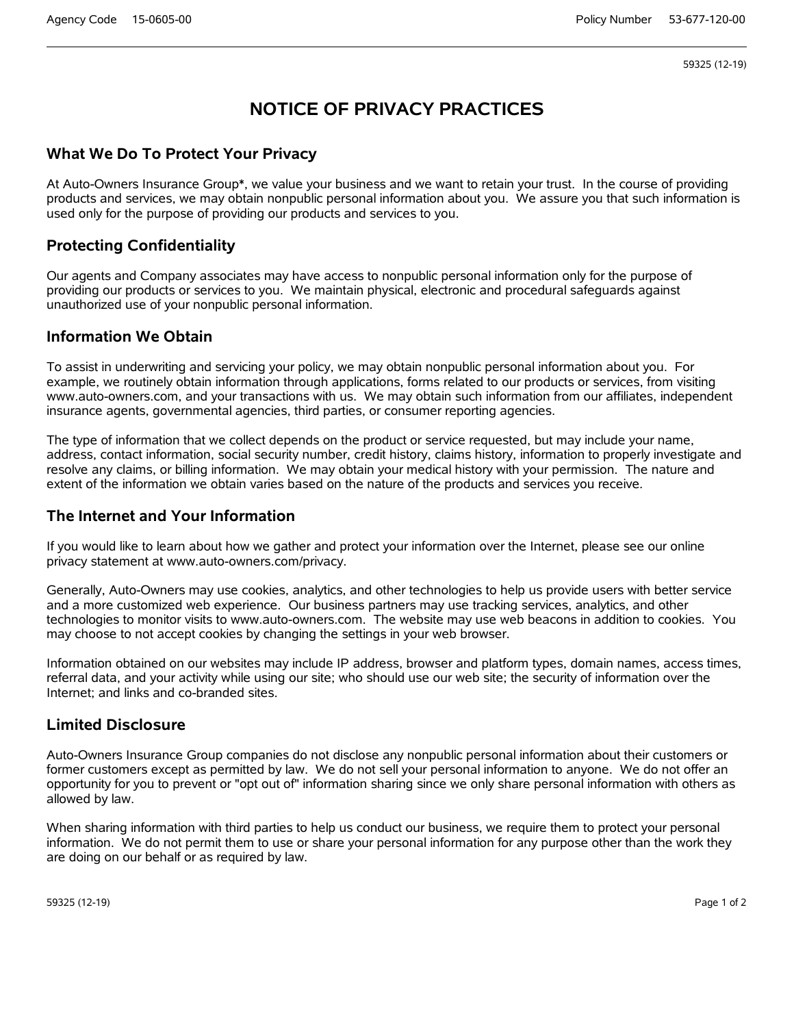59325 (12-19)

# NOTICE OF PRIVACY PRACTICES

## What We Do To Protect Your Privacy

At Auto-Owners Insurance Group*, we value your business and we want to retain your trust. In the course of providing products and services, we may obtain nonpublic personal information about you. We assure you that such information is used only for the purpose of providing our products and services to you.

## Protecting Confidentiality

Our agents and Company associates may have access to nonpublic personal information only for the purpose of providing our products or services to you. We maintain physical, electronic and procedural safeguards against unauthorized use of your nonpublic personal information.

## Information We Obtain

To assist in underwriting and servicing your policy, we may obtain nonpublic personal information about you. For example, we routinely obtain information through applications, forms related to our products or services, from visiting www.auto-owners.com, and your transactions with us. We may obtain such information from our affiliates, independent insurance agents, governmental agencies, third parties, or consumer reporting agencies.

The type of information that we collect depends on the product or service requested, but may include your name, address, contact information, social security number, credit history, claims history, information to properly investigate and resolve any claims, or billing information. We may obtain your medical history with your permission. The nature and extent of the information we obtain varies based on the nature of the products and services you receive.

## The Internet and Your Information

If you would like to learn about how we gather and protect your information over the Internet, please see our online privacy statement at www.auto-owners.com/privacy.

Generally, Auto-Owners may use cookies, analytics, and other technologies to help us provide users with better service and a more customized web experience. Our business partners may use tracking services, analytics, and other technologies to monitor visits to www.auto-owners.com. The website may use web beacons in addition to cookies. You may choose to not accept cookies by changing the settings in your web browser.

Information obtained on our websites may include IP address, browser and platform types, domain names, access times, referral data, and your activity while using our site; who should use our web site; the security of information over the Internet; and links and co-branded sites.

## Limited Disclosure

Auto-Owners Insurance Group companies do not disclose any nonpublic personal information about their customers or former customers except as permitted by law. We do not sell your personal information to anyone. We do not offer an opportunity for you to prevent or "opt out of" information sharing since we only share personal information with others as allowed by law.

When sharing information with third parties to help us conduct our business, we require them to protect your personal information. We do not permit them to use or share your personal information for any purpose other than the work they are doing on our behalf or as required by law.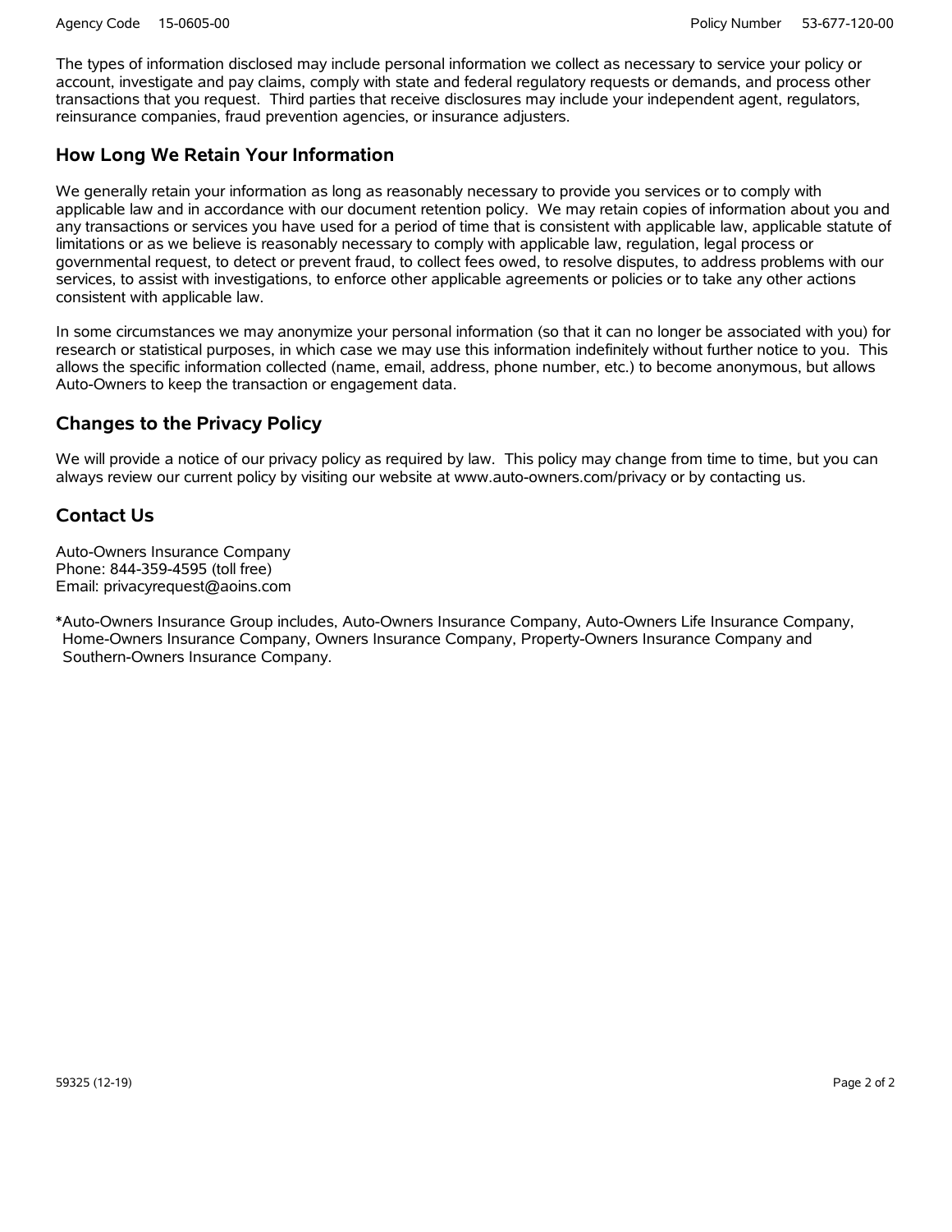The types of information disclosed may include personal information we collect as necessary to service your policy or account, investigate and pay claims, comply with state and federal regulatory requests or demands, and process other transactions that you request. Third parties that receive disclosures may include your independent agent, regulators, reinsurance companies, fraud prevention agencies, or insurance adjusters.

## How Long We Retain Your Information

We generally retain your information as long as reasonably necessary to provide you services or to comply with applicable law and in accordance with our document retention policy. We may retain copies of information about you and any transactions or services you have used for a period of time that is consistent with applicable law, applicable statute of limitations or as we believe is reasonably necessary to comply with applicable law, regulation, legal process or governmental request, to detect or prevent fraud, to collect fees owed, to resolve disputes, to address problems with our services, to assist with investigations, to enforce other applicable agreements or policies or to take any other actions consistent with applicable law.

In some circumstances we may anonymize your personal information (so that it can no longer be associated with you) for research or statistical purposes, in which case we may use this information indefinitely without further notice to you. This allows the specific information collected (name, email, address, phone number, etc.) to become anonymous, but allows Auto-Owners to keep the transaction or engagement data.

## Changes to the Privacy Policy

We will provide a notice of our privacy policy as required by law. This policy may change from time to time, but you can always review our current policy by visiting our website at www.auto-owners.com/privacy or by contacting us.

## Contact Us

Auto-Owners Insurance Company
Phone: 844-359-4595 (toll free)
Email: privacyrequest@aoins.com

*Auto-Owners Insurance Group includes, Auto-Owners Insurance Company, Auto-Owners Life Insurance Company, Home-Owners Insurance Company, Owners Insurance Company, Property-Owners Insurance Company and Southern-Owners Insurance Company.

59325 (12-19)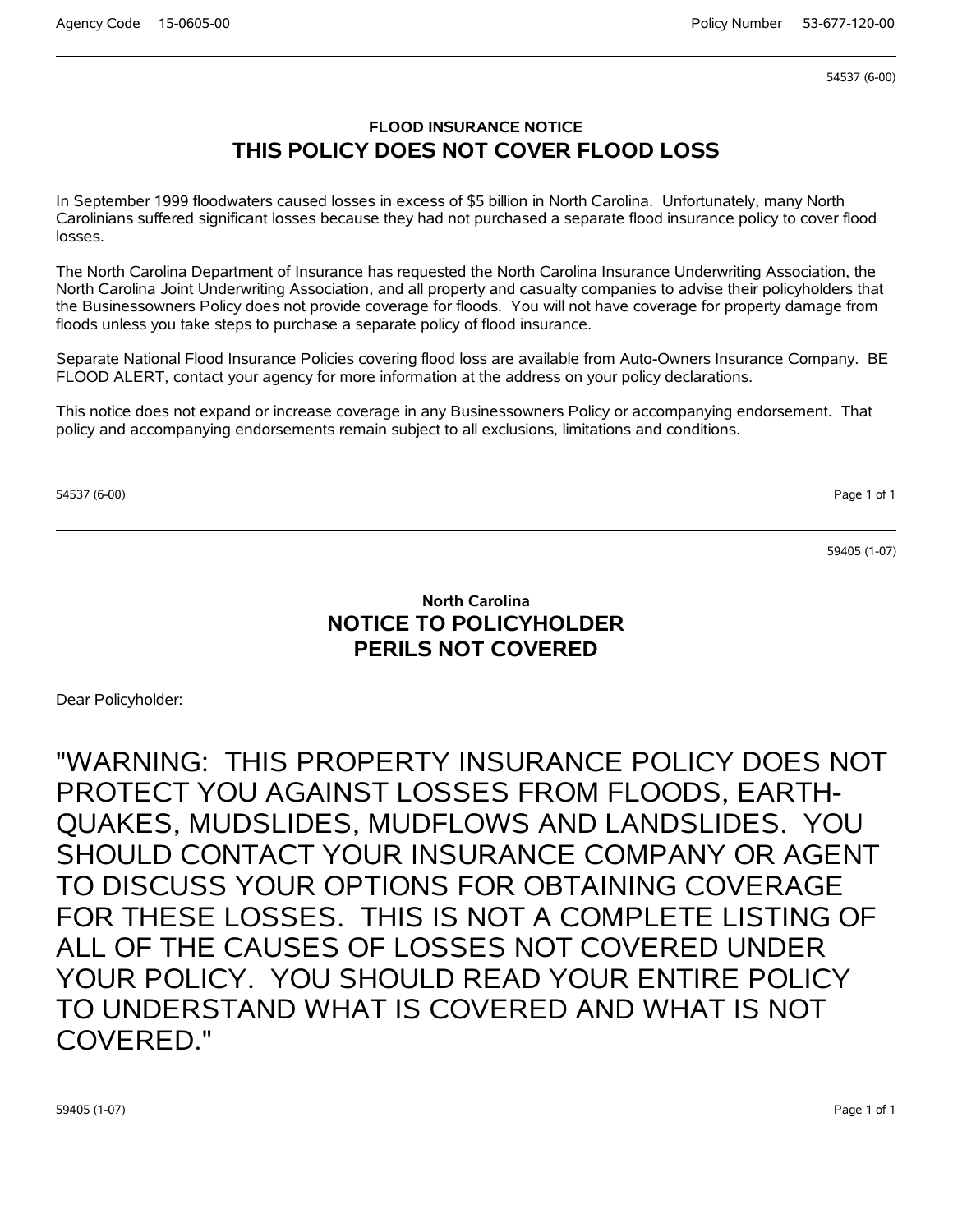54537 (6-00)

## FLOOD INSURANCE NOTICE
# THIS POLICY DOES NOT COVER FLOOD LOSS

In September 1999 floodwaters caused losses in excess of $5 billion in North Carolina. Unfortunately, many North Carolinians suffered significant losses because they had not purchased a separate flood insurance policy to cover flood losses.

The North Carolina Department of Insurance has requested the North Carolina Insurance Underwriting Association, the North Carolina Joint Underwriting Association, and all property and casualty companies to advise their policyholders that the Businessowners Policy does not provide coverage for floods. You will not have coverage for property damage from floods unless you take steps to purchase a separate policy of flood insurance.

Separate National Flood Insurance Policies covering flood loss are available from Auto-Owners Insurance Company. BE FLOOD ALERT, contact your agency for more information at the address on your policy declarations.

This notice does not expand or increase coverage in any Businessowners Policy or accompanying endorsement. That policy and accompanying endorsements remain subject to all exclusions, limitations and conditions.

54537 (6-00)

---

59405 (1-07)

## North Carolina
# NOTICE TO POLICYHOLDER
# PERILS NOT COVERED

Dear Policyholder:

"WARNING: THIS PROPERTY INSURANCE POLICY DOES NOT PROTECT YOU AGAINST LOSSES FROM FLOODS, EARTH-QUAKES, MUDSLIDES, MUDFLOWS AND LANDSLIDES. YOU SHOULD CONTACT YOUR INSURANCE COMPANY OR AGENT TO DISCUSS YOUR OPTIONS FOR OBTAINING COVERAGE FOR THESE LOSSES. THIS IS NOT A COMPLETE LISTING OF ALL OF THE CAUSES OF LOSSES NOT COVERED UNDER YOUR POLICY. YOU SHOULD READ YOUR ENTIRE POLICY TO UNDERSTAND WHAT IS COVERED AND WHAT IS NOT COVERED."

59405 (1-07)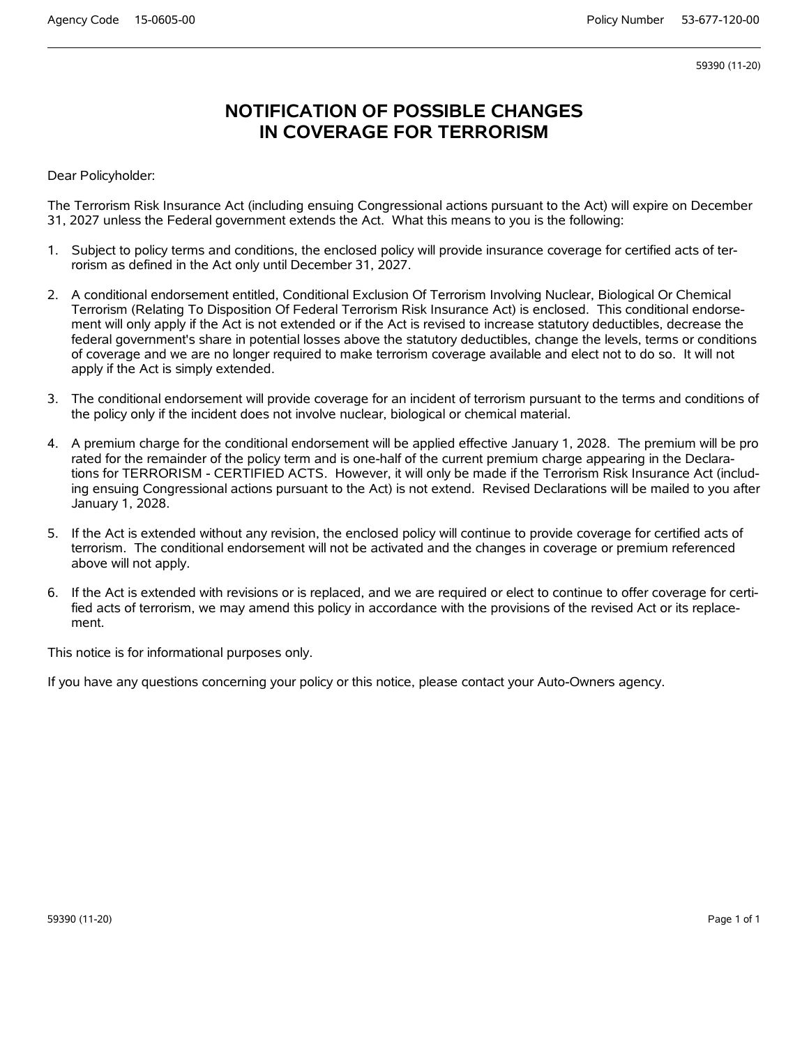Agency Code 15-0605-00 Policy Number 53-677-120-00

59390 (11-20)

# NOTIFICATION OF POSSIBLE CHANGES IN COVERAGE FOR TERRORISM

Dear Policyholder:

The Terrorism Risk Insurance Act (including ensuing Congressional actions pursuant to the Act) will expire on December 31, 2027 unless the Federal government extends the Act. What this means to you is the following:

1. Subject to policy terms and conditions, the enclosed policy will provide insurance coverage for certified acts of terrorism as defined in the Act only until December 31, 2027.
2. A conditional endorsement entitled, Conditional Exclusion Of Terrorism Involving Nuclear, Biological Or Chemical Terrorism (Relating To Disposition Of Federal Terrorism Risk Insurance Act) is enclosed. This conditional endorsement will only apply if the Act is not extended or if the Act is revised to increase statutory deductibles, decrease the federal government's share in potential losses above the statutory deductibles, change the levels, terms or conditions of coverage and we are no longer required to make terrorism coverage available and elect not to do so. It will not apply if the Act is simply extended.
3. The conditional endorsement will provide coverage for an incident of terrorism pursuant to the terms and conditions of the policy only if the incident does not involve nuclear, biological or chemical material.
4. A premium charge for the conditional endorsement will be applied effective January 1, 2028. The premium will be pro rated for the remainder of the policy term and is one-half of the current premium charge appearing in the Declarations for TERRORISM - CERTIFIED ACTS. However, it will only be made if the Terrorism Risk Insurance Act (including ensuing Congressional actions pursuant to the Act) is not extend. Revised Declarations will be mailed to you after January 1, 2028.
5. If the Act is extended without any revision, the enclosed policy will continue to provide coverage for certified acts of terrorism. The conditional endorsement will not be activated and the changes in coverage or premium referenced above will not apply.
6. If the Act is extended with revisions or is replaced, and we are required or elect to continue to offer coverage for certified acts of terrorism, we may amend this policy in accordance with the provisions of the revised Act or its replacement.

This notice is for informational purposes only.

If you have any questions concerning your policy or this notice, please contact your Auto-Owners agency.

59390 (11-20)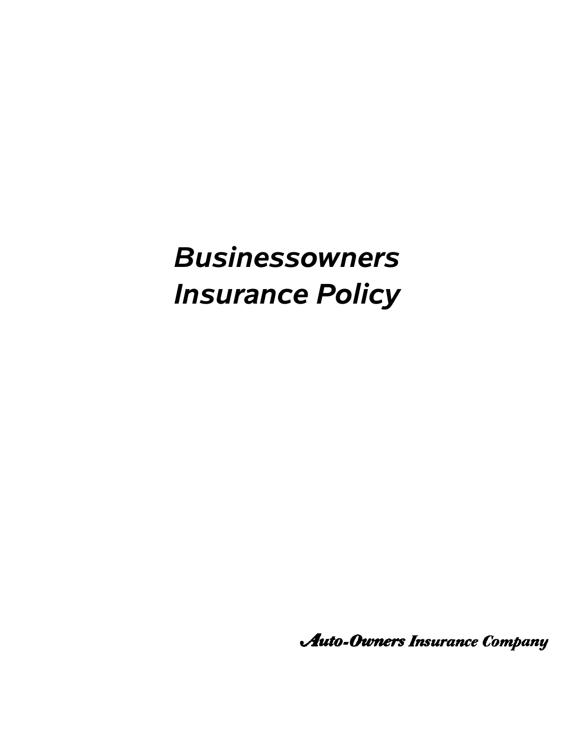# *Businessowners Insurance Policy*

*Auto-Owners Insurance Company*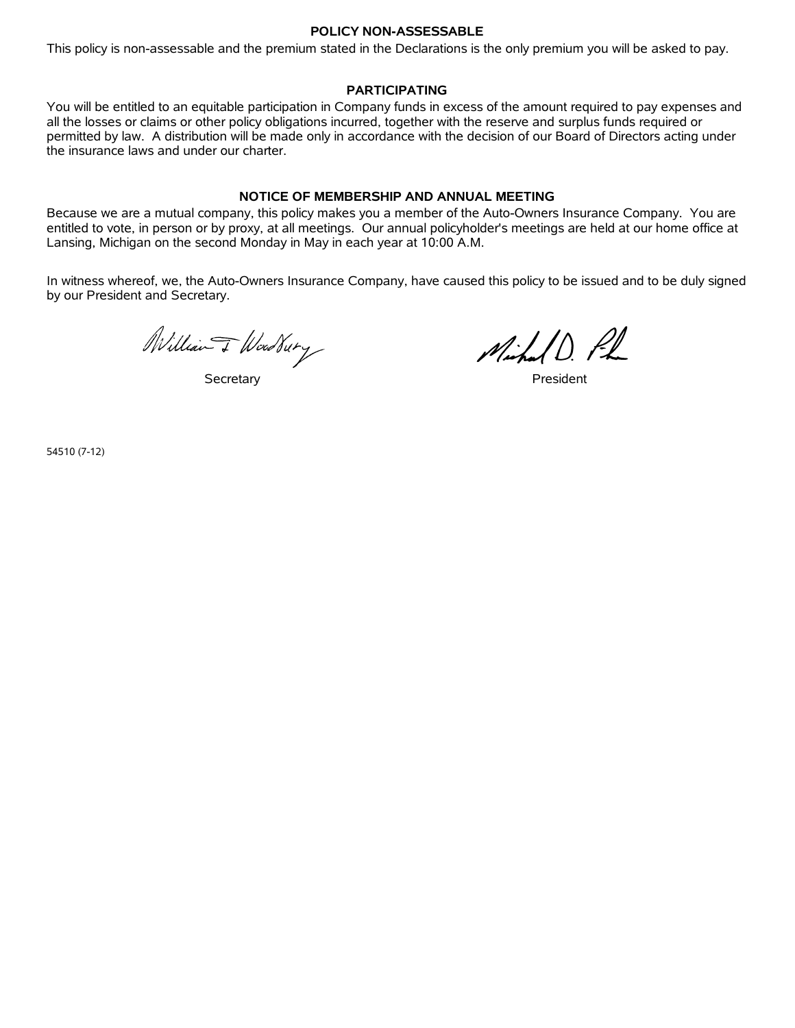## POLICY NON-ASSESSABLE

This policy is non-assessable and the premium stated in the Declarations is the only premium you will be asked to pay.

## PARTICIPATING

You will be entitled to an equitable participation in Company funds in excess of the amount required to pay expenses and all the losses or claims or other policy obligations incurred, together with the reserve and surplus funds required or permitted by law. A distribution will be made only in accordance with the decision of our Board of Directors acting under the insurance laws and under our charter.

## NOTICE OF MEMBERSHIP AND ANNUAL MEETING

Because we are a mutual company, this policy makes you a member of the Auto-Owners Insurance Company. You are entitled to vote, in person or by proxy, at all meetings. Our annual policyholder's meetings are held at our home office at Lansing, Michigan on the second Monday in May in each year at 10:00 A.M.

In witness whereof, we, the Auto-Owners Insurance Company, have caused this policy to be issued and to be duly signed by our President and Secretary.

William T Woodbury — Secretary

Michael D. Pike — President

54510 (7-12)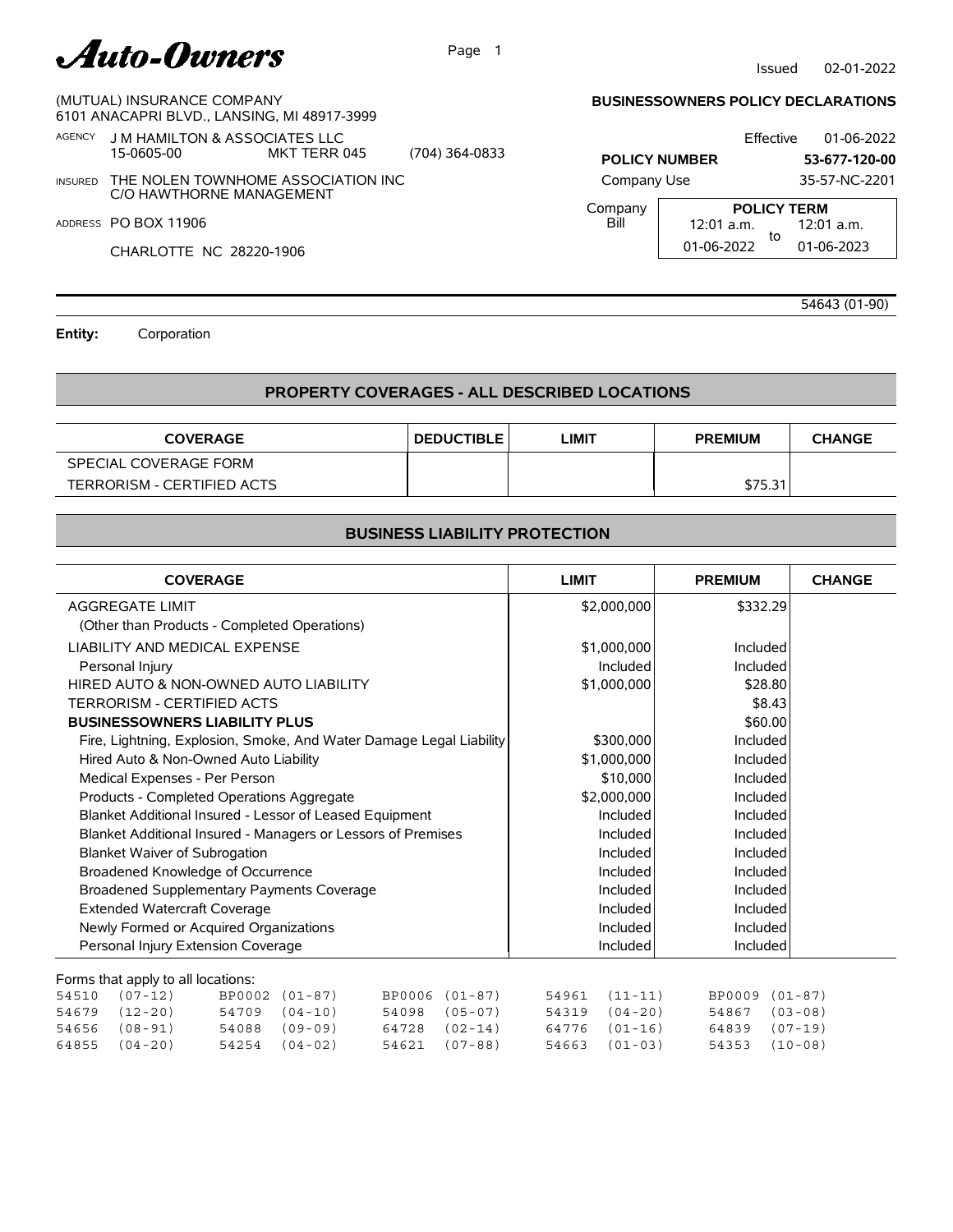**Auto-Owners**

Issued 02-01-2022

(MUTUAL) INSURANCE COMPANY
6101 ANACAPRI BLVD., LANSING, MI 48917-3999

**BUSINESSOWNERS POLICY DECLARATIONS**

AGENCY J M HAMILTON & ASSOCIATES LLC
15-0605-00 MKT TERR 045 (704) 364-0833

Effective 01-06-2022

**POLICY NUMBER** **53-677-120-00**

INSURED THE NOLEN TOWNHOME ASSOCIATION INC
C/O HAWTHORNE MANAGEMENT

Company Use 35-57-NC-2201

ADDRESS PO BOX 11906
CHARLOTTE NC 28220-1906

Company Bill

| POLICY TERM | | |
|---|---|---|
| 12:01 a.m. | to | 12:01 a.m. |
| 01-06-2022 | | 01-06-2023 |

54643 (01-90)

**Entity:** Corporation

## PROPERTY COVERAGES - ALL DESCRIBED LOCATIONS

| COVERAGE | DEDUCTIBLE | LIMIT | PREMIUM | CHANGE |
|---|---|---|---|---|
| SPECIAL COVERAGE FORM | | | | |
| TERRORISM - CERTIFIED ACTS | | | $75.31 | |

## BUSINESS LIABILITY PROTECTION

| COVERAGE | LIMIT | PREMIUM | CHANGE |
|---|---|---|---|
| AGGREGATE LIMIT (Other than Products - Completed Operations) | $2,000,000 | $332.29 | |
| LIABILITY AND MEDICAL EXPENSE | $1,000,000 | Included | |
| Personal Injury | Included | Included | |
| HIRED AUTO & NON-OWNED AUTO LIABILITY | $1,000,000 | $28.80 | |
| TERRORISM - CERTIFIED ACTS | | $8.43 | |
| **BUSINESSOWNERS LIABILITY PLUS** | | $60.00 | |
| Fire, Lightning, Explosion, Smoke, And Water Damage Legal Liability | $300,000 | Included | |
| Hired Auto & Non-Owned Auto Liability | $1,000,000 | Included | |
| Medical Expenses - Per Person | $10,000 | Included | |
| Products - Completed Operations Aggregate | $2,000,000 | Included | |
| Blanket Additional Insured - Lessor of Leased Equipment | Included | Included | |
| Blanket Additional Insured - Managers or Lessors of Premises | Included | Included | |
| Blanket Waiver of Subrogation | Included | Included | |
| Broadened Knowledge of Occurrence | Included | Included | |
| Broadened Supplementary Payments Coverage | Included | Included | |
| Extended Watercraft Coverage | Included | Included | |
| Newly Formed or Acquired Organizations | Included | Included | |
| Personal Injury Extension Coverage | Included | Included | |

Forms that apply to all locations:

```
54510 (07-12)   BP0002 (01-87)   BP0006 (01-87)   54961 (11-11)   BP0009 (01-87)
54679 (12-20)   54709 (04-10)    54098 (05-07)    54319 (04-20)   54867 (03-08)
54656 (08-91)   54088 (09-09)    64728 (02-14)    64776 (01-16)   64839 (07-19)
64855 (04-20)   54254 (04-02)    54621 (07-88)    54663 (01-03)   54353 (10-08)
```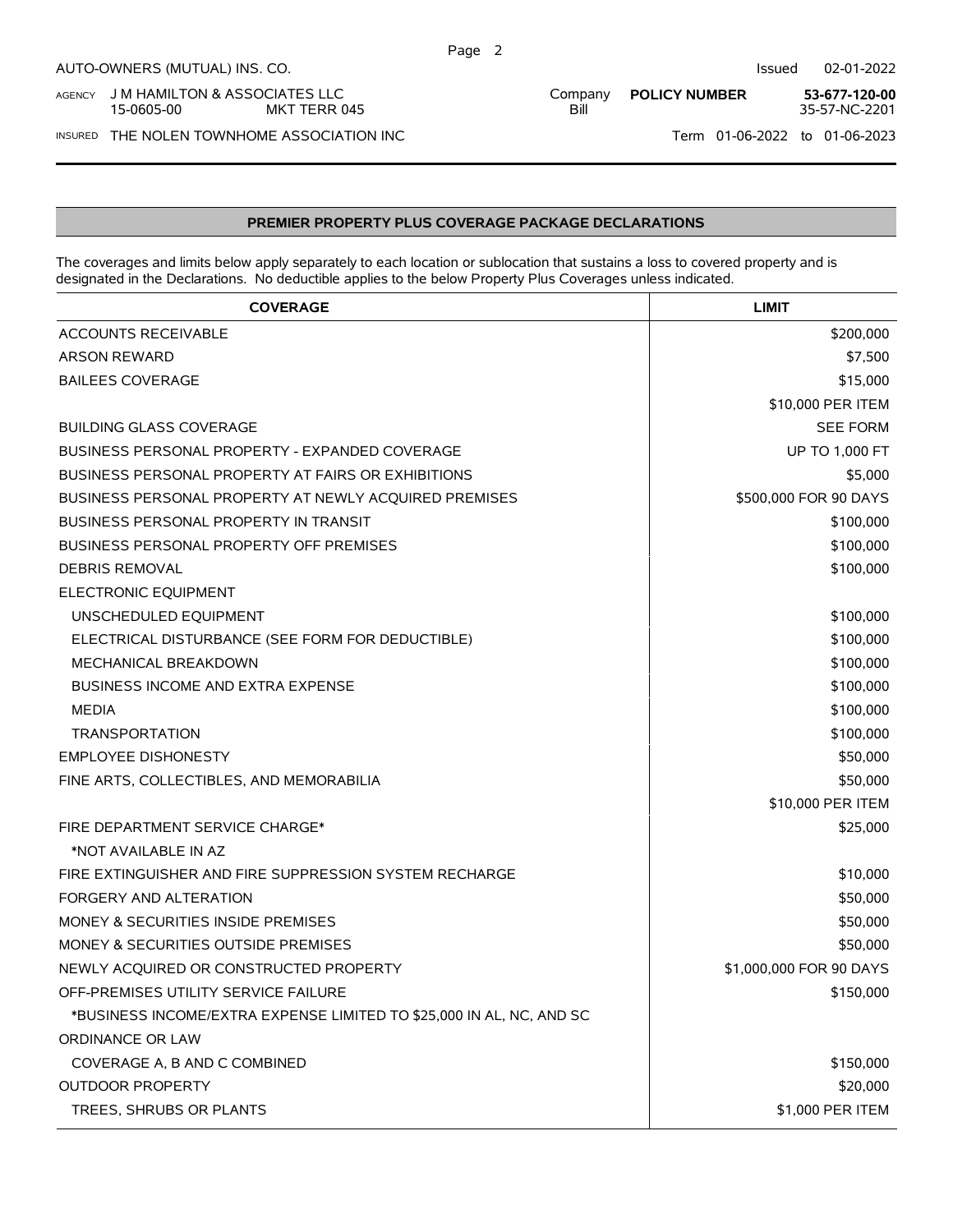AUTO-OWNERS (MUTUAL) INS. CO. — Issued 02-01-2022

AGENCY J M HAMILTON & ASSOCIATES LLC 15-0605-00 MKT TERR 045 — Company Bill — **POLICY NUMBER** **53-677-120-00** 35-57-NC-2201

INSURED THE NOLEN TOWNHOME ASSOCIATION INC — Term 01-06-2022 to 01-06-2023

## PREMIER PROPERTY PLUS COVERAGE PACKAGE DECLARATIONS

The coverages and limits below apply separately to each location or sublocation that sustains a loss to covered property and is designated in the Declarations. No deductible applies to the below Property Plus Coverages unless indicated.

| COVERAGE | LIMIT |
|---|---|
| ACCOUNTS RECEIVABLE | $200,000 |
| ARSON REWARD | $7,500 |
| BAILEES COVERAGE | $15,000 |
| | $10,000 PER ITEM |
| BUILDING GLASS COVERAGE | SEE FORM |
| BUSINESS PERSONAL PROPERTY - EXPANDED COVERAGE | UP TO 1,000 FT |
| BUSINESS PERSONAL PROPERTY AT FAIRS OR EXHIBITIONS | $5,000 |
| BUSINESS PERSONAL PROPERTY AT NEWLY ACQUIRED PREMISES | $500,000 FOR 90 DAYS |
| BUSINESS PERSONAL PROPERTY IN TRANSIT | $100,000 |
| BUSINESS PERSONAL PROPERTY OFF PREMISES | $100,000 |
| DEBRIS REMOVAL | $100,000 |
| ELECTRONIC EQUIPMENT | |
| UNSCHEDULED EQUIPMENT | $100,000 |
| ELECTRICAL DISTURBANCE (SEE FORM FOR DEDUCTIBLE) | $100,000 |
| MECHANICAL BREAKDOWN | $100,000 |
| BUSINESS INCOME AND EXTRA EXPENSE | $100,000 |
| MEDIA | $100,000 |
| TRANSPORTATION | $100,000 |
| EMPLOYEE DISHONESTY | $50,000 |
| FINE ARTS, COLLECTIBLES, AND MEMORABILIA | $50,000 |
| | $10,000 PER ITEM |
| FIRE DEPARTMENT SERVICE CHARGE* | $25,000 |
| *NOT AVAILABLE IN AZ | |
| FIRE EXTINGUISHER AND FIRE SUPPRESSION SYSTEM RECHARGE | $10,000 |
| FORGERY AND ALTERATION | $50,000 |
| MONEY & SECURITIES INSIDE PREMISES | $50,000 |
| MONEY & SECURITIES OUTSIDE PREMISES | $50,000 |
| NEWLY ACQUIRED OR CONSTRUCTED PROPERTY | $1,000,000 FOR 90 DAYS |
| OFF-PREMISES UTILITY SERVICE FAILURE | $150,000 |
| *BUSINESS INCOME/EXTRA EXPENSE LIMITED TO $25,000 IN AL, NC, AND SC | |
| ORDINANCE OR LAW | |
| COVERAGE A, B AND C COMBINED | $150,000 |
| OUTDOOR PROPERTY | $20,000 |
| TREES, SHRUBS OR PLANTS | $1,000 PER ITEM |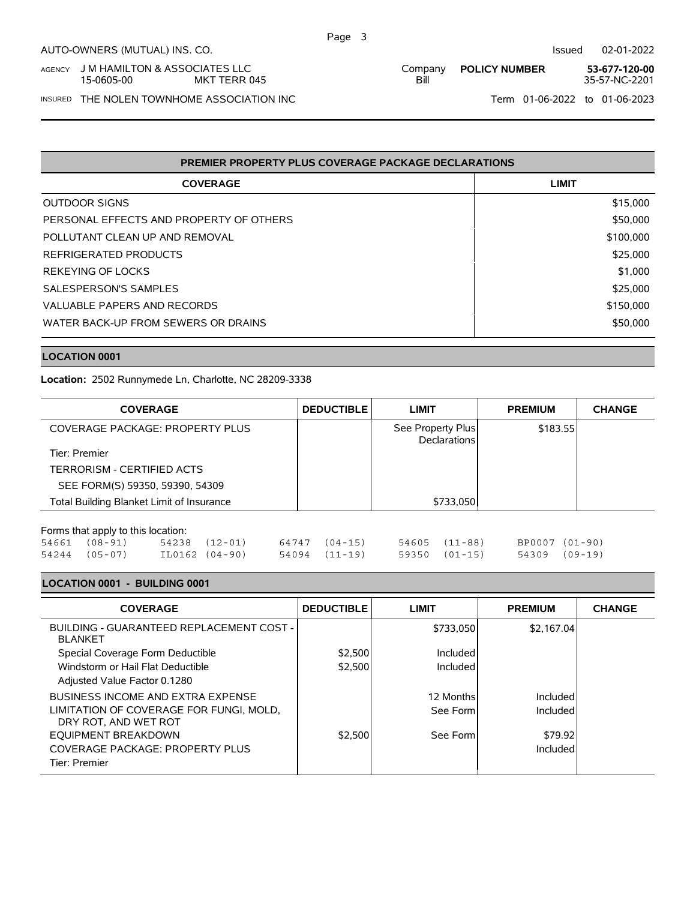AUTO-OWNERS (MUTUAL) INS. CO.

Issued 02-01-2022

AGENCY J M HAMILTON & ASSOCIATES LLC
15-0605-00 MKT TERR 045

Company Bill

**POLICY NUMBER** **53-677-120-00**
35-57-NC-2201

INSURED THE NOLEN TOWNHOME ASSOCIATION INC

Term 01-06-2022 to 01-06-2023

| PREMIER PROPERTY PLUS COVERAGE PACKAGE DECLARATIONS | |
|---|---|
| **COVERAGE** | **LIMIT** |
| OUTDOOR SIGNS | $15,000 |
| PERSONAL EFFECTS AND PROPERTY OF OTHERS | $50,000 |
| POLLUTANT CLEAN UP AND REMOVAL | $100,000 |
| REFRIGERATED PRODUCTS | $25,000 |
| REKEYING OF LOCKS | $1,000 |
| SALESPERSON'S SAMPLES | $25,000 |
| VALUABLE PAPERS AND RECORDS | $150,000 |
| WATER BACK-UP FROM SEWERS OR DRAINS | $50,000 |

## LOCATION 0001

**Location:** 2502 Runnymede Ln, Charlotte, NC 28209-3338

| COVERAGE | DEDUCTIBLE | LIMIT | PREMIUM | CHANGE |
|---|---|---|---|---|
| COVERAGE PACKAGE: PROPERTY PLUS | | See Property Plus Declarations | $183.55 | |
| Tier: Premier | | | | |
| TERRORISM - CERTIFIED ACTS | | | | |
| SEE FORM(S) 59350, 59390, 54309 | | | | |
| Total Building Blanket Limit of Insurance | | $733,050 | | |

Forms that apply to this location:

```
54661  (08-91)     54238  (12-01)     64747  (04-15)     54605  (11-88)     BP0007 (01-90)
54244  (05-07)     IL0162 (04-90)     54094  (11-19)     59350  (01-15)     54309  (09-19)
```

## LOCATION 0001 - BUILDING 0001

| COVERAGE | DEDUCTIBLE | LIMIT | PREMIUM | CHANGE |
|---|---|---|---|---|
| BUILDING - GUARANTEED REPLACEMENT COST - BLANKET | | $733,050 | $2,167.04 | |
| Special Coverage Form Deductible | $2,500 | Included | | |
| Windstorm or Hail Flat Deductible | $2,500 | Included | | |
| Adjusted Value Factor 0.1280 | | | | |
| BUSINESS INCOME AND EXTRA EXPENSE | | 12 Months | Included | |
| LIMITATION OF COVERAGE FOR FUNGI, MOLD, DRY ROT, AND WET ROT | | See Form | Included | |
| EQUIPMENT BREAKDOWN | $2,500 | See Form | $79.92 | |
| COVERAGE PACKAGE: PROPERTY PLUS | | | Included | |
| Tier: Premier | | | | |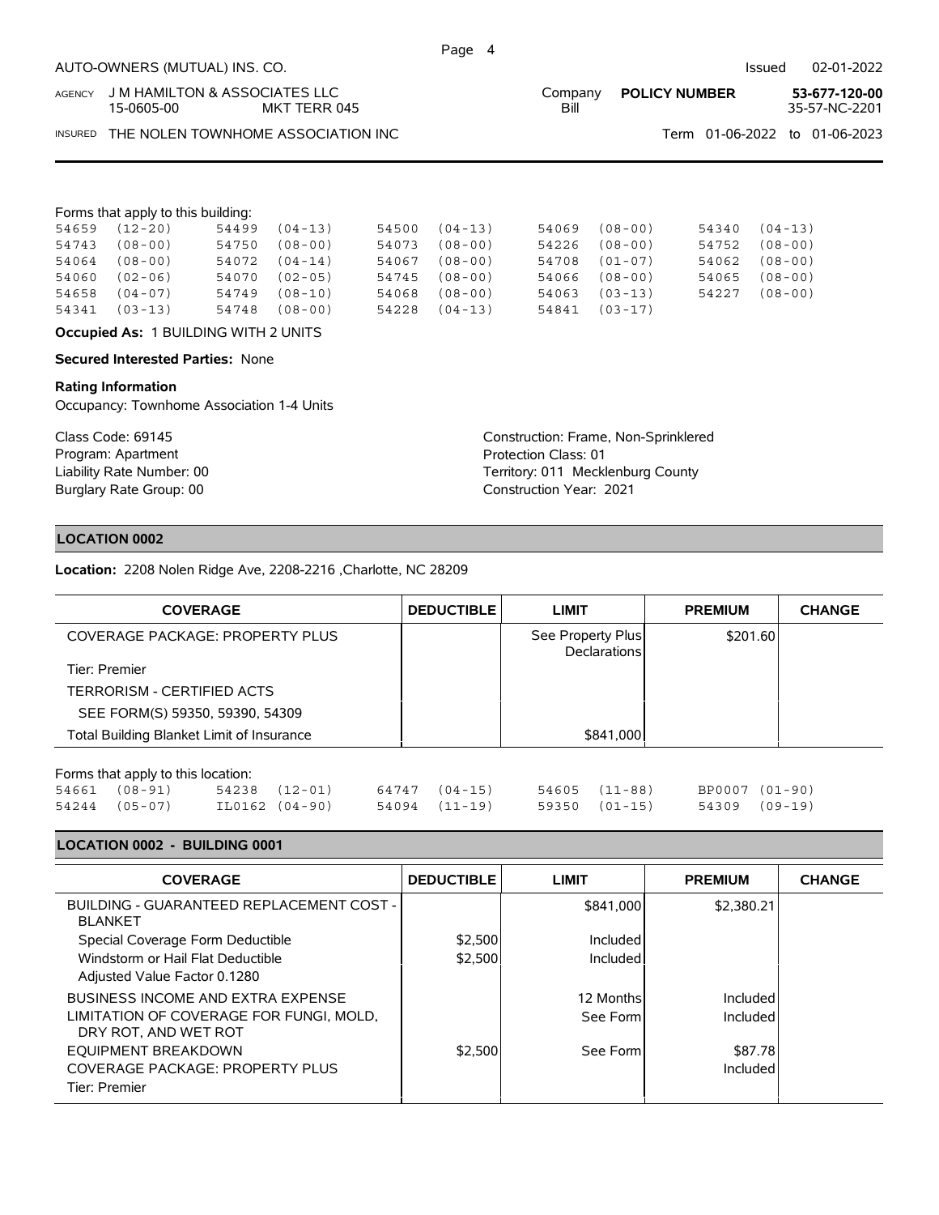Forms that apply to this building:

```
54659  (12-20)    54499  (04-13)    54500  (04-13)    54069  (08-00)    54340  (04-13)
54743  (08-00)    54750  (08-00)    54073  (08-00)    54226  (08-00)    54752  (08-00)
54064  (08-00)    54072  (04-14)    54067  (08-00)    54708  (01-07)    54062  (08-00)
54060  (02-06)    54070  (02-05)    54745  (08-00)    54066  (08-00)    54065  (08-00)
54658  (04-07)    54749  (08-10)    54068  (08-00)    54063  (03-13)    54227  (08-00)
54341  (03-13)    54748  (08-00)    54228  (04-13)    54841  (03-17)
```

**Occupied As:** 1 BUILDING WITH 2 UNITS

**Secured Interested Parties:** None

**Rating Information**

Occupancy: Townhome Association 1-4 Units

Class Code: 69145
Program: Apartment
Liability Rate Number: 00
Burglary Rate Group: 00

Construction: Frame, Non-Sprinklered
Protection Class: 01
Territory: 011 Mecklenburg County
Construction Year: 2021

## LOCATION 0002

**Location:** 2208 Nolen Ridge Ave, 2208-2216 ,Charlotte, NC 28209

| COVERAGE | DEDUCTIBLE | LIMIT | PREMIUM | CHANGE |
|---|---|---|---|---|
| COVERAGE PACKAGE: PROPERTY PLUS | | See Property Plus Declarations | $201.60 | |
| Tier: Premier | | | | |
| TERRORISM - CERTIFIED ACTS | | | | |
| SEE FORM(S) 59350, 59390, 54309 | | | | |
| Total Building Blanket Limit of Insurance | | $841,000 | | |

Forms that apply to this location:

```
54661  (08-91)    54238  (12-01)    64747  (04-15)    54605  (11-88)    BP0007  (01-90)
54244  (05-07)    IL0162 (04-90)    54094  (11-19)    59350  (01-15)    54309   (09-19)
```

## LOCATION 0002 - BUILDING 0001

| COVERAGE | DEDUCTIBLE | LIMIT | PREMIUM | CHANGE |
|---|---|---|---|---|
| BUILDING - GUARANTEED REPLACEMENT COST - BLANKET | | $841,000 | $2,380.21 | |
| Special Coverage Form Deductible | $2,500 | Included | | |
| Windstorm or Hail Flat Deductible | $2,500 | Included | | |
| Adjusted Value Factor 0.1280 | | | | |
| BUSINESS INCOME AND EXTRA EXPENSE | | 12 Months | Included | |
| LIMITATION OF COVERAGE FOR FUNGI, MOLD, DRY ROT, AND WET ROT | | See Form | Included | |
| EQUIPMENT BREAKDOWN | $2,500 | See Form | $87.78 | |
| COVERAGE PACKAGE: PROPERTY PLUS | | | Included | |
| Tier: Premier | | | | |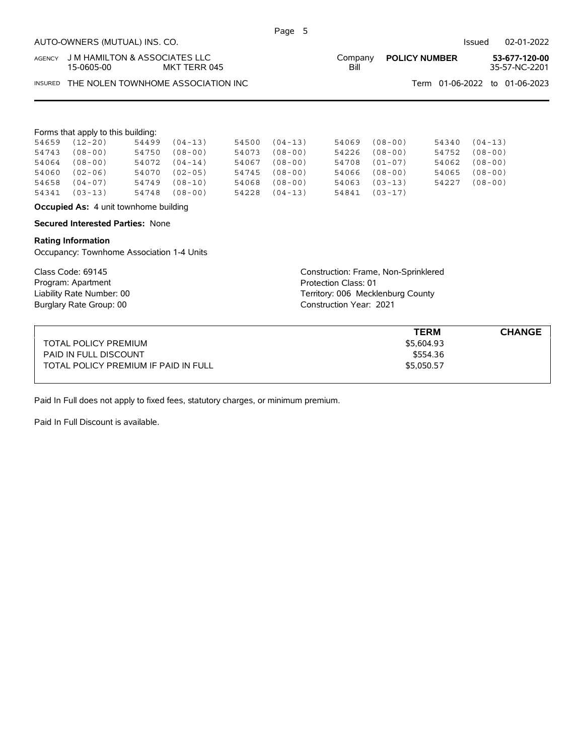AUTO-OWNERS (MUTUAL) INS. CO. Issued 02-01-2022

AGENCY J M HAMILTON & ASSOCIATES LLC 15-0605-00 MKT TERR 045 | Company Bill | **POLICY NUMBER** **53-677-120-00** 35-57-NC-2201

INSURED THE NOLEN TOWNHOME ASSOCIATION INC | Term 01-06-2022 to 01-06-2023

Forms that apply to this building:

| | | | | | | | | | |
|---|---|---|---|---|---|---|---|---|---|
| 54659 | (12-20) | 54499 | (04-13) | 54500 | (04-13) | 54069 | (08-00) | 54340 | (04-13) |
| 54743 | (08-00) | 54750 | (08-00) | 54073 | (08-00) | 54226 | (08-00) | 54752 | (08-00) |
| 54064 | (08-00) | 54072 | (04-14) | 54067 | (08-00) | 54708 | (01-07) | 54062 | (08-00) |
| 54060 | (02-06) | 54070 | (02-05) | 54745 | (08-00) | 54066 | (08-00) | 54065 | (08-00) |
| 54658 | (04-07) | 54749 | (08-10) | 54068 | (08-00) | 54063 | (03-13) | 54227 | (08-00) |
| 54341 | (03-13) | 54748 | (08-00) | 54228 | (04-13) | 54841 | (03-17) | | |

**Occupied As:** 4 unit townhome building

**Secured Interested Parties:** None

**Rating Information**
Occupancy: Townhome Association 1-4 Units

Class Code: 69145
Program: Apartment
Liability Rate Number: 00
Burglary Rate Group: 00

Construction: Frame, Non-Sprinklered
Protection Class: 01
Territory: 006 Mecklenburg County
Construction Year: 2021

| | **TERM** | **CHANGE** |
|---|---|---|
| TOTAL POLICY PREMIUM | $5,604.93 | |
| PAID IN FULL DISCOUNT | $554.36 | |
| TOTAL POLICY PREMIUM IF PAID IN FULL | $5,050.57 | |

Paid In Full does not apply to fixed fees, statutory charges, or minimum premium.

Paid In Full Discount is available.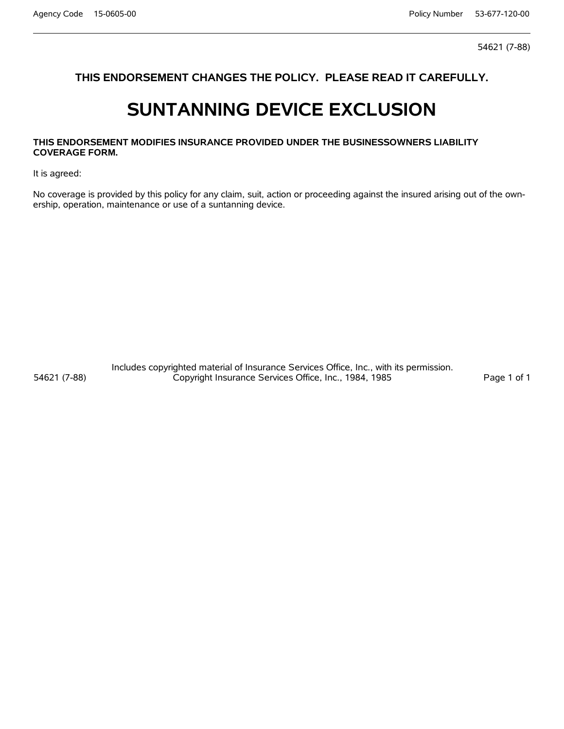54621 (7-88)

**THIS ENDORSEMENT CHANGES THE POLICY. PLEASE READ IT CAREFULLY.**

# SUNTANNING DEVICE EXCLUSION

**THIS ENDORSEMENT MODIFIES INSURANCE PROVIDED UNDER THE BUSINESSOWNERS LIABILITY COVERAGE FORM.**

It is agreed:

No coverage is provided by this policy for any claim, suit, action or proceeding against the insured arising out of the ownership, operation, maintenance or use of a suntanning device.

Includes copyrighted material of Insurance Services Office, Inc., with its permission.
Copyright Insurance Services Office, Inc., 1984, 1985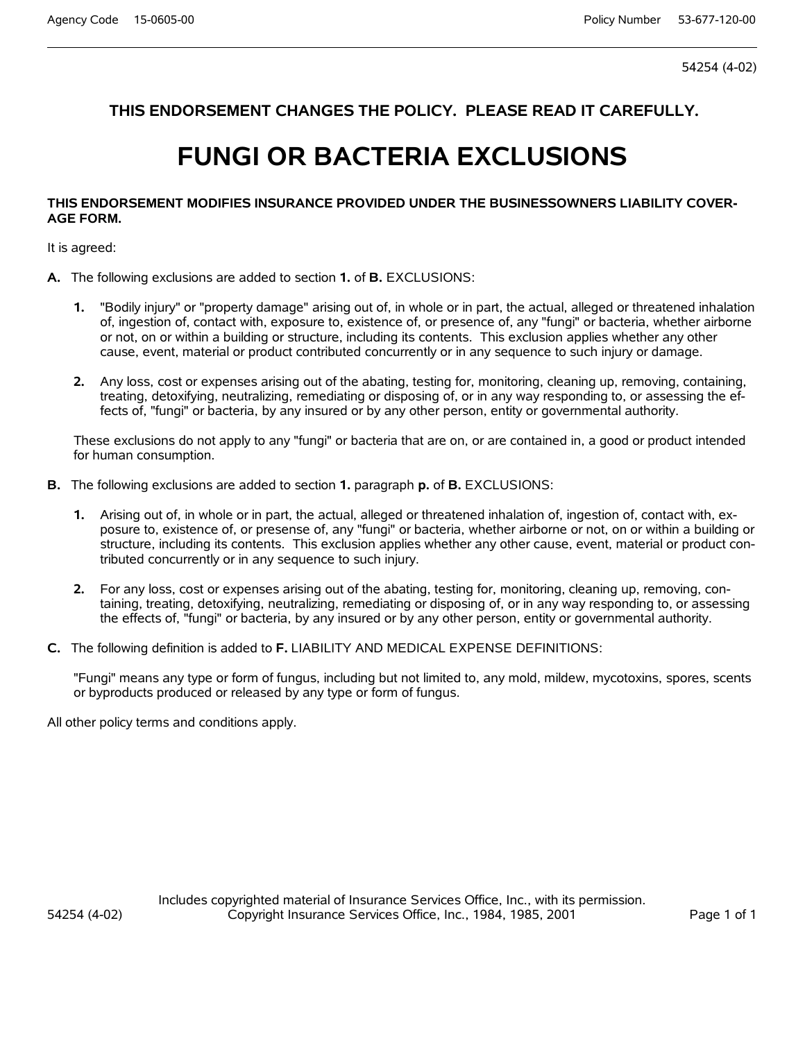54254 (4-02)

**THIS ENDORSEMENT CHANGES THE POLICY. PLEASE READ IT CAREFULLY.**

# FUNGI OR BACTERIA EXCLUSIONS

**THIS ENDORSEMENT MODIFIES INSURANCE PROVIDED UNDER THE BUSINESSOWNERS LIABILITY COVERAGE FORM.**

It is agreed:

**A.** The following exclusions are added to section **1.** of **B.** EXCLUSIONS:

**1.** "Bodily injury" or "property damage" arising out of, in whole or in part, the actual, alleged or threatened inhalation of, ingestion of, contact with, exposure to, existence of, or presence of, any "fungi" or bacteria, whether airborne or not, on or within a building or structure, including its contents. This exclusion applies whether any other cause, event, material or product contributed concurrently or in any sequence to such injury or damage.

**2.** Any loss, cost or expenses arising out of the abating, testing for, monitoring, cleaning up, removing, containing, treating, detoxifying, neutralizing, remediating or disposing of, or in any way responding to, or assessing the effects of, "fungi" or bacteria, by any insured or by any other person, entity or governmental authority.

These exclusions do not apply to any "fungi" or bacteria that are on, or are contained in, a good or product intended for human consumption.

**B.** The following exclusions are added to section **1.** paragraph **p.** of **B.** EXCLUSIONS:

**1.** Arising out of, in whole or in part, the actual, alleged or threatened inhalation of, ingestion of, contact with, exposure to, existence of, or presense of, any "fungi" or bacteria, whether airborne or not, on or within a building or structure, including its contents. This exclusion applies whether any other cause, event, material or product contributed concurrently or in any sequence to such injury.

**2.** For any loss, cost or expenses arising out of the abating, testing for, monitoring, cleaning up, removing, containing, treating, detoxifying, neutralizing, remediating or disposing of, or in any way responding to, or assessing the effects of, "fungi" or bacteria, by any insured or by any other person, entity or governmental authority.

**C.** The following definition is added to **F.** LIABILITY AND MEDICAL EXPENSE DEFINITIONS:

"Fungi" means any type or form of fungus, including but not limited to, any mold, mildew, mycotoxins, spores, scents or byproducts produced or released by any type or form of fungus.

All other policy terms and conditions apply.

Includes copyrighted material of Insurance Services Office, Inc., with its permission.
Copyright Insurance Services Office, Inc., 1984, 1985, 2001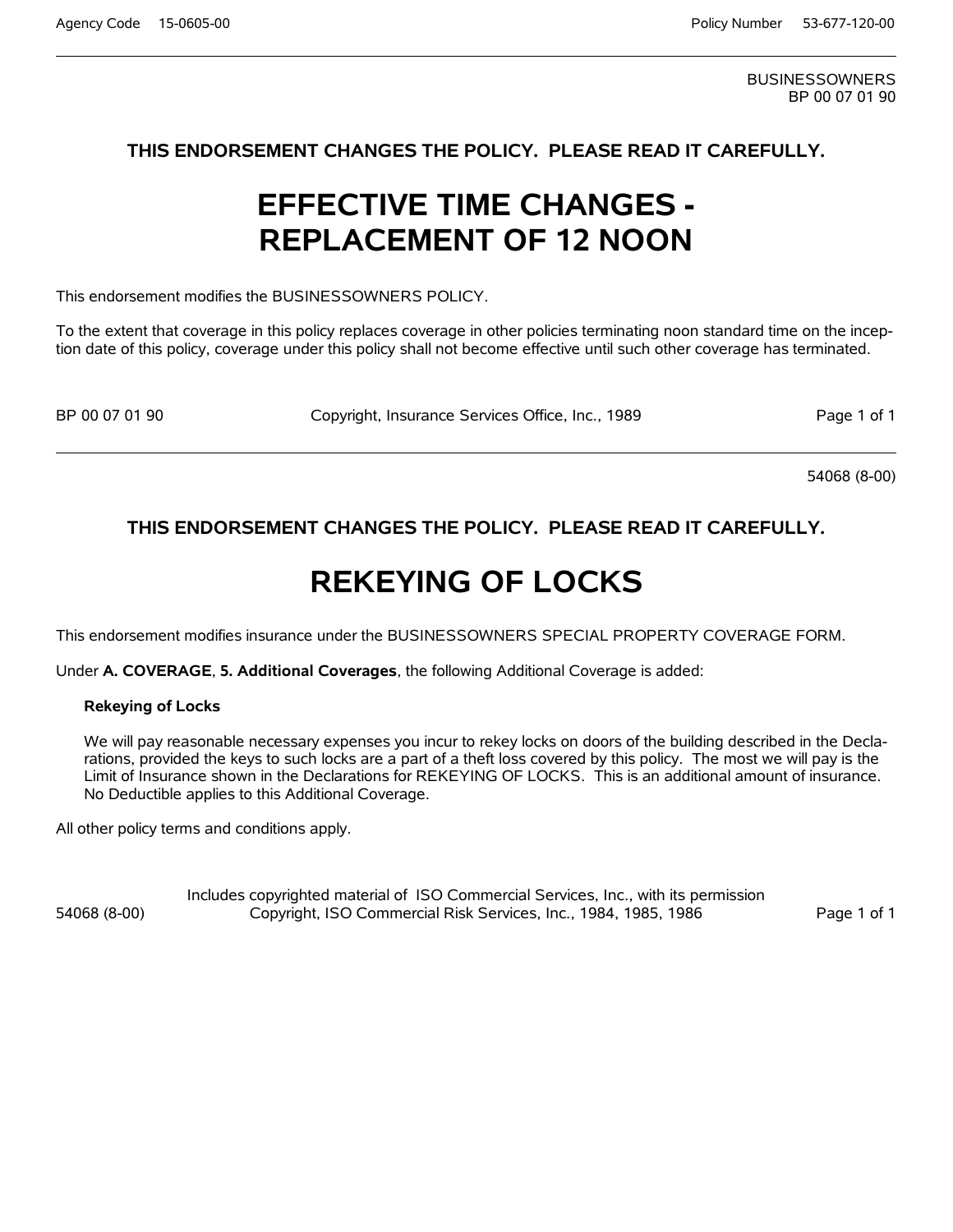BUSINESSOWNERS
BP 00 07 01 90

**THIS ENDORSEMENT CHANGES THE POLICY. PLEASE READ IT CAREFULLY.**

# EFFECTIVE TIME CHANGES - REPLACEMENT OF 12 NOON

This endorsement modifies the BUSINESSOWNERS POLICY.

To the extent that coverage in this policy replaces coverage in other policies terminating noon standard time on the inception date of this policy, coverage under this policy shall not become effective until such other coverage has terminated.

BP 00 07 01 90 Copyright, Insurance Services Office, Inc., 1989

---

54068 (8-00)

**THIS ENDORSEMENT CHANGES THE POLICY. PLEASE READ IT CAREFULLY.**

# REKEYING OF LOCKS

This endorsement modifies insurance under the BUSINESSOWNERS SPECIAL PROPERTY COVERAGE FORM.

Under **A. COVERAGE**, **5. Additional Coverages**, the following Additional Coverage is added:

**Rekeying of Locks**

We will pay reasonable necessary expenses you incur to rekey locks on doors of the building described in the Declarations, provided the keys to such locks are a part of a theft loss covered by this policy. The most we will pay is the Limit of Insurance shown in the Declarations for REKEYING OF LOCKS. This is an additional amount of insurance. No Deductible applies to this Additional Coverage.

All other policy terms and conditions apply.

54068 (8-00) Includes copyrighted material of ISO Commercial Services, Inc., with its permission
Copyright, ISO Commercial Risk Services, Inc., 1984, 1985, 1986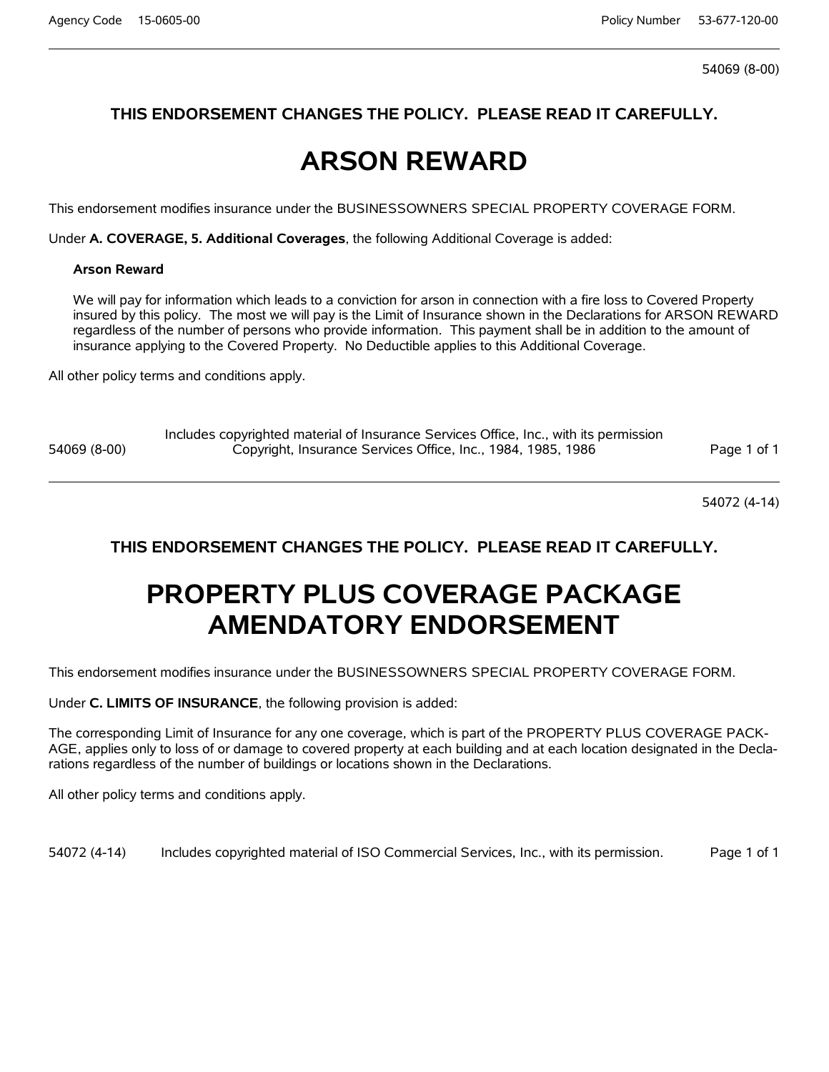54069 (8-00)

**THIS ENDORSEMENT CHANGES THE POLICY. PLEASE READ IT CAREFULLY.**

# ARSON REWARD

This endorsement modifies insurance under the BUSINESSOWNERS SPECIAL PROPERTY COVERAGE FORM.

Under **A. COVERAGE, 5. Additional Coverages**, the following Additional Coverage is added:

**Arson Reward**

We will pay for information which leads to a conviction for arson in connection with a fire loss to Covered Property insured by this policy. The most we will pay is the Limit of Insurance shown in the Declarations for ARSON REWARD regardless of the number of persons who provide information. This payment shall be in addition to the amount of insurance applying to the Covered Property. No Deductible applies to this Additional Coverage.

All other policy terms and conditions apply.

54069 (8-00) Includes copyrighted material of Insurance Services Office, Inc., with its permission Copyright, Insurance Services Office, Inc., 1984, 1985, 1986

---

54072 (4-14)

**THIS ENDORSEMENT CHANGES THE POLICY. PLEASE READ IT CAREFULLY.**

# PROPERTY PLUS COVERAGE PACKAGE AMENDATORY ENDORSEMENT

This endorsement modifies insurance under the BUSINESSOWNERS SPECIAL PROPERTY COVERAGE FORM.

Under **C. LIMITS OF INSURANCE**, the following provision is added:

The corresponding Limit of Insurance for any one coverage, which is part of the PROPERTY PLUS COVERAGE PACKAGE, applies only to loss of or damage to covered property at each building and at each location designated in the Declarations regardless of the number of buildings or locations shown in the Declarations.

All other policy terms and conditions apply.

54072 (4-14) Includes copyrighted material of ISO Commercial Services, Inc., with its permission.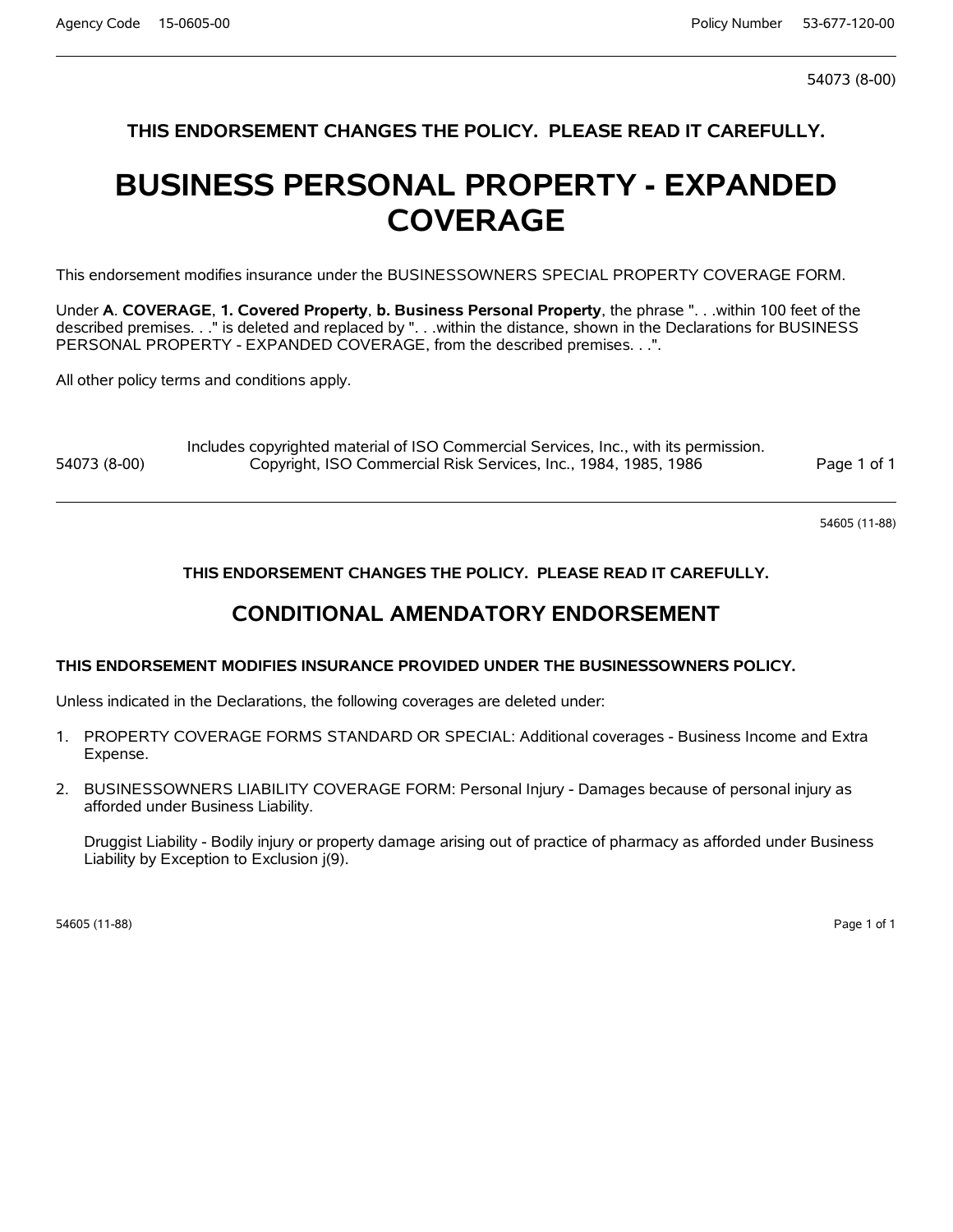54073 (8-00)

**THIS ENDORSEMENT CHANGES THE POLICY. PLEASE READ IT CAREFULLY.**

# BUSINESS PERSONAL PROPERTY - EXPANDED COVERAGE

This endorsement modifies insurance under the BUSINESSOWNERS SPECIAL PROPERTY COVERAGE FORM.

Under **A**. **COVERAGE**, **1. Covered Property**, **b. Business Personal Property**, the phrase ". . .within 100 feet of the described premises. . ." is deleted and replaced by ". . .within the distance, shown in the Declarations for BUSINESS PERSONAL PROPERTY - EXPANDED COVERAGE, from the described premises. . .".

All other policy terms and conditions apply.

54073 (8-00) Includes copyrighted material of ISO Commercial Services, Inc., with its permission. Copyright, ISO Commercial Risk Services, Inc., 1984, 1985, 1986

---

54605 (11-88)

**THIS ENDORSEMENT CHANGES THE POLICY. PLEASE READ IT CAREFULLY.**

## CONDITIONAL AMENDATORY ENDORSEMENT

**THIS ENDORSEMENT MODIFIES INSURANCE PROVIDED UNDER THE BUSINESSOWNERS POLICY.**

Unless indicated in the Declarations, the following coverages are deleted under:

1. PROPERTY COVERAGE FORMS STANDARD OR SPECIAL: Additional coverages - Business Income and Extra Expense.

2. BUSINESSOWNERS LIABILITY COVERAGE FORM: Personal Injury - Damages because of personal injury as afforded under Business Liability.

   Druggist Liability - Bodily injury or property damage arising out of practice of pharmacy as afforded under Business Liability by Exception to Exclusion j(9).

54605 (11-88)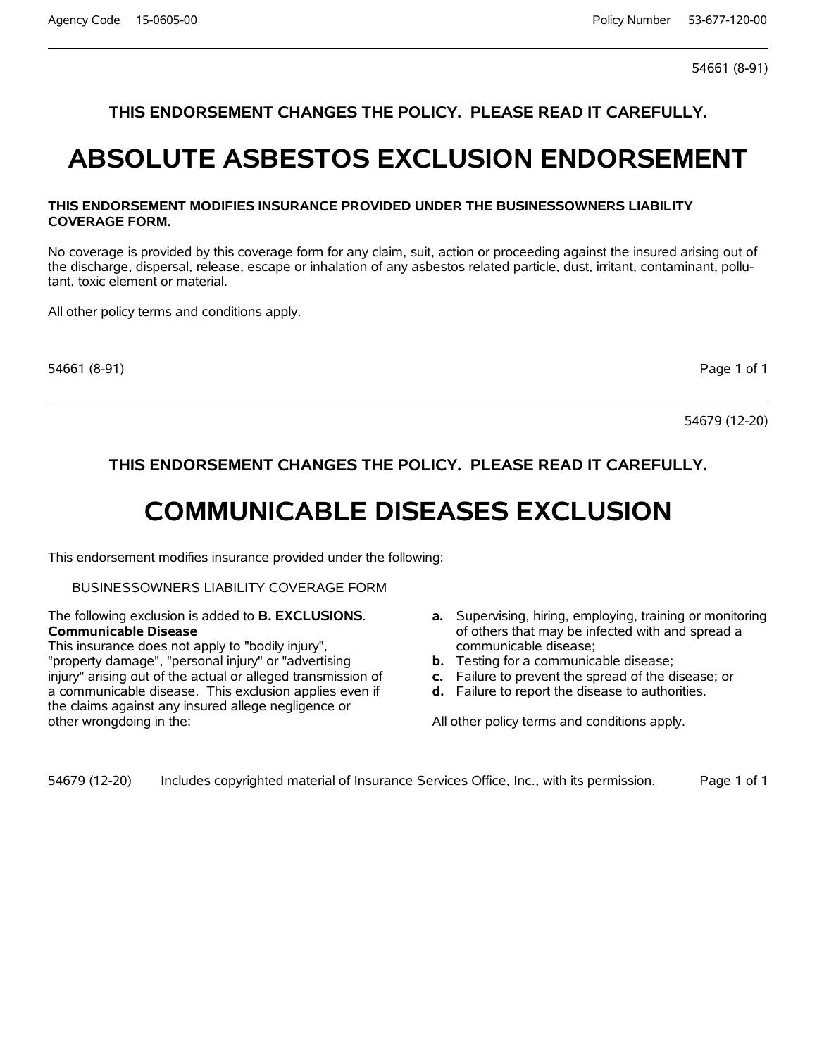54661 (8-91)

**THIS ENDORSEMENT CHANGES THE POLICY. PLEASE READ IT CAREFULLY.**

# ABSOLUTE ASBESTOS EXCLUSION ENDORSEMENT

**THIS ENDORSEMENT MODIFIES INSURANCE PROVIDED UNDER THE BUSINESSOWNERS LIABILITY COVERAGE FORM.**

No coverage is provided by this coverage form for any claim, suit, action or proceeding against the insured arising out of the discharge, dispersal, release, escape or inhalation of any asbestos related particle, dust, irritant, contaminant, pollutant, toxic element or material.

All other policy terms and conditions apply.

54661 (8-91)

---

54679 (12-20)

**THIS ENDORSEMENT CHANGES THE POLICY. PLEASE READ IT CAREFULLY.**

# COMMUNICABLE DISEASES EXCLUSION

This endorsement modifies insurance provided under the following:

BUSINESSOWNERS LIABILITY COVERAGE FORM

The following exclusion is added to **B. EXCLUSIONS**.

**Communicable Disease**

This insurance does not apply to "bodily injury", "property damage", "personal injury" or "advertising injury" arising out of the actual or alleged transmission of a communicable disease. This exclusion applies even if the claims against any insured allege negligence or other wrongdoing in the:

**a.** Supervising, hiring, employing, training or monitoring of others that may be infected with and spread a communicable disease;

**b.** Testing for a communicable disease;

**c.** Failure to prevent the spread of the disease; or

**d.** Failure to report the disease to authorities.

All other policy terms and conditions apply.

54679 (12-20) Includes copyrighted material of Insurance Services Office, Inc., with its permission.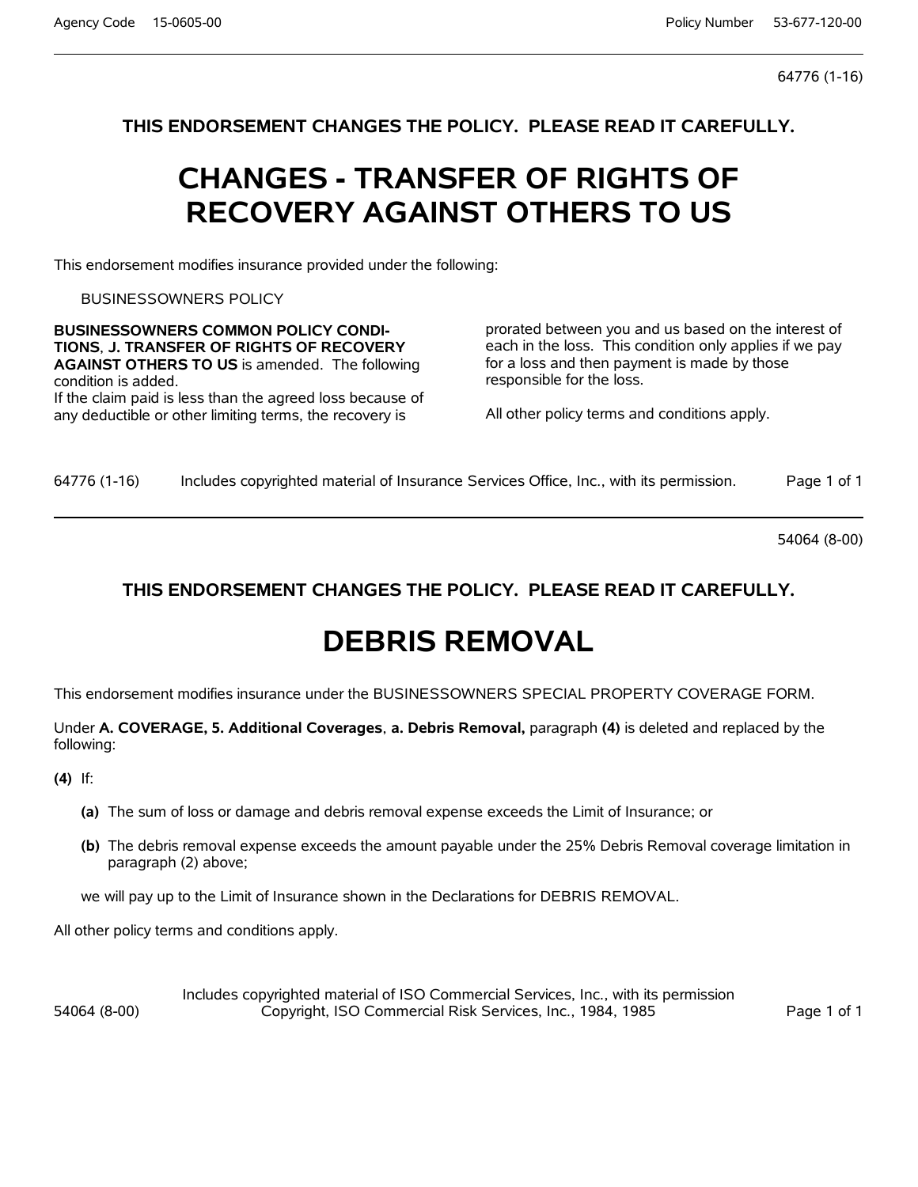64776 (1-16)

**THIS ENDORSEMENT CHANGES THE POLICY. PLEASE READ IT CAREFULLY.**

# CHANGES - TRANSFER OF RIGHTS OF RECOVERY AGAINST OTHERS TO US

This endorsement modifies insurance provided under the following:

BUSINESSOWNERS POLICY

**BUSINESSOWNERS COMMON POLICY CONDITIONS**, **J. TRANSFER OF RIGHTS OF RECOVERY AGAINST OTHERS TO US** is amended. The following condition is added.

If the claim paid is less than the agreed loss because of any deductible or other limiting terms, the recovery is prorated between you and us based on the interest of each in the loss. This condition only applies if we pay for a loss and then payment is made by those responsible for the loss.

All other policy terms and conditions apply.

64776 (1-16) Includes copyrighted material of Insurance Services Office, Inc., with its permission.

---

54064 (8-00)

**THIS ENDORSEMENT CHANGES THE POLICY. PLEASE READ IT CAREFULLY.**

# DEBRIS REMOVAL

This endorsement modifies insurance under the BUSINESSOWNERS SPECIAL PROPERTY COVERAGE FORM.

Under **A. COVERAGE, 5. Additional Coverages**, **a. Debris Removal,** paragraph **(4)** is deleted and replaced by the following:

**(4)** If:

- **(a)** The sum of loss or damage and debris removal expense exceeds the Limit of Insurance; or
- **(b)** The debris removal expense exceeds the amount payable under the 25% Debris Removal coverage limitation in paragraph (2) above;

we will pay up to the Limit of Insurance shown in the Declarations for DEBRIS REMOVAL.

All other policy terms and conditions apply.

54064 (8-00) Includes copyrighted material of ISO Commercial Services, Inc., with its permission
Copyright, ISO Commercial Risk Services, Inc., 1984, 1985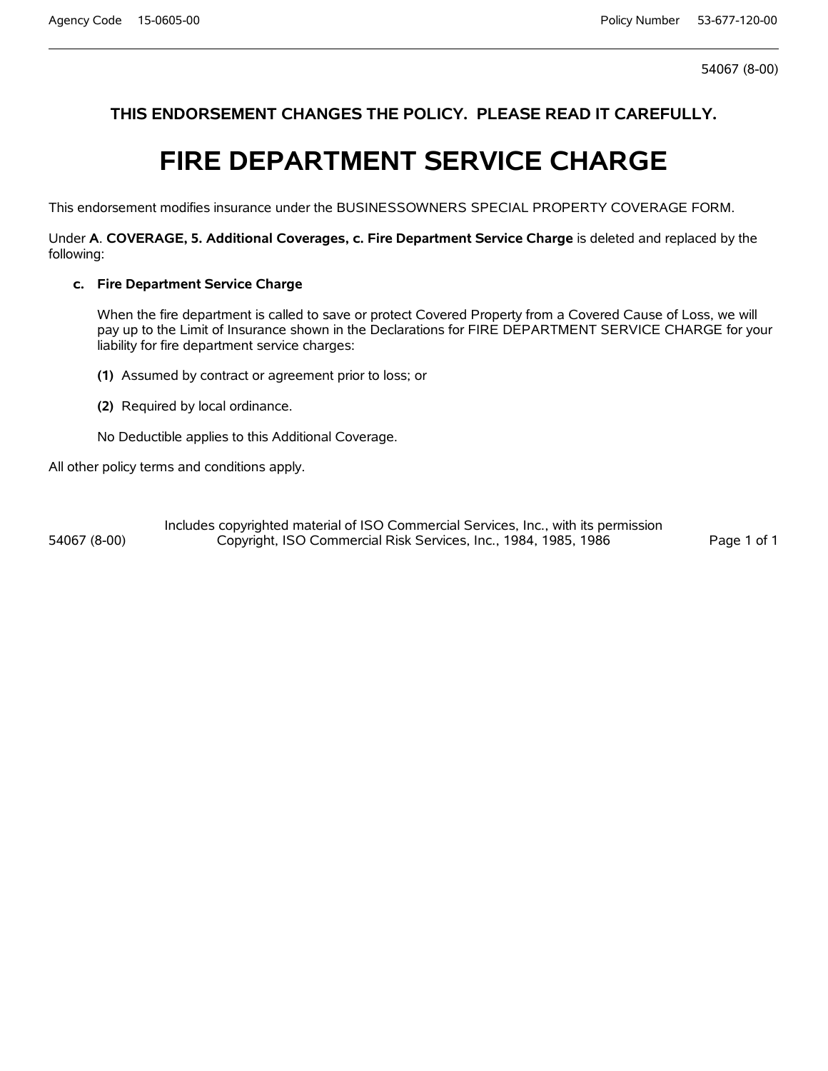54067 (8-00)

**THIS ENDORSEMENT CHANGES THE POLICY. PLEASE READ IT CAREFULLY.**

# FIRE DEPARTMENT SERVICE CHARGE

This endorsement modifies insurance under the BUSINESSOWNERS SPECIAL PROPERTY COVERAGE FORM.

Under **A**. **COVERAGE, 5. Additional Coverages, c. Fire Department Service Charge** is deleted and replaced by the following:

**c. Fire Department Service Charge**

When the fire department is called to save or protect Covered Property from a Covered Cause of Loss, we will pay up to the Limit of Insurance shown in the Declarations for FIRE DEPARTMENT SERVICE CHARGE for your liability for fire department service charges:

**(1)** Assumed by contract or agreement prior to loss; or

**(2)** Required by local ordinance.

No Deductible applies to this Additional Coverage.

All other policy terms and conditions apply.

Includes copyrighted material of ISO Commercial Services, Inc., with its permission
Copyright, ISO Commercial Risk Services, Inc., 1984, 1985, 1986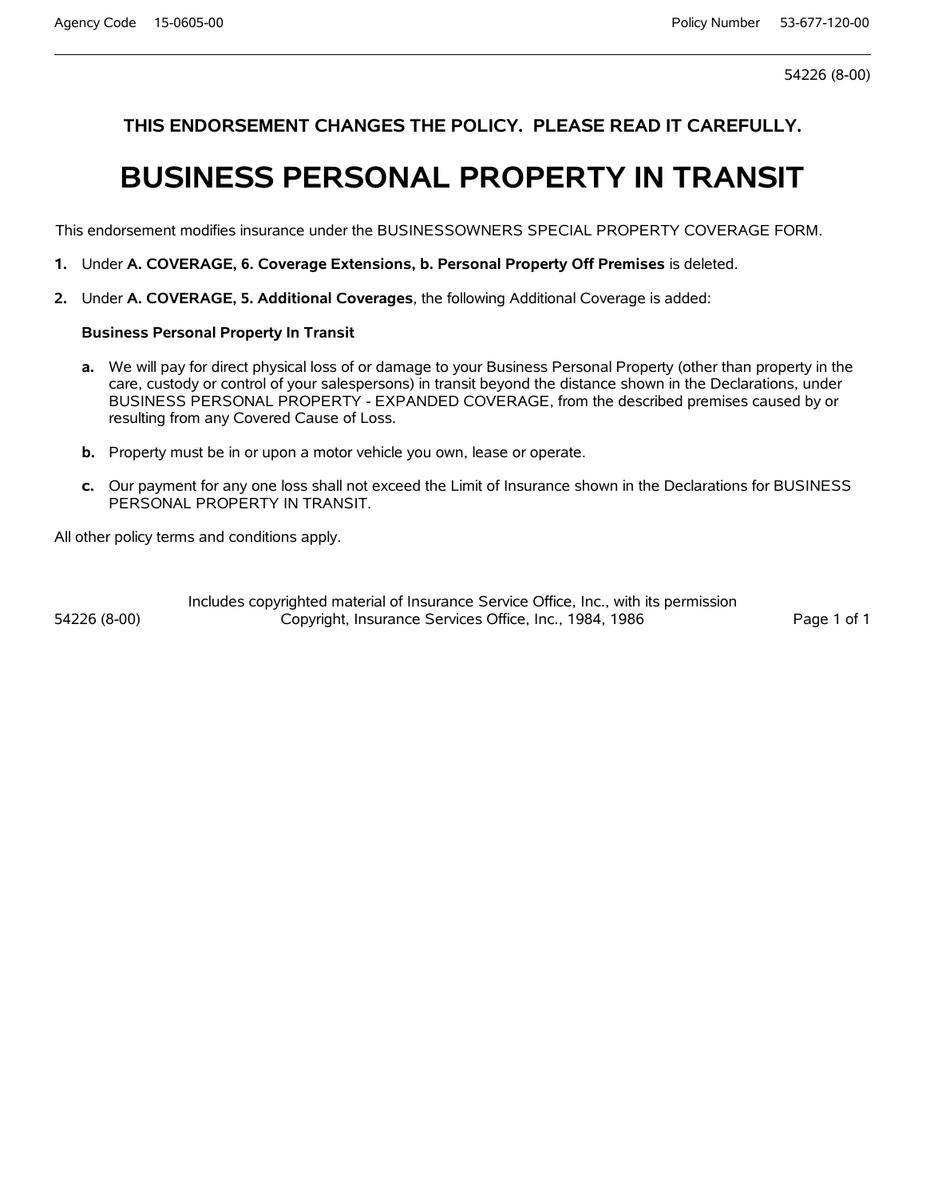54226 (8-00)

**THIS ENDORSEMENT CHANGES THE POLICY. PLEASE READ IT CAREFULLY.**

# BUSINESS PERSONAL PROPERTY IN TRANSIT

This endorsement modifies insurance under the BUSINESSOWNERS SPECIAL PROPERTY COVERAGE FORM.

1. Under **A. COVERAGE, 6. Coverage Extensions, b. Personal Property Off Premises** is deleted.

2. Under **A. COVERAGE, 5. Additional Coverages**, the following Additional Coverage is added:

   **Business Personal Property In Transit**

   a. We will pay for direct physical loss of or damage to your Business Personal Property (other than property in the care, custody or control of your salespersons) in transit beyond the distance shown in the Declarations, under BUSINESS PERSONAL PROPERTY - EXPANDED COVERAGE, from the described premises caused by or resulting from any Covered Cause of Loss.

   b. Property must be in or upon a motor vehicle you own, lease or operate.

   c. Our payment for any one loss shall not exceed the Limit of Insurance shown in the Declarations for BUSINESS PERSONAL PROPERTY IN TRANSIT.

All other policy terms and conditions apply.

Includes copyrighted material of Insurance Service Office, Inc., with its permission
Copyright, Insurance Services Office, Inc., 1984, 1986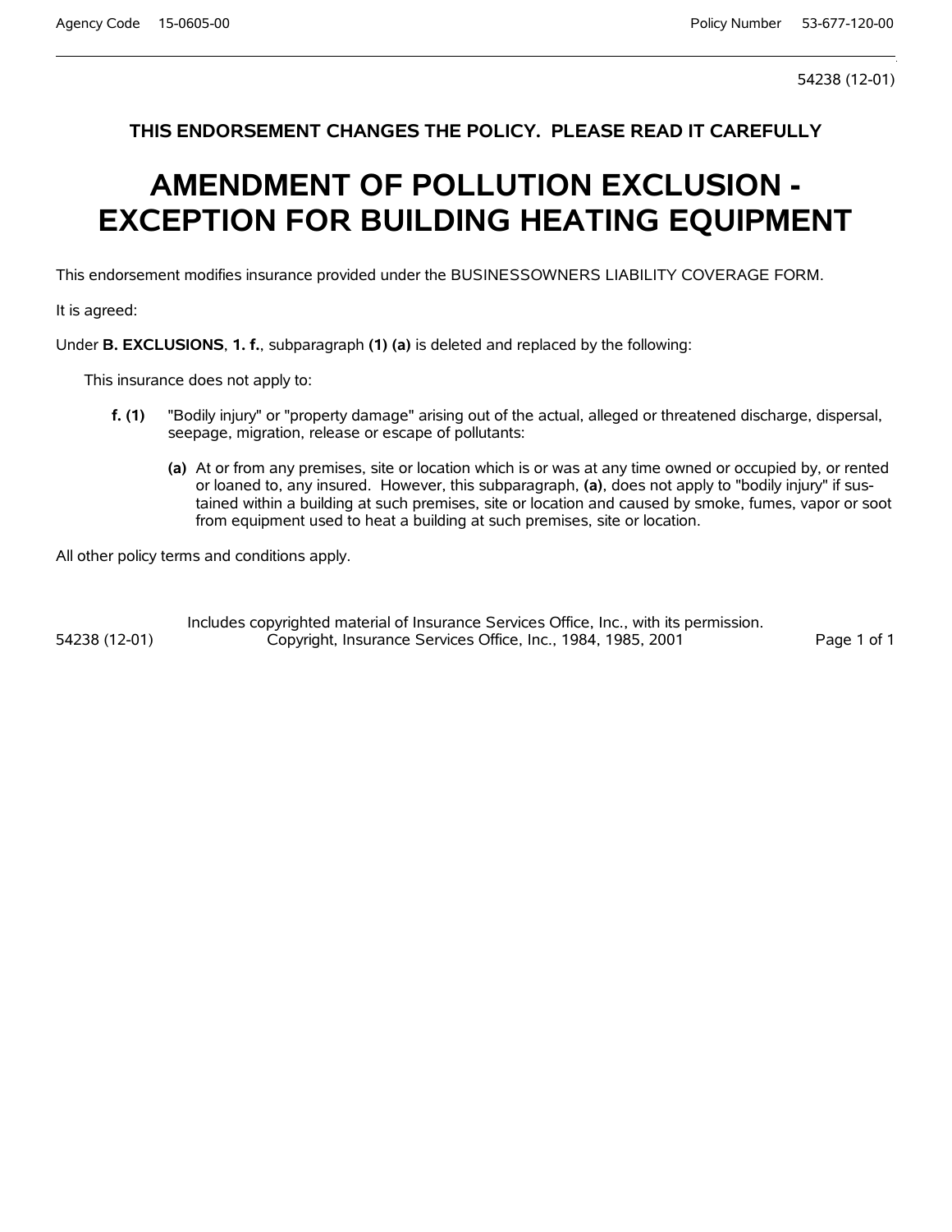54238 (12-01)

**THIS ENDORSEMENT CHANGES THE POLICY. PLEASE READ IT CAREFULLY**

# AMENDMENT OF POLLUTION EXCLUSION - EXCEPTION FOR BUILDING HEATING EQUIPMENT

This endorsement modifies insurance provided under the BUSINESSOWNERS LIABILITY COVERAGE FORM.

It is agreed:

Under **B. EXCLUSIONS**, **1. f.**, subparagraph **(1) (a)** is deleted and replaced by the following:

This insurance does not apply to:

**f. (1)** "Bodily injury" or "property damage" arising out of the actual, alleged or threatened discharge, dispersal, seepage, migration, release or escape of pollutants:

**(a)** At or from any premises, site or location which is or was at any time owned or occupied by, or rented or loaned to, any insured. However, this subparagraph, **(a)**, does not apply to "bodily injury" if sustained within a building at such premises, site or location and caused by smoke, fumes, vapor or soot from equipment used to heat a building at such premises, site or location.

All other policy terms and conditions apply.

Includes copyrighted material of Insurance Services Office, Inc., with its permission.
Copyright, Insurance Services Office, Inc., 1984, 1985, 2001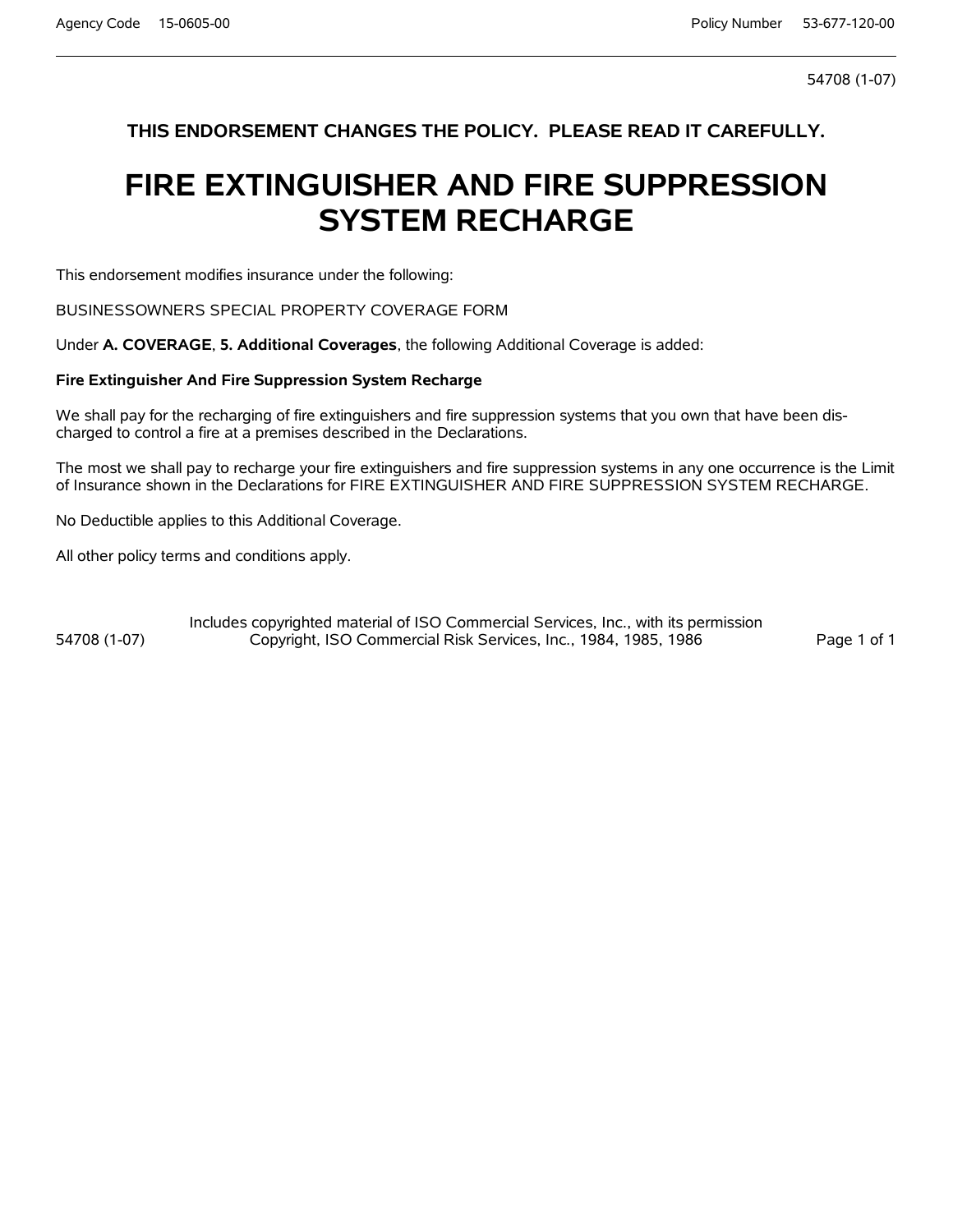54708 (1-07)

**THIS ENDORSEMENT CHANGES THE POLICY. PLEASE READ IT CAREFULLY.**

# FIRE EXTINGUISHER AND FIRE SUPPRESSION SYSTEM RECHARGE

This endorsement modifies insurance under the following:

BUSINESSOWNERS SPECIAL PROPERTY COVERAGE FORM

Under **A. COVERAGE**, **5. Additional Coverages**, the following Additional Coverage is added:

**Fire Extinguisher And Fire Suppression System Recharge**

We shall pay for the recharging of fire extinguishers and fire suppression systems that you own that have been discharged to control a fire at a premises described in the Declarations.

The most we shall pay to recharge your fire extinguishers and fire suppression systems in any one occurrence is the Limit of Insurance shown in the Declarations for FIRE EXTINGUISHER AND FIRE SUPPRESSION SYSTEM RECHARGE.

No Deductible applies to this Additional Coverage.

All other policy terms and conditions apply.

Includes copyrighted material of ISO Commercial Services, Inc., with its permission
Copyright, ISO Commercial Risk Services, Inc., 1984, 1985, 1986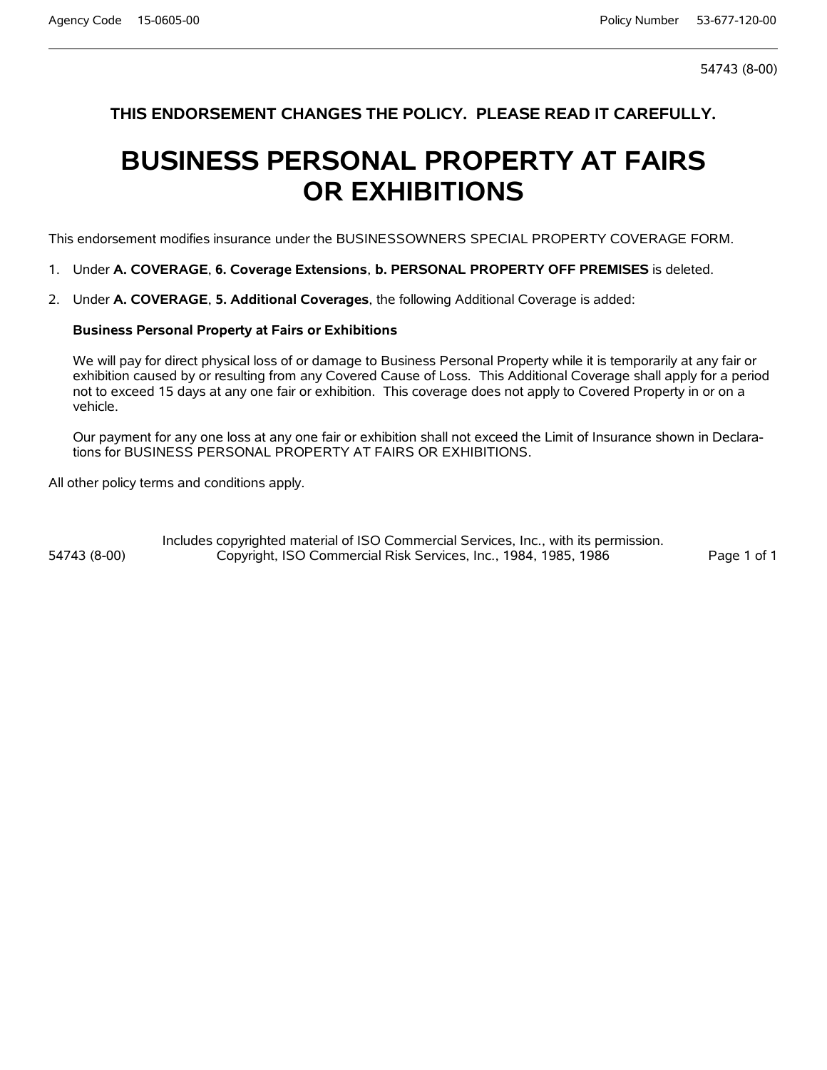54743 (8-00)

**THIS ENDORSEMENT CHANGES THE POLICY. PLEASE READ IT CAREFULLY.**

# BUSINESS PERSONAL PROPERTY AT FAIRS OR EXHIBITIONS

This endorsement modifies insurance under the BUSINESSOWNERS SPECIAL PROPERTY COVERAGE FORM.

1. Under **A. COVERAGE**, **6. Coverage Extensions**, **b. PERSONAL PROPERTY OFF PREMISES** is deleted.

2. Under **A. COVERAGE**, **5. Additional Coverages**, the following Additional Coverage is added:

   **Business Personal Property at Fairs or Exhibitions**

   We will pay for direct physical loss of or damage to Business Personal Property while it is temporarily at any fair or exhibition caused by or resulting from any Covered Cause of Loss. This Additional Coverage shall apply for a period not to exceed 15 days at any one fair or exhibition. This coverage does not apply to Covered Property in or on a vehicle.

   Our payment for any one loss at any one fair or exhibition shall not exceed the Limit of Insurance shown in Declarations for BUSINESS PERSONAL PROPERTY AT FAIRS OR EXHIBITIONS.

All other policy terms and conditions apply.

Includes copyrighted material of ISO Commercial Services, Inc., with its permission.
Copyright, ISO Commercial Risk Services, Inc., 1984, 1985, 1986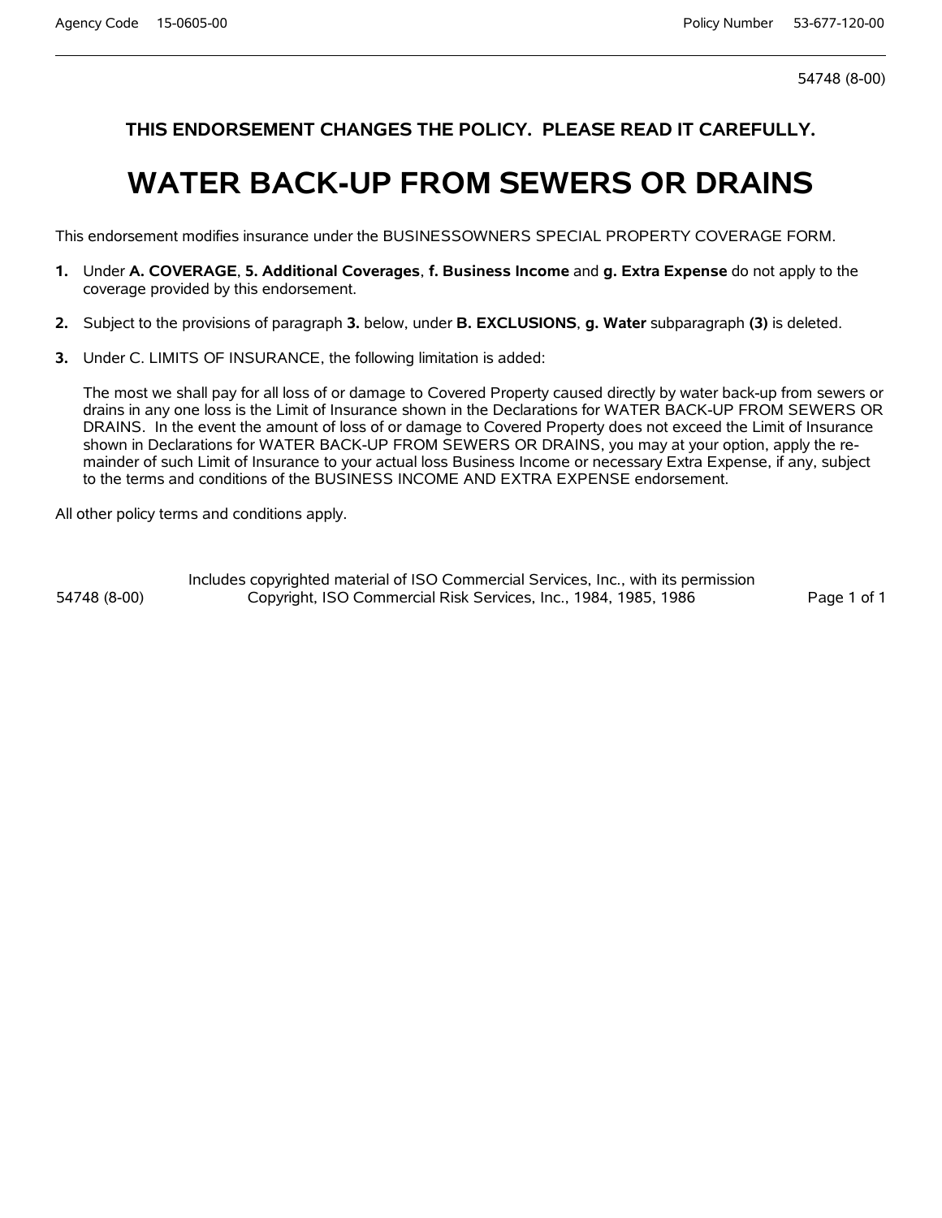54748 (8-00)

**THIS ENDORSEMENT CHANGES THE POLICY. PLEASE READ IT CAREFULLY.**

# WATER BACK-UP FROM SEWERS OR DRAINS

This endorsement modifies insurance under the BUSINESSOWNERS SPECIAL PROPERTY COVERAGE FORM.

1. Under **A. COVERAGE**, **5. Additional Coverages**, **f. Business Income** and **g. Extra Expense** do not apply to the coverage provided by this endorsement.

2. Subject to the provisions of paragraph **3.** below, under **B. EXCLUSIONS**, **g. Water** subparagraph **(3)** is deleted.

3. Under C. LIMITS OF INSURANCE, the following limitation is added:

   The most we shall pay for all loss of or damage to Covered Property caused directly by water back-up from sewers or drains in any one loss is the Limit of Insurance shown in the Declarations for WATER BACK-UP FROM SEWERS OR DRAINS. In the event the amount of loss of or damage to Covered Property does not exceed the Limit of Insurance shown in Declarations for WATER BACK-UP FROM SEWERS OR DRAINS, you may at your option, apply the remainder of such Limit of Insurance to your actual loss Business Income or necessary Extra Expense, if any, subject to the terms and conditions of the BUSINESS INCOME AND EXTRA EXPENSE endorsement.

All other policy terms and conditions apply.

Includes copyrighted material of ISO Commercial Services, Inc., with its permission
Copyright, ISO Commercial Risk Services, Inc., 1984, 1985, 1986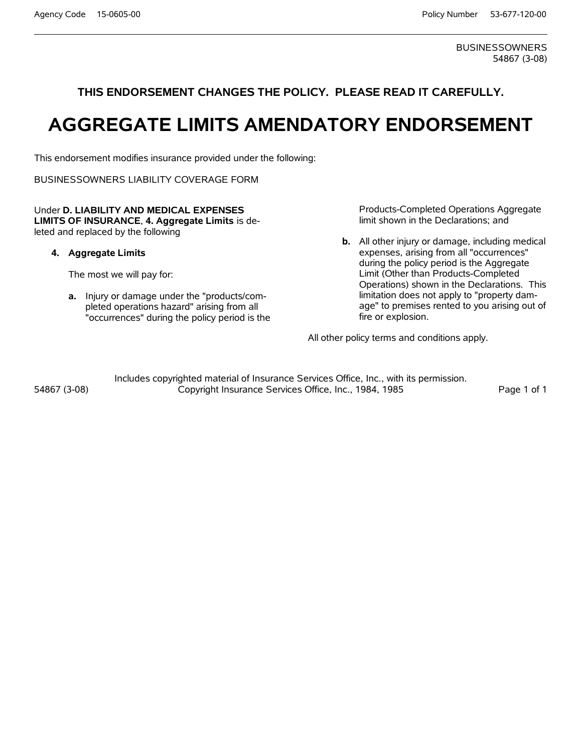BUSINESSOWNERS
54867 (3-08)

**THIS ENDORSEMENT CHANGES THE POLICY. PLEASE READ IT CAREFULLY.**

# AGGREGATE LIMITS AMENDATORY ENDORSEMENT

This endorsement modifies insurance provided under the following:

BUSINESSOWNERS LIABILITY COVERAGE FORM

Under **D. LIABILITY AND MEDICAL EXPENSES LIMITS OF INSURANCE**, **4. Aggregate Limits** is deleted and replaced by the following

**4. Aggregate Limits**

The most we will pay for:

**a.** Injury or damage under the "products/completed operations hazard" arising from all "occurrences" during the policy period is the Products-Completed Operations Aggregate limit shown in the Declarations; and

**b.** All other injury or damage, including medical expenses, arising from all "occurrences" during the policy period is the Aggregate Limit (Other than Products-Completed Operations) shown in the Declarations. This limitation does not apply to "property damage" to premises rented to you arising out of fire or explosion.

All other policy terms and conditions apply.

Includes copyrighted material of Insurance Services Office, Inc., with its permission.
Copyright Insurance Services Office, Inc., 1984, 1985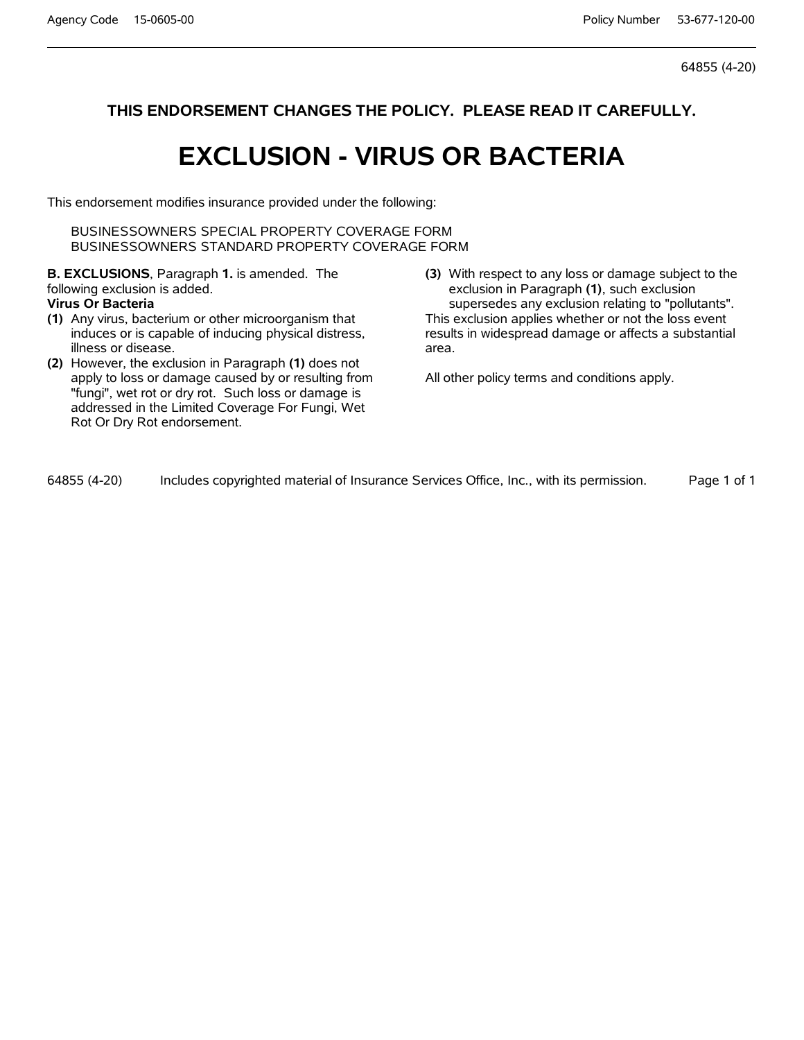64855 (4-20)

**THIS ENDORSEMENT CHANGES THE POLICY. PLEASE READ IT CAREFULLY.**

# EXCLUSION - VIRUS OR BACTERIA

This endorsement modifies insurance provided under the following:

BUSINESSOWNERS SPECIAL PROPERTY COVERAGE FORM
BUSINESSOWNERS STANDARD PROPERTY COVERAGE FORM

**B. EXCLUSIONS**, Paragraph **1.** is amended. The following exclusion is added.

**Virus Or Bacteria**

**(1)** Any virus, bacterium or other microorganism that induces or is capable of inducing physical distress, illness or disease.

**(2)** However, the exclusion in Paragraph **(1)** does not apply to loss or damage caused by or resulting from "fungi", wet rot or dry rot. Such loss or damage is addressed in the Limited Coverage For Fungi, Wet Rot Or Dry Rot endorsement.

**(3)** With respect to any loss or damage subject to the exclusion in Paragraph **(1)**, such exclusion supersedes any exclusion relating to "pollutants".

This exclusion applies whether or not the loss event results in widespread damage or affects a substantial area.

All other policy terms and conditions apply.

Includes copyrighted material of Insurance Services Office, Inc., with its permission.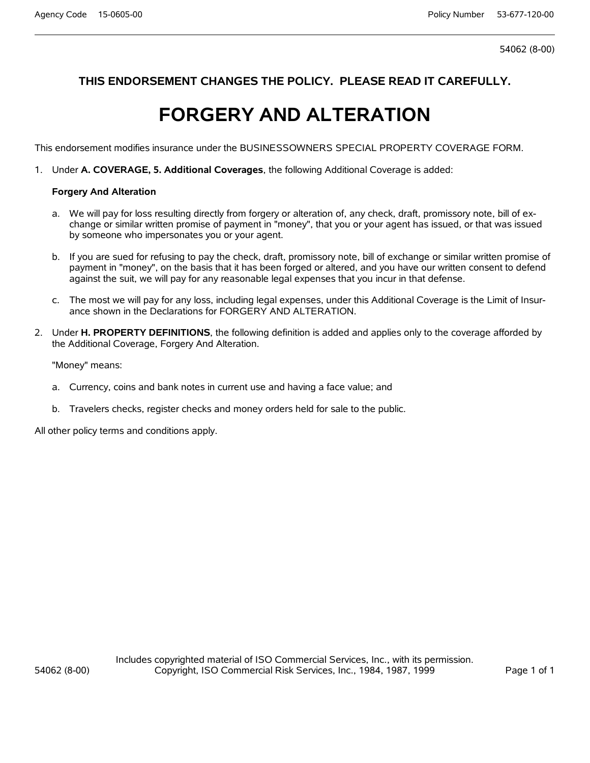THIS ENDORSEMENT CHANGES THE POLICY. PLEASE READ IT CAREFULLY.

# FORGERY AND ALTERATION

This endorsement modifies insurance under the BUSINESSOWNERS SPECIAL PROPERTY COVERAGE FORM.

1. Under **A. COVERAGE, 5. Additional Coverages**, the following Additional Coverage is added:

   **Forgery And Alteration**

   a. We will pay for loss resulting directly from forgery or alteration of, any check, draft, promissory note, bill of exchange or similar written promise of payment in "money", that you or your agent has issued, or that was issued by someone who impersonates you or your agent.

   b. If you are sued for refusing to pay the check, draft, promissory note, bill of exchange or similar written promise of payment in "money", on the basis that it has been forged or altered, and you have our written consent to defend against the suit, we will pay for any reasonable legal expenses that you incur in that defense.

   c. The most we will pay for any loss, including legal expenses, under this Additional Coverage is the Limit of Insurance shown in the Declarations for FORGERY AND ALTERATION.

2. Under **H. PROPERTY DEFINITIONS**, the following definition is added and applies only to the coverage afforded by the Additional Coverage, Forgery And Alteration.

   "Money" means:

   a. Currency, coins and bank notes in current use and having a face value; and

   b. Travelers checks, register checks and money orders held for sale to the public.

All other policy terms and conditions apply.

Includes copyrighted material of ISO Commercial Services, Inc., with its permission.
Copyright, ISO Commercial Risk Services, Inc., 1984, 1987, 1999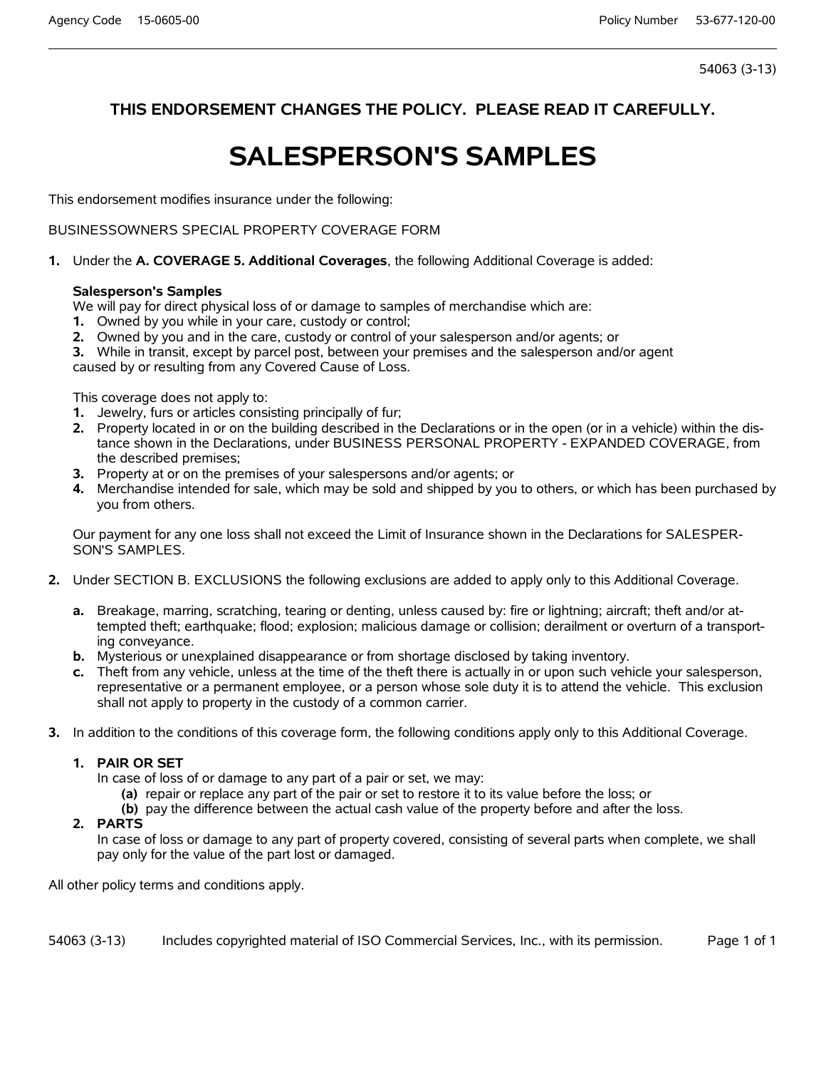54063 (3-13)

**THIS ENDORSEMENT CHANGES THE POLICY. PLEASE READ IT CAREFULLY.**

# SALESPERSON'S SAMPLES

This endorsement modifies insurance under the following:

BUSINESSOWNERS SPECIAL PROPERTY COVERAGE FORM

**1.** Under the **A. COVERAGE 5. Additional Coverages**, the following Additional Coverage is added:

**Salesperson's Samples**
We will pay for direct physical loss of or damage to samples of merchandise which are:
**1.** Owned by you while in your care, custody or control;
**2.** Owned by you and in the care, custody or control of your salesperson and/or agents; or
**3.** While in transit, except by parcel post, between your premises and the salesperson and/or agent
caused by or resulting from any Covered Cause of Loss.

This coverage does not apply to:
**1.** Jewelry, furs or articles consisting principally of fur;
**2.** Property located in or on the building described in the Declarations or in the open (or in a vehicle) within the distance shown in the Declarations, under BUSINESS PERSONAL PROPERTY - EXPANDED COVERAGE, from the described premises;
**3.** Property at or on the premises of your salespersons and/or agents; or
**4.** Merchandise intended for sale, which may be sold and shipped by you to others, or which has been purchased by you from others.

Our payment for any one loss shall not exceed the Limit of Insurance shown in the Declarations for SALESPERSON'S SAMPLES.

**2.** Under SECTION B. EXCLUSIONS the following exclusions are added to apply only to this Additional Coverage.

**a.** Breakage, marring, scratching, tearing or denting, unless caused by: fire or lightning; aircraft; theft and/or attempted theft; earthquake; flood; explosion; malicious damage or collision; derailment or overturn of a transporting conveyance.
**b.** Mysterious or unexplained disappearance or from shortage disclosed by taking inventory.
**c.** Theft from any vehicle, unless at the time of the theft there is actually in or upon such vehicle your salesperson, representative or a permanent employee, or a person whose sole duty it is to attend the vehicle. This exclusion shall not apply to property in the custody of a common carrier.

**3.** In addition to the conditions of this coverage form, the following conditions apply only to this Additional Coverage.

**1. PAIR OR SET**
In case of loss of or damage to any part of a pair or set, we may:
**(a)** repair or replace any part of the pair or set to restore it to its value before the loss; or
**(b)** pay the difference between the actual cash value of the property before and after the loss.

**2. PARTS**
In case of loss or damage to any part of property covered, consisting of several parts when complete, we shall pay only for the value of the part lost or damaged.

All other policy terms and conditions apply.

54063 (3-13) Includes copyrighted material of ISO Commercial Services, Inc., with its permission.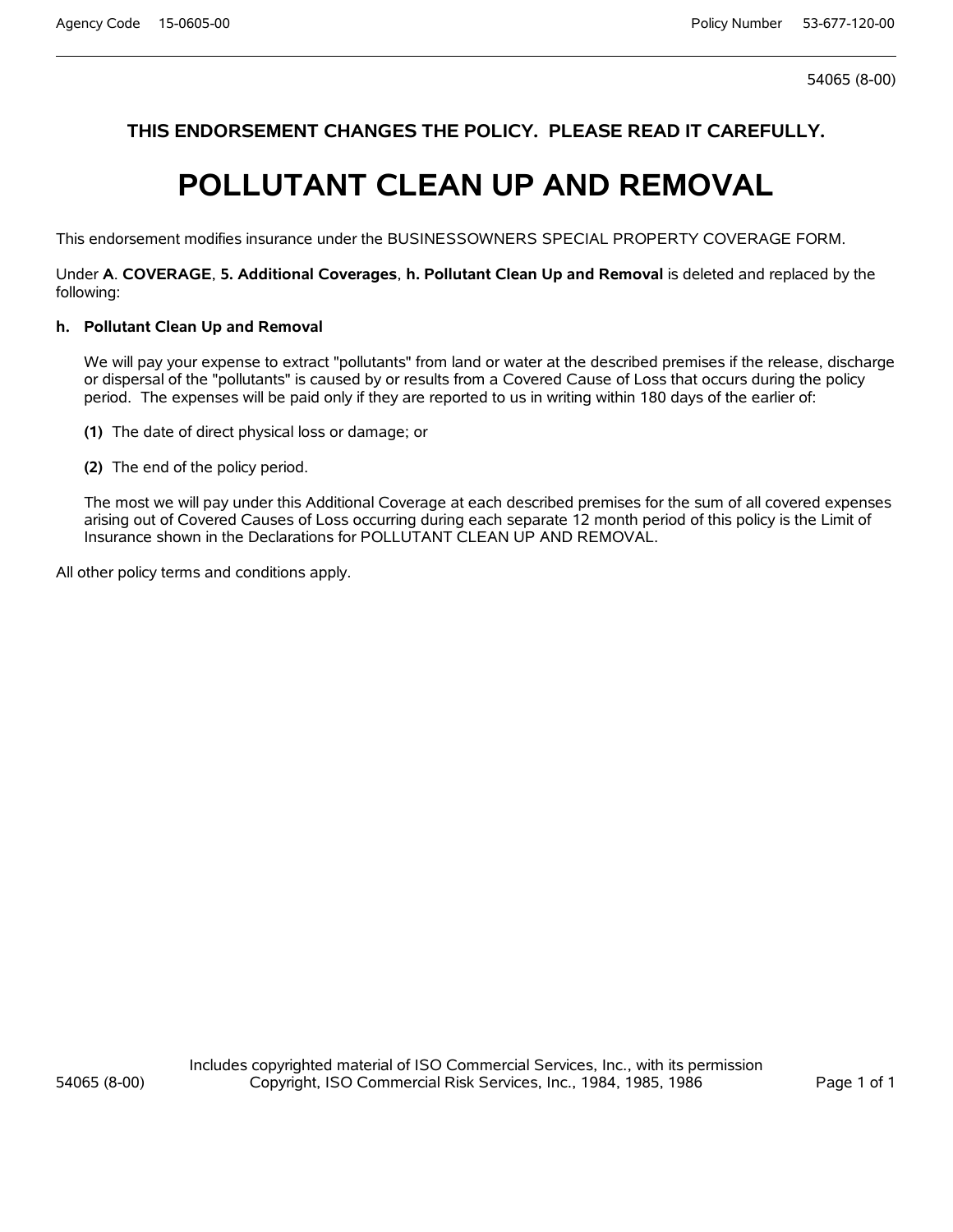54065 (8-00)

**THIS ENDORSEMENT CHANGES THE POLICY. PLEASE READ IT CAREFULLY.**

# POLLUTANT CLEAN UP AND REMOVAL

This endorsement modifies insurance under the BUSINESSOWNERS SPECIAL PROPERTY COVERAGE FORM.

Under **A**. **COVERAGE**, **5. Additional Coverages**, **h. Pollutant Clean Up and Removal** is deleted and replaced by the following:

**h. Pollutant Clean Up and Removal**

We will pay your expense to extract "pollutants" from land or water at the described premises if the release, discharge or dispersal of the "pollutants" is caused by or results from a Covered Cause of Loss that occurs during the policy period. The expenses will be paid only if they are reported to us in writing within 180 days of the earlier of:

**(1)** The date of direct physical loss or damage; or

**(2)** The end of the policy period.

The most we will pay under this Additional Coverage at each described premises for the sum of all covered expenses arising out of Covered Causes of Loss occurring during each separate 12 month period of this policy is the Limit of Insurance shown in the Declarations for POLLUTANT CLEAN UP AND REMOVAL.

All other policy terms and conditions apply.

Includes copyrighted material of ISO Commercial Services, Inc., with its permission
Copyright, ISO Commercial Risk Services, Inc., 1984, 1985, 1986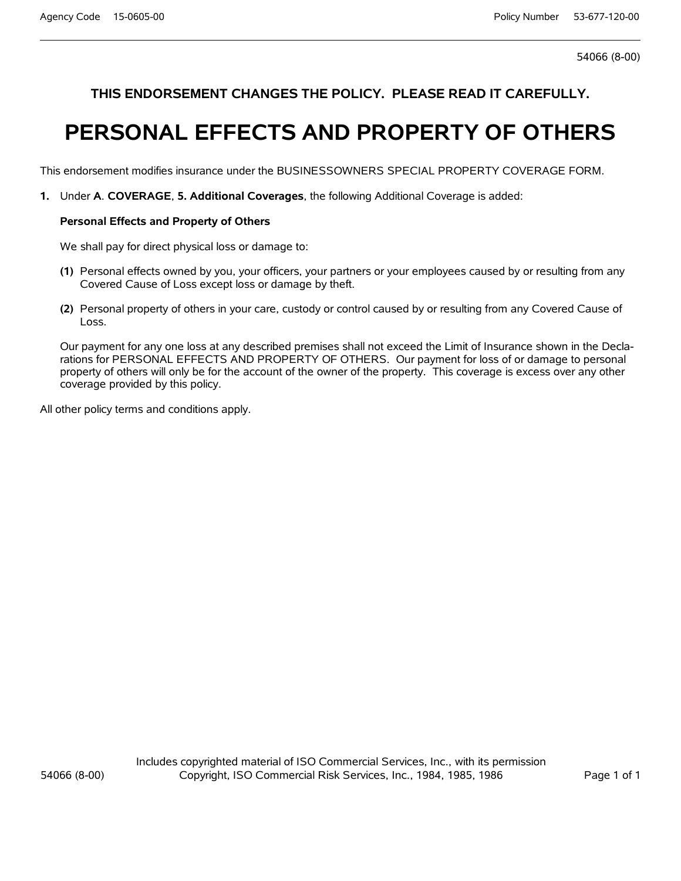54066 (8-00)

**THIS ENDORSEMENT CHANGES THE POLICY. PLEASE READ IT CAREFULLY.**

# PERSONAL EFFECTS AND PROPERTY OF OTHERS

This endorsement modifies insurance under the BUSINESSOWNERS SPECIAL PROPERTY COVERAGE FORM.

**1.** Under **A**. **COVERAGE**, **5. Additional Coverages**, the following Additional Coverage is added:

**Personal Effects and Property of Others**

We shall pay for direct physical loss or damage to:

**(1)** Personal effects owned by you, your officers, your partners or your employees caused by or resulting from any Covered Cause of Loss except loss or damage by theft.

**(2)** Personal property of others in your care, custody or control caused by or resulting from any Covered Cause of Loss.

Our payment for any one loss at any described premises shall not exceed the Limit of Insurance shown in the Declarations for PERSONAL EFFECTS AND PROPERTY OF OTHERS. Our payment for loss of or damage to personal property of others will only be for the account of the owner of the property. This coverage is excess over any other coverage provided by this policy.

All other policy terms and conditions apply.

Includes copyrighted material of ISO Commercial Services, Inc., with its permission
Copyright, ISO Commercial Risk Services, Inc., 1984, 1985, 1986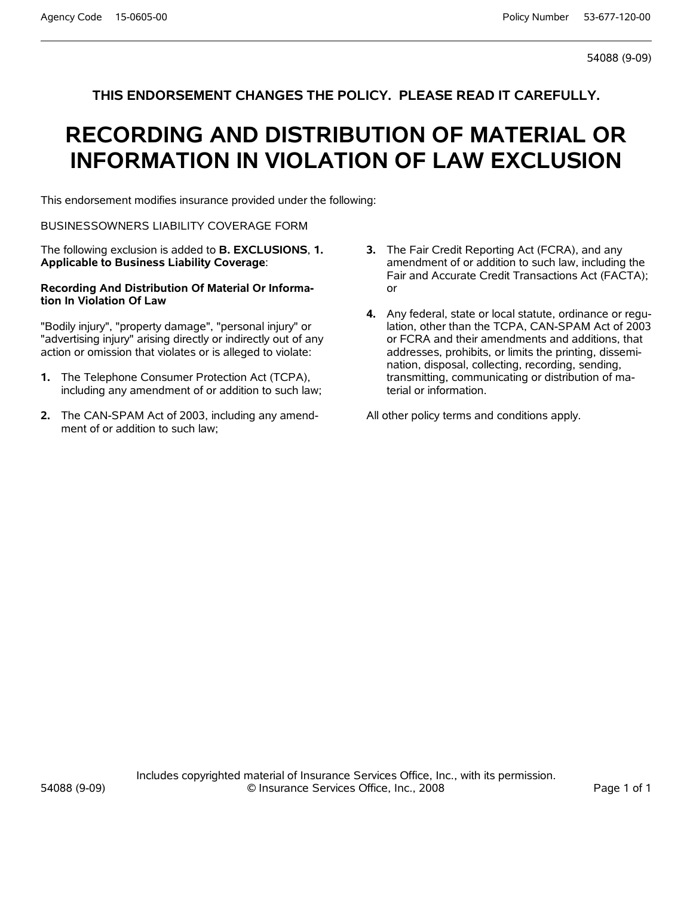54088 (9-09)

**THIS ENDORSEMENT CHANGES THE POLICY. PLEASE READ IT CAREFULLY.**

# RECORDING AND DISTRIBUTION OF MATERIAL OR INFORMATION IN VIOLATION OF LAW EXCLUSION

This endorsement modifies insurance provided under the following:

BUSINESSOWNERS LIABILITY COVERAGE FORM

The following exclusion is added to **B. EXCLUSIONS**, **1. Applicable to Business Liability Coverage**:

**Recording And Distribution Of Material Or Information In Violation Of Law**

"Bodily injury", "property damage", "personal injury" or "advertising injury" arising directly or indirectly out of any action or omission that violates or is alleged to violate:

1. The Telephone Consumer Protection Act (TCPA), including any amendment of or addition to such law;
2. The CAN-SPAM Act of 2003, including any amendment of or addition to such law;
3. The Fair Credit Reporting Act (FCRA), and any amendment of or addition to such law, including the Fair and Accurate Credit Transactions Act (FACTA); or
4. Any federal, state or local statute, ordinance or regulation, other than the TCPA, CAN-SPAM Act of 2003 or FCRA and their amendments and additions, that addresses, prohibits, or limits the printing, dissemination, disposal, collecting, recording, sending, transmitting, communicating or distribution of material or information.

All other policy terms and conditions apply.

Includes copyrighted material of Insurance Services Office, Inc., with its permission.
© Insurance Services Office, Inc., 2008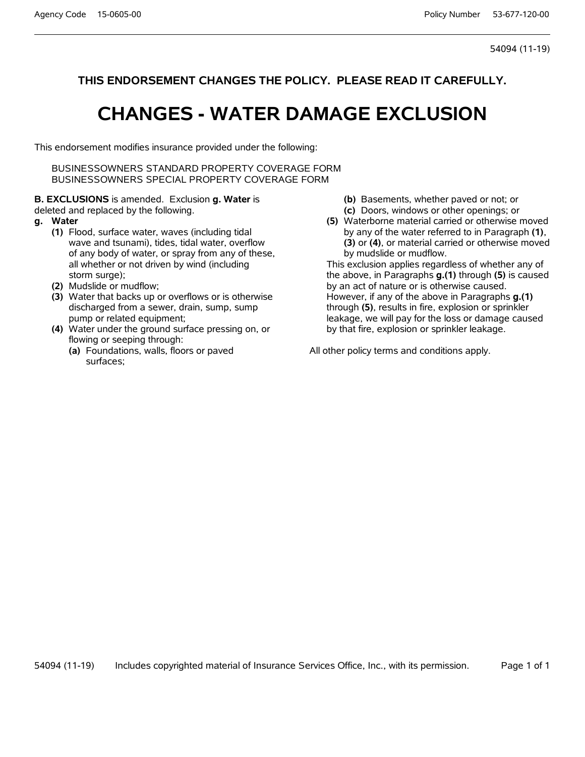54094 (11-19)

**THIS ENDORSEMENT CHANGES THE POLICY. PLEASE READ IT CAREFULLY.**

# CHANGES - WATER DAMAGE EXCLUSION

This endorsement modifies insurance provided under the following:

BUSINESSOWNERS STANDARD PROPERTY COVERAGE FORM
BUSINESSOWNERS SPECIAL PROPERTY COVERAGE FORM

**B. EXCLUSIONS** is amended. Exclusion **g. Water** is deleted and replaced by the following.

**g. Water**

**(1)** Flood, surface water, waves (including tidal wave and tsunami), tides, tidal water, overflow of any body of water, or spray from any of these, all whether or not driven by wind (including storm surge);

**(2)** Mudslide or mudflow;

**(3)** Water that backs up or overflows or is otherwise discharged from a sewer, drain, sump, sump pump or related equipment;

**(4)** Water under the ground surface pressing on, or flowing or seeping through:

- **(a)** Foundations, walls, floors or paved surfaces;
- **(b)** Basements, whether paved or not; or
- **(c)** Doors, windows or other openings; or

**(5)** Waterborne material carried or otherwise moved by any of the water referred to in Paragraph **(1)**, **(3)** or **(4)**, or material carried or otherwise moved by mudslide or mudflow.

This exclusion applies regardless of whether any of the above, in Paragraphs **g.(1)** through **(5)** is caused by an act of nature or is otherwise caused. However, if any of the above in Paragraphs **g.(1)** through **(5)**, results in fire, explosion or sprinkler leakage, we will pay for the loss or damage caused by that fire, explosion or sprinkler leakage.

All other policy terms and conditions apply.

54094 (11-19) Includes copyrighted material of Insurance Services Office, Inc., with its permission.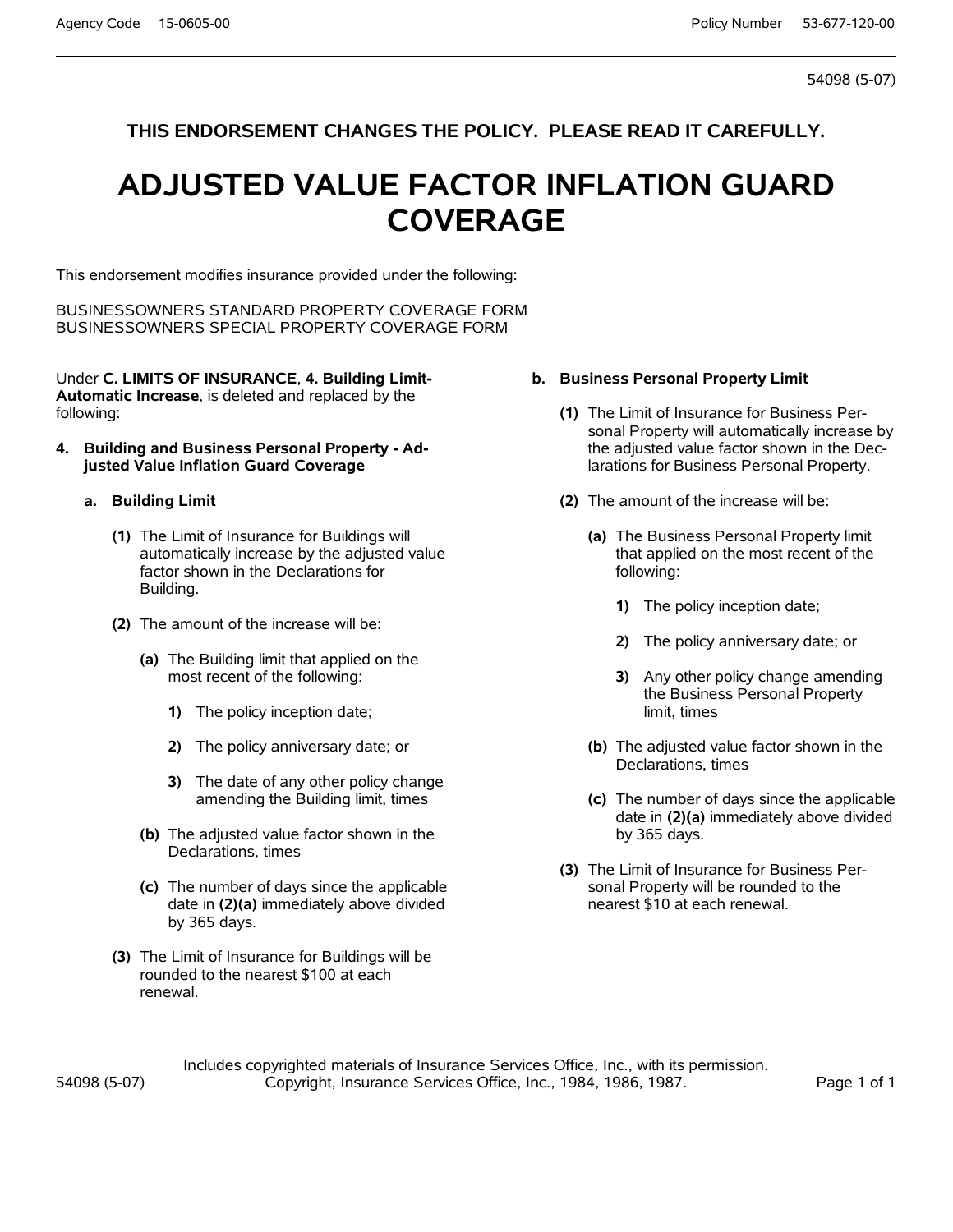54098 (5-07)

**THIS ENDORSEMENT CHANGES THE POLICY. PLEASE READ IT CAREFULLY.**

# ADJUSTED VALUE FACTOR INFLATION GUARD COVERAGE

This endorsement modifies insurance provided under the following:

BUSINESSOWNERS STANDARD PROPERTY COVERAGE FORM
BUSINESSOWNERS SPECIAL PROPERTY COVERAGE FORM

Under **C. LIMITS OF INSURANCE**, **4. Building Limit-Automatic Increase**, is deleted and replaced by the following:

**4. Building and Business Personal Property - Adjusted Value Inflation Guard Coverage**

**a. Building Limit**

**(1)** The Limit of Insurance for Buildings will automatically increase by the adjusted value factor shown in the Declarations for Building.

**(2)** The amount of the increase will be:

**(a)** The Building limit that applied on the most recent of the following:

**1)** The policy inception date;

**2)** The policy anniversary date; or

**3)** The date of any other policy change amending the Building limit, times

**(b)** The adjusted value factor shown in the Declarations, times

**(c)** The number of days since the applicable date in **(2)(a)** immediately above divided by 365 days.

**(3)** The Limit of Insurance for Buildings will be rounded to the nearest $100 at each renewal.

**b. Business Personal Property Limit**

**(1)** The Limit of Insurance for Business Personal Property will automatically increase by the adjusted value factor shown in the Declarations for Business Personal Property.

**(2)** The amount of the increase will be:

**(a)** The Business Personal Property limit that applied on the most recent of the following:

**1)** The policy inception date;

**2)** The policy anniversary date; or

**3)** Any other policy change amending the Business Personal Property limit, times

**(b)** The adjusted value factor shown in the Declarations, times

**(c)** The number of days since the applicable date in **(2)(a)** immediately above divided by 365 days.

**(3)** The Limit of Insurance for Business Personal Property will be rounded to the nearest $10 at each renewal.

Includes copyrighted materials of Insurance Services Office, Inc., with its permission.
Copyright, Insurance Services Office, Inc., 1984, 1986, 1987.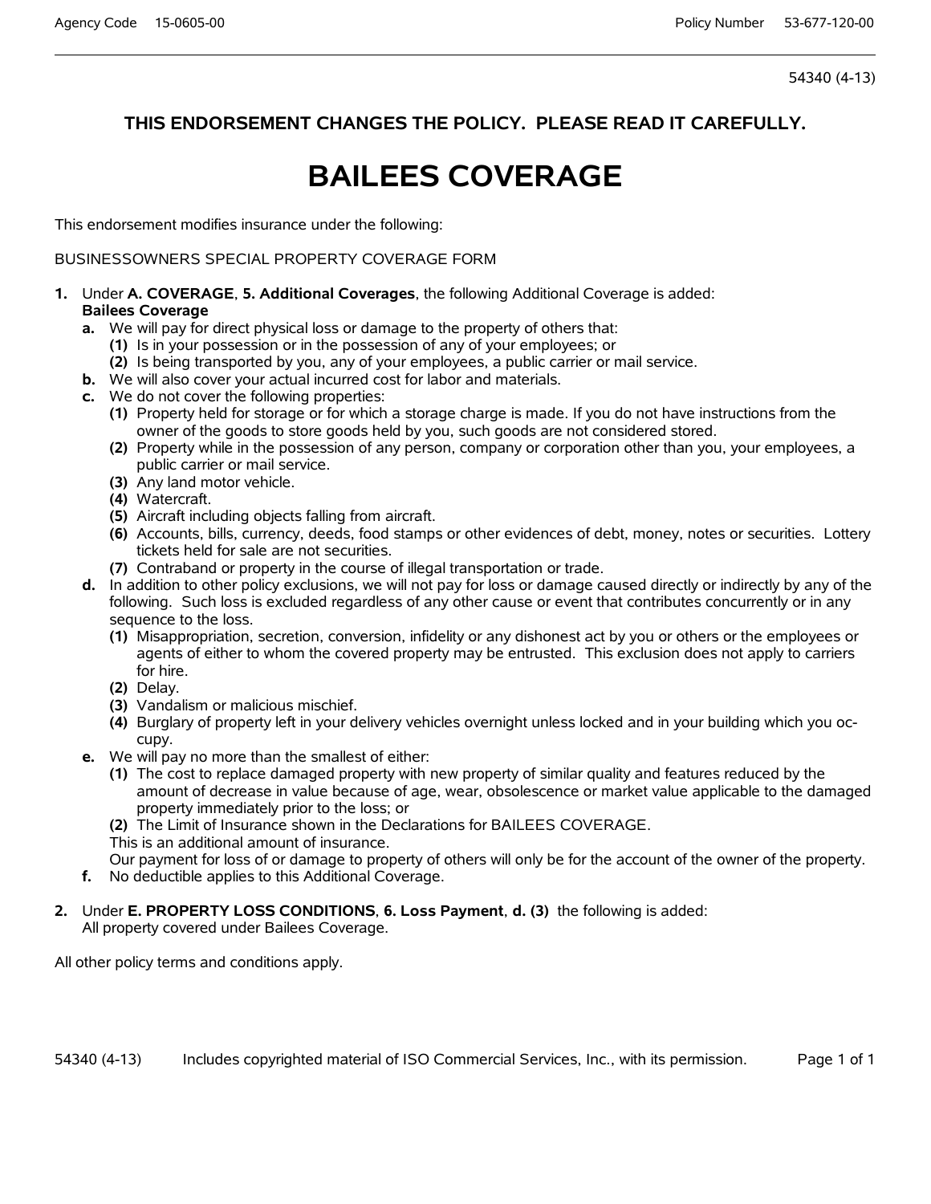54340 (4-13)

**THIS ENDORSEMENT CHANGES THE POLICY. PLEASE READ IT CAREFULLY.**

# BAILEES COVERAGE

This endorsement modifies insurance under the following:

BUSINESSOWNERS SPECIAL PROPERTY COVERAGE FORM

1. Under **A. COVERAGE**, **5. Additional Coverages**, the following Additional Coverage is added:
   **Bailees Coverage**
   - **a.** We will pay for direct physical loss or damage to the property of others that:
     - **(1)** Is in your possession or in the possession of any of your employees; or
     - **(2)** Is being transported by you, any of your employees, a public carrier or mail service.
   - **b.** We will also cover your actual incurred cost for labor and materials.
   - **c.** We do not cover the following properties:
     - **(1)** Property held for storage or for which a storage charge is made. If you do not have instructions from the owner of the goods to store goods held by you, such goods are not considered stored.
     - **(2)** Property while in the possession of any person, company or corporation other than you, your employees, a public carrier or mail service.
     - **(3)** Any land motor vehicle.
     - **(4)** Watercraft.
     - **(5)** Aircraft including objects falling from aircraft.
     - **(6)** Accounts, bills, currency, deeds, food stamps or other evidences of debt, money, notes or securities. Lottery tickets held for sale are not securities.
     - **(7)** Contraband or property in the course of illegal transportation or trade.
   - **d.** In addition to other policy exclusions, we will not pay for loss or damage caused directly or indirectly by any of the following. Such loss is excluded regardless of any other cause or event that contributes concurrently or in any sequence to the loss.
     - **(1)** Misappropriation, secretion, conversion, infidelity or any dishonest act by you or others or the employees or agents of either to whom the covered property may be entrusted. This exclusion does not apply to carriers for hire.
     - **(2)** Delay.
     - **(3)** Vandalism or malicious mischief.
     - **(4)** Burglary of property left in your delivery vehicles overnight unless locked and in your building which you occupy.
   - **e.** We will pay no more than the smallest of either:
     - **(1)** The cost to replace damaged property with new property of similar quality and features reduced by the amount of decrease in value because of age, wear, obsolescence or market value applicable to the damaged property immediately prior to the loss; or
     - **(2)** The Limit of Insurance shown in the Declarations for BAILEES COVERAGE.

     This is an additional amount of insurance.

     Our payment for loss of or damage to property of others will only be for the account of the owner of the property.
   - **f.** No deductible applies to this Additional Coverage.

2. Under **E. PROPERTY LOSS CONDITIONS**, **6. Loss Payment**, **d. (3)** the following is added:
   All property covered under Bailees Coverage.

All other policy terms and conditions apply.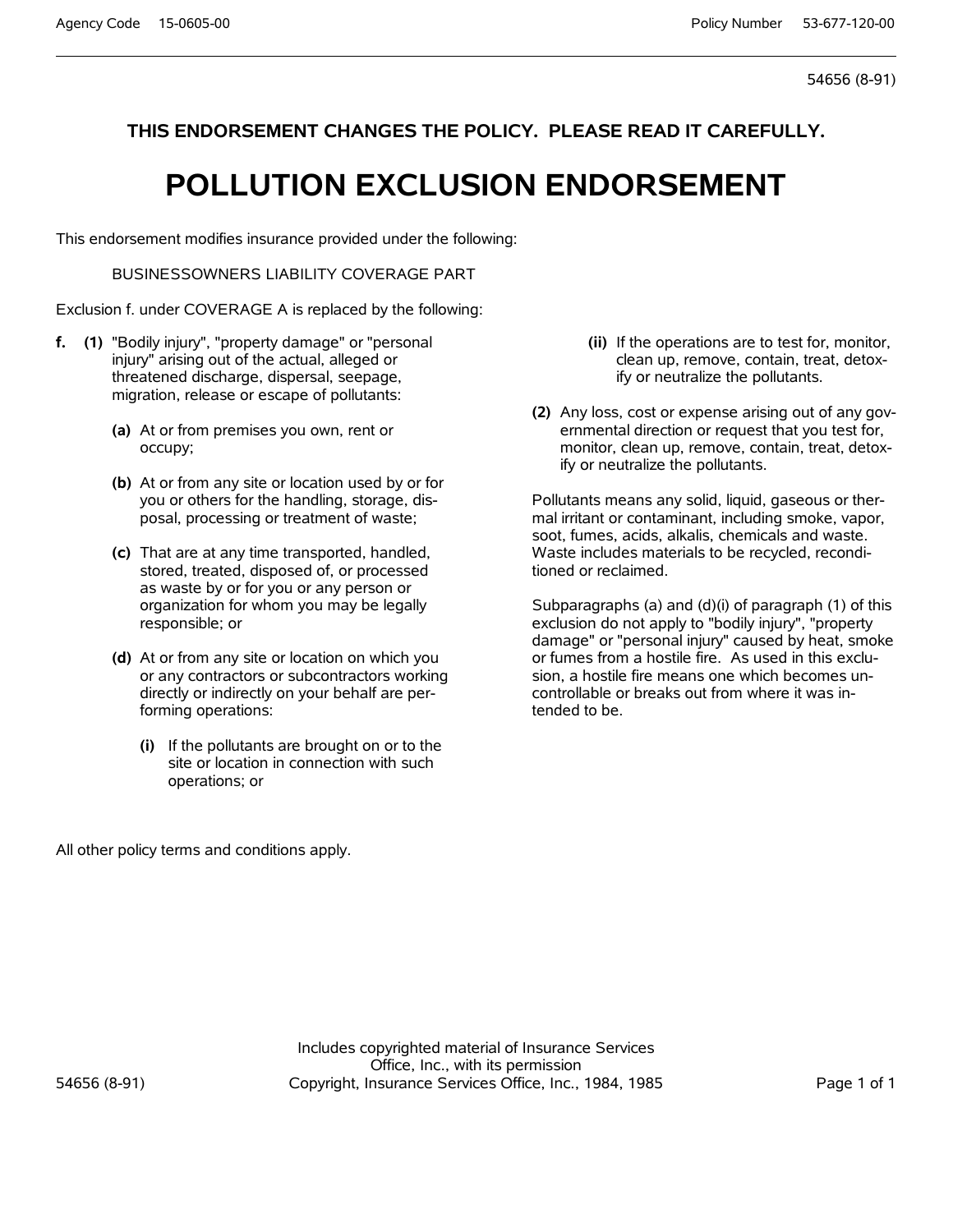**THIS ENDORSEMENT CHANGES THE POLICY. PLEASE READ IT CAREFULLY.**

# POLLUTION EXCLUSION ENDORSEMENT

This endorsement modifies insurance provided under the following:

BUSINESSOWNERS LIABILITY COVERAGE PART

Exclusion f. under COVERAGE A is replaced by the following:

**f.** **(1)** "Bodily injury", "property damage" or "personal injury" arising out of the actual, alleged or threatened discharge, dispersal, seepage, migration, release or escape of pollutants:

**(a)** At or from premises you own, rent or occupy;

**(b)** At or from any site or location used by or for you or others for the handling, storage, disposal, processing or treatment of waste;

**(c)** That are at any time transported, handled, stored, treated, disposed of, or processed as waste by or for you or any person or organization for whom you may be legally responsible; or

**(d)** At or from any site or location on which you or any contractors or subcontractors working directly or indirectly on your behalf are performing operations:

**(i)** If the pollutants are brought on or to the site or location in connection with such operations; or

**(ii)** If the operations are to test for, monitor, clean up, remove, contain, treat, detoxify or neutralize the pollutants.

**(2)** Any loss, cost or expense arising out of any governmental direction or request that you test for, monitor, clean up, remove, contain, treat, detoxify or neutralize the pollutants.

Pollutants means any solid, liquid, gaseous or thermal irritant or contaminant, including smoke, vapor, soot, fumes, acids, alkalis, chemicals and waste. Waste includes materials to be recycled, reconditioned or reclaimed.

Subparagraphs (a) and (d)(i) of paragraph (1) of this exclusion do not apply to "bodily injury", "property damage" or "personal injury" caused by heat, smoke or fumes from a hostile fire. As used in this exclusion, a hostile fire means one which becomes uncontrollable or breaks out from where it was intended to be.

All other policy terms and conditions apply.

Includes copyrighted material of Insurance Services Office, Inc., with its permission
Copyright, Insurance Services Office, Inc., 1984, 1985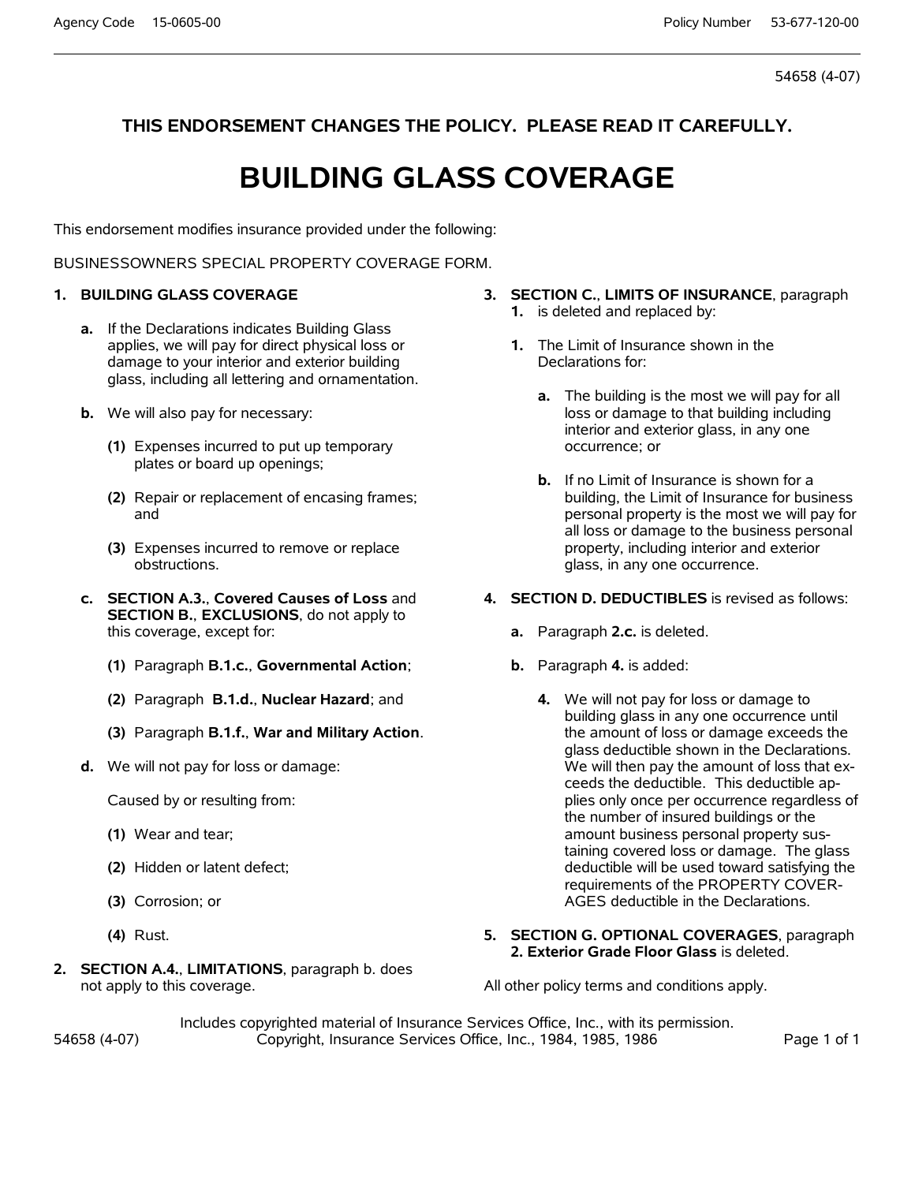54658 (4-07)

**THIS ENDORSEMENT CHANGES THE POLICY. PLEASE READ IT CAREFULLY.**

# BUILDING GLASS COVERAGE

This endorsement modifies insurance provided under the following:

BUSINESSOWNERS SPECIAL PROPERTY COVERAGE FORM.

1. **BUILDING GLASS COVERAGE**

   **a.** If the Declarations indicates Building Glass applies, we will pay for direct physical loss or damage to your interior and exterior building glass, including all lettering and ornamentation.

   **b.** We will also pay for necessary:

   **(1)** Expenses incurred to put up temporary plates or board up openings;

   **(2)** Repair or replacement of encasing frames; and

   **(3)** Expenses incurred to remove or replace obstructions.

   **c.** **SECTION A.3.**, **Covered Causes of Loss** and **SECTION B.**, **EXCLUSIONS**, do not apply to this coverage, except for:

   **(1)** Paragraph **B.1.c.**, **Governmental Action**;

   **(2)** Paragraph **B.1.d.**, **Nuclear Hazard**; and

   **(3)** Paragraph **B.1.f.**, **War and Military Action**.

   **d.** We will not pay for loss or damage:

   Caused by or resulting from:

   **(1)** Wear and tear;

   **(2)** Hidden or latent defect;

   **(3)** Corrosion; or

   **(4)** Rust.

2. **SECTION A.4.**, **LIMITATIONS**, paragraph b. does not apply to this coverage.

3. **SECTION C.**, **LIMITS OF INSURANCE**, paragraph **1.** is deleted and replaced by:

   **1.** The Limit of Insurance shown in the Declarations for:

   **a.** The building is the most we will pay for all loss or damage to that building including interior and exterior glass, in any one occurrence; or

   **b.** If no Limit of Insurance is shown for a building, the Limit of Insurance for business personal property is the most we will pay for all loss or damage to the business personal property, including interior and exterior glass, in any one occurrence.

4. **SECTION D. DEDUCTIBLES** is revised as follows:

   **a.** Paragraph **2.c.** is deleted.

   **b.** Paragraph **4.** is added:

   **4.** We will not pay for loss or damage to building glass in any one occurrence until the amount of loss or damage exceeds the glass deductible shown in the Declarations. We will then pay the amount of loss that exceeds the deductible. This deductible applies only once per occurrence regardless of the number of insured buildings or the amount business personal property sustaining covered loss or damage. The glass deductible will be used toward satisfying the requirements of the PROPERTY COVERAGES deductible in the Declarations.

5. **SECTION G. OPTIONAL COVERAGES**, paragraph **2. Exterior Grade Floor Glass** is deleted.

All other policy terms and conditions apply.

Includes copyrighted material of Insurance Services Office, Inc., with its permission.
Copyright, Insurance Services Office, Inc., 1984, 1985, 1986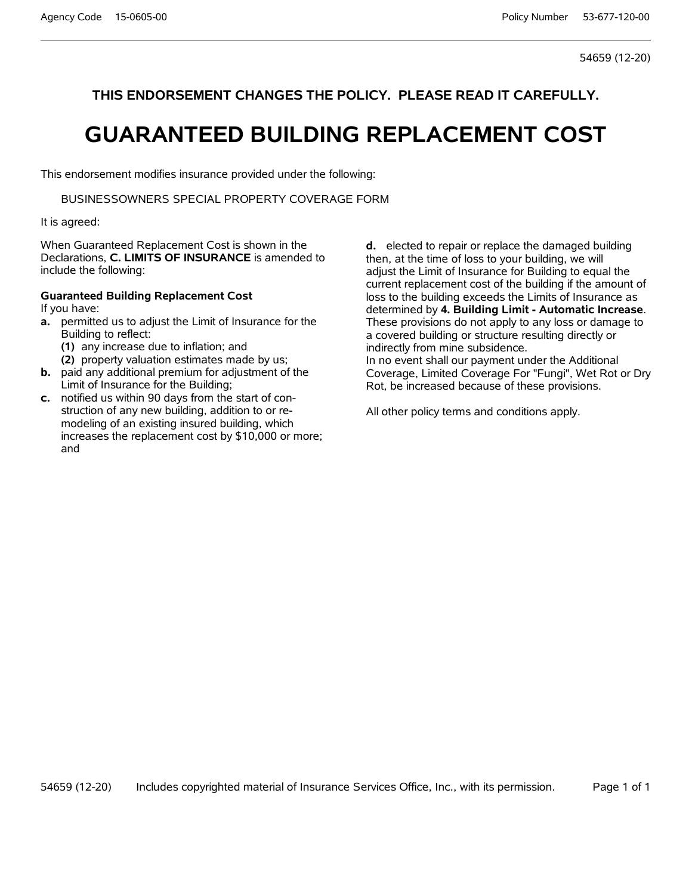54659 (12-20)

**THIS ENDORSEMENT CHANGES THE POLICY. PLEASE READ IT CAREFULLY.**

# GUARANTEED BUILDING REPLACEMENT COST

This endorsement modifies insurance provided under the following:

BUSINESSOWNERS SPECIAL PROPERTY COVERAGE FORM

It is agreed:

When Guaranteed Replacement Cost is shown in the Declarations, **C. LIMITS OF INSURANCE** is amended to include the following:

**Guaranteed Building Replacement Cost**

If you have:

**a.** permitted us to adjust the Limit of Insurance for the Building to reflect:
  **(1)** any increase due to inflation; and
  **(2)** property valuation estimates made by us;

**b.** paid any additional premium for adjustment of the Limit of Insurance for the Building;

**c.** notified us within 90 days from the start of construction of any new building, addition to or remodeling of an existing insured building, which increases the replacement cost by $10,000 or more; and

**d.** elected to repair or replace the damaged building

then, at the time of loss to your building, we will adjust the Limit of Insurance for Building to equal the current replacement cost of the building if the amount of loss to the building exceeds the Limits of Insurance as determined by **4. Building Limit - Automatic Increase**.

These provisions do not apply to any loss or damage to a covered building or structure resulting directly or indirectly from mine subsidence.

In no event shall our payment under the Additional Coverage, Limited Coverage For "Fungi", Wet Rot or Dry Rot, be increased because of these provisions.

All other policy terms and conditions apply.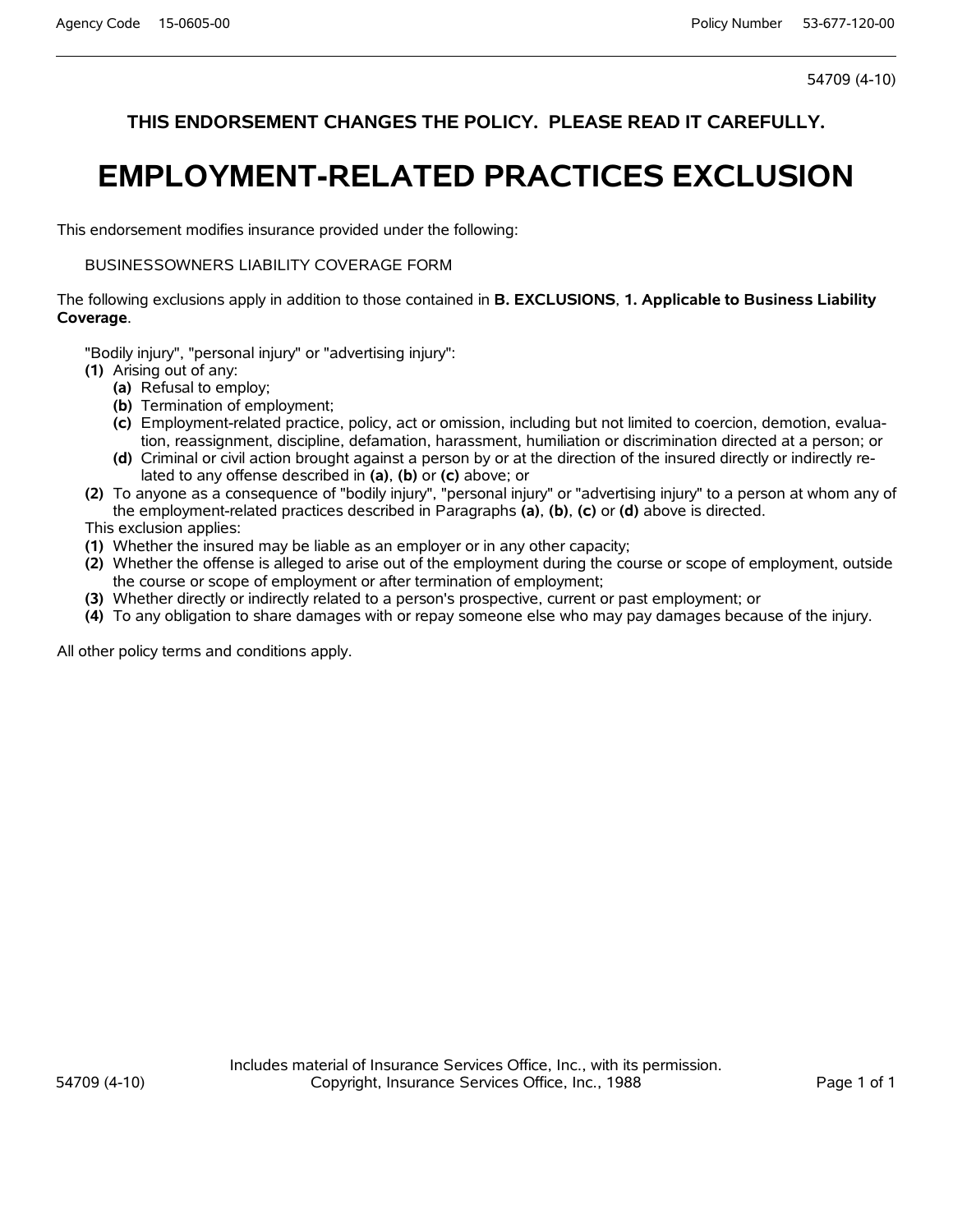54709 (4-10)

**THIS ENDORSEMENT CHANGES THE POLICY. PLEASE READ IT CAREFULLY.**

# EMPLOYMENT-RELATED PRACTICES EXCLUSION

This endorsement modifies insurance provided under the following:

BUSINESSOWNERS LIABILITY COVERAGE FORM

The following exclusions apply in addition to those contained in **B. EXCLUSIONS**, **1. Applicable to Business Liability Coverage**.

"Bodily injury", "personal injury" or "advertising injury":

**(1)** Arising out of any:
- **(a)** Refusal to employ;
- **(b)** Termination of employment;
- **(c)** Employment-related practice, policy, act or omission, including but not limited to coercion, demotion, evaluation, reassignment, discipline, defamation, harassment, humiliation or discrimination directed at a person; or
- **(d)** Criminal or civil action brought against a person by or at the direction of the insured directly or indirectly related to any offense described in **(a)**, **(b)** or **(c)** above; or

**(2)** To anyone as a consequence of "bodily injury", "personal injury" or "advertising injury" to a person at whom any of the employment-related practices described in Paragraphs **(a)**, **(b)**, **(c)** or **(d)** above is directed.

This exclusion applies:

**(1)** Whether the insured may be liable as an employer or in any other capacity;

**(2)** Whether the offense is alleged to arise out of the employment during the course or scope of employment, outside the course or scope of employment or after termination of employment;

**(3)** Whether directly or indirectly related to a person's prospective, current or past employment; or

**(4)** To any obligation to share damages with or repay someone else who may pay damages because of the injury.

All other policy terms and conditions apply.

Includes material of Insurance Services Office, Inc., with its permission.
Copyright, Insurance Services Office, Inc., 1988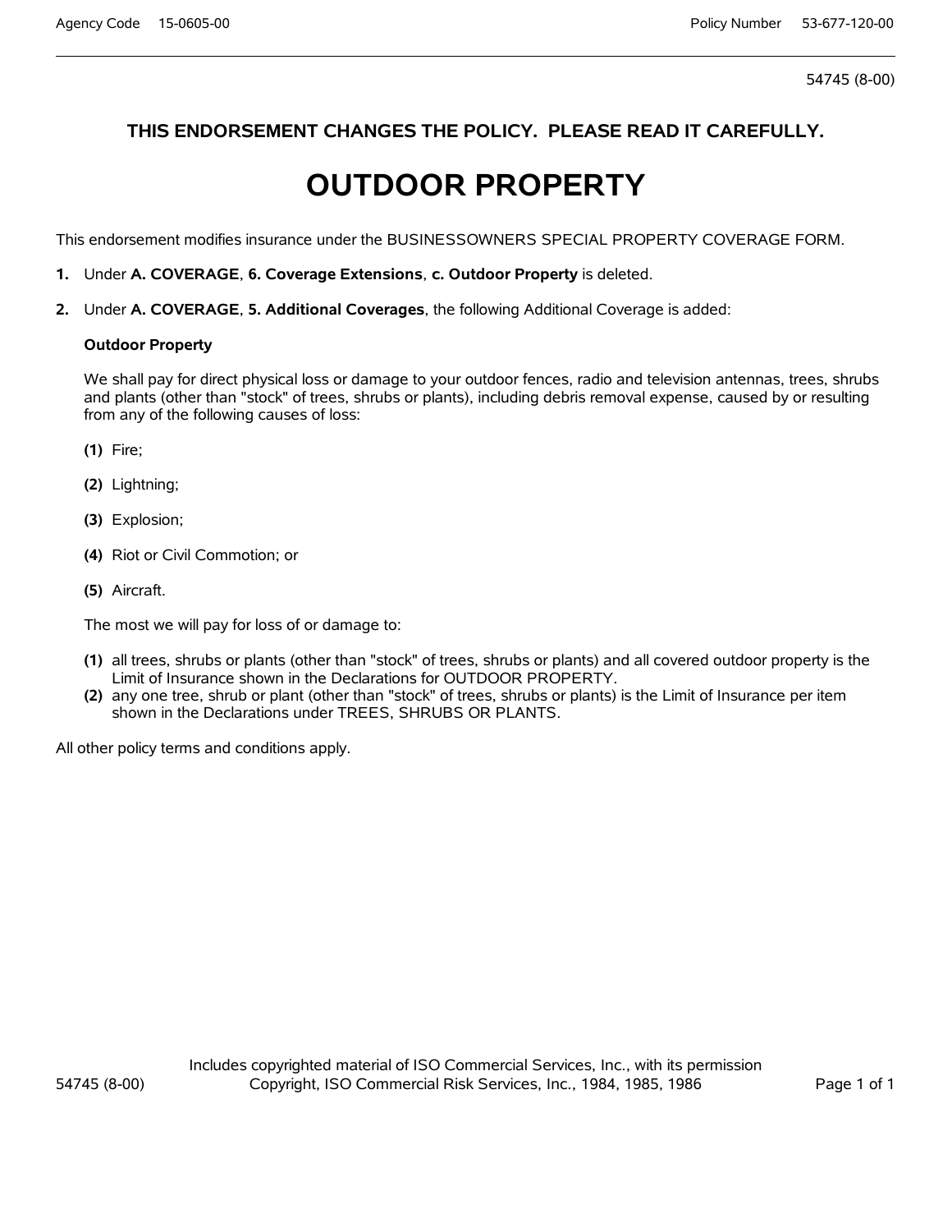54745 (8-00)

**THIS ENDORSEMENT CHANGES THE POLICY. PLEASE READ IT CAREFULLY.**

# OUTDOOR PROPERTY

This endorsement modifies insurance under the BUSINESSOWNERS SPECIAL PROPERTY COVERAGE FORM.

1. Under **A. COVERAGE**, **6. Coverage Extensions**, **c. Outdoor Property** is deleted.

2. Under **A. COVERAGE**, **5. Additional Coverages**, the following Additional Coverage is added:

   **Outdoor Property**

   We shall pay for direct physical loss or damage to your outdoor fences, radio and television antennas, trees, shrubs and plants (other than "stock" of trees, shrubs or plants), including debris removal expense, caused by or resulting from any of the following causes of loss:

   **(1)** Fire;

   **(2)** Lightning;

   **(3)** Explosion;

   **(4)** Riot or Civil Commotion; or

   **(5)** Aircraft.

   The most we will pay for loss of or damage to:

   **(1)** all trees, shrubs or plants (other than "stock" of trees, shrubs or plants) and all covered outdoor property is the Limit of Insurance shown in the Declarations for OUTDOOR PROPERTY.
   **(2)** any one tree, shrub or plant (other than "stock" of trees, shrubs or plants) is the Limit of Insurance per item shown in the Declarations under TREES, SHRUBS OR PLANTS.

All other policy terms and conditions apply.

Includes copyrighted material of ISO Commercial Services, Inc., with its permission
Copyright, ISO Commercial Risk Services, Inc., 1984, 1985, 1986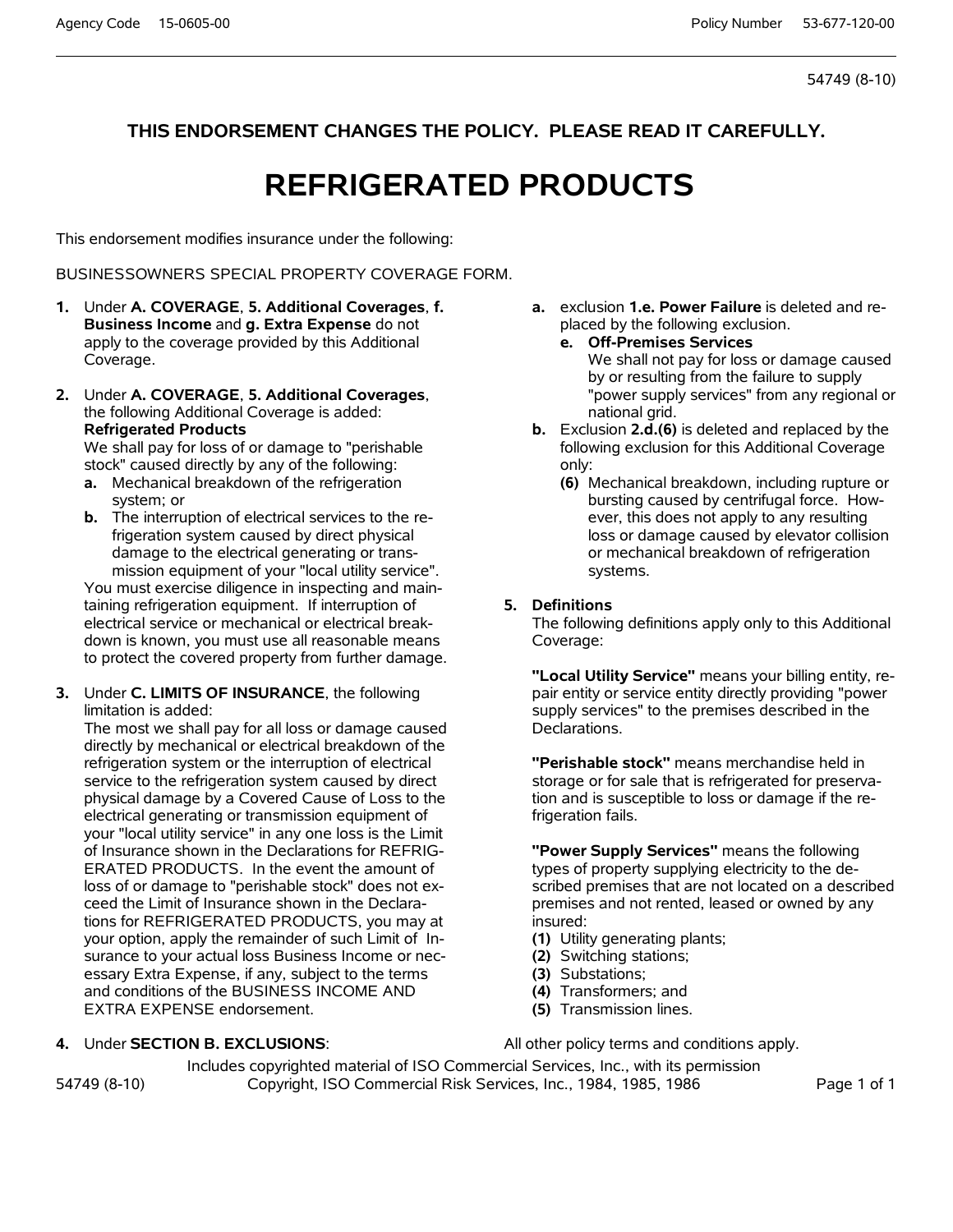54749 (8-10)

**THIS ENDORSEMENT CHANGES THE POLICY. PLEASE READ IT CAREFULLY.**

# REFRIGERATED PRODUCTS

This endorsement modifies insurance under the following:

BUSINESSOWNERS SPECIAL PROPERTY COVERAGE FORM.

1. Under **A. COVERAGE**, **5. Additional Coverages**, **f. Business Income** and **g. Extra Expense** do not apply to the coverage provided by this Additional Coverage.

2. Under **A. COVERAGE**, **5. Additional Coverages**, the following Additional Coverage is added:
   **Refrigerated Products**
   We shall pay for loss of or damage to "perishable stock" caused directly by any of the following:
   - **a.** Mechanical breakdown of the refrigeration system; or
   - **b.** The interruption of electrical services to the refrigeration system caused by direct physical damage to the electrical generating or transmission equipment of your "local utility service".

   You must exercise diligence in inspecting and maintaining refrigeration equipment. If interruption of electrical service or mechanical or electrical breakdown is known, you must use all reasonable means to protect the covered property from further damage.

3. Under **C. LIMITS OF INSURANCE**, the following limitation is added:
   The most we shall pay for all loss or damage caused directly by mechanical or electrical breakdown of the refrigeration system or the interruption of electrical service to the refrigeration system caused by direct physical damage by a Covered Cause of Loss to the electrical generating or transmission equipment of your "local utility service" in any one loss is the Limit of Insurance shown in the Declarations for REFRIGERATED PRODUCTS. In the event the amount of loss of or damage to "perishable stock" does not exceed the Limit of Insurance shown in the Declarations for REFRIGERATED PRODUCTS, you may at your option, apply the remainder of such Limit of Insurance to your actual loss Business Income or necessary Extra Expense, if any, subject to the terms and conditions of the BUSINESS INCOME AND EXTRA EXPENSE endorsement.

4. Under **SECTION B. EXCLUSIONS**:
   - **a.** exclusion **1.e. Power Failure** is deleted and replaced by the following exclusion.
     - **e. Off-Premises Services**
       We shall not pay for loss or damage caused by or resulting from the failure to supply "power supply services" from any regional or national grid.
   - **b.** Exclusion **2.d.(6)** is deleted and replaced by the following exclusion for this Additional Coverage only:
     - **(6)** Mechanical breakdown, including rupture or bursting caused by centrifugal force. However, this does not apply to any resulting loss or damage caused by elevator collision or mechanical breakdown of refrigeration systems.

5. **Definitions**
   The following definitions apply only to this Additional Coverage:

   **"Local Utility Service"** means your billing entity, repair entity or service entity directly providing "power supply services" to the premises described in the Declarations.

   **"Perishable stock"** means merchandise held in storage or for sale that is refrigerated for preservation and is susceptible to loss or damage if the refrigeration fails.

   **"Power Supply Services"** means the following types of property supplying electricity to the described premises that are not located on a described premises and not rented, leased or owned by any insured:
   - **(1)** Utility generating plants;
   - **(2)** Switching stations;
   - **(3)** Substations;
   - **(4)** Transformers; and
   - **(5)** Transmission lines.

All other policy terms and conditions apply.

Includes copyrighted material of ISO Commercial Services, Inc., with its permission
Copyright, ISO Commercial Risk Services, Inc., 1984, 1985, 1986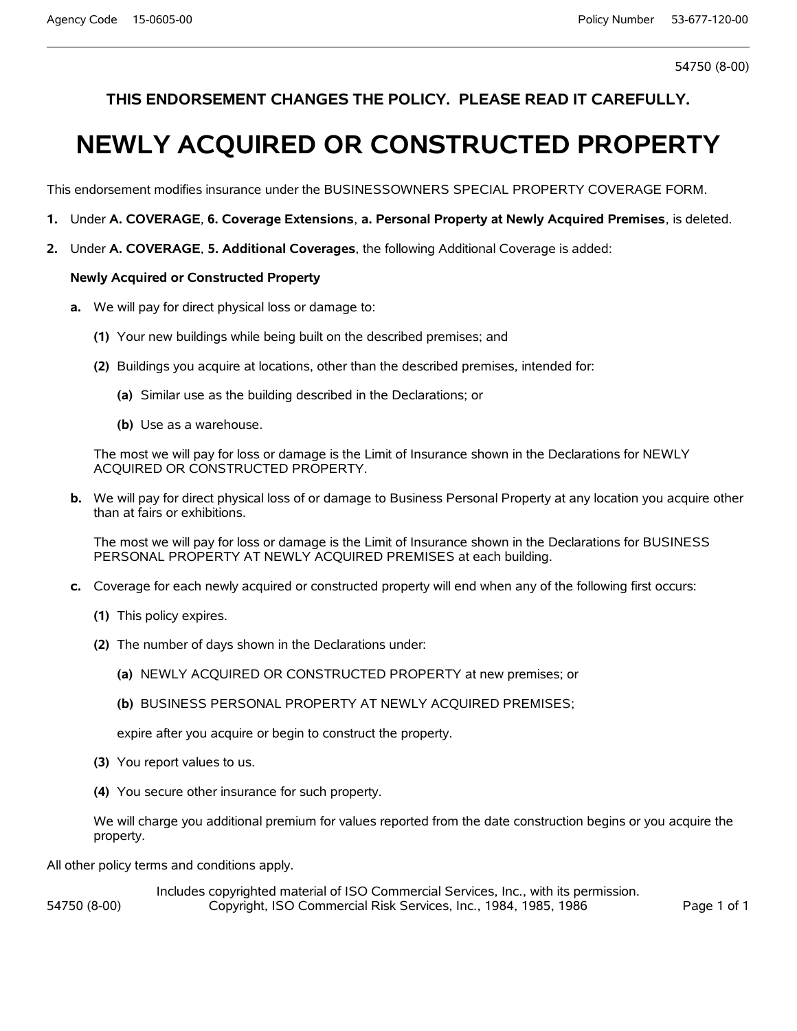54750 (8-00)

**THIS ENDORSEMENT CHANGES THE POLICY. PLEASE READ IT CAREFULLY.**

# NEWLY ACQUIRED OR CONSTRUCTED PROPERTY

This endorsement modifies insurance under the BUSINESSOWNERS SPECIAL PROPERTY COVERAGE FORM.

**1.** Under **A. COVERAGE**, **6. Coverage Extensions**, **a. Personal Property at Newly Acquired Premises**, is deleted.

**2.** Under **A. COVERAGE**, **5. Additional Coverages**, the following Additional Coverage is added:

**Newly Acquired or Constructed Property**

**a.** We will pay for direct physical loss or damage to:

**(1)** Your new buildings while being built on the described premises; and

**(2)** Buildings you acquire at locations, other than the described premises, intended for:

**(a)** Similar use as the building described in the Declarations; or

**(b)** Use as a warehouse.

The most we will pay for loss or damage is the Limit of Insurance shown in the Declarations for NEWLY ACQUIRED OR CONSTRUCTED PROPERTY.

**b.** We will pay for direct physical loss of or damage to Business Personal Property at any location you acquire other than at fairs or exhibitions.

The most we will pay for loss or damage is the Limit of Insurance shown in the Declarations for BUSINESS PERSONAL PROPERTY AT NEWLY ACQUIRED PREMISES at each building.

**c.** Coverage for each newly acquired or constructed property will end when any of the following first occurs:

**(1)** This policy expires.

**(2)** The number of days shown in the Declarations under:

**(a)** NEWLY ACQUIRED OR CONSTRUCTED PROPERTY at new premises; or

**(b)** BUSINESS PERSONAL PROPERTY AT NEWLY ACQUIRED PREMISES;

expire after you acquire or begin to construct the property.

**(3)** You report values to us.

**(4)** You secure other insurance for such property.

We will charge you additional premium for values reported from the date construction begins or you acquire the property.

All other policy terms and conditions apply.

Includes copyrighted material of ISO Commercial Services, Inc., with its permission.
Copyright, ISO Commercial Risk Services, Inc., 1984, 1985, 1986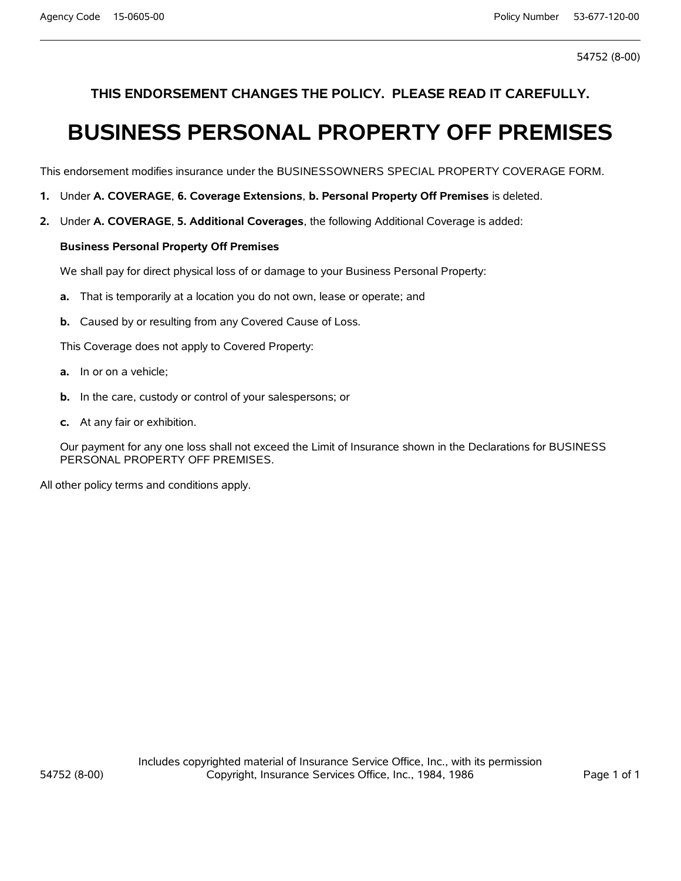54752 (8-00)

**THIS ENDORSEMENT CHANGES THE POLICY. PLEASE READ IT CAREFULLY.**

# BUSINESS PERSONAL PROPERTY OFF PREMISES

This endorsement modifies insurance under the BUSINESSOWNERS SPECIAL PROPERTY COVERAGE FORM.

**1.** Under **A. COVERAGE**, **6. Coverage Extensions**, **b. Personal Property Off Premises** is deleted.

**2.** Under **A. COVERAGE**, **5. Additional Coverages**, the following Additional Coverage is added:

**Business Personal Property Off Premises**

We shall pay for direct physical loss of or damage to your Business Personal Property:

**a.** That is temporarily at a location you do not own, lease or operate; and

**b.** Caused by or resulting from any Covered Cause of Loss.

This Coverage does not apply to Covered Property:

**a.** In or on a vehicle;

**b.** In the care, custody or control of your salespersons; or

**c.** At any fair or exhibition.

Our payment for any one loss shall not exceed the Limit of Insurance shown in the Declarations for BUSINESS PERSONAL PROPERTY OFF PREMISES.

All other policy terms and conditions apply.

Includes copyrighted material of Insurance Service Office, Inc., with its permission
Copyright, Insurance Services Office, Inc., 1984, 1986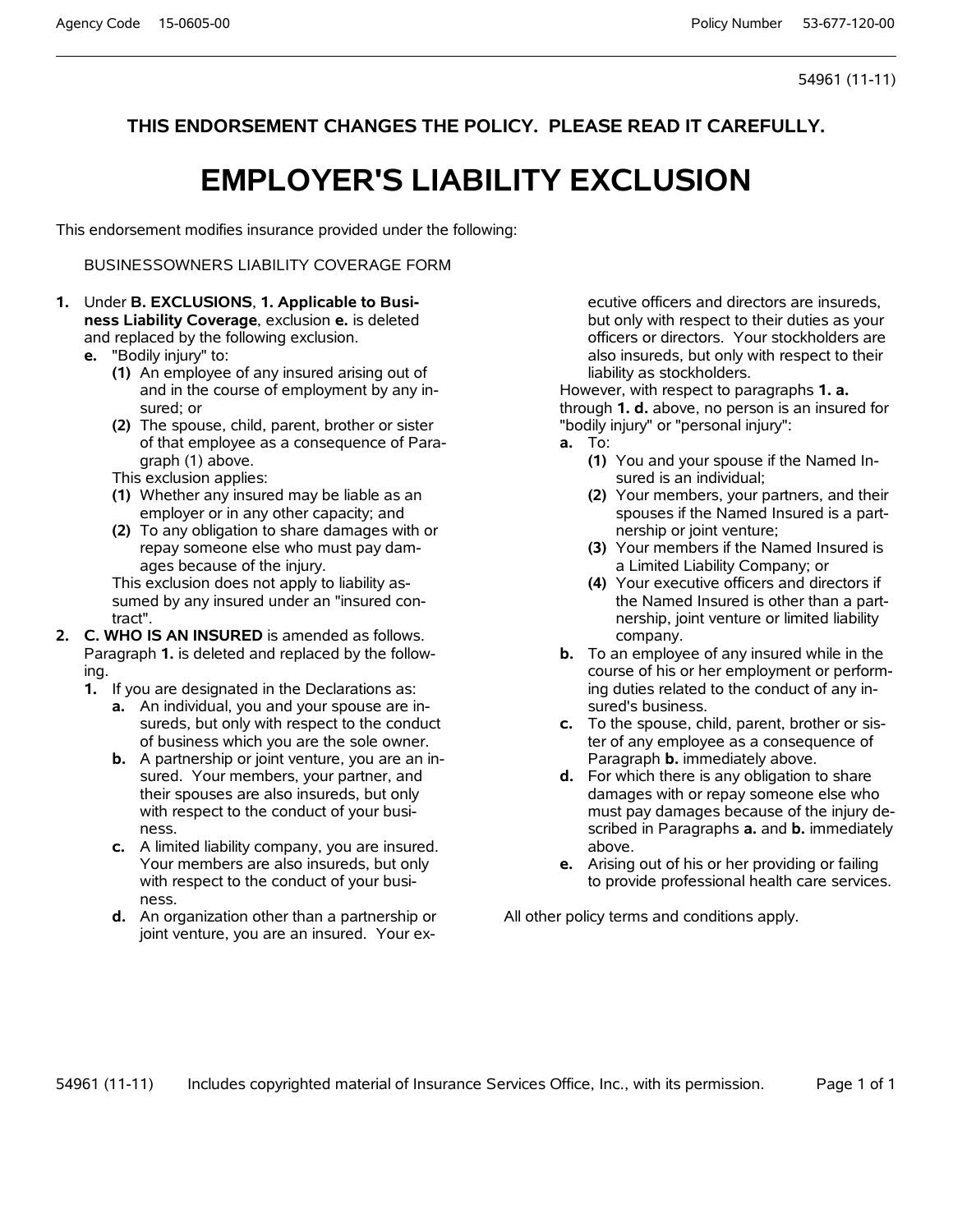54961 (11-11)

**THIS ENDORSEMENT CHANGES THE POLICY. PLEASE READ IT CAREFULLY.**

# EMPLOYER'S LIABILITY EXCLUSION

This endorsement modifies insurance provided under the following:

BUSINESSOWNERS LIABILITY COVERAGE FORM

**1.** Under **B. EXCLUSIONS**, **1. Applicable to Business Liability Coverage**, exclusion **e.** is deleted and replaced by the following exclusion.

**e.** "Bodily injury" to:

**(1)** An employee of any insured arising out of and in the course of employment by any insured; or

**(2)** The spouse, child, parent, brother or sister of that employee as a consequence of Paragraph (1) above.

This exclusion applies:

**(1)** Whether any insured may be liable as an employer or in any other capacity; and

**(2)** To any obligation to share damages with or repay someone else who must pay damages because of the injury.

This exclusion does not apply to liability assumed by any insured under an "insured contract".

**2. C. WHO IS AN INSURED** is amended as follows. Paragraph **1.** is deleted and replaced by the following.

**1.** If you are designated in the Declarations as:

**a.** An individual, you and your spouse are insureds, but only with respect to the conduct of business which you are the sole owner.

**b.** A partnership or joint venture, you are an insured. Your members, your partner, and their spouses are also insureds, but only with respect to the conduct of your business.

**c.** A limited liability company, you are insured. Your members are also insureds, but only with respect to the conduct of your business.

**d.** An organization other than a partnership or joint venture, you are an insured. Your executive officers and directors are insureds, but only with respect to their duties as your officers or directors. Your stockholders are also insureds, but only with respect to their liability as stockholders.

However, with respect to paragraphs **1. a.** through **1. d.** above, no person is an insured for "bodily injury" or "personal injury":

**a.** To:

**(1)** You and your spouse if the Named Insured is an individual;

**(2)** Your members, your partners, and their spouses if the Named Insured is a partnership or joint venture;

**(3)** Your members if the Named Insured is a Limited Liability Company; or

**(4)** Your executive officers and directors if the Named Insured is other than a partnership, joint venture or limited liability company.

**b.** To an employee of any insured while in the course of his or her employment or performing duties related to the conduct of any insured's business.

**c.** To the spouse, child, parent, brother or sister of any employee as a consequence of Paragraph **b.** immediately above.

**d.** For which there is any obligation to share damages with or repay someone else who must pay damages because of the injury described in Paragraphs **a.** and **b.** immediately above.

**e.** Arising out of his or her providing or failing to provide professional health care services.

All other policy terms and conditions apply.

54961 (11-11) Includes copyrighted material of Insurance Services Office, Inc., with its permission.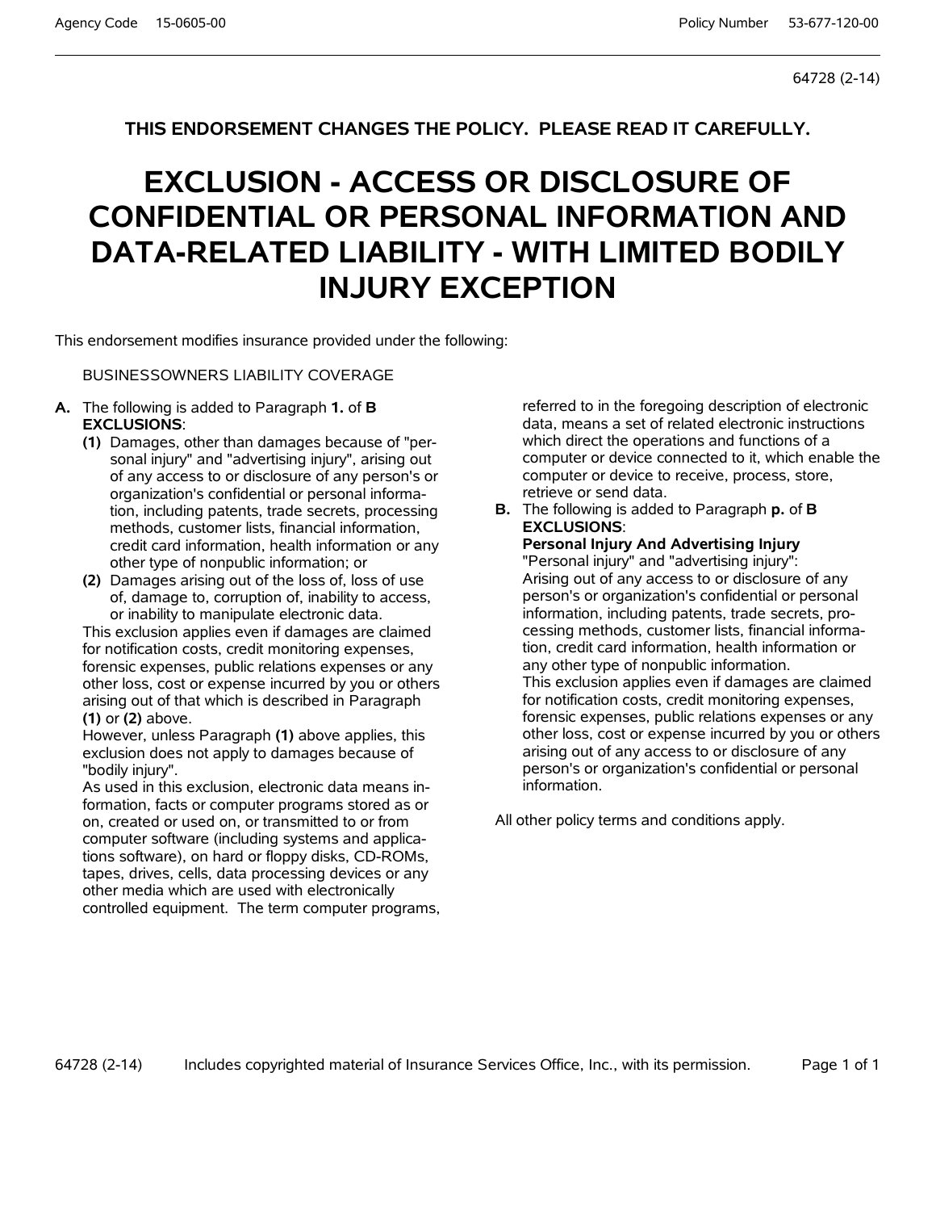64728 (2-14)

**THIS ENDORSEMENT CHANGES THE POLICY. PLEASE READ IT CAREFULLY.**

# EXCLUSION - ACCESS OR DISCLOSURE OF CONFIDENTIAL OR PERSONAL INFORMATION AND DATA-RELATED LIABILITY - WITH LIMITED BODILY INJURY EXCEPTION

This endorsement modifies insurance provided under the following:

BUSINESSOWNERS LIABILITY COVERAGE

**A.** The following is added to Paragraph **1.** of **B EXCLUSIONS**:

**(1)** Damages, other than damages because of "personal injury" and "advertising injury", arising out of any access to or disclosure of any person's or organization's confidential or personal information, including patents, trade secrets, processing methods, customer lists, financial information, credit card information, health information or any other type of nonpublic information; or

**(2)** Damages arising out of the loss of, loss of use of, damage to, corruption of, inability to access, or inability to manipulate electronic data.

This exclusion applies even if damages are claimed for notification costs, credit monitoring expenses, forensic expenses, public relations expenses or any other loss, cost or expense incurred by you or others arising out of that which is described in Paragraph **(1)** or **(2)** above.

However, unless Paragraph **(1)** above applies, this exclusion does not apply to damages because of "bodily injury".

As used in this exclusion, electronic data means information, facts or computer programs stored as or on, created or used on, or transmitted to or from computer software (including systems and applications software), on hard or floppy disks, CD-ROMs, tapes, drives, cells, data processing devices or any other media which are used with electronically controlled equipment. The term computer programs, referred to in the foregoing description of electronic data, means a set of related electronic instructions which direct the operations and functions of a computer or device connected to it, which enable the computer or device to receive, process, store, retrieve or send data.

**B.** The following is added to Paragraph **p.** of **B EXCLUSIONS**:

**Personal Injury And Advertising Injury**

"Personal injury" and "advertising injury":

Arising out of any access to or disclosure of any person's or organization's confidential or personal information, including patents, trade secrets, processing methods, customer lists, financial information, credit card information, health information or any other type of nonpublic information.

This exclusion applies even if damages are claimed for notification costs, credit monitoring expenses, forensic expenses, public relations expenses or any other loss, cost or expense incurred by you or others arising out of any access to or disclosure of any person's or organization's confidential or personal information.

All other policy terms and conditions apply.

64728 (2-14) Includes copyrighted material of Insurance Services Office, Inc., with its permission.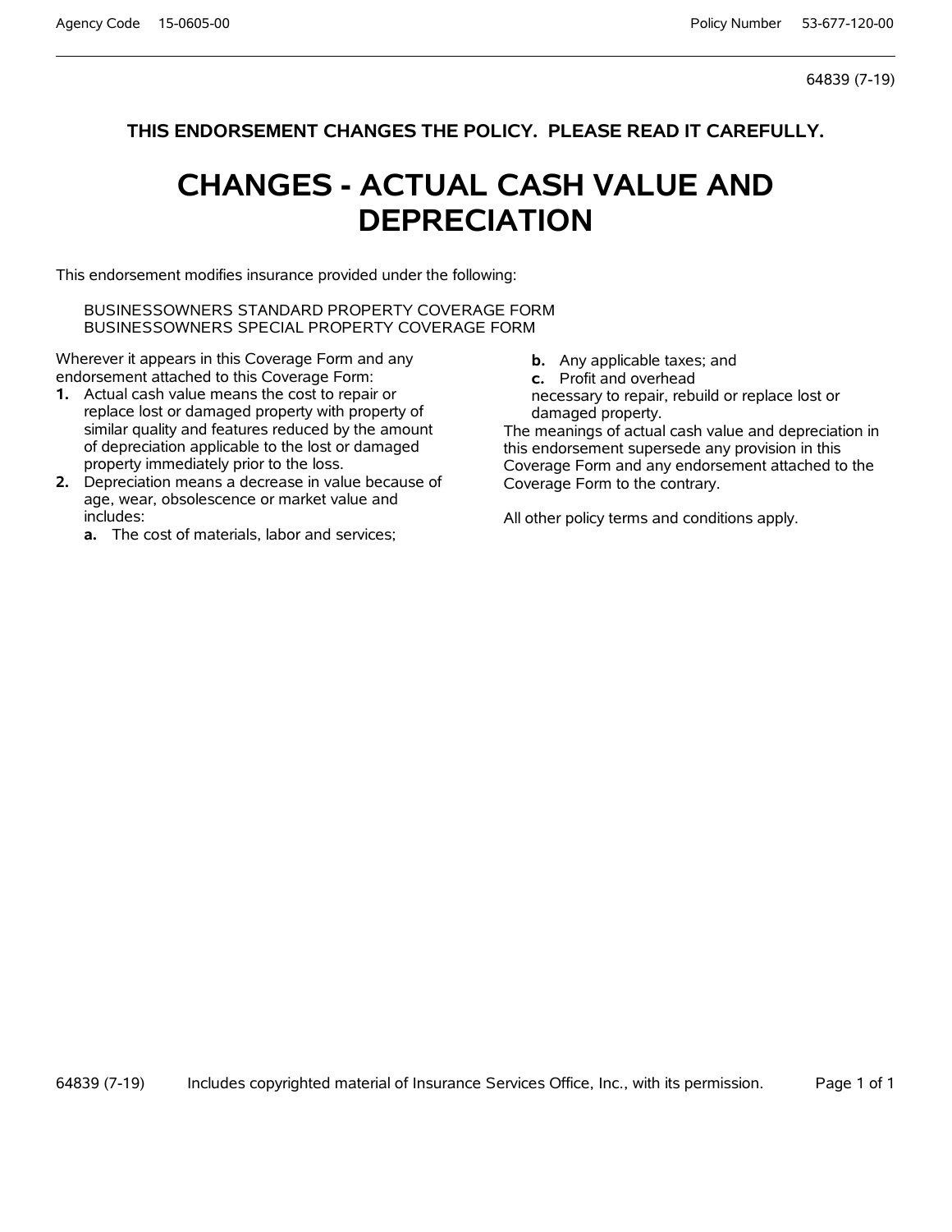64839 (7-19)

**THIS ENDORSEMENT CHANGES THE POLICY. PLEASE READ IT CAREFULLY.**

# CHANGES - ACTUAL CASH VALUE AND DEPRECIATION

This endorsement modifies insurance provided under the following:

BUSINESSOWNERS STANDARD PROPERTY COVERAGE FORM
BUSINESSOWNERS SPECIAL PROPERTY COVERAGE FORM

Wherever it appears in this Coverage Form and any endorsement attached to this Coverage Form:

**1.** Actual cash value means the cost to repair or replace lost or damaged property with property of similar quality and features reduced by the amount of depreciation applicable to the lost or damaged property immediately prior to the loss.

**2.** Depreciation means a decrease in value because of age, wear, obsolescence or market value and includes:

   **a.** The cost of materials, labor and services;

   **b.** Any applicable taxes; and

   **c.** Profit and overhead

   necessary to repair, rebuild or replace lost or damaged property.

The meanings of actual cash value and depreciation in this endorsement supersede any provision in this Coverage Form and any endorsement attached to the Coverage Form to the contrary.

All other policy terms and conditions apply.

Includes copyrighted material of Insurance Services Office, Inc., with its permission.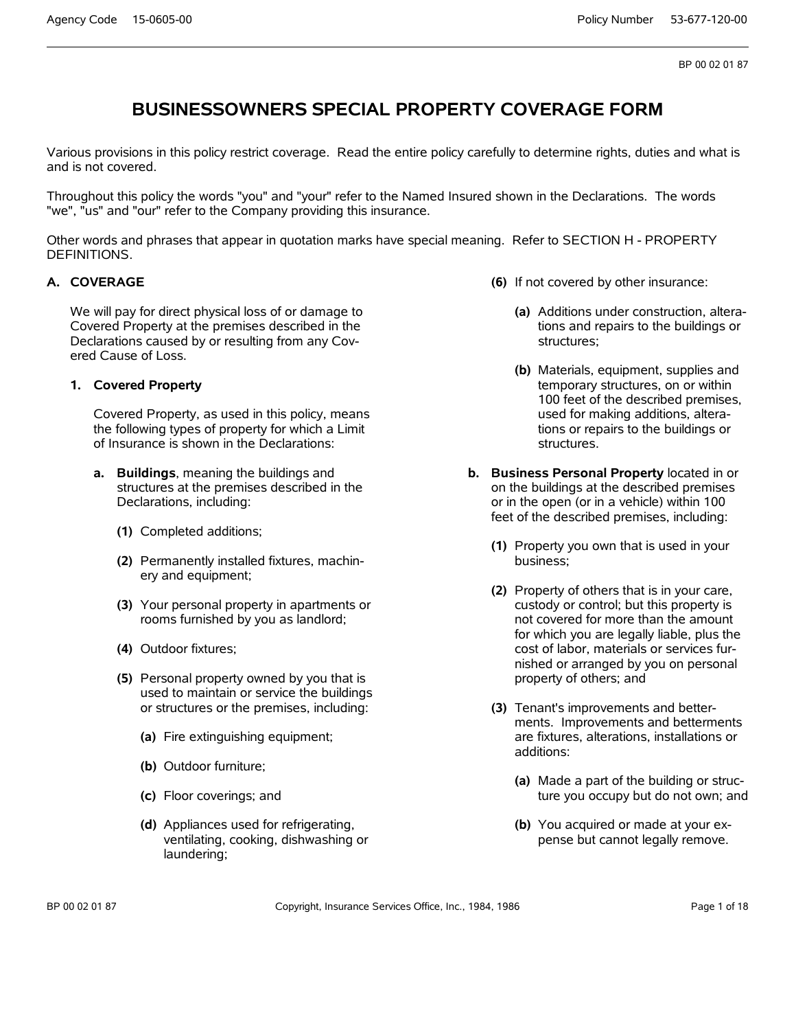# BUSINESSOWNERS SPECIAL PROPERTY COVERAGE FORM

Various provisions in this policy restrict coverage. Read the entire policy carefully to determine rights, duties and what is and is not covered.

Throughout this policy the words "you" and "your" refer to the Named Insured shown in the Declarations. The words "we", "us" and "our" refer to the Company providing this insurance.

Other words and phrases that appear in quotation marks have special meaning. Refer to SECTION H - PROPERTY DEFINITIONS.

**A. COVERAGE**

We will pay for direct physical loss of or damage to Covered Property at the premises described in the Declarations caused by or resulting from any Covered Cause of Loss.

**1. Covered Property**

Covered Property, as used in this policy, means the following types of property for which a Limit of Insurance is shown in the Declarations:

**a. Buildings**, meaning the buildings and structures at the premises described in the Declarations, including:

**(1)** Completed additions;

**(2)** Permanently installed fixtures, machinery and equipment;

**(3)** Your personal property in apartments or rooms furnished by you as landlord;

**(4)** Outdoor fixtures;

**(5)** Personal property owned by you that is used to maintain or service the buildings or structures or the premises, including:

**(a)** Fire extinguishing equipment;

**(b)** Outdoor furniture;

**(c)** Floor coverings; and

**(d)** Appliances used for refrigerating, ventilating, cooking, dishwashing or laundering;

**(6)** If not covered by other insurance:

**(a)** Additions under construction, alterations and repairs to the buildings or structures;

**(b)** Materials, equipment, supplies and temporary structures, on or within 100 feet of the described premises, used for making additions, alterations or repairs to the buildings or structures.

**b. Business Personal Property** located in or on the buildings at the described premises or in the open (or in a vehicle) within 100 feet of the described premises, including:

**(1)** Property you own that is used in your business;

**(2)** Property of others that is in your care, custody or control; but this property is not covered for more than the amount for which you are legally liable, plus the cost of labor, materials or services furnished or arranged by you on personal property of others; and

**(3)** Tenant's improvements and betterments. Improvements and betterments are fixtures, alterations, installations or additions:

**(a)** Made a part of the building or structure you occupy but do not own; and

**(b)** You acquired or made at your expense but cannot legally remove.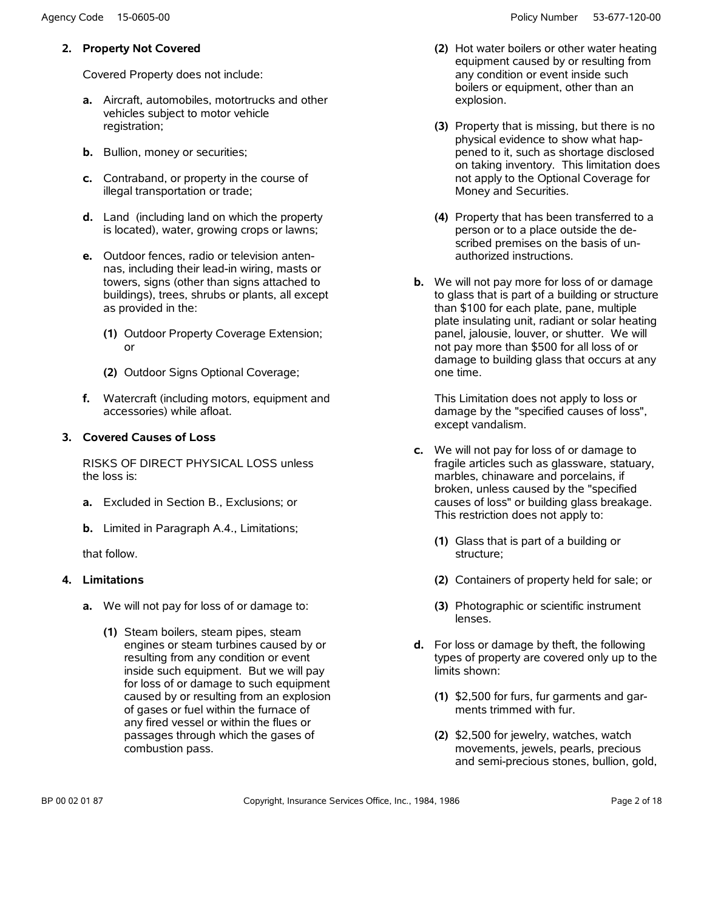**2. Property Not Covered**

Covered Property does not include:

- **a.** Aircraft, automobiles, motortrucks and other vehicles subject to motor vehicle registration;
- **b.** Bullion, money or securities;
- **c.** Contraband, or property in the course of illegal transportation or trade;
- **d.** Land (including land on which the property is located), water, growing crops or lawns;
- **e.** Outdoor fences, radio or television antennas, including their lead-in wiring, masts or towers, signs (other than signs attached to buildings), trees, shrubs or plants, all except as provided in the:
  - **(1)** Outdoor Property Coverage Extension; or
  - **(2)** Outdoor Signs Optional Coverage;
- **f.** Watercraft (including motors, equipment and accessories) while afloat.

**3. Covered Causes of Loss**

RISKS OF DIRECT PHYSICAL LOSS unless the loss is:

- **a.** Excluded in Section B., Exclusions; or
- **b.** Limited in Paragraph A.4., Limitations;

that follow.

**4. Limitations**

- **a.** We will not pay for loss of or damage to:
  - **(1)** Steam boilers, steam pipes, steam engines or steam turbines caused by or resulting from any condition or event inside such equipment. But we will pay for loss of or damage to such equipment caused by or resulting from an explosion of gases or fuel within the furnace of any fired vessel or within the flues or passages through which the gases of combustion pass.
  - **(2)** Hot water boilers or other water heating equipment caused by or resulting from any condition or event inside such boilers or equipment, other than an explosion.
  - **(3)** Property that is missing, but there is no physical evidence to show what happened to it, such as shortage disclosed on taking inventory. This limitation does not apply to the Optional Coverage for Money and Securities.
  - **(4)** Property that has been transferred to a person or to a place outside the described premises on the basis of unauthorized instructions.
- **b.** We will not pay more for loss of or damage to glass that is part of a building or structure than $100 for each plate, pane, multiple plate insulating unit, radiant or solar heating panel, jalousie, louver, or shutter. We will not pay more than $500 for all loss of or damage to building glass that occurs at any one time.

  This Limitation does not apply to loss or damage by the "specified causes of loss", except vandalism.
- **c.** We will not pay for loss of or damage to fragile articles such as glassware, statuary, marbles, chinaware and porcelains, if broken, unless caused by the "specified causes of loss" or building glass breakage. This restriction does not apply to:
  - **(1)** Glass that is part of a building or structure;
  - **(2)** Containers of property held for sale; or
  - **(3)** Photographic or scientific instrument lenses.
- **d.** For loss or damage by theft, the following types of property are covered only up to the limits shown:
  - **(1)** $2,500 for furs, fur garments and garments trimmed with fur.
  - **(2)** $2,500 for jewelry, watches, watch movements, jewels, pearls, precious and semi-precious stones, bullion, gold,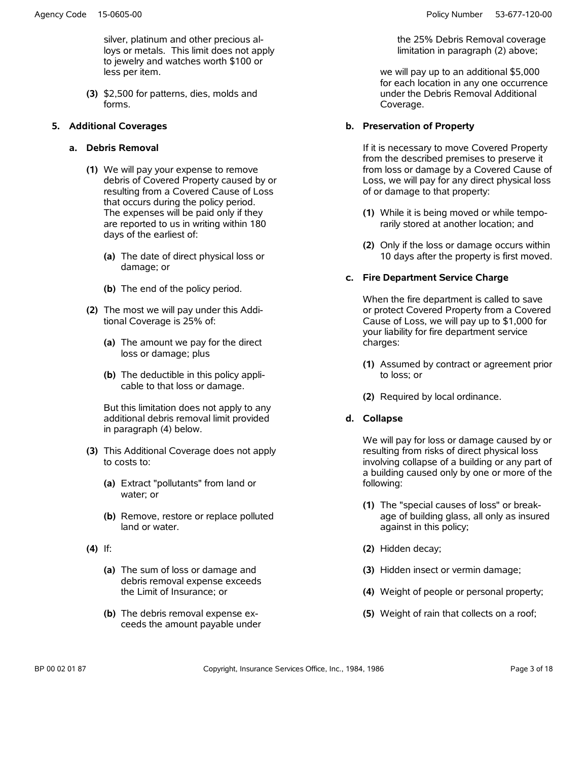silver, platinum and other precious alloys or metals. This limit does not apply to jewelry and watches worth $100 or less per item.

**(3)** $2,500 for patterns, dies, molds and forms.

**5. Additional Coverages**

**a. Debris Removal**

**(1)** We will pay your expense to remove debris of Covered Property caused by or resulting from a Covered Cause of Loss that occurs during the policy period. The expenses will be paid only if they are reported to us in writing within 180 days of the earliest of:

**(a)** The date of direct physical loss or damage; or

**(b)** The end of the policy period.

**(2)** The most we will pay under this Additional Coverage is 25% of:

**(a)** The amount we pay for the direct loss or damage; plus

**(b)** The deductible in this policy applicable to that loss or damage.

But this limitation does not apply to any additional debris removal limit provided in paragraph (4) below.

**(3)** This Additional Coverage does not apply to costs to:

**(a)** Extract "pollutants" from land or water; or

**(b)** Remove, restore or replace polluted land or water.

**(4)** If:

**(a)** The sum of loss or damage and debris removal expense exceeds the Limit of Insurance; or

**(b)** The debris removal expense exceeds the amount payable under the 25% Debris Removal coverage limitation in paragraph (2) above;

we will pay up to an additional $5,000 for each location in any one occurrence under the Debris Removal Additional Coverage.

**b. Preservation of Property**

If it is necessary to move Covered Property from the described premises to preserve it from loss or damage by a Covered Cause of Loss, we will pay for any direct physical loss of or damage to that property:

**(1)** While it is being moved or while temporarily stored at another location; and

**(2)** Only if the loss or damage occurs within 10 days after the property is first moved.

**c. Fire Department Service Charge**

When the fire department is called to save or protect Covered Property from a Covered Cause of Loss, we will pay up to $1,000 for your liability for fire department service charges:

**(1)** Assumed by contract or agreement prior to loss; or

**(2)** Required by local ordinance.

**d. Collapse**

We will pay for loss or damage caused by or resulting from risks of direct physical loss involving collapse of a building or any part of a building caused only by one or more of the following:

**(1)** The "special causes of loss" or breakage of building glass, all only as insured against in this policy;

**(2)** Hidden decay;

**(3)** Hidden insect or vermin damage;

**(4)** Weight of people or personal property;

**(5)** Weight of rain that collects on a roof;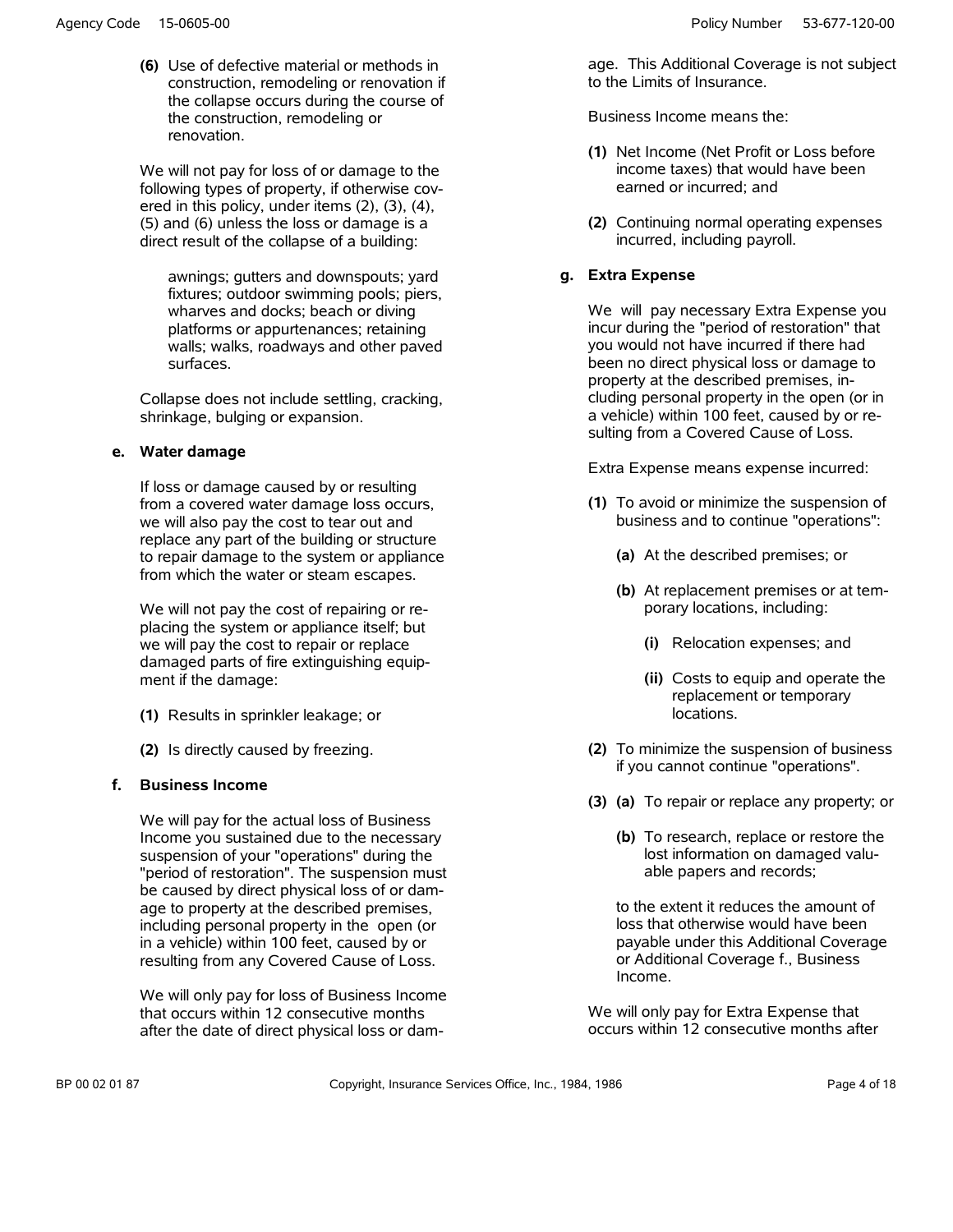**(6)** Use of defective material or methods in construction, remodeling or renovation if the collapse occurs during the course of the construction, remodeling or renovation.

We will not pay for loss of or damage to the following types of property, if otherwise covered in this policy, under items (2), (3), (4), (5) and (6) unless the loss or damage is a direct result of the collapse of a building:

awnings; gutters and downspouts; yard fixtures; outdoor swimming pools; piers, wharves and docks; beach or diving platforms or appurtenances; retaining walls; walks, roadways and other paved surfaces.

Collapse does not include settling, cracking, shrinkage, bulging or expansion.

**e. Water damage**

If loss or damage caused by or resulting from a covered water damage loss occurs, we will also pay the cost to tear out and replace any part of the building or structure to repair damage to the system or appliance from which the water or steam escapes.

We will not pay the cost of repairing or replacing the system or appliance itself; but we will pay the cost to repair or replace damaged parts of fire extinguishing equipment if the damage:

**(1)** Results in sprinkler leakage; or

**(2)** Is directly caused by freezing.

**f. Business Income**

We will pay for the actual loss of Business Income you sustained due to the necessary suspension of your "operations" during the "period of restoration". The suspension must be caused by direct physical loss of or damage to property at the described premises, including personal property in the open (or in a vehicle) within 100 feet, caused by or resulting from any Covered Cause of Loss.

We will only pay for loss of Business Income that occurs within 12 consecutive months after the date of direct physical loss or damage. This Additional Coverage is not subject to the Limits of Insurance.

Business Income means the:

**(1)** Net Income (Net Profit or Loss before income taxes) that would have been earned or incurred; and

**(2)** Continuing normal operating expenses incurred, including payroll.

**g. Extra Expense**

We will pay necessary Extra Expense you incur during the "period of restoration" that you would not have incurred if there had been no direct physical loss or damage to property at the described premises, including personal property in the open (or in a vehicle) within 100 feet, caused by or resulting from a Covered Cause of Loss.

Extra Expense means expense incurred:

**(1)** To avoid or minimize the suspension of business and to continue "operations":

**(a)** At the described premises; or

**(b)** At replacement premises or at temporary locations, including:

**(i)** Relocation expenses; and

**(ii)** Costs to equip and operate the replacement or temporary locations.

**(2)** To minimize the suspension of business if you cannot continue "operations".

**(3) (a)** To repair or replace any property; or

**(b)** To research, replace or restore the lost information on damaged valuable papers and records;

to the extent it reduces the amount of loss that otherwise would have been payable under this Additional Coverage or Additional Coverage f., Business Income.

We will only pay for Extra Expense that occurs within 12 consecutive months after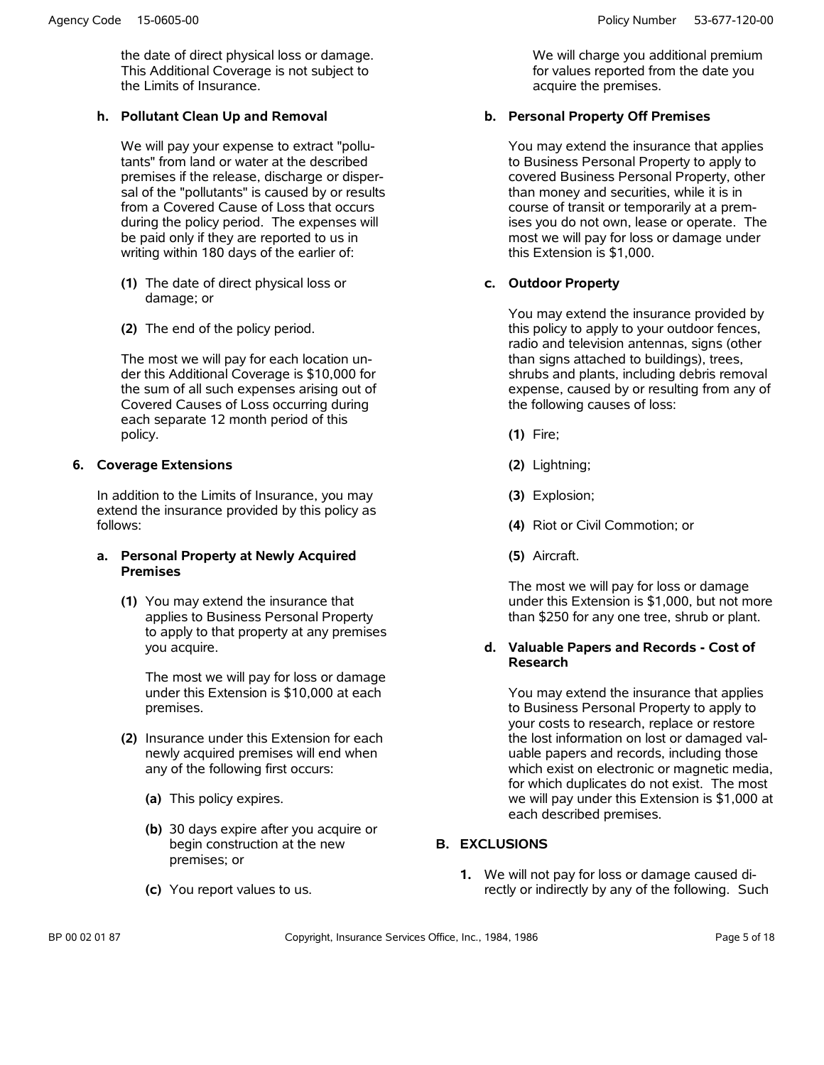the date of direct physical loss or damage. This Additional Coverage is not subject to the Limits of Insurance.

**h. Pollutant Clean Up and Removal**

We will pay your expense to extract "pollutants" from land or water at the described premises if the release, discharge or dispersal of the "pollutants" is caused by or results from a Covered Cause of Loss that occurs during the policy period. The expenses will be paid only if they are reported to us in writing within 180 days of the earlier of:

**(1)** The date of direct physical loss or damage; or

**(2)** The end of the policy period.

The most we will pay for each location under this Additional Coverage is $10,000 for the sum of all such expenses arising out of Covered Causes of Loss occurring during each separate 12 month period of this policy.

**6. Coverage Extensions**

In addition to the Limits of Insurance, you may extend the insurance provided by this policy as follows:

**a. Personal Property at Newly Acquired Premises**

**(1)** You may extend the insurance that applies to Business Personal Property to apply to that property at any premises you acquire.

The most we will pay for loss or damage under this Extension is $10,000 at each premises.

**(2)** Insurance under this Extension for each newly acquired premises will end when any of the following first occurs:

**(a)** This policy expires.

**(b)** 30 days expire after you acquire or begin construction at the new premises; or

**(c)** You report values to us.

We will charge you additional premium for values reported from the date you acquire the premises.

**b. Personal Property Off Premises**

You may extend the insurance that applies to Business Personal Property to apply to covered Business Personal Property, other than money and securities, while it is in course of transit or temporarily at a premises you do not own, lease or operate. The most we will pay for loss or damage under this Extension is $1,000.

**c. Outdoor Property**

You may extend the insurance provided by this policy to apply to your outdoor fences, radio and television antennas, signs (other than signs attached to buildings), trees, shrubs and plants, including debris removal expense, caused by or resulting from any of the following causes of loss:

**(1)** Fire;

**(2)** Lightning;

**(3)** Explosion;

**(4)** Riot or Civil Commotion; or

**(5)** Aircraft.

The most we will pay for loss or damage under this Extension is $1,000, but not more than $250 for any one tree, shrub or plant.

**d. Valuable Papers and Records - Cost of Research**

You may extend the insurance that applies to Business Personal Property to apply to your costs to research, replace or restore the lost information on lost or damaged valuable papers and records, including those which exist on electronic or magnetic media, for which duplicates do not exist. The most we will pay under this Extension is $1,000 at each described premises.

## B. EXCLUSIONS

**1.** We will not pay for loss or damage caused directly or indirectly by any of the following. Such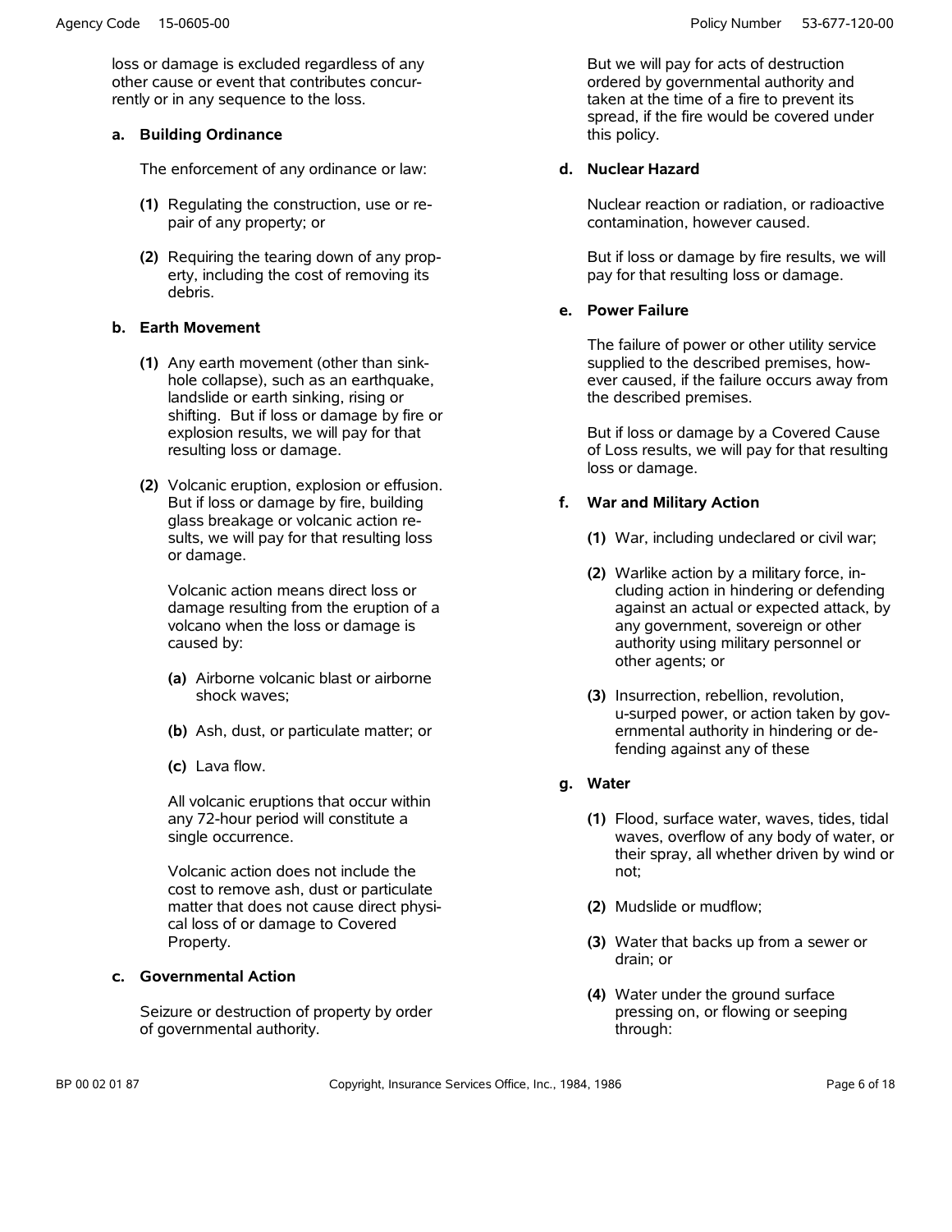loss or damage is excluded regardless of any other cause or event that contributes concurrently or in any sequence to the loss.

**a. Building Ordinance**

The enforcement of any ordinance or law:

**(1)** Regulating the construction, use or repair of any property; or

**(2)** Requiring the tearing down of any property, including the cost of removing its debris.

**b. Earth Movement**

**(1)** Any earth movement (other than sinkhole collapse), such as an earthquake, landslide or earth sinking, rising or shifting. But if loss or damage by fire or explosion results, we will pay for that resulting loss or damage.

**(2)** Volcanic eruption, explosion or effusion. But if loss or damage by fire, building glass breakage or volcanic action results, we will pay for that resulting loss or damage.

Volcanic action means direct loss or damage resulting from the eruption of a volcano when the loss or damage is caused by:

**(a)** Airborne volcanic blast or airborne shock waves;

**(b)** Ash, dust, or particulate matter; or

**(c)** Lava flow.

All volcanic eruptions that occur within any 72-hour period will constitute a single occurrence.

Volcanic action does not include the cost to remove ash, dust or particulate matter that does not cause direct physical loss of or damage to Covered Property.

**c. Governmental Action**

Seizure or destruction of property by order of governmental authority.

But we will pay for acts of destruction ordered by governmental authority and taken at the time of a fire to prevent its spread, if the fire would be covered under this policy.

**d. Nuclear Hazard**

Nuclear reaction or radiation, or radioactive contamination, however caused.

But if loss or damage by fire results, we will pay for that resulting loss or damage.

**e. Power Failure**

The failure of power or other utility service supplied to the described premises, however caused, if the failure occurs away from the described premises.

But if loss or damage by a Covered Cause of Loss results, we will pay for that resulting loss or damage.

**f. War and Military Action**

**(1)** War, including undeclared or civil war;

**(2)** Warlike action by a military force, including action in hindering or defending against an actual or expected attack, by any government, sovereign or other authority using military personnel or other agents; or

**(3)** Insurrection, rebellion, revolution, u-surped power, or action taken by governmental authority in hindering or defending against any of these

**g. Water**

**(1)** Flood, surface water, waves, tides, tidal waves, overflow of any body of water, or their spray, all whether driven by wind or not;

**(2)** Mudslide or mudflow;

**(3)** Water that backs up from a sewer or drain; or

**(4)** Water under the ground surface pressing on, or flowing or seeping through: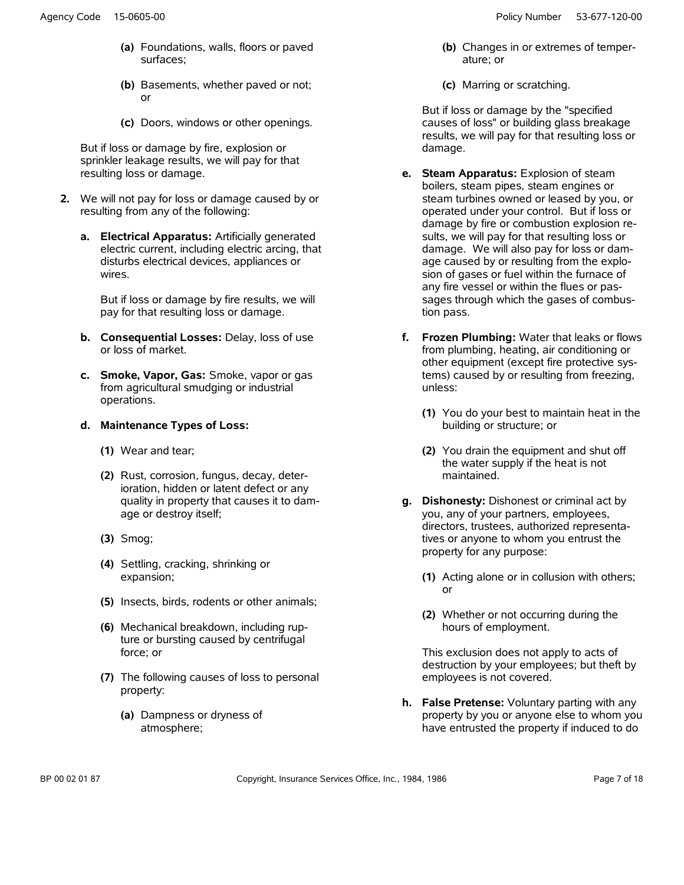(a) Foundations, walls, floors or paved surfaces;

(b) Basements, whether paved or not; or

(c) Doors, windows or other openings.

But if loss or damage by fire, explosion or sprinkler leakage results, we will pay for that resulting loss or damage.

**2.** We will not pay for loss or damage caused by or resulting from any of the following:

**a. Electrical Apparatus:** Artificially generated electric current, including electric arcing, that disturbs electrical devices, appliances or wires.

But if loss or damage by fire results, we will pay for that resulting loss or damage.

**b. Consequential Losses:** Delay, loss of use or loss of market.

**c. Smoke, Vapor, Gas:** Smoke, vapor or gas from agricultural smudging or industrial operations.

**d. Maintenance Types of Loss:**

**(1)** Wear and tear;

**(2)** Rust, corrosion, fungus, decay, deterioration, hidden or latent defect or any quality in property that causes it to damage or destroy itself;

**(3)** Smog;

**(4)** Settling, cracking, shrinking or expansion;

**(5)** Insects, birds, rodents or other animals;

**(6)** Mechanical breakdown, including rupture or bursting caused by centrifugal force; or

**(7)** The following causes of loss to personal property:

**(a)** Dampness or dryness of atmosphere;

**(b)** Changes in or extremes of temperature; or

**(c)** Marring or scratching.

But if loss or damage by the "specified causes of loss" or building glass breakage results, we will pay for that resulting loss or damage.

**e. Steam Apparatus:** Explosion of steam boilers, steam pipes, steam engines or steam turbines owned or leased by you, or operated under your control. But if loss or damage by fire or combustion explosion results, we will pay for that resulting loss or damage. We will also pay for loss or damage caused by or resulting from the explosion of gases or fuel within the furnace of any fire vessel or within the flues or passages through which the gases of combustion pass.

**f. Frozen Plumbing:** Water that leaks or flows from plumbing, heating, air conditioning or other equipment (except fire protective systems) caused by or resulting from freezing, unless:

**(1)** You do your best to maintain heat in the building or structure; or

**(2)** You drain the equipment and shut off the water supply if the heat is not maintained.

**g. Dishonesty:** Dishonest or criminal act by you, any of your partners, employees, directors, trustees, authorized representatives or anyone to whom you entrust the property for any purpose:

**(1)** Acting alone or in collusion with others; or

**(2)** Whether or not occurring during the hours of employment.

This exclusion does not apply to acts of destruction by your employees; but theft by employees is not covered.

**h. False Pretense:** Voluntary parting with any property by you or anyone else to whom you have entrusted the property if induced to do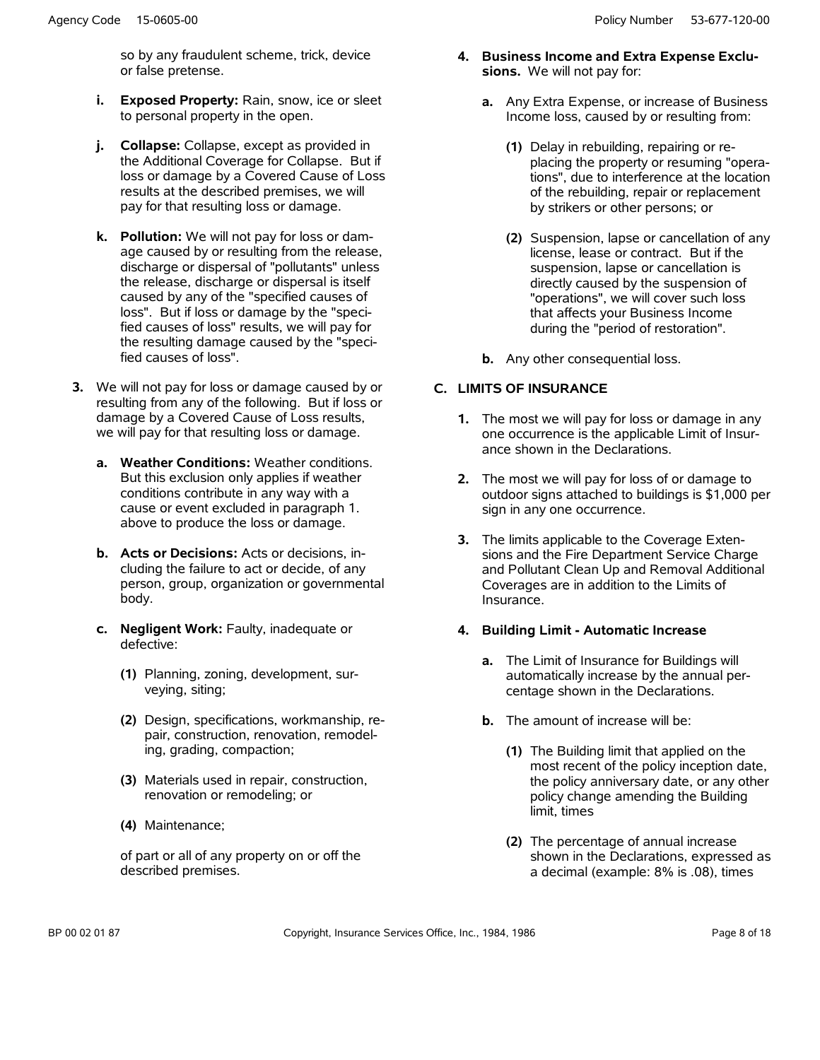so by any fraudulent scheme, trick, device or false pretense.

**i. Exposed Property:** Rain, snow, ice or sleet to personal property in the open.

**j. Collapse:** Collapse, except as provided in the Additional Coverage for Collapse. But if loss or damage by a Covered Cause of Loss results at the described premises, we will pay for that resulting loss or damage.

**k. Pollution:** We will not pay for loss or damage caused by or resulting from the release, discharge or dispersal of "pollutants" unless the release, discharge or dispersal is itself caused by any of the "specified causes of loss". But if loss or damage by the "specified causes of loss" results, we will pay for the resulting damage caused by the "specified causes of loss".

**3.** We will not pay for loss or damage caused by or resulting from any of the following. But if loss or damage by a Covered Cause of Loss results, we will pay for that resulting loss or damage.

**a. Weather Conditions:** Weather conditions. But this exclusion only applies if weather conditions contribute in any way with a cause or event excluded in paragraph 1. above to produce the loss or damage.

**b. Acts or Decisions:** Acts or decisions, including the failure to act or decide, of any person, group, organization or governmental body.

**c. Negligent Work:** Faulty, inadequate or defective:

**(1)** Planning, zoning, development, surveying, siting;

**(2)** Design, specifications, workmanship, repair, construction, renovation, remodeling, grading, compaction;

**(3)** Materials used in repair, construction, renovation or remodeling; or

**(4)** Maintenance;

of part or all of any property on or off the described premises.

**4. Business Income and Extra Expense Exclusions.** We will not pay for:

**a.** Any Extra Expense, or increase of Business Income loss, caused by or resulting from:

**(1)** Delay in rebuilding, repairing or replacing the property or resuming "operations", due to interference at the location of the rebuilding, repair or replacement by strikers or other persons; or

**(2)** Suspension, lapse or cancellation of any license, lease or contract. But if the suspension, lapse or cancellation is directly caused by the suspension of "operations", we will cover such loss that affects your Business Income during the "period of restoration".

**b.** Any other consequential loss.

## C. LIMITS OF INSURANCE

**1.** The most we will pay for loss or damage in any one occurrence is the applicable Limit of Insurance shown in the Declarations.

**2.** The most we will pay for loss of or damage to outdoor signs attached to buildings is $1,000 per sign in any one occurrence.

**3.** The limits applicable to the Coverage Extensions and the Fire Department Service Charge and Pollutant Clean Up and Removal Additional Coverages are in addition to the Limits of Insurance.

**4. Building Limit - Automatic Increase**

**a.** The Limit of Insurance for Buildings will automatically increase by the annual percentage shown in the Declarations.

**b.** The amount of increase will be:

**(1)** The Building limit that applied on the most recent of the policy inception date, the policy anniversary date, or any other policy change amending the Building limit, times

**(2)** The percentage of annual increase shown in the Declarations, expressed as a decimal (example: 8% is .08), times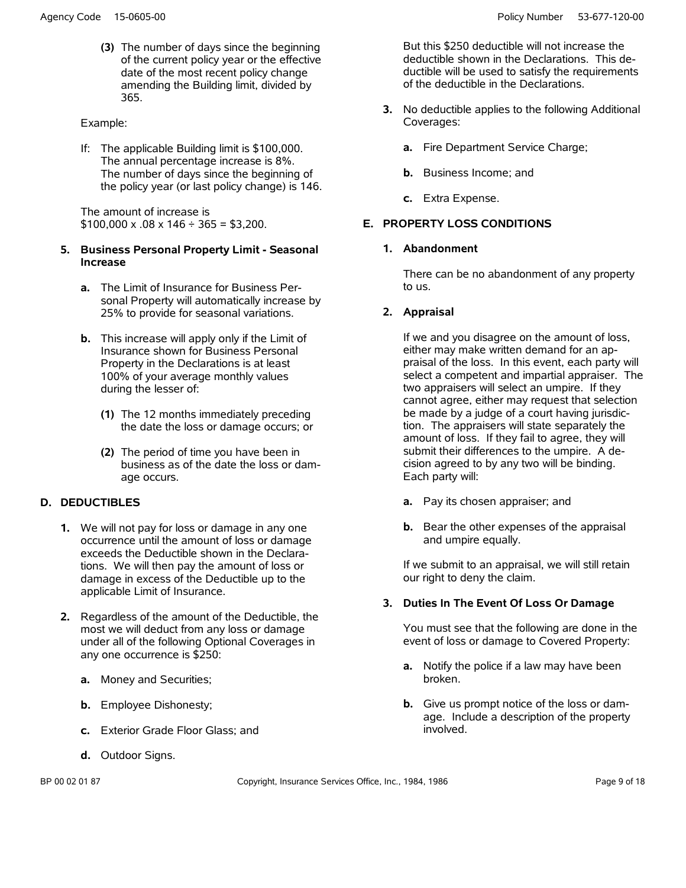**(3)** The number of days since the beginning of the current policy year or the effective date of the most recent policy change amending the Building limit, divided by 365.

Example:

If: The applicable Building limit is $100,000.
The annual percentage increase is 8%.
The number of days since the beginning of the policy year (or last policy change) is 146.

The amount of increase is
$100,000 x .08 x 146 ÷ 365 = $3,200.

**5. Business Personal Property Limit - Seasonal Increase**

**a.** The Limit of Insurance for Business Personal Property will automatically increase by 25% to provide for seasonal variations.

**b.** This increase will apply only if the Limit of Insurance shown for Business Personal Property in the Declarations is at least 100% of your average monthly values during the lesser of:

**(1)** The 12 months immediately preceding the date the loss or damage occurs; or

**(2)** The period of time you have been in business as of the date the loss or damage occurs.

## D. DEDUCTIBLES

**1.** We will not pay for loss or damage in any one occurrence until the amount of loss or damage exceeds the Deductible shown in the Declarations. We will then pay the amount of loss or damage in excess of the Deductible up to the applicable Limit of Insurance.

**2.** Regardless of the amount of the Deductible, the most we will deduct from any loss or damage under all of the following Optional Coverages in any one occurrence is $250:

**a.** Money and Securities;

**b.** Employee Dishonesty;

**c.** Exterior Grade Floor Glass; and

**d.** Outdoor Signs.

But this $250 deductible will not increase the deductible shown in the Declarations. This deductible will be used to satisfy the requirements of the deductible in the Declarations.

**3.** No deductible applies to the following Additional Coverages:

**a.** Fire Department Service Charge;

**b.** Business Income; and

**c.** Extra Expense.

## E. PROPERTY LOSS CONDITIONS

**1. Abandonment**

There can be no abandonment of any property to us.

**2. Appraisal**

If we and you disagree on the amount of loss, either may make written demand for an appraisal of the loss. In this event, each party will select a competent and impartial appraiser. The two appraisers will select an umpire. If they cannot agree, either may request that selection be made by a judge of a court having jurisdiction. The appraisers will state separately the amount of loss. If they fail to agree, they will submit their differences to the umpire. A decision agreed to by any two will be binding. Each party will:

**a.** Pay its chosen appraiser; and

**b.** Bear the other expenses of the appraisal and umpire equally.

If we submit to an appraisal, we will still retain our right to deny the claim.

**3. Duties In The Event Of Loss Or Damage**

You must see that the following are done in the event of loss or damage to Covered Property:

**a.** Notify the police if a law may have been broken.

**b.** Give us prompt notice of the loss or damage. Include a description of the property involved.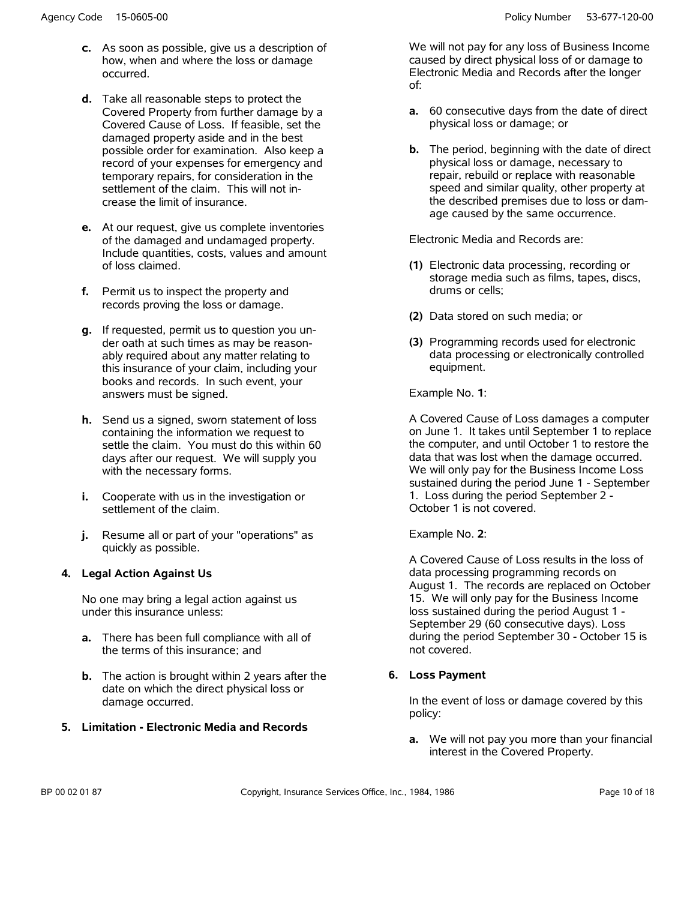**c.** As soon as possible, give us a description of how, when and where the loss or damage occurred.

**d.** Take all reasonable steps to protect the Covered Property from further damage by a Covered Cause of Loss. If feasible, set the damaged property aside and in the best possible order for examination. Also keep a record of your expenses for emergency and temporary repairs, for consideration in the settlement of the claim. This will not increase the limit of insurance.

**e.** At our request, give us complete inventories of the damaged and undamaged property. Include quantities, costs, values and amount of loss claimed.

**f.** Permit us to inspect the property and records proving the loss or damage.

**g.** If requested, permit us to question you under oath at such times as may be reasonably required about any matter relating to this insurance of your claim, including your books and records. In such event, your answers must be signed.

**h.** Send us a signed, sworn statement of loss containing the information we request to settle the claim. You must do this within 60 days after our request. We will supply you with the necessary forms.

**i.** Cooperate with us in the investigation or settlement of the claim.

**j.** Resume all or part of your "operations" as quickly as possible.

**4. Legal Action Against Us**

No one may bring a legal action against us under this insurance unless:

**a.** There has been full compliance with all of the terms of this insurance; and

**b.** The action is brought within 2 years after the date on which the direct physical loss or damage occurred.

**5. Limitation - Electronic Media and Records**

We will not pay for any loss of Business Income caused by direct physical loss of or damage to Electronic Media and Records after the longer of:

**a.** 60 consecutive days from the date of direct physical loss or damage; or

**b.** The period, beginning with the date of direct physical loss or damage, necessary to repair, rebuild or replace with reasonable speed and similar quality, other property at the described premises due to loss or damage caused by the same occurrence.

Electronic Media and Records are:

**(1)** Electronic data processing, recording or storage media such as films, tapes, discs, drums or cells;

**(2)** Data stored on such media; or

**(3)** Programming records used for electronic data processing or electronically controlled equipment.

Example No. **1**:

A Covered Cause of Loss damages a computer on June 1. It takes until September 1 to replace the computer, and until October 1 to restore the data that was lost when the damage occurred. We will only pay for the Business Income Loss sustained during the period June 1 - September 1. Loss during the period September 2 - October 1 is not covered.

Example No. **2**:

A Covered Cause of Loss results in the loss of data processing programming records on August 1. The records are replaced on October 15. We will only pay for the Business Income loss sustained during the period August 1 - September 29 (60 consecutive days). Loss during the period September 30 - October 15 is not covered.

**6. Loss Payment**

In the event of loss or damage covered by this policy:

**a.** We will not pay you more than your financial interest in the Covered Property.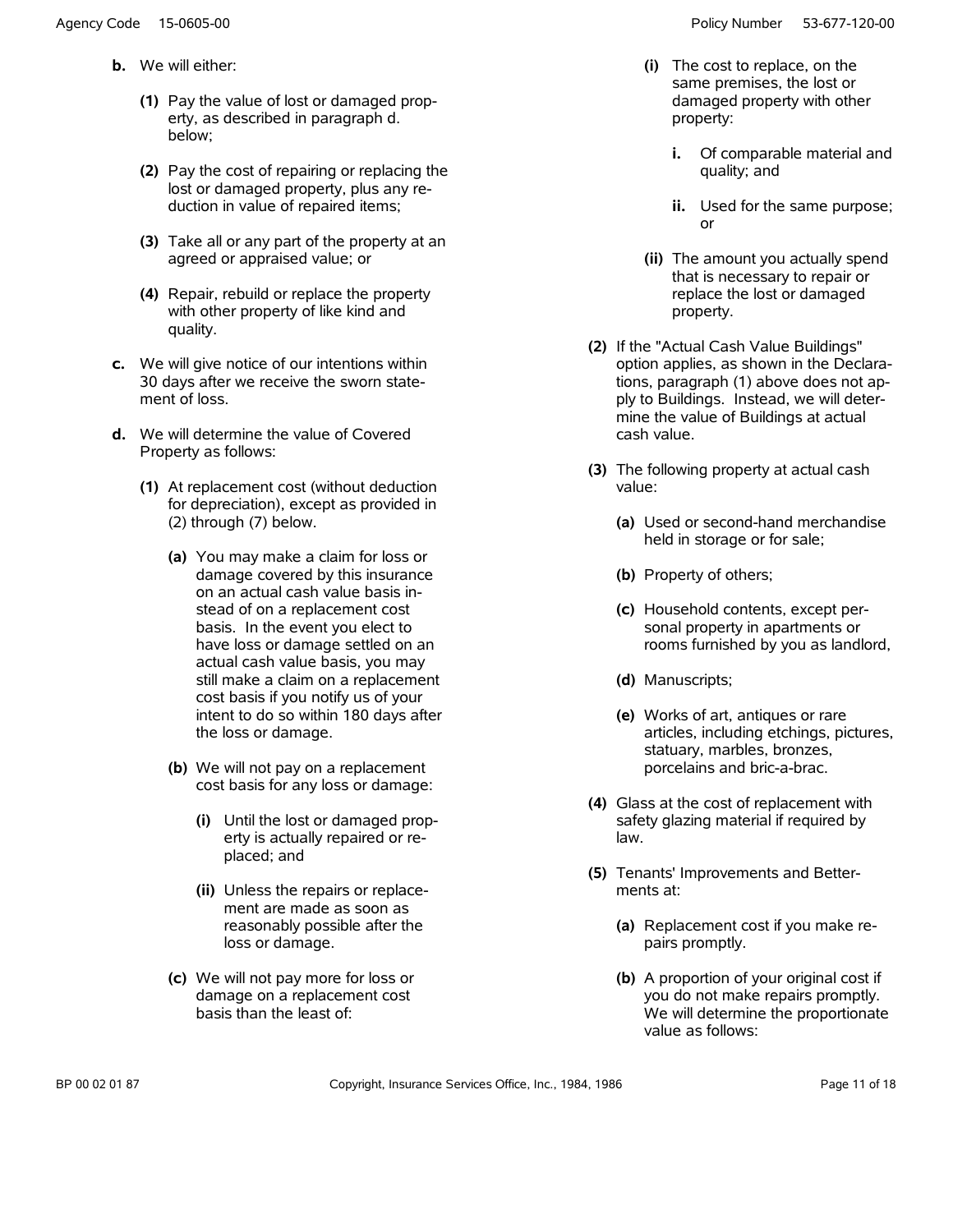**b.** We will either:

**(1)** Pay the value of lost or damaged property, as described in paragraph d. below;

**(2)** Pay the cost of repairing or replacing the lost or damaged property, plus any reduction in value of repaired items;

**(3)** Take all or any part of the property at an agreed or appraised value; or

**(4)** Repair, rebuild or replace the property with other property of like kind and quality.

**c.** We will give notice of our intentions within 30 days after we receive the sworn statement of loss.

**d.** We will determine the value of Covered Property as follows:

**(1)** At replacement cost (without deduction for depreciation), except as provided in (2) through (7) below.

**(a)** You may make a claim for loss or damage covered by this insurance on an actual cash value basis instead of on a replacement cost basis. In the event you elect to have loss or damage settled on an actual cash value basis, you may still make a claim on a replacement cost basis if you notify us of your intent to do so within 180 days after the loss or damage.

**(b)** We will not pay on a replacement cost basis for any loss or damage:

**(i)** Until the lost or damaged property is actually repaired or replaced; and

**(ii)** Unless the repairs or replacement are made as soon as reasonably possible after the loss or damage.

**(c)** We will not pay more for loss or damage on a replacement cost basis than the least of:

**(i)** The cost to replace, on the same premises, the lost or damaged property with other property:

**i.** Of comparable material and quality; and

**ii.** Used for the same purpose; or

**(ii)** The amount you actually spend that is necessary to repair or replace the lost or damaged property.

**(2)** If the "Actual Cash Value Buildings" option applies, as shown in the Declarations, paragraph (1) above does not apply to Buildings. Instead, we will determine the value of Buildings at actual cash value.

**(3)** The following property at actual cash value:

**(a)** Used or second-hand merchandise held in storage or for sale;

**(b)** Property of others;

**(c)** Household contents, except personal property in apartments or rooms furnished by you as landlord,

**(d)** Manuscripts;

**(e)** Works of art, antiques or rare articles, including etchings, pictures, statuary, marbles, bronzes, porcelains and bric-a-brac.

**(4)** Glass at the cost of replacement with safety glazing material if required by law.

**(5)** Tenants' Improvements and Betterments at:

**(a)** Replacement cost if you make repairs promptly.

**(b)** A proportion of your original cost if you do not make repairs promptly. We will determine the proportionate value as follows: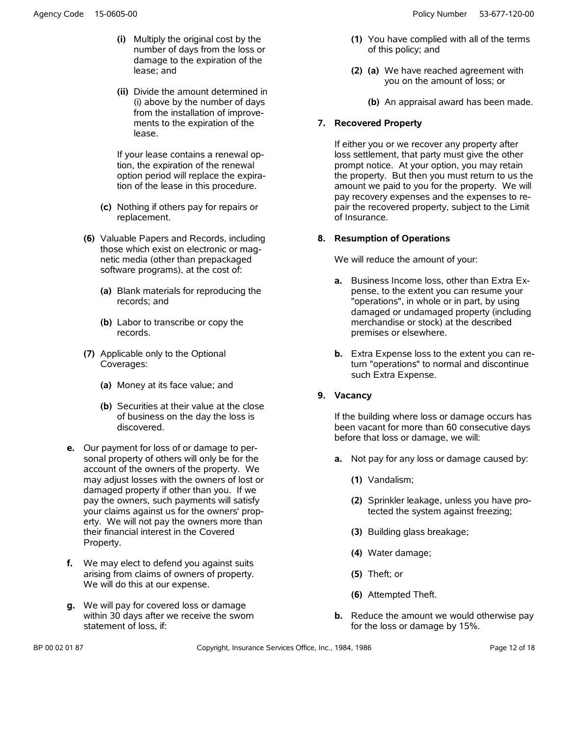**(i)** Multiply the original cost by the number of days from the loss or damage to the expiration of the lease; and

**(ii)** Divide the amount determined in (i) above by the number of days from the installation of improvements to the expiration of the lease.

If your lease contains a renewal option, the expiration of the renewal option period will replace the expiration of the lease in this procedure.

**(c)** Nothing if others pay for repairs or replacement.

**(6)** Valuable Papers and Records, including those which exist on electronic or magnetic media (other than prepackaged software programs), at the cost of:

**(a)** Blank materials for reproducing the records; and

**(b)** Labor to transcribe or copy the records.

**(7)** Applicable only to the Optional Coverages:

**(a)** Money at its face value; and

**(b)** Securities at their value at the close of business on the day the loss is discovered.

**e.** Our payment for loss of or damage to personal property of others will only be for the account of the owners of the property. We may adjust losses with the owners of lost or damaged property if other than you. If we pay the owners, such payments will satisfy your claims against us for the owners' property. We will not pay the owners more than their financial interest in the Covered Property.

**f.** We may elect to defend you against suits arising from claims of owners of property. We will do this at our expense.

**g.** We will pay for covered loss or damage within 30 days after we receive the sworn statement of loss, if:

**(1)** You have complied with all of the terms of this policy; and

**(2)** **(a)** We have reached agreement with you on the amount of loss; or

**(b)** An appraisal award has been made.

**7. Recovered Property**

If either you or we recover any property after loss settlement, that party must give the other prompt notice. At your option, you may retain the property. But then you must return to us the amount we paid to you for the property. We will pay recovery expenses and the expenses to repair the recovered property, subject to the Limit of Insurance.

**8. Resumption of Operations**

We will reduce the amount of your:

**a.** Business Income loss, other than Extra Expense, to the extent you can resume your "operations", in whole or in part, by using damaged or undamaged property (including merchandise or stock) at the described premises or elsewhere.

**b.** Extra Expense loss to the extent you can return "operations" to normal and discontinue such Extra Expense.

**9. Vacancy**

If the building where loss or damage occurs has been vacant for more than 60 consecutive days before that loss or damage, we will:

**a.** Not pay for any loss or damage caused by:

**(1)** Vandalism;

**(2)** Sprinkler leakage, unless you have protected the system against freezing;

**(3)** Building glass breakage;

**(4)** Water damage;

**(5)** Theft; or

**(6)** Attempted Theft.

**b.** Reduce the amount we would otherwise pay for the loss or damage by 15%.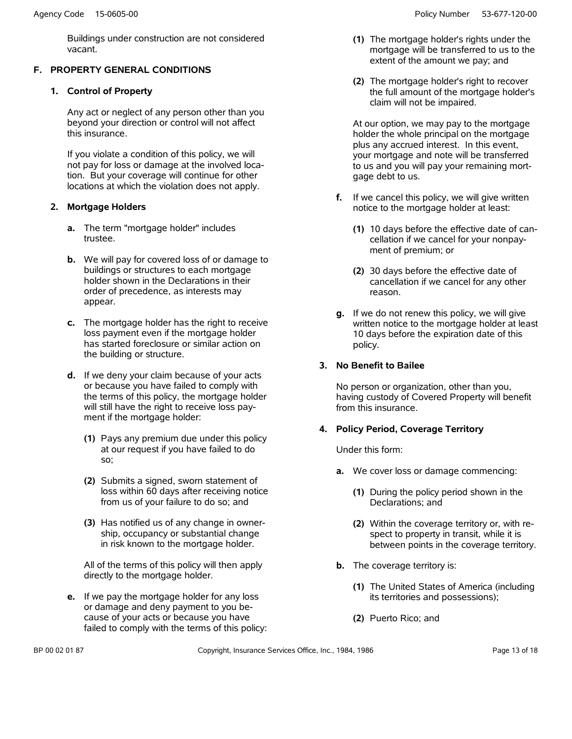Buildings under construction are not considered vacant.

## F. PROPERTY GENERAL CONDITIONS

### 1. Control of Property

Any act or neglect of any person other than you beyond your direction or control will not affect this insurance.

If you violate a condition of this policy, we will not pay for loss or damage at the involved location. But your coverage will continue for other locations at which the violation does not apply.

### 2. Mortgage Holders

**a.** The term "mortgage holder" includes trustee.

**b.** We will pay for covered loss of or damage to buildings or structures to each mortgage holder shown in the Declarations in their order of precedence, as interests may appear.

**c.** The mortgage holder has the right to receive loss payment even if the mortgage holder has started foreclosure or similar action on the building or structure.

**d.** If we deny your claim because of your acts or because you have failed to comply with the terms of this policy, the mortgage holder will still have the right to receive loss payment if the mortgage holder:

**(1)** Pays any premium due under this policy at our request if you have failed to do so;

**(2)** Submits a signed, sworn statement of loss within 60 days after receiving notice from us of your failure to do so; and

**(3)** Has notified us of any change in ownership, occupancy or substantial change in risk known to the mortgage holder.

All of the terms of this policy will then apply directly to the mortgage holder.

**e.** If we pay the mortgage holder for any loss or damage and deny payment to you because of your acts or because you have failed to comply with the terms of this policy:

**(1)** The mortgage holder's rights under the mortgage will be transferred to us to the extent of the amount we pay; and

**(2)** The mortgage holder's right to recover the full amount of the mortgage holder's claim will not be impaired.

At our option, we may pay to the mortgage holder the whole principal on the mortgage plus any accrued interest. In this event, your mortgage and note will be transferred to us and you will pay your remaining mortgage debt to us.

**f.** If we cancel this policy, we will give written notice to the mortgage holder at least:

**(1)** 10 days before the effective date of cancellation if we cancel for your nonpayment of premium; or

**(2)** 30 days before the effective date of cancellation if we cancel for any other reason.

**g.** If we do not renew this policy, we will give written notice to the mortgage holder at least 10 days before the expiration date of this policy.

### 3. No Benefit to Bailee

No person or organization, other than you, having custody of Covered Property will benefit from this insurance.

### 4. Policy Period, Coverage Territory

Under this form:

**a.** We cover loss or damage commencing:

**(1)** During the policy period shown in the Declarations; and

**(2)** Within the coverage territory or, with respect to property in transit, while it is between points in the coverage territory.

**b.** The coverage territory is:

**(1)** The United States of America (including its territories and possessions);

**(2)** Puerto Rico; and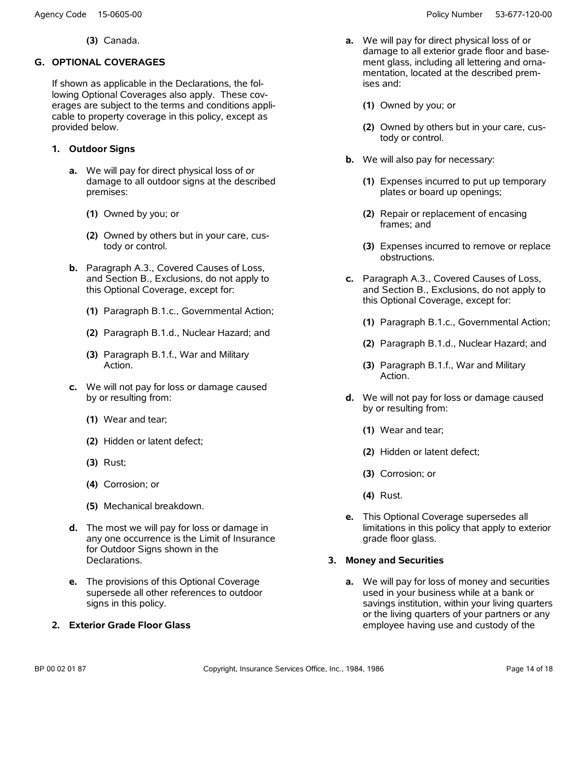**(3)** Canada.

## G. OPTIONAL COVERAGES

If shown as applicable in the Declarations, the following Optional Coverages also apply. These coverages are subject to the terms and conditions applicable to property coverage in this policy, except as provided below.

### 1. Outdoor Signs

**a.** We will pay for direct physical loss of or damage to all outdoor signs at the described premises:

**(1)** Owned by you; or

**(2)** Owned by others but in your care, custody or control.

**b.** Paragraph A.3., Covered Causes of Loss, and Section B., Exclusions, do not apply to this Optional Coverage, except for:

**(1)** Paragraph B.1.c., Governmental Action;

**(2)** Paragraph B.1.d., Nuclear Hazard; and

**(3)** Paragraph B.1.f., War and Military Action.

**c.** We will not pay for loss or damage caused by or resulting from:

**(1)** Wear and tear;

**(2)** Hidden or latent defect;

**(3)** Rust;

**(4)** Corrosion; or

**(5)** Mechanical breakdown.

**d.** The most we will pay for loss or damage in any one occurrence is the Limit of Insurance for Outdoor Signs shown in the Declarations.

**e.** The provisions of this Optional Coverage supersede all other references to outdoor signs in this policy.

### 2. Exterior Grade Floor Glass

**a.** We will pay for direct physical loss of or damage to all exterior grade floor and basement glass, including all lettering and ornamentation, located at the described premises and:

**(1)** Owned by you; or

**(2)** Owned by others but in your care, custody or control.

**b.** We will also pay for necessary:

**(1)** Expenses incurred to put up temporary plates or board up openings;

**(2)** Repair or replacement of encasing frames; and

**(3)** Expenses incurred to remove or replace obstructions.

**c.** Paragraph A.3., Covered Causes of Loss, and Section B., Exclusions, do not apply to this Optional Coverage, except for:

**(1)** Paragraph B.1.c., Governmental Action;

**(2)** Paragraph B.1.d., Nuclear Hazard; and

**(3)** Paragraph B.1.f., War and Military Action.

**d.** We will not pay for loss or damage caused by or resulting from:

**(1)** Wear and tear;

**(2)** Hidden or latent defect;

**(3)** Corrosion; or

**(4)** Rust.

**e.** This Optional Coverage supersedes all limitations in this policy that apply to exterior grade floor glass.

### 3. Money and Securities

**a.** We will pay for loss of money and securities used in your business while at a bank or savings institution, within your living quarters or the living quarters of your partners or any employee having use and custody of the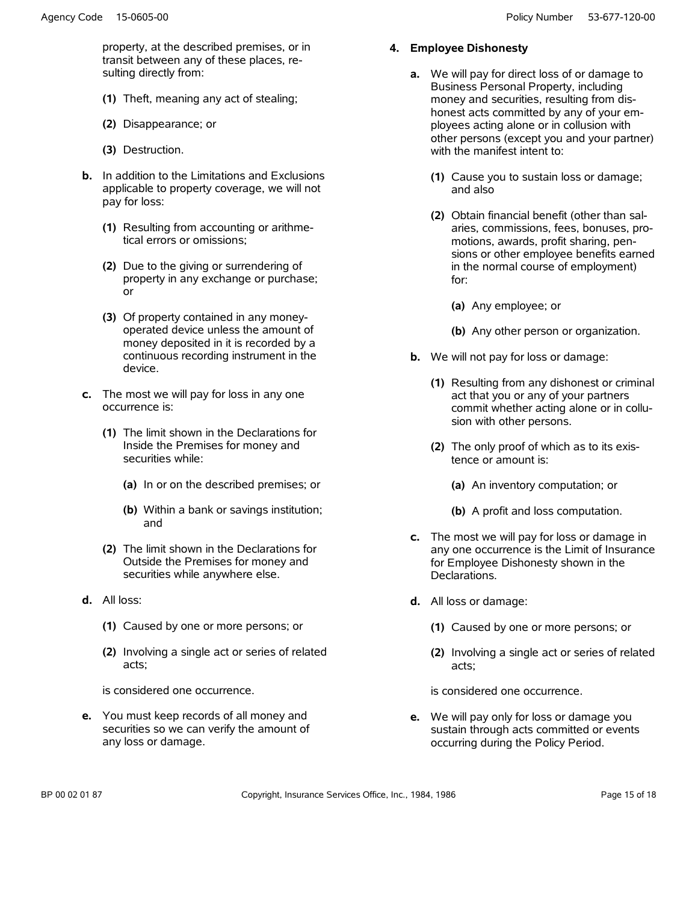property, at the described premises, or in transit between any of these places, resulting directly from:

**(1)** Theft, meaning any act of stealing;

**(2)** Disappearance; or

**(3)** Destruction.

**b.** In addition to the Limitations and Exclusions applicable to property coverage, we will not pay for loss:

**(1)** Resulting from accounting or arithmetical errors or omissions;

**(2)** Due to the giving or surrendering of property in any exchange or purchase; or

**(3)** Of property contained in any money-operated device unless the amount of money deposited in it is recorded by a continuous recording instrument in the device.

**c.** The most we will pay for loss in any one occurrence is:

**(1)** The limit shown in the Declarations for Inside the Premises for money and securities while:

**(a)** In or on the described premises; or

**(b)** Within a bank or savings institution; and

**(2)** The limit shown in the Declarations for Outside the Premises for money and securities while anywhere else.

**d.** All loss:

**(1)** Caused by one or more persons; or

**(2)** Involving a single act or series of related acts;

is considered one occurrence.

**e.** You must keep records of all money and securities so we can verify the amount of any loss or damage.

**4. Employee Dishonesty**

**a.** We will pay for direct loss of or damage to Business Personal Property, including money and securities, resulting from dishonest acts committed by any of your employees acting alone or in collusion with other persons (except you and your partner) with the manifest intent to:

**(1)** Cause you to sustain loss or damage; and also

**(2)** Obtain financial benefit (other than salaries, commissions, fees, bonuses, promotions, awards, profit sharing, pensions or other employee benefits earned in the normal course of employment) for:

**(a)** Any employee; or

**(b)** Any other person or organization.

**b.** We will not pay for loss or damage:

**(1)** Resulting from any dishonest or criminal act that you or any of your partners commit whether acting alone or in collusion with other persons.

**(2)** The only proof of which as to its existence or amount is:

**(a)** An inventory computation; or

**(b)** A profit and loss computation.

**c.** The most we will pay for loss or damage in any one occurrence is the Limit of Insurance for Employee Dishonesty shown in the Declarations.

**d.** All loss or damage:

**(1)** Caused by one or more persons; or

**(2)** Involving a single act or series of related acts;

is considered one occurrence.

**e.** We will pay only for loss or damage you sustain through acts committed or events occurring during the Policy Period.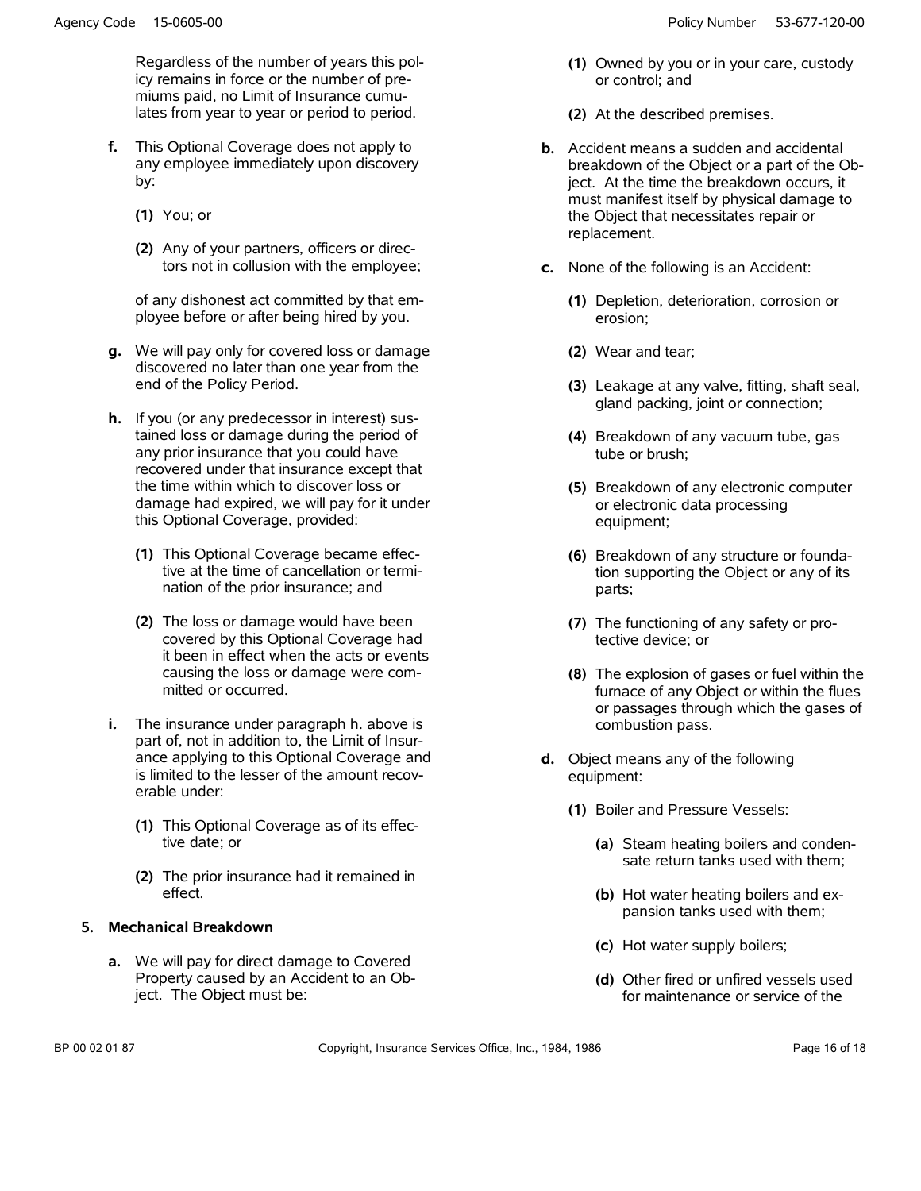Regardless of the number of years this policy remains in force or the number of premiums paid, no Limit of Insurance cumulates from year to year or period to period.

**f.** This Optional Coverage does not apply to any employee immediately upon discovery by:

**(1)** You; or

**(2)** Any of your partners, officers or directors not in collusion with the employee;

of any dishonest act committed by that employee before or after being hired by you.

**g.** We will pay only for covered loss or damage discovered no later than one year from the end of the Policy Period.

**h.** If you (or any predecessor in interest) sustained loss or damage during the period of any prior insurance that you could have recovered under that insurance except that the time within which to discover loss or damage had expired, we will pay for it under this Optional Coverage, provided:

**(1)** This Optional Coverage became effective at the time of cancellation or termination of the prior insurance; and

**(2)** The loss or damage would have been covered by this Optional Coverage had it been in effect when the acts or events causing the loss or damage were committed or occurred.

**i.** The insurance under paragraph h. above is part of, not in addition to, the Limit of Insurance applying to this Optional Coverage and is limited to the lesser of the amount recoverable under:

**(1)** This Optional Coverage as of its effective date; or

**(2)** The prior insurance had it remained in effect.

**5. Mechanical Breakdown**

**a.** We will pay for direct damage to Covered Property caused by an Accident to an Object. The Object must be:

**(1)** Owned by you or in your care, custody or control; and

**(2)** At the described premises.

**b.** Accident means a sudden and accidental breakdown of the Object or a part of the Object. At the time the breakdown occurs, it must manifest itself by physical damage to the Object that necessitates repair or replacement.

**c.** None of the following is an Accident:

**(1)** Depletion, deterioration, corrosion or erosion;

**(2)** Wear and tear;

**(3)** Leakage at any valve, fitting, shaft seal, gland packing, joint or connection;

**(4)** Breakdown of any vacuum tube, gas tube or brush;

**(5)** Breakdown of any electronic computer or electronic data processing equipment;

**(6)** Breakdown of any structure or foundation supporting the Object or any of its parts;

**(7)** The functioning of any safety or protective device; or

**(8)** The explosion of gases or fuel within the furnace of any Object or within the flues or passages through which the gases of combustion pass.

**d.** Object means any of the following equipment:

**(1)** Boiler and Pressure Vessels:

**(a)** Steam heating boilers and condensate return tanks used with them;

**(b)** Hot water heating boilers and expansion tanks used with them;

**(c)** Hot water supply boilers;

**(d)** Other fired or unfired vessels used for maintenance or service of the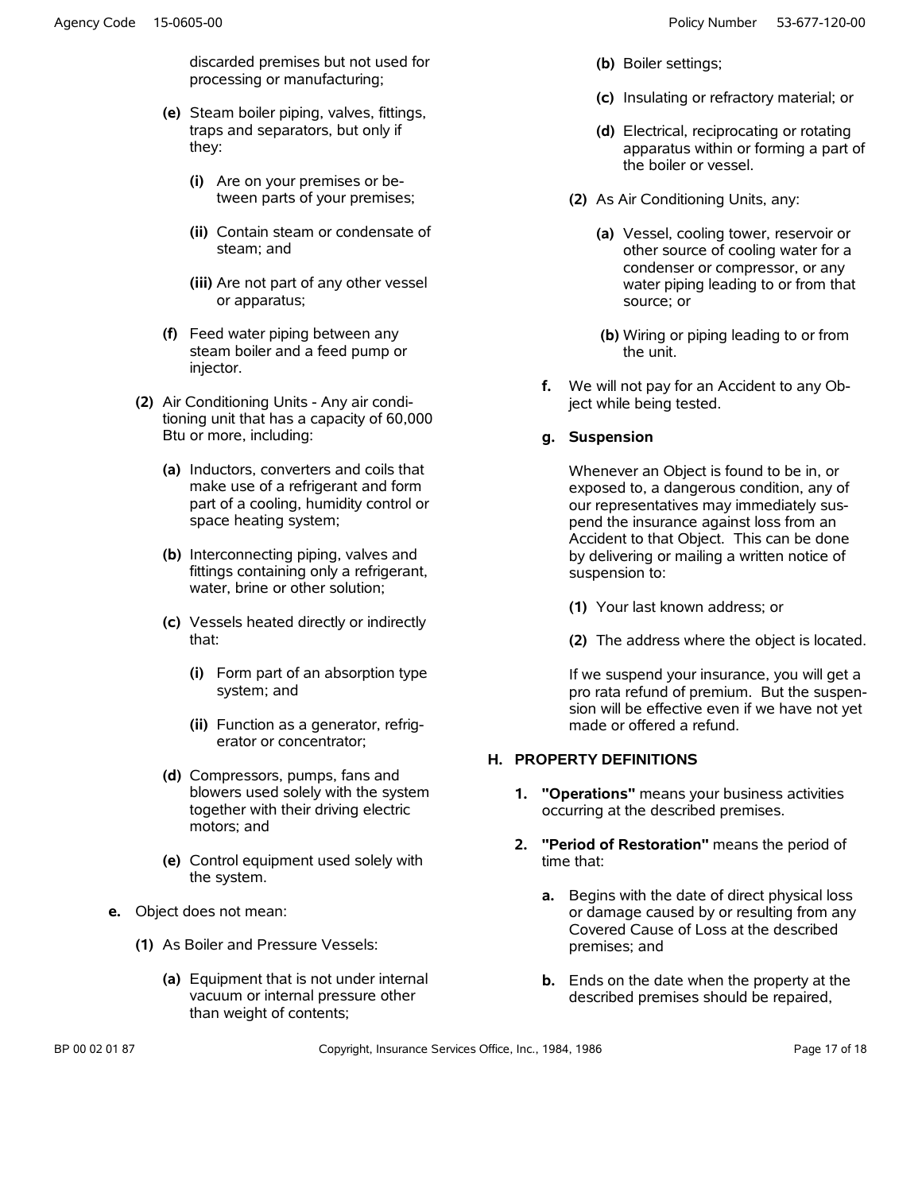discarded premises but not used for processing or manufacturing;

(e) Steam boiler piping, valves, fittings, traps and separators, but only if they:

(i) Are on your premises or between parts of your premises;

(ii) Contain steam or condensate of steam; and

(iii) Are not part of any other vessel or apparatus;

(f) Feed water piping between any steam boiler and a feed pump or injector.

(2) Air Conditioning Units - Any air conditioning unit that has a capacity of 60,000 Btu or more, including:

(a) Inductors, converters and coils that make use of a refrigerant and form part of a cooling, humidity control or space heating system;

(b) Interconnecting piping, valves and fittings containing only a refrigerant, water, brine or other solution;

(c) Vessels heated directly or indirectly that:

(i) Form part of an absorption type system; and

(ii) Function as a generator, refrigerator or concentrator;

(d) Compressors, pumps, fans and blowers used solely with the system together with their driving electric motors; and

(e) Control equipment used solely with the system.

**e.** Object does not mean:

(1) As Boiler and Pressure Vessels:

(a) Equipment that is not under internal vacuum or internal pressure other than weight of contents;

(b) Boiler settings;

(c) Insulating or refractory material; or

(d) Electrical, reciprocating or rotating apparatus within or forming a part of the boiler or vessel.

(2) As Air Conditioning Units, any:

(a) Vessel, cooling tower, reservoir or other source of cooling water for a condenser or compressor, or any water piping leading to or from that source; or

(b) Wiring or piping leading to or from the unit.

**f.** We will not pay for an Accident to any Object while being tested.

**g. Suspension**

Whenever an Object is found to be in, or exposed to, a dangerous condition, any of our representatives may immediately suspend the insurance against loss from an Accident to that Object. This can be done by delivering or mailing a written notice of suspension to:

(1) Your last known address; or

(2) The address where the object is located.

If we suspend your insurance, you will get a pro rata refund of premium. But the suspension will be effective even if we have not yet made or offered a refund.

## H. PROPERTY DEFINITIONS

**1. "Operations"** means your business activities occurring at the described premises.

**2. "Period of Restoration"** means the period of time that:

**a.** Begins with the date of direct physical loss or damage caused by or resulting from any Covered Cause of Loss at the described premises; and

**b.** Ends on the date when the property at the described premises should be repaired,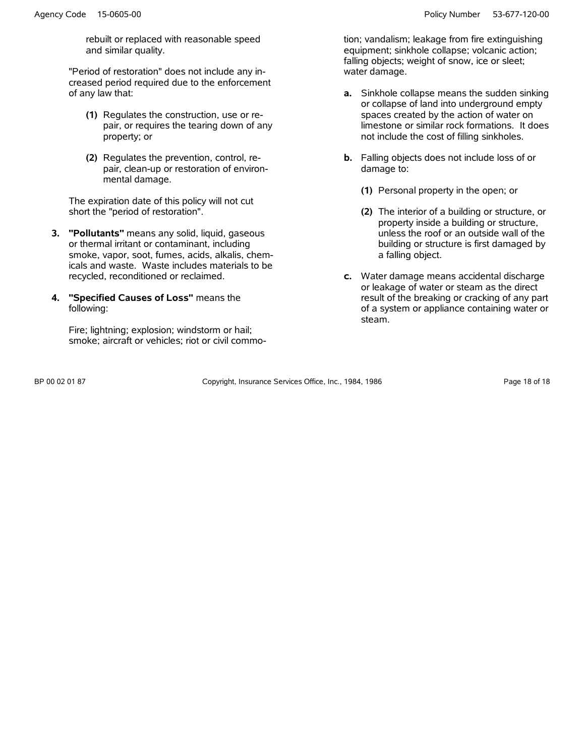rebuilt or replaced with reasonable speed and similar quality.

"Period of restoration" does not include any increased period required due to the enforcement of any law that:

**(1)** Regulates the construction, use or repair, or requires the tearing down of any property; or

**(2)** Regulates the prevention, control, repair, clean-up or restoration of environmental damage.

The expiration date of this policy will not cut short the "period of restoration".

**3. "Pollutants"** means any solid, liquid, gaseous or thermal irritant or contaminant, including smoke, vapor, soot, fumes, acids, alkalis, chemicals and waste. Waste includes materials to be recycled, reconditioned or reclaimed.

**4. "Specified Causes of Loss"** means the following:

Fire; lightning; explosion; windstorm or hail; smoke; aircraft or vehicles; riot or civil commotion; vandalism; leakage from fire extinguishing equipment; sinkhole collapse; volcanic action; falling objects; weight of snow, ice or sleet; water damage.

**a.** Sinkhole collapse means the sudden sinking or collapse of land into underground empty spaces created by the action of water on limestone or similar rock formations. It does not include the cost of filling sinkholes.

**b.** Falling objects does not include loss of or damage to:

**(1)** Personal property in the open; or

**(2)** The interior of a building or structure, or property inside a building or structure, unless the roof or an outside wall of the building or structure is first damaged by a falling object.

**c.** Water damage means accidental discharge or leakage of water or steam as the direct result of the breaking or cracking of any part of a system or appliance containing water or steam.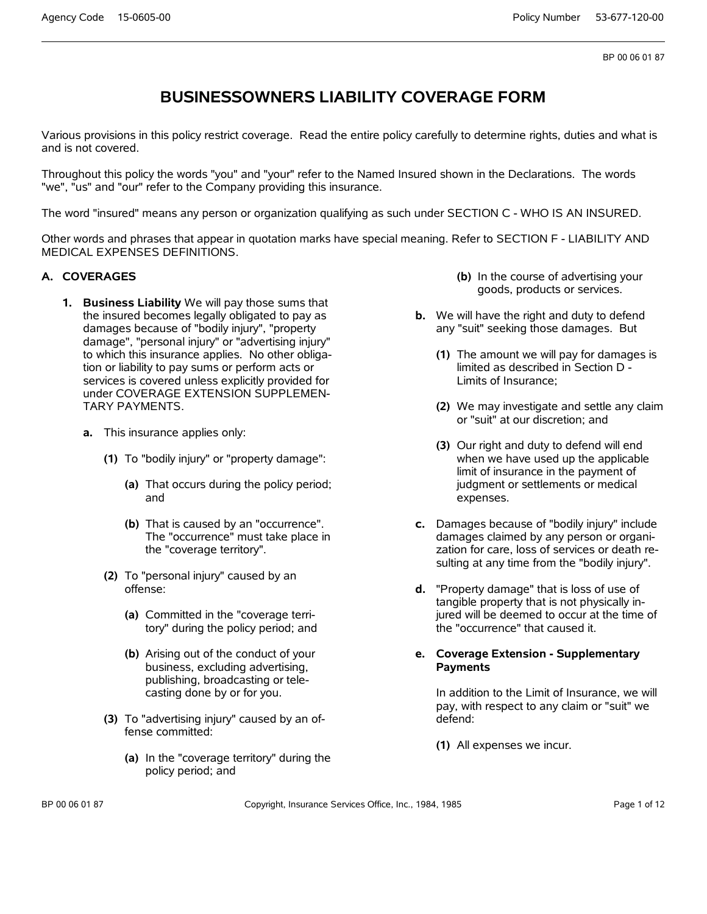# BUSINESSOWNERS LIABILITY COVERAGE FORM

Various provisions in this policy restrict coverage. Read the entire policy carefully to determine rights, duties and what is and is not covered.

Throughout this policy the words "you" and "your" refer to the Named Insured shown in the Declarations. The words "we", "us" and "our" refer to the Company providing this insurance.

The word "insured" means any person or organization qualifying as such under SECTION C - WHO IS AN INSURED.

Other words and phrases that appear in quotation marks have special meaning. Refer to SECTION F - LIABILITY AND MEDICAL EXPENSES DEFINITIONS.

## A. COVERAGES

1. **Business Liability** We will pay those sums that the insured becomes legally obligated to pay as damages because of "bodily injury", "property damage", "personal injury" or "advertising injury" to which this insurance applies. No other obligation or liability to pay sums or perform acts or services is covered unless explicitly provided for under COVERAGE EXTENSION SUPPLEMENTARY PAYMENTS.

   **a.** This insurance applies only:

   **(1)** To "bodily injury" or "property damage":

   **(a)** That occurs during the policy period; and

   **(b)** That is caused by an "occurrence". The "occurrence" must take place in the "coverage territory".

   **(2)** To "personal injury" caused by an offense:

   **(a)** Committed in the "coverage territory" during the policy period; and

   **(b)** Arising out of the conduct of your business, excluding advertising, publishing, broadcasting or telecasting done by or for you.

   **(3)** To "advertising injury" caused by an offense committed:

   **(a)** In the "coverage territory" during the policy period; and

   **(b)** In the course of advertising your goods, products or services.

   **b.** We will have the right and duty to defend any "suit" seeking those damages. But

   **(1)** The amount we will pay for damages is limited as described in Section D - Limits of Insurance;

   **(2)** We may investigate and settle any claim or "suit" at our discretion; and

   **(3)** Our right and duty to defend will end when we have used up the applicable limit of insurance in the payment of judgment or settlements or medical expenses.

   **c.** Damages because of "bodily injury" include damages claimed by any person or organization for care, loss of services or death resulting at any time from the "bodily injury".

   **d.** "Property damage" that is loss of use of tangible property that is not physically injured will be deemed to occur at the time of the "occurrence" that caused it.

   **e. Coverage Extension - Supplementary Payments**

   In addition to the Limit of Insurance, we will pay, with respect to any claim or "suit" we defend:

   **(1)** All expenses we incur.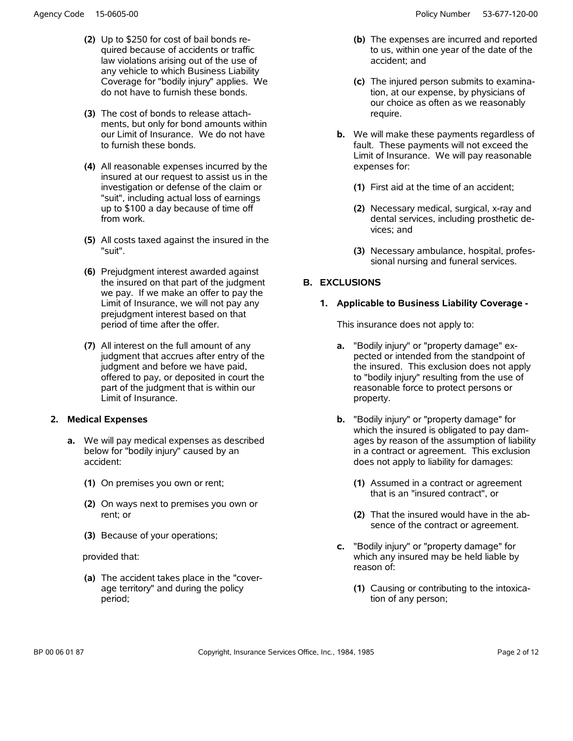(2) Up to $250 for cost of bail bonds required because of accidents or traffic law violations arising out of the use of any vehicle to which Business Liability Coverage for "bodily injury" applies. We do not have to furnish these bonds.

(3) The cost of bonds to release attachments, but only for bond amounts within our Limit of Insurance. We do not have to furnish these bonds.

(4) All reasonable expenses incurred by the insured at our request to assist us in the investigation or defense of the claim or "suit", including actual loss of earnings up to $100 a day because of time off from work.

(5) All costs taxed against the insured in the "suit".

(6) Prejudgment interest awarded against the insured on that part of the judgment we pay. If we make an offer to pay the Limit of Insurance, we will not pay any prejudgment interest based on that period of time after the offer.

(7) All interest on the full amount of any judgment that accrues after entry of the judgment and before we have paid, offered to pay, or deposited in court the part of the judgment that is within our Limit of Insurance.

**2. Medical Expenses**

**a.** We will pay medical expenses as described below for "bodily injury" caused by an accident:

**(1)** On premises you own or rent;

**(2)** On ways next to premises you own or rent; or

**(3)** Because of your operations;

provided that:

**(a)** The accident takes place in the "coverage territory" and during the policy period;

**(b)** The expenses are incurred and reported to us, within one year of the date of the accident; and

**(c)** The injured person submits to examination, at our expense, by physicians of our choice as often as we reasonably require.

**b.** We will make these payments regardless of fault. These payments will not exceed the Limit of Insurance. We will pay reasonable expenses for:

**(1)** First aid at the time of an accident;

**(2)** Necessary medical, surgical, x-ray and dental services, including prosthetic devices; and

**(3)** Necessary ambulance, hospital, professional nursing and funeral services.

## B. EXCLUSIONS

### 1. Applicable to Business Liability Coverage -

This insurance does not apply to:

**a.** "Bodily injury" or "property damage" expected or intended from the standpoint of the insured. This exclusion does not apply to "bodily injury" resulting from the use of reasonable force to protect persons or property.

**b.** "Bodily injury" or "property damage" for which the insured is obligated to pay damages by reason of the assumption of liability in a contract or agreement. This exclusion does not apply to liability for damages:

**(1)** Assumed in a contract or agreement that is an "insured contract", or

**(2)** That the insured would have in the absence of the contract or agreement.

**c.** "Bodily injury" or "property damage" for which any insured may be held liable by reason of:

**(1)** Causing or contributing to the intoxication of any person;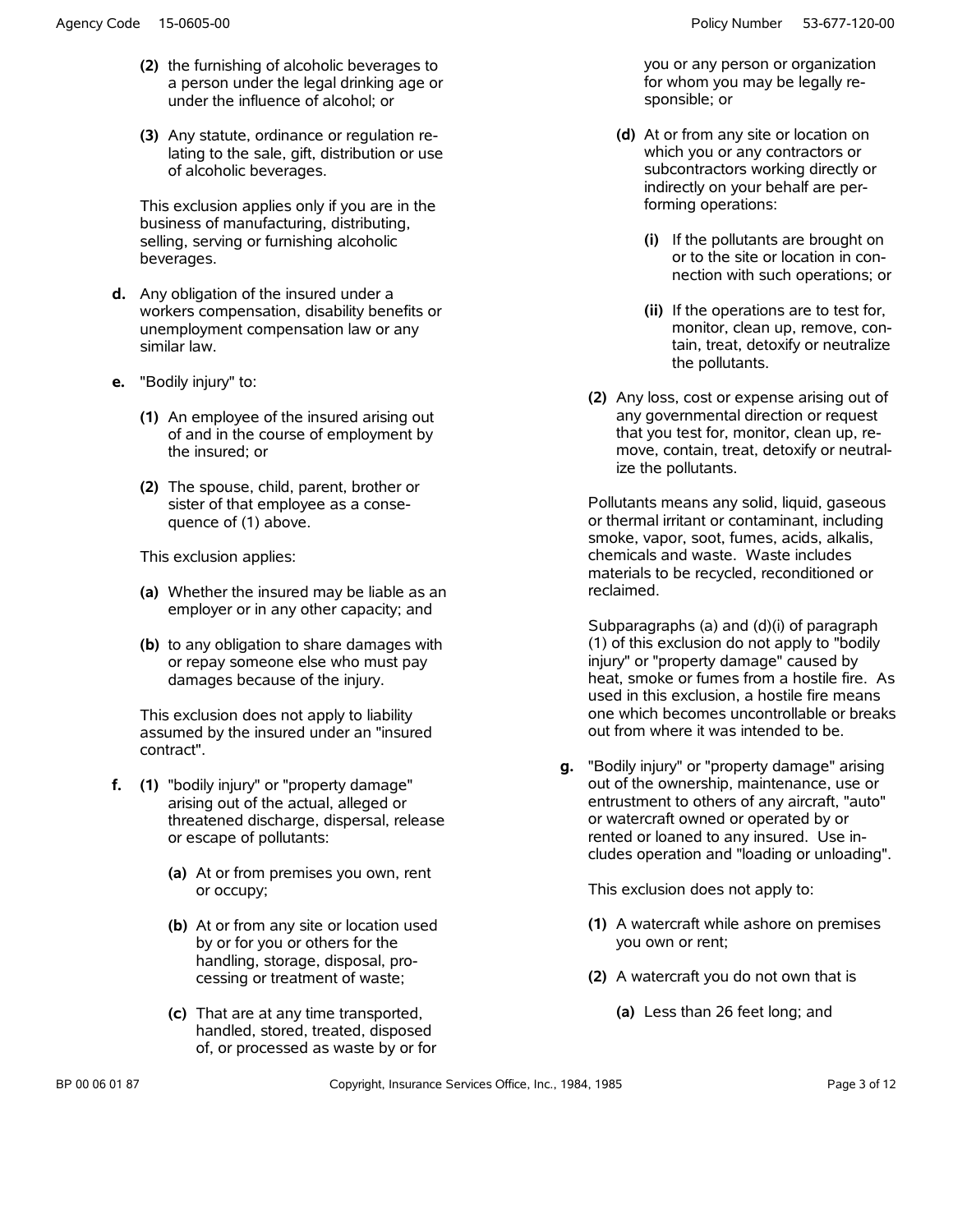(2) the furnishing of alcoholic beverages to a person under the legal drinking age or under the influence of alcohol; or

(3) Any statute, ordinance or regulation relating to the sale, gift, distribution or use of alcoholic beverages.

This exclusion applies only if you are in the business of manufacturing, distributing, selling, serving or furnishing alcoholic beverages.

**d.** Any obligation of the insured under a workers compensation, disability benefits or unemployment compensation law or any similar law.

**e.** "Bodily injury" to:

**(1)** An employee of the insured arising out of and in the course of employment by the insured; or

**(2)** The spouse, child, parent, brother or sister of that employee as a consequence of (1) above.

This exclusion applies:

**(a)** Whether the insured may be liable as an employer or in any other capacity; and

**(b)** to any obligation to share damages with or repay someone else who must pay damages because of the injury.

This exclusion does not apply to liability assumed by the insured under an "insured contract".

**f.** **(1)** "bodily injury" or "property damage" arising out of the actual, alleged or threatened discharge, dispersal, release or escape of pollutants:

**(a)** At or from premises you own, rent or occupy;

**(b)** At or from any site or location used by or for you or others for the handling, storage, disposal, processing or treatment of waste;

**(c)** That are at any time transported, handled, stored, treated, disposed of, or processed as waste by or for you or any person or organization for whom you may be legally responsible; or

**(d)** At or from any site or location on which you or any contractors or subcontractors working directly or indirectly on your behalf are performing operations:

**(i)** If the pollutants are brought on or to the site or location in connection with such operations; or

**(ii)** If the operations are to test for, monitor, clean up, remove, contain, treat, detoxify or neutralize the pollutants.

**(2)** Any loss, cost or expense arising out of any governmental direction or request that you test for, monitor, clean up, remove, contain, treat, detoxify or neutralize the pollutants.

Pollutants means any solid, liquid, gaseous or thermal irritant or contaminant, including smoke, vapor, soot, fumes, acids, alkalis, chemicals and waste. Waste includes materials to be recycled, reconditioned or reclaimed.

Subparagraphs (a) and (d)(i) of paragraph (1) of this exclusion do not apply to "bodily injury" or "property damage" caused by heat, smoke or fumes from a hostile fire. As used in this exclusion, a hostile fire means one which becomes uncontrollable or breaks out from where it was intended to be.

**g.** "Bodily injury" or "property damage" arising out of the ownership, maintenance, use or entrustment to others of any aircraft, "auto" or watercraft owned or operated by or rented or loaned to any insured. Use includes operation and "loading or unloading".

This exclusion does not apply to:

**(1)** A watercraft while ashore on premises you own or rent;

**(2)** A watercraft you do not own that is

**(a)** Less than 26 feet long; and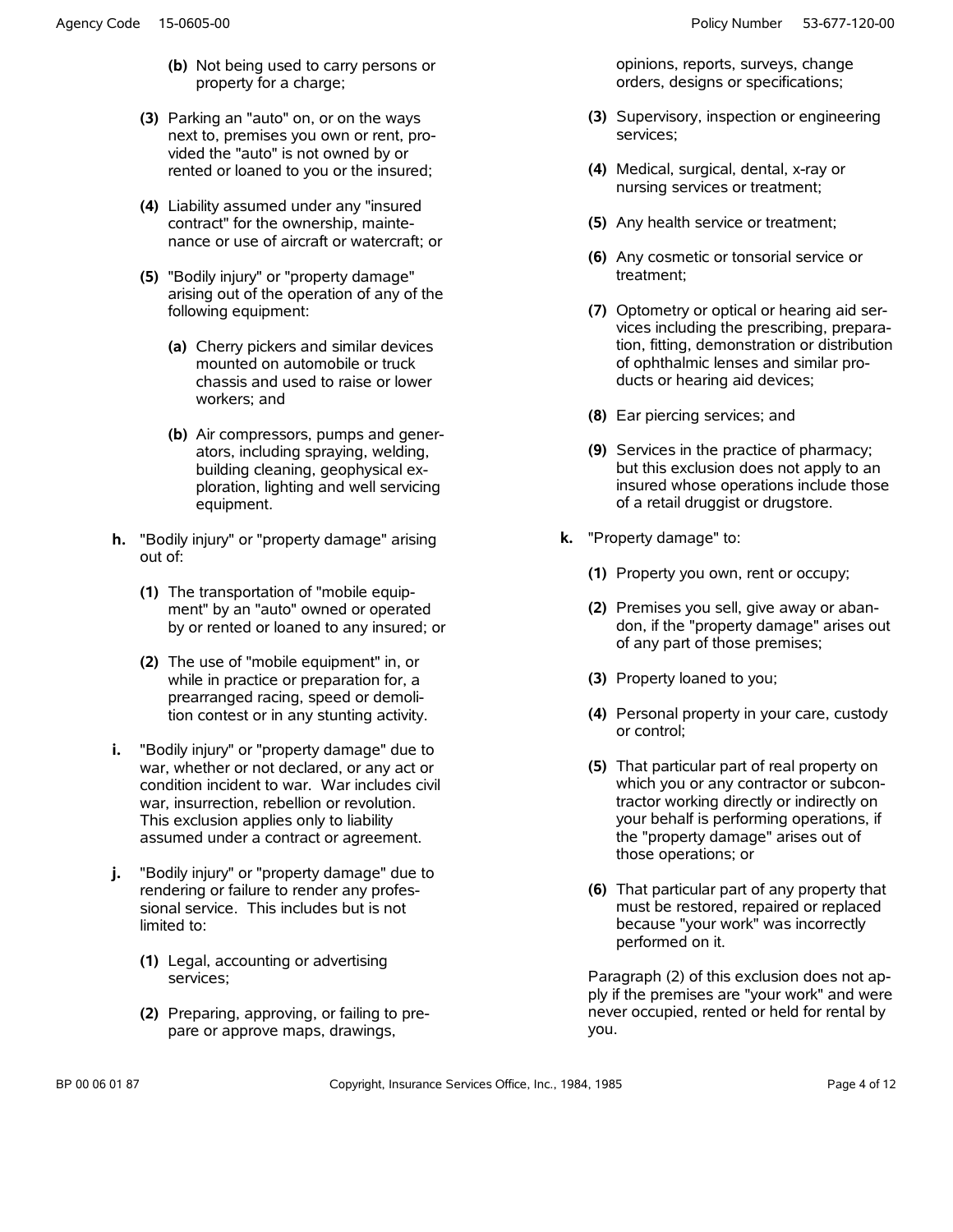**(b)** Not being used to carry persons or property for a charge;

**(3)** Parking an "auto" on, or on the ways next to, premises you own or rent, provided the "auto" is not owned by or rented or loaned to you or the insured;

**(4)** Liability assumed under any "insured contract" for the ownership, maintenance or use of aircraft or watercraft; or

**(5)** "Bodily injury" or "property damage" arising out of the operation of any of the following equipment:

**(a)** Cherry pickers and similar devices mounted on automobile or truck chassis and used to raise or lower workers; and

**(b)** Air compressors, pumps and generators, including spraying, welding, building cleaning, geophysical exploration, lighting and well servicing equipment.

**h.** "Bodily injury" or "property damage" arising out of:

**(1)** The transportation of "mobile equipment" by an "auto" owned or operated by or rented or loaned to any insured; or

**(2)** The use of "mobile equipment" in, or while in practice or preparation for, a prearranged racing, speed or demolition contest or in any stunting activity.

**i.** "Bodily injury" or "property damage" due to war, whether or not declared, or any act or condition incident to war. War includes civil war, insurrection, rebellion or revolution. This exclusion applies only to liability assumed under a contract or agreement.

**j.** "Bodily injury" or "property damage" due to rendering or failure to render any professional service. This includes but is not limited to:

**(1)** Legal, accounting or advertising services;

**(2)** Preparing, approving, or failing to prepare or approve maps, drawings, opinions, reports, surveys, change orders, designs or specifications;

**(3)** Supervisory, inspection or engineering services;

**(4)** Medical, surgical, dental, x-ray or nursing services or treatment;

**(5)** Any health service or treatment;

**(6)** Any cosmetic or tonsorial service or treatment;

**(7)** Optometry or optical or hearing aid services including the prescribing, preparation, fitting, demonstration or distribution of ophthalmic lenses and similar products or hearing aid devices;

**(8)** Ear piercing services; and

**(9)** Services in the practice of pharmacy; but this exclusion does not apply to an insured whose operations include those of a retail druggist or drugstore.

**k.** "Property damage" to:

**(1)** Property you own, rent or occupy;

**(2)** Premises you sell, give away or abandon, if the "property damage" arises out of any part of those premises;

**(3)** Property loaned to you;

**(4)** Personal property in your care, custody or control;

**(5)** That particular part of real property on which you or any contractor or subcontractor working directly or indirectly on your behalf is performing operations, if the "property damage" arises out of those operations; or

**(6)** That particular part of any property that must be restored, repaired or replaced because "your work" was incorrectly performed on it.

Paragraph (2) of this exclusion does not apply if the premises are "your work" and were never occupied, rented or held for rental by you.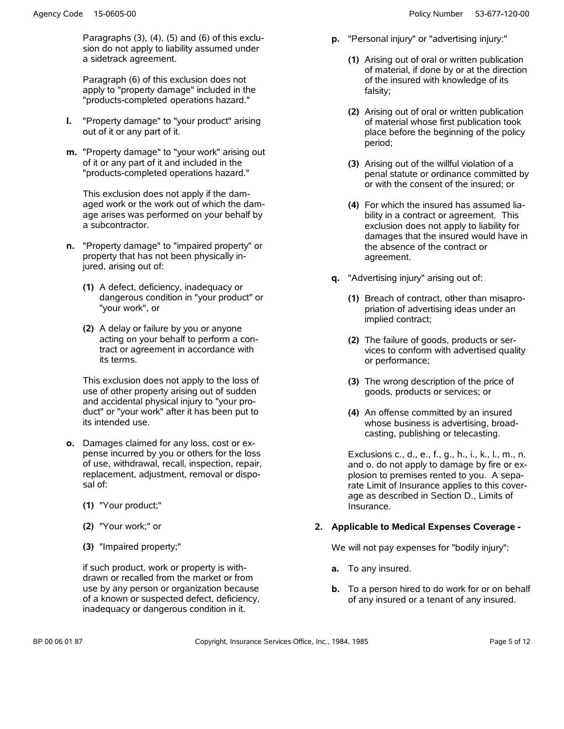Paragraphs (3), (4), (5) and (6) of this exclusion do not apply to liability assumed under a sidetrack agreement.

Paragraph (6) of this exclusion does not apply to "property damage" included in the "products-completed operations hazard."

**l.** "Property damage" to "your product" arising out of it or any part of it.

**m.** "Property damage" to "your work" arising out of it or any part of it and included in the "products-completed operations hazard."

This exclusion does not apply if the damaged work or the work out of which the damage arises was performed on your behalf by a subcontractor.

**n.** "Property damage" to "impaired property" or property that has not been physically injured, arising out of:

**(1)** A defect, deficiency, inadequacy or dangerous condition in "your product" or "your work", or

**(2)** A delay or failure by you or anyone acting on your behalf to perform a contract or agreement in accordance with its terms.

This exclusion does not apply to the loss of use of other property arising out of sudden and accidental physical injury to "your product" or "your work" after it has been put to its intended use.

**o.** Damages claimed for any loss, cost or expense incurred by you or others for the loss of use, withdrawal, recall, inspection, repair, replacement, adjustment, removal or disposal of:

**(1)** "Your product;"

**(2)** "Your work;" or

**(3)** "Impaired property;"

if such product, work or property is withdrawn or recalled from the market or from use by any person or organization because of a known or suspected defect, deficiency, inadequacy or dangerous condition in it.

**p.** "Personal injury" or "advertising injury:"

**(1)** Arising out of oral or written publication of material, if done by or at the direction of the insured with knowledge of its falsity;

**(2)** Arising out of oral or written publication of material whose first publication took place before the beginning of the policy period;

**(3)** Arising out of the willful violation of a penal statute or ordinance committed by or with the consent of the insured; or

**(4)** For which the insured has assumed liability in a contract or agreement. This exclusion does not apply to liability for damages that the insured would have in the absence of the contract or agreement.

**q.** "Advertising injury" arising out of:

**(1)** Breach of contract, other than misappropriation of advertising ideas under an implied contract;

**(2)** The failure of goods, products or services to conform with advertised quality or performance;

**(3)** The wrong description of the price of goods, products or services; or

**(4)** An offense committed by an insured whose business is advertising, broadcasting, publishing or telecasting.

Exclusions c., d., e., f., g., h., i., k., l., m., n. and o. do not apply to damage by fire or explosion to premises rented to you. A separate Limit of Insurance applies to this coverage as described in Section D., Limits of Insurance.

**2. Applicable to Medical Expenses Coverage -**

We will not pay expenses for "bodily injury":

**a.** To any insured.

**b.** To a person hired to do work for or on behalf of any insured or a tenant of any insured.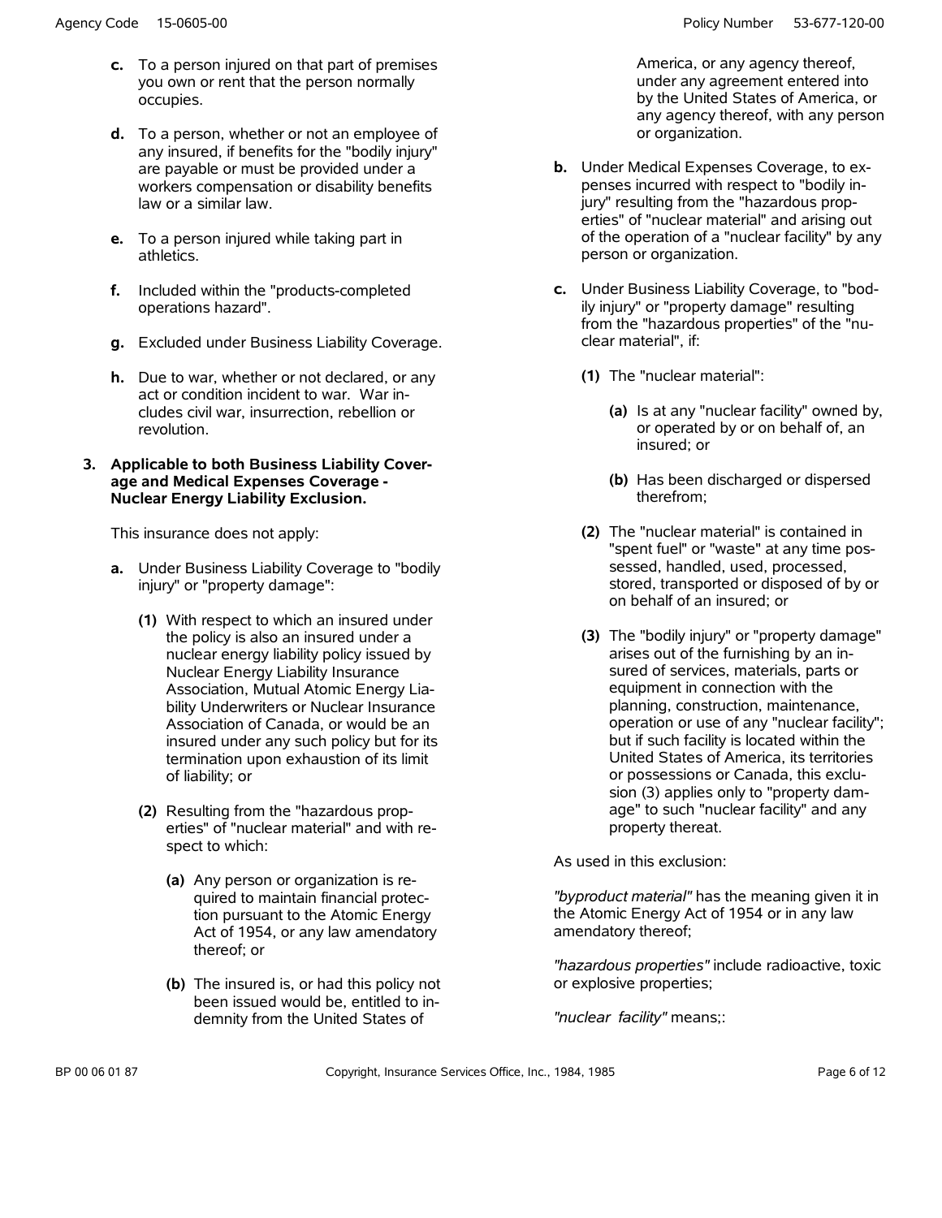**c.** To a person injured on that part of premises you own or rent that the person normally occupies.

**d.** To a person, whether or not an employee of any insured, if benefits for the "bodily injury" are payable or must be provided under a workers compensation or disability benefits law or a similar law.

**e.** To a person injured while taking part in athletics.

**f.** Included within the "products-completed operations hazard".

**g.** Excluded under Business Liability Coverage.

**h.** Due to war, whether or not declared, or any act or condition incident to war. War includes civil war, insurrection, rebellion or revolution.

**3. Applicable to both Business Liability Coverage and Medical Expenses Coverage - Nuclear Energy Liability Exclusion.**

This insurance does not apply:

**a.** Under Business Liability Coverage to "bodily injury" or "property damage":

**(1)** With respect to which an insured under the policy is also an insured under a nuclear energy liability policy issued by Nuclear Energy Liability Insurance Association, Mutual Atomic Energy Liability Underwriters or Nuclear Insurance Association of Canada, or would be an insured under any such policy but for its termination upon exhaustion of its limit of liability; or

**(2)** Resulting from the "hazardous properties" of "nuclear material" and with respect to which:

**(a)** Any person or organization is required to maintain financial protection pursuant to the Atomic Energy Act of 1954, any law amendatory thereof; or

**(b)** The insured is, or had this policy not been issued would be, entitled to indemnity from the United States of America, or any agency thereof, under any agreement entered into by the United States of America, or any agency thereof, with any person or organization.

**b.** Under Medical Expenses Coverage, to expenses incurred with respect to "bodily injury" resulting from the "hazardous properties" of "nuclear material" and arising out of the operation of a "nuclear facility" by any person or organization.

**c.** Under Business Liability Coverage, to "bodily injury" or "property damage" resulting from the "hazardous properties" of the "nuclear material", if:

**(1)** The "nuclear material":

**(a)** Is at any "nuclear facility" owned by, or operated by or on behalf of, an insured; or

**(b)** Has been discharged or dispersed therefrom;

**(2)** The "nuclear material" is contained in "spent fuel" or "waste" at any time possessed, handled, used, processed, stored, transported or disposed of by or on behalf of an insured; or

**(3)** The "bodily injury" or "property damage" arises out of the furnishing by an insured of services, materials, parts or equipment in connection with the planning, construction, maintenance, operation or use of any "nuclear facility"; but if such facility is located within the United States of America, its territories or possessions or Canada, this exclusion (3) applies only to "property damage" to such "nuclear facility" and any property thereat.

As used in this exclusion:

*"byproduct material"* has the meaning given it in the Atomic Energy Act of 1954 or in any law amendatory thereof;

*"hazardous properties"* include radioactive, toxic or explosive properties;

*"nuclear facility"* means;: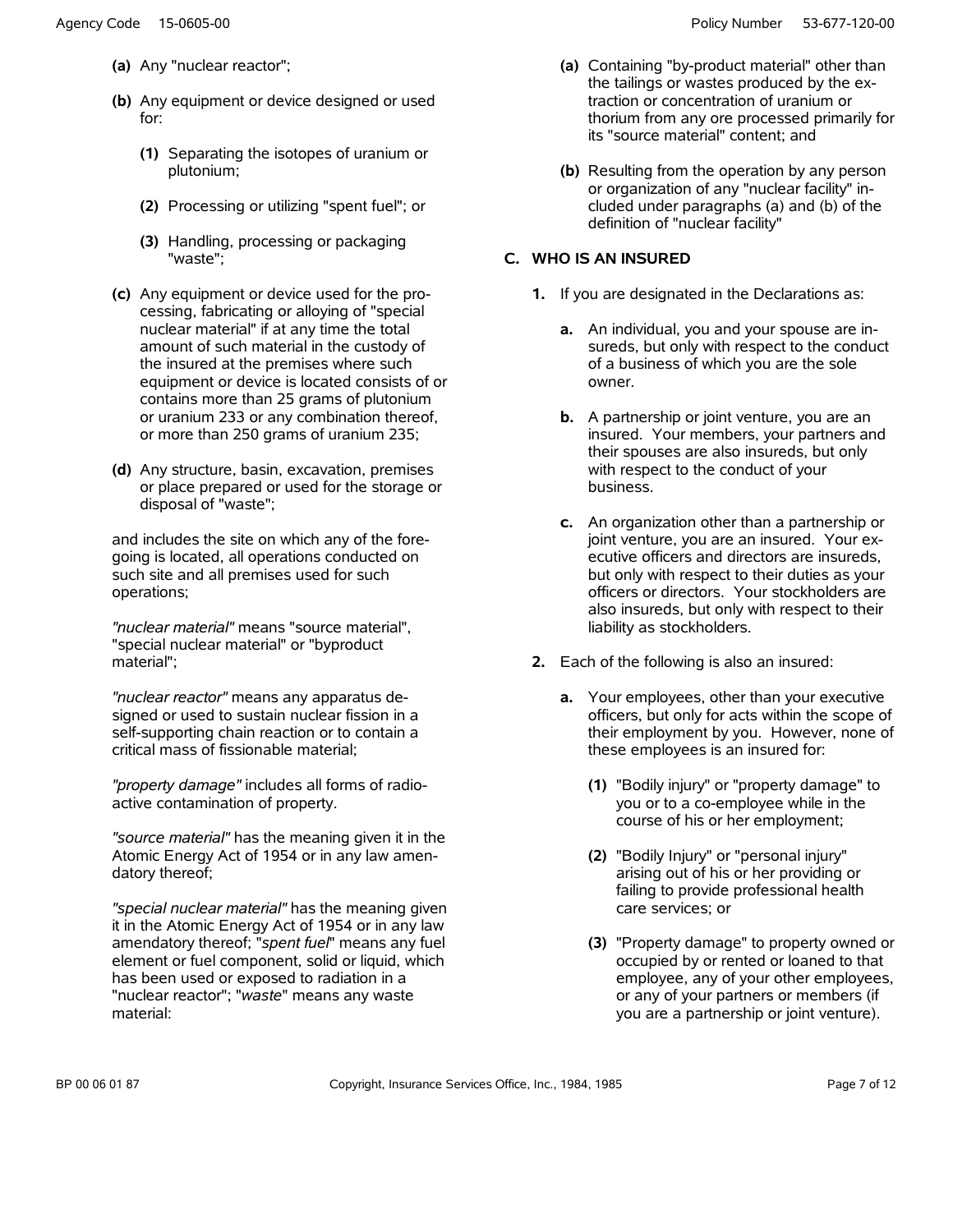**(a)** Any "nuclear reactor";

**(b)** Any equipment or device designed or used for:

**(1)** Separating the isotopes of uranium or plutonium;

**(2)** Processing or utilizing "spent fuel"; or

**(3)** Handling, processing or packaging "waste";

**(c)** Any equipment or device used for the processing, fabricating or alloying of "special nuclear material" if at any time the total amount of such material in the custody of the insured at the premises where such equipment or device is located consists of or contains more than 25 grams of plutonium or uranium 233 or any combination thereof, or more than 250 grams of uranium 235;

**(d)** Any structure, basin, excavation, premises or place prepared or used for the storage or disposal of "waste";

and includes the site on which any of the foregoing is located, all operations conducted on such site and all premises used for such operations;

*"nuclear material"* means "source material", "special nuclear material" or "byproduct material";

*"nuclear reactor"* means any apparatus designed or used to sustain nuclear fission in a self-supporting chain reaction or to contain a critical mass of fissionable material;

*"property damage"* includes all forms of radioactive contamination of property.

*"source material"* has the meaning given it in the Atomic Energy Act of 1954 or in any law amendatory thereof;

*"special nuclear material"* has the meaning given it in the Atomic Energy Act of 1954 or in any law amendatory thereof; "*spent fuel*" means any fuel element or fuel component, solid or liquid, which has been used or exposed to radiation in a "nuclear reactor"; "*waste*" means any waste material:

**(a)** Containing "by-product material" other than the tailings or wastes produced by the extraction or concentration of uranium or thorium from any ore processed primarily for its "source material" content; and

**(b)** Resulting from the operation by any person or organization of any "nuclear facility" included under paragraphs (a) and (b) of the definition of "nuclear facility"

## C. WHO IS AN INSURED

**1.** If you are designated in the Declarations as:

**a.** An individual, you and your spouse are insureds, but only with respect to the conduct of a business of which you are the sole owner.

**b.** A partnership or joint venture, you are an insured. Your members, your partners and their spouses are also insureds, but only with respect to the conduct of your business.

**c.** An organization other than a partnership or joint venture, you are an insured. Your executive officers and directors are insureds, but only with respect to their duties as your officers or directors. Your stockholders are also insureds, but only with respect to their liability as stockholders.

**2.** Each of the following is also an insured:

**a.** Your employees, other than your executive officers, but only for acts within the scope of their employment by you. However, none of these employees is an insured for:

**(1)** "Bodily injury" or "property damage" to you or to a co-employee while in the course of his or her employment;

**(2)** "Bodily Injury" or "personal injury" arising out of his or her providing or failing to provide professional health care services; or

**(3)** "Property damage" to property owned or occupied by or rented or loaned to that employee, any of your other employees, or any of your partners or members (if you are a partnership or joint venture).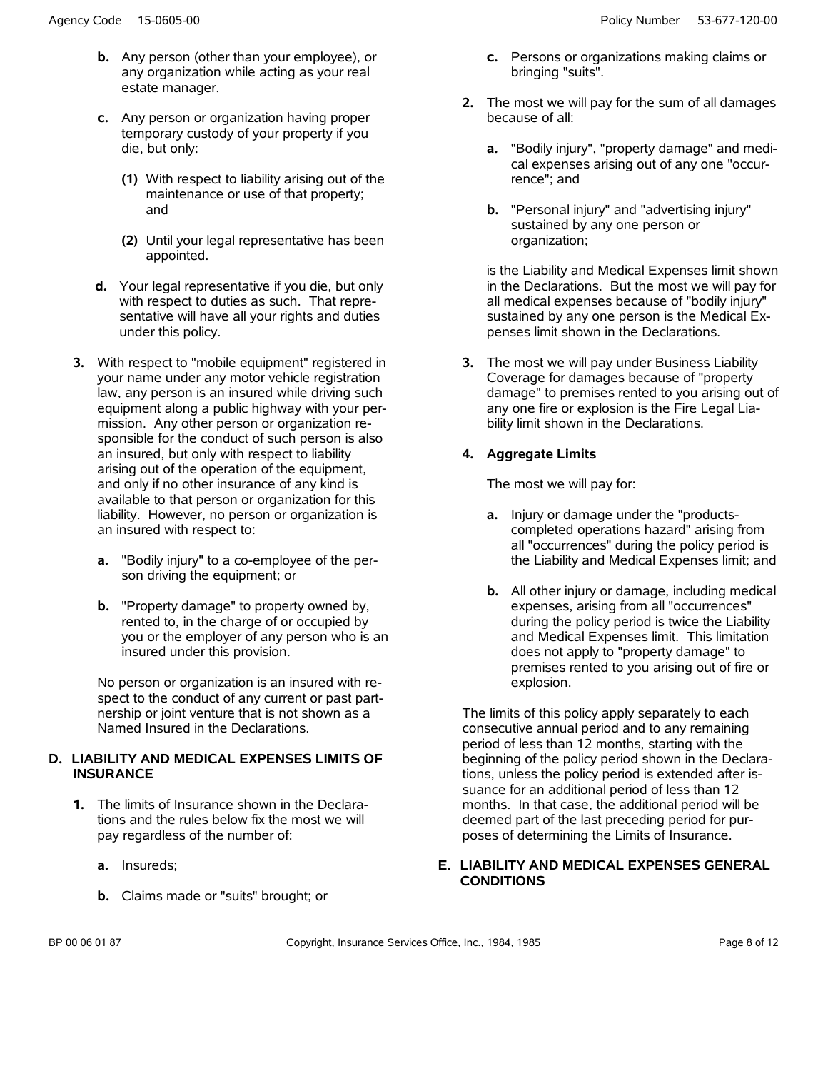**b.** Any person (other than your employee), or any organization while acting as your real estate manager.

**c.** Any person or organization having proper temporary custody of your property if you die, but only:

**(1)** With respect to liability arising out of the maintenance or use of that property; and

**(2)** Until your legal representative has been appointed.

**d.** Your legal representative if you die, but only with respect to duties as such. That representative will have all your rights and duties under this policy.

**3.** With respect to "mobile equipment" registered in your name under any motor vehicle registration law, any person is an insured while driving such equipment along a public highway with your permission. Any other person or organization responsible for the conduct of such person is also an insured, but only with respect to liability arising out of the operation of the equipment, and only if no other insurance of any kind is available to that person or organization for this liability. However, no person or organization is an insured with respect to:

**a.** "Bodily injury" to a co-employee of the person driving the equipment; or

**b.** "Property damage" to property owned by, rented to, in the charge of or occupied by you or the employer of any person who is an insured under this provision.

No person or organization is an insured with respect to the conduct of any current or past partnership or joint venture that is not shown as a Named Insured in the Declarations.

## D. LIABILITY AND MEDICAL EXPENSES LIMITS OF INSURANCE

**1.** The limits of Insurance shown in the Declarations and the rules below fix the most we will pay regardless of the number of:

**a.** Insureds;

**b.** Claims made or "suits" brought; or

**c.** Persons or organizations making claims or bringing "suits".

**2.** The most we will pay for the sum of all damages because of all:

**a.** "Bodily injury", "property damage" and medical expenses arising out of any one "occurrence"; and

**b.** "Personal injury" and "advertising injury" sustained by any one person or organization;

is the Liability and Medical Expenses limit shown in the Declarations. But the most we will pay for all medical expenses because of "bodily injury" sustained by any one person is the Medical Expenses limit shown in the Declarations.

**3.** The most we will pay under Business Liability Coverage for damages because of "property damage" to premises rented to you arising out of any one fire or explosion is the Fire Legal Liability limit shown in the Declarations.

**4. Aggregate Limits**

The most we will pay for:

**a.** Injury or damage under the "products-completed operations hazard" arising from all "occurrences" during the policy period is the Liability and Medical Expenses limit; and

**b.** All other injury or damage, including medical expenses, arising from all "occurrences" during the policy period is twice the Liability and Medical Expenses limit. This limitation does not apply to "property damage" to premises rented to you arising out of fire or explosion.

The limits of this policy apply separately to each consecutive annual period and to any remaining period of less than 12 months, starting with the beginning of the policy period shown in the Declarations, unless the policy period is extended after issuance for an additional period of less than 12 months. In that case, the additional period will be deemed part of the last preceding period for purposes of determining the Limits of Insurance.

## E. LIABILITY AND MEDICAL EXPENSES GENERAL CONDITIONS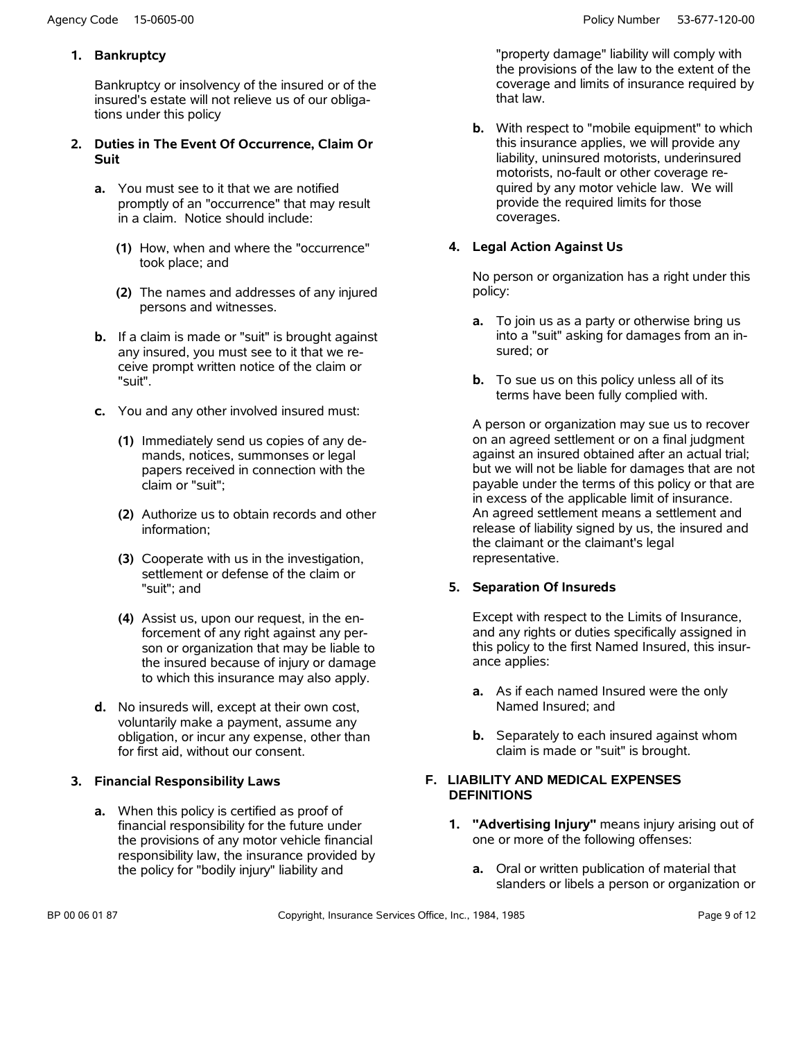**1. Bankruptcy**

Bankruptcy or insolvency of the insured or of the insured's estate will not relieve us of our obligations under this policy

**2. Duties in The Event Of Occurrence, Claim Or Suit**

**a.** You must see to it that we are notified promptly of an "occurrence" that may result in a claim. Notice should include:

**(1)** How, when and where the "occurrence" took place; and

**(2)** The names and addresses of any injured persons and witnesses.

**b.** If a claim is made or "suit" is brought against any insured, you must see to it that we receive prompt written notice of the claim or "suit".

**c.** You and any other involved insured must:

**(1)** Immediately send us copies of any demands, notices, summonses or legal papers received in connection with the claim or "suit";

**(2)** Authorize us to obtain records and other information;

**(3)** Cooperate with us in the investigation, settlement or defense of the claim or "suit"; and

**(4)** Assist us, upon our request, in the enforcement of any right against any person or organization that may be liable to the insured because of injury or damage to which this insurance may also apply.

**d.** No insureds will, except at their own cost, voluntarily make a payment, assume any obligation, or incur any expense, other than for first aid, without our consent.

**3. Financial Responsibility Laws**

**a.** When this policy is certified as proof of financial responsibility for the future under the provisions of any motor vehicle financial responsibility law, the insurance provided by the policy for "bodily injury" liability and "property damage" liability will comply with the provisions of the law to the extent of the coverage and limits of insurance required by that law.

**b.** With respect to "mobile equipment" to which this insurance applies, we will provide any liability, uninsured motorists, underinsured motorists, no-fault or other coverage required by any motor vehicle law. We will provide the required limits for those coverages.

**4. Legal Action Against Us**

No person or organization has a right under this policy:

**a.** To join us as a party or otherwise bring us into a "suit" asking for damages from an insured; or

**b.** To sue us on this policy unless all of its terms have been fully complied with.

A person or organization may sue us to recover on an agreed settlement or on a final judgment against an insured obtained after an actual trial; but we will not be liable for damages that are not payable under the terms of this policy or that are in excess of the applicable limit of insurance. An agreed settlement means a settlement and release of liability signed by us, the insured and the claimant or the claimant's legal representative.

**5. Separation Of Insureds**

Except with respect to the Limits of Insurance, and any rights or duties specifically assigned in this policy to the first Named Insured, this insurance applies:

**a.** As if each named Insured were the only Named Insured; and

**b.** Separately to each insured against whom claim is made or "suit" is brought.

**F. LIABILITY AND MEDICAL EXPENSES DEFINITIONS**

**1. "Advertising Injury"** means injury arising out of one or more of the following offenses:

**a.** Oral or written publication of material that slanders or libels a person or organization or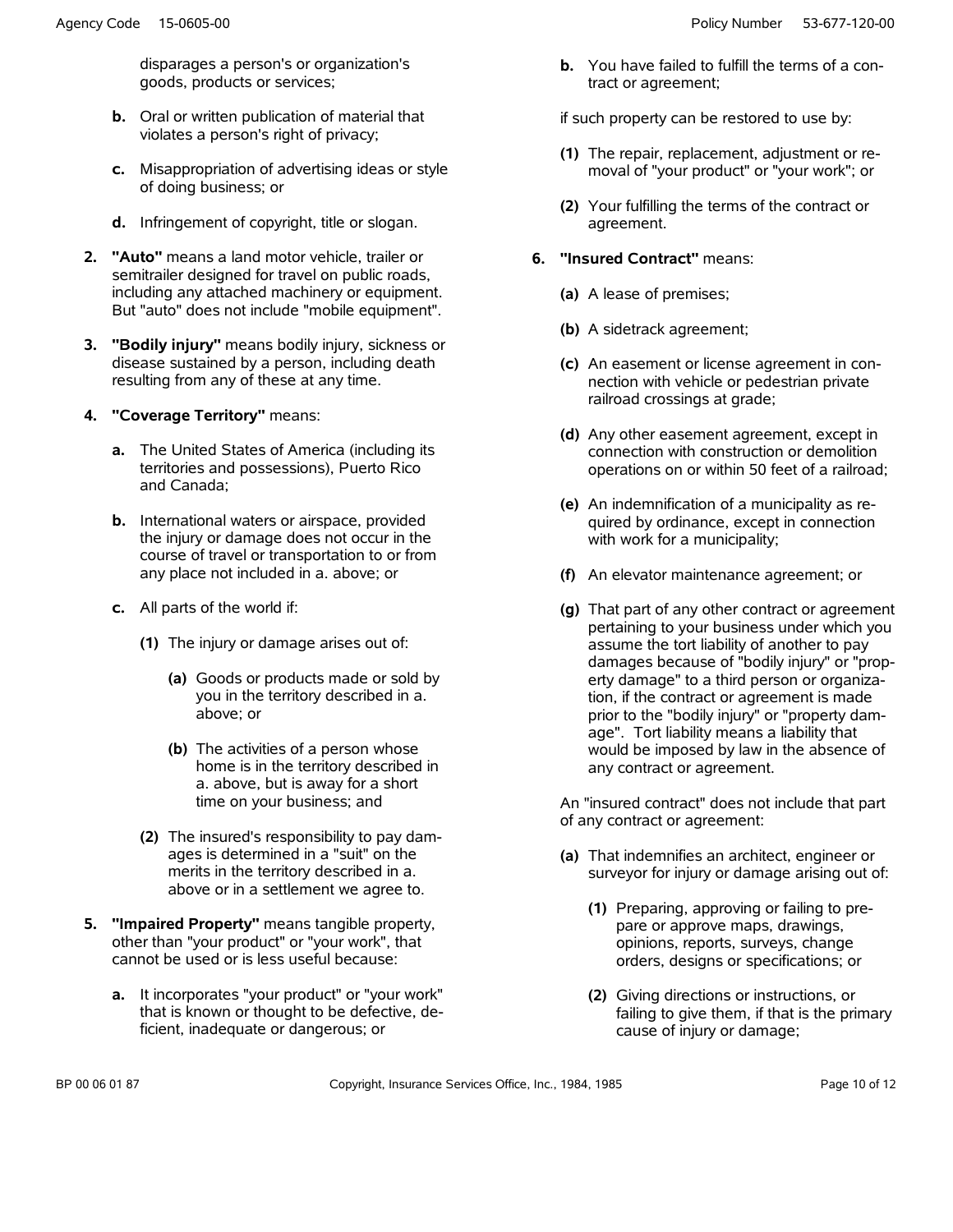disparages a person's or organization's goods, products or services;

**b.** Oral or written publication of material that violates a person's right of privacy;

**c.** Misappropriation of advertising ideas or style of doing business; or

**d.** Infringement of copyright, title or slogan.

**2. "Auto"** means a land motor vehicle, trailer or semitrailer designed for travel on public roads, including any attached machinery or equipment. But "auto" does not include "mobile equipment".

**3. "Bodily injury"** means bodily injury, sickness or disease sustained by a person, including death resulting from any of these at any time.

**4. "Coverage Territory"** means:

**a.** The United States of America (including its territories and possessions), Puerto Rico and Canada;

**b.** International waters or airspace, provided the injury or damage does not occur in the course of travel or transportation to or from any place not included in a. above; or

**c.** All parts of the world if:

**(1)** The injury or damage arises out of:

**(a)** Goods or products made or sold by you in the territory described in a. above; or

**(b)** The activities of a person whose home is in the territory described in a. above, but is away for a short time on your business; and

**(2)** The insured's responsibility to pay damages is determined in a "suit" on the merits in the territory described in a. above or in a settlement we agree to.

**5. "Impaired Property"** means tangible property, other than "your product" or "your work", that cannot be used or is less useful because:

**a.** It incorporates "your product" or "your work" that is known or thought to be defective, deficient, inadequate or dangerous; or

**b.** You have failed to fulfill the terms of a contract or agreement;

if such property can be restored to use by:

**(1)** The repair, replacement, adjustment or removal of "your product" or "your work"; or

**(2)** Your fulfilling the terms of the contract or agreement.

**6. "Insured Contract"** means:

**(a)** A lease of premises;

**(b)** A sidetrack agreement;

**(c)** An easement or license agreement in connection with vehicle or pedestrian private railroad crossings at grade;

**(d)** Any other easement agreement, except in connection with construction or demolition operations on or within 50 feet of a railroad;

**(e)** An indemnification of a municipality as required by ordinance, except in connection with work for a municipality;

**(f)** An elevator maintenance agreement; or

**(g)** That part of any other contract or agreement pertaining to your business under which you assume the tort liability of another to pay damages because of "bodily injury" or "property damage" to a third person or organization, if the contract or agreement is made prior to the "bodily injury" or "property damage". Tort liability means a liability that would be imposed by law in the absence of any contract or agreement.

An "insured contract" does not include that part of any contract or agreement:

**(a)** That indemnifies an architect, engineer or surveyor for injury or damage arising out of:

**(1)** Preparing, approving or failing to prepare or approve maps, drawings, opinions, reports, surveys, change orders, designs or specifications; or

**(2)** Giving directions or instructions, or failing to give them, if that is the primary cause of injury or damage;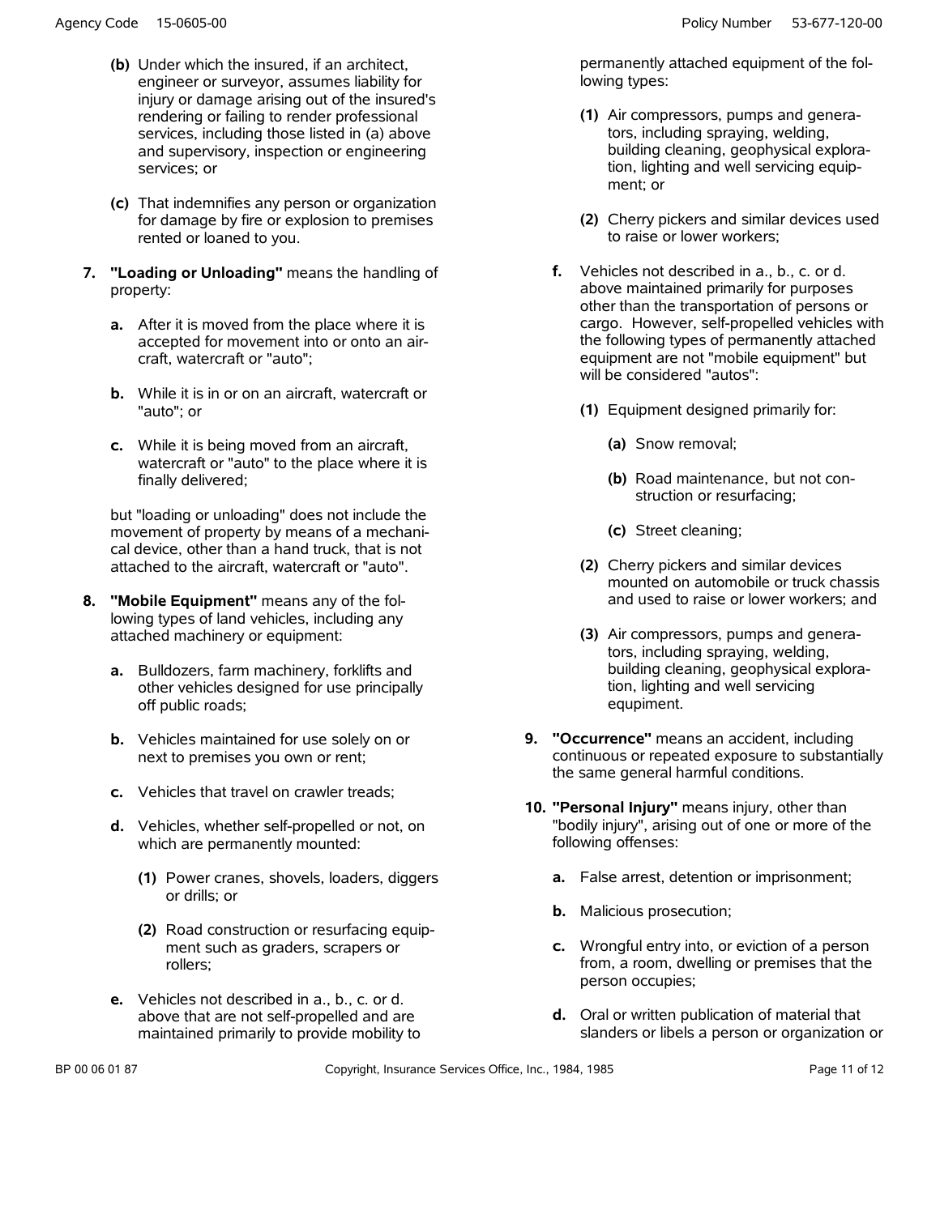**(b)** Under which the insured, if an architect, engineer or surveyor, assumes liability for injury or damage arising out of the insured's rendering or failing to render professional services, including those listed in (a) above and supervisory, inspection or engineering services; or

**(c)** That indemnifies any person or organization for damage by fire or explosion to premises rented or loaned to you.

**7. "Loading or Unloading"** means the handling of property:

**a.** After it is moved from the place where it is accepted for movement into or onto an aircraft, watercraft or "auto";

**b.** While it is in or on an aircraft, watercraft or "auto"; or

**c.** While it is being moved from an aircraft, watercraft or "auto" to the place where it is finally delivered;

but "loading or unloading" does not include the movement of property by means of a mechanical device, other than a hand truck, that is not attached to the aircraft, watercraft or "auto".

**8. "Mobile Equipment"** means any of the following types of land vehicles, including any attached machinery or equipment:

**a.** Bulldozers, farm machinery, forklifts and other vehicles designed for use principally off public roads;

**b.** Vehicles maintained for use solely on or next to premises you own or rent;

**c.** Vehicles that travel on crawler treads;

**d.** Vehicles, whether self-propelled or not, on which are permanently mounted:

**(1)** Power cranes, shovels, loaders, diggers or drills; or

**(2)** Road construction or resurfacing equipment such as graders, scrapers or rollers;

**e.** Vehicles not described in a., b., c. or d. above that are not self-propelled and are maintained primarily to provide mobility to permanently attached equipment of the following types:

**(1)** Air compressors, pumps and generators, including spraying, welding, building cleaning, geophysical exploration, lighting and well servicing equipment; or

**(2)** Cherry pickers and similar devices used to raise or lower workers;

**f.** Vehicles not described in a., b., c. or d. above maintained primarily for purposes other than the transportation of persons or cargo. However, self-propelled vehicles with the following types of permanently attached equipment are not "mobile equipment" but will be considered "autos":

**(1)** Equipment designed primarily for:

**(a)** Snow removal;

**(b)** Road maintenance, but not construction or resurfacing;

**(c)** Street cleaning;

**(2)** Cherry pickers and similar devices mounted on automobile or truck chassis and used to raise or lower workers; and

**(3)** Air compressors, pumps and generators, including spraying, welding, building cleaning, geophysical exploration, lighting and well servicing equipment.

**9. "Occurrence"** means an accident, including continuous or repeated exposure to substantially the same general harmful conditions.

**10. "Personal Injury"** means injury, other than "bodily injury", arising out of one or more of the following offenses:

**a.** False arrest, detention or imprisonment;

**b.** Malicious prosecution;

**c.** Wrongful entry into, or eviction of a person from, a room, dwelling or premises that the person occupies;

**d.** Oral or written publication of material that slanders or libels a person or organization or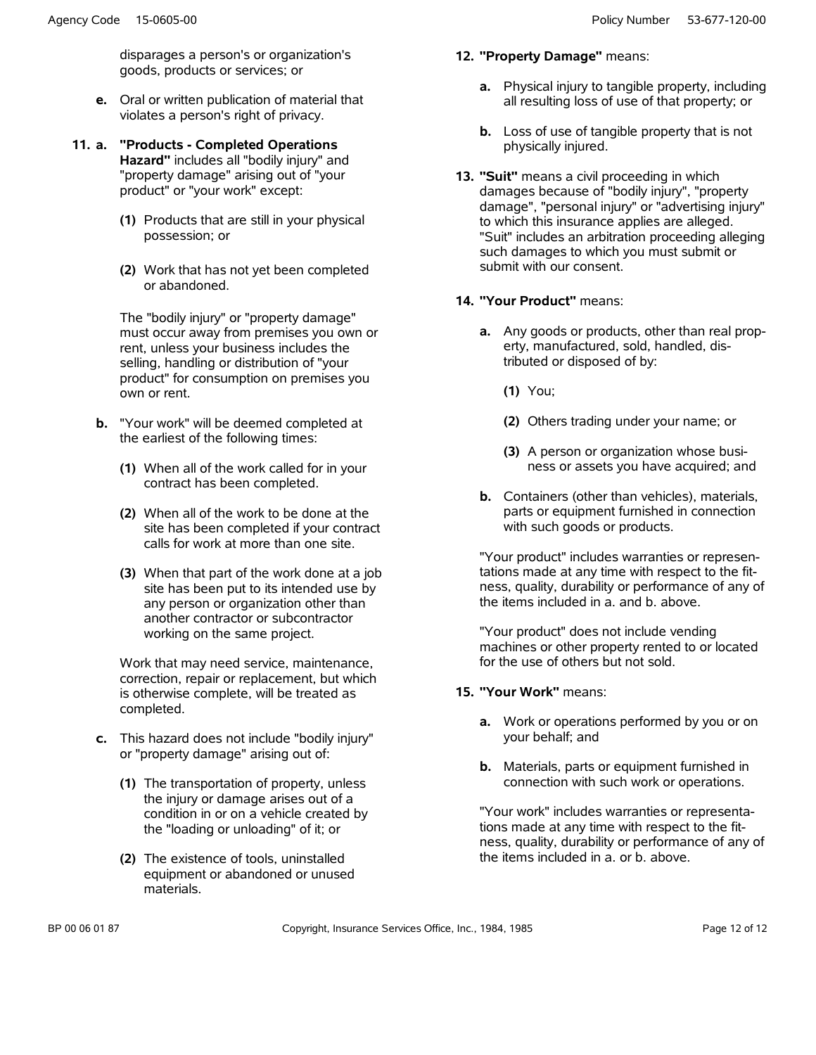disparages a person's or organization's goods, products or services; or

**e.** Oral or written publication of material that violates a person's right of privacy.

**11. a. "Products - Completed Operations Hazard"** includes all "bodily injury" and "property damage" arising out of "your product" or "your work" except:

**(1)** Products that are still in your physical possession; or

**(2)** Work that has not yet been completed or abandoned.

The "bodily injury" or "property damage" must occur away from premises you own or rent, unless your business includes the selling, handling or distribution of "your product" for consumption on premises you own or rent.

**b.** "Your work" will be deemed completed at the earliest of the following times:

**(1)** When all of the work called for in your contract has been completed.

**(2)** When all of the work to be done at the site has been completed if your contract calls for work at more than one site.

**(3)** When that part of the work done at a job site has been put to its intended use by any person or organization other than another contractor or subcontractor working on the same project.

Work that may need service, maintenance, correction, repair or replacement, but which is otherwise complete, will be treated as completed.

**c.** This hazard does not include "bodily injury" or "property damage" arising out of:

**(1)** The transportation of property, unless the injury or damage arises out of a condition in or on a vehicle created by the "loading or unloading" of it; or

**(2)** The existence of tools, uninstalled equipment or abandoned or unused materials.

**12. "Property Damage"** means:

**a.** Physical injury to tangible property, including all resulting loss of use of that property; or

**b.** Loss of use of tangible property that is not physically injured.

**13. "Suit"** means a civil proceeding in which damages because of "bodily injury", "property damage", "personal injury" or "advertising injury" to which this insurance applies are alleged. "Suit" includes an arbitration proceeding alleging such damages to which you must submit or submit with our consent.

**14. "Your Product"** means:

**a.** Any goods or products, other than real property, manufactured, sold, handled, distributed or disposed of by:

**(1)** You;

**(2)** Others trading under your name; or

**(3)** A person or organization whose business or assets you have acquired; and

**b.** Containers (other than vehicles), materials, parts or equipment furnished in connection with such goods or products.

"Your product" includes warranties or representations made at any time with respect to the fitness, quality, durability or performance of any of the items included in a. and b. above.

"Your product" does not include vending machines or other property rented to or located for the use of others but not sold.

**15. "Your Work"** means:

**a.** Work or operations performed by you or on your behalf; and

**b.** Materials, parts or equipment furnished in connection with such work or operations.

"Your work" includes warranties or representations made at any time with respect to the fitness, quality, durability or performance of any of the items included in a. or b. above.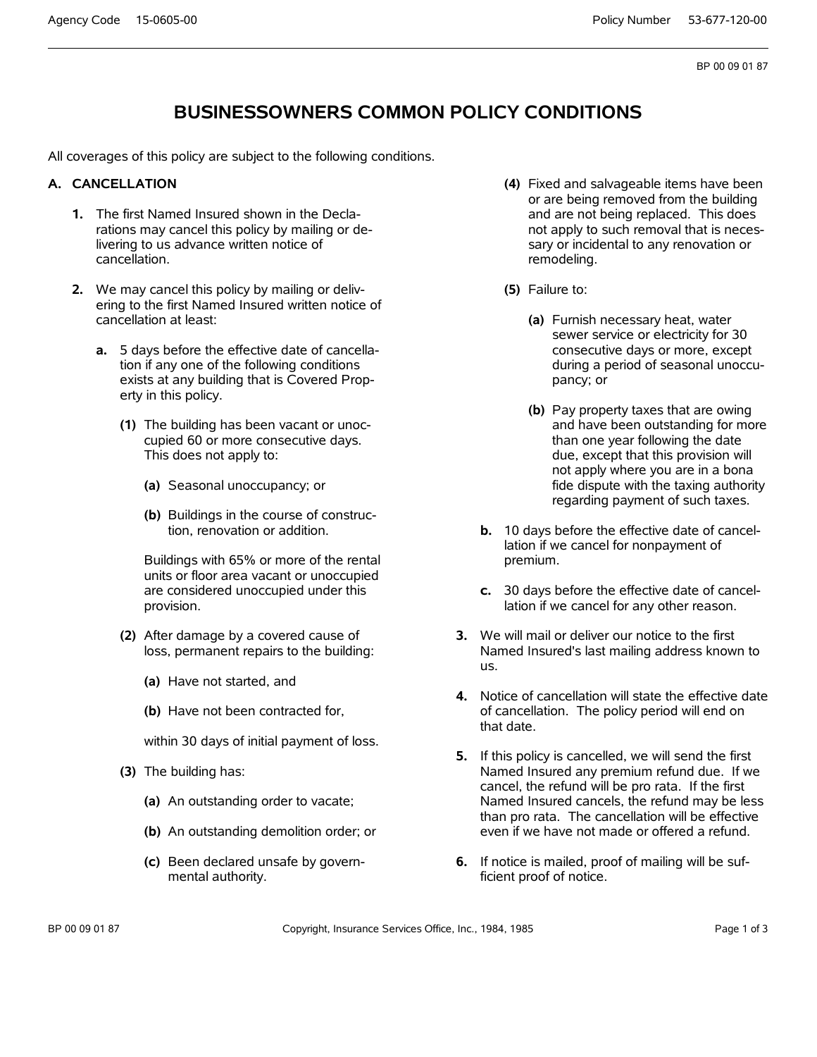# BUSINESSOWNERS COMMON POLICY CONDITIONS

All coverages of this policy are subject to the following conditions.

## A. CANCELLATION

**1.** The first Named Insured shown in the Declarations may cancel this policy by mailing or delivering to us advance written notice of cancellation.

**2.** We may cancel this policy by mailing or delivering to the first Named Insured written notice of cancellation at least:

**a.** 5 days before the effective date of cancellation if any one of the following conditions exists at any building that is Covered Property in this policy.

**(1)** The building has been vacant or unoccupied 60 or more consecutive days. This does not apply to:

**(a)** Seasonal unoccupancy; or

**(b)** Buildings in the course of construction, renovation or addition.

Buildings with 65% or more of the rental units or floor area vacant or unoccupied are considered unoccupied under this provision.

**(2)** After damage by a covered cause of loss, permanent repairs to the building:

**(a)** Have not started, and

**(b)** Have not been contracted for,

within 30 days of initial payment of loss.

**(3)** The building has:

**(a)** An outstanding order to vacate;

**(b)** An outstanding demolition order; or

**(c)** Been declared unsafe by governmental authority.

**(4)** Fixed and salvageable items have been or are being removed from the building and are not being replaced. This does not apply to such removal that is necessary or incidental to any renovation or remodeling.

**(5)** Failure to:

**(a)** Furnish necessary heat, water sewer service or electricity for 30 consecutive days or more, except during a period of seasonal unoccupancy; or

**(b)** Pay property taxes that are owing and have been outstanding for more than one year following the date due, except that this provision will not apply where you are in a bona fide dispute with the taxing authority regarding payment of such taxes.

**b.** 10 days before the effective date of cancellation if we cancel for nonpayment of premium.

**c.** 30 days before the effective date of cancellation if we cancel for any other reason.

**3.** We will mail or deliver our notice to the first Named Insured's last mailing address known to us.

**4.** Notice of cancellation will state the effective date of cancellation. The policy period will end on that date.

**5.** If this policy is cancelled, we will send the first Named Insured any premium refund due. If we cancel, the refund will be pro rata. If the first Named Insured cancels, the refund may be less than pro rata. The cancellation will be effective even if we have not made or offered a refund.

**6.** If notice is mailed, proof of mailing will be sufficient proof of notice.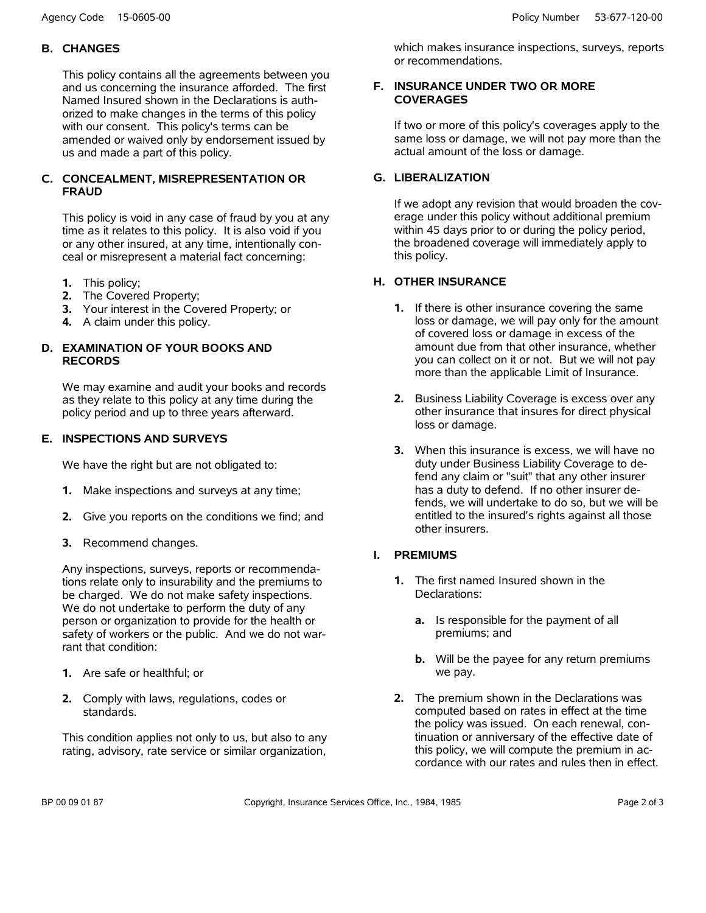## B. CHANGES

This policy contains all the agreements between you and us concerning the insurance afforded. The first Named Insured shown in the Declarations is authorized to make changes in the terms of this policy with our consent. This policy's terms can be amended or waived only by endorsement issued by us and made a part of this policy.

## C. CONCEALMENT, MISREPRESENTATION OR FRAUD

This policy is void in any case of fraud by you at any time as it relates to this policy. It is also void if you or any other insured, at any time, intentionally conceal or misrepresent a material fact concerning:

1. This policy;
2. The Covered Property;
3. Your interest in the Covered Property; or
4. A claim under this policy.

## D. EXAMINATION OF YOUR BOOKS AND RECORDS

We may examine and audit your books and records as they relate to this policy at any time during the policy period and up to three years afterward.

## E. INSPECTIONS AND SURVEYS

We have the right but are not obligated to:

1. Make inspections and surveys at any time;
2. Give you reports on the conditions we find; and
3. Recommend changes.

Any inspections, surveys, reports or recommendations relate only to insurability and the premiums to be charged. We do not make safety inspections. We do not undertake to perform the duty of any person or organization to provide for the health or safety of workers or the public. And we do not warrant that condition:

1. Are safe or healthful; or
2. Comply with laws, regulations, codes or standards.

This condition applies not only to us, but also to any rating, advisory, rate service or similar organization, which makes insurance inspections, surveys, reports or recommendations.

## F. INSURANCE UNDER TWO OR MORE COVERAGES

If two or more of this policy's coverages apply to the same loss or damage, we will not pay more than the actual amount of the loss or damage.

## G. LIBERALIZATION

If we adopt any revision that would broaden the coverage under this policy without additional premium within 45 days prior to or during the policy period, the broadened coverage will immediately apply to this policy.

## H. OTHER INSURANCE

1. If there is other insurance covering the same loss or damage, we will pay only for the amount of covered loss or damage in excess of the amount due from that other insurance, whether you can collect on it or not. But we will not pay more than the applicable Limit of Insurance.

2. Business Liability Coverage is excess over any other insurance that insures for direct physical loss or damage.

3. When this insurance is excess, we will have no duty under Business Liability Coverage to defend any claim or "suit" that any other insurer has a duty to defend. If no other insurer defends, we will undertake to do so, but we will be entitled to the insured's rights against all those other insurers.

## I. PREMIUMS

1. The first named Insured shown in the Declarations:
   a. Is responsible for the payment of all premiums; and
   b. Will be the payee for any return premiums we pay.

2. The premium shown in the Declarations was computed based on rates in effect at the time the policy was issued. On each renewal, continuation or anniversary of the effective date of this policy, we will compute the premium in accordance with our rates and rules then in effect.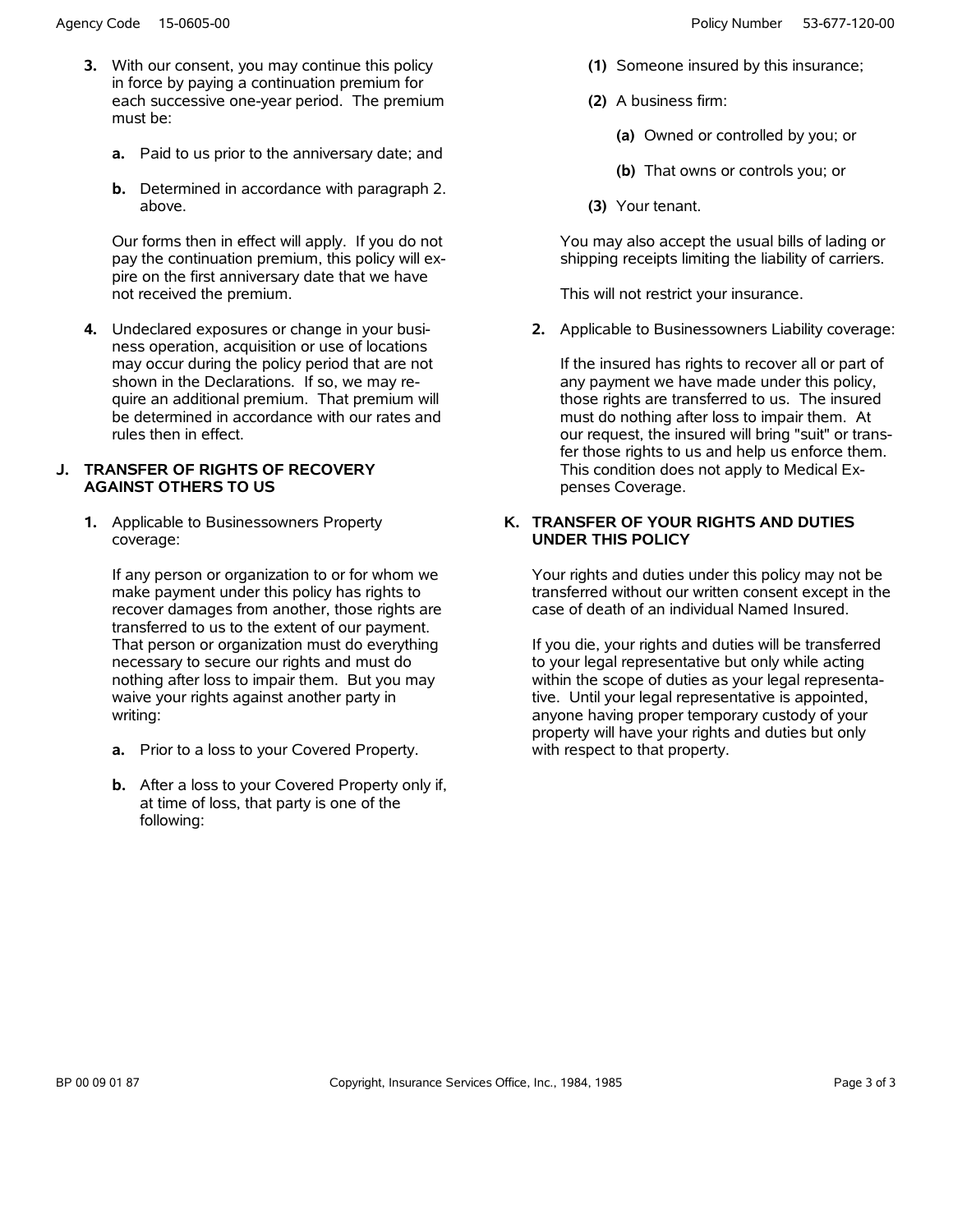3. With our consent, you may continue this policy in force by paying a continuation premium for each successive one-year period. The premium must be:

   a. Paid to us prior to the anniversary date; and

   b. Determined in accordance with paragraph 2. above.

   Our forms then in effect will apply. If you do not pay the continuation premium, this policy will expire on the first anniversary date that we have not received the premium.

4. Undeclared exposures or change in your business operation, acquisition or use of locations may occur during the policy period that are not shown in the Declarations. If so, we may require an additional premium. That premium will be determined in accordance with our rates and rules then in effect.

## J. TRANSFER OF RIGHTS OF RECOVERY AGAINST OTHERS TO US

1. Applicable to Businessowners Property coverage:

   If any person or organization to or for whom we make payment under this policy has rights to recover damages from another, those rights are transferred to us to the extent of our payment. That person or organization must do everything necessary to secure our rights and must do nothing after loss to impair them. But you may waive your rights against another party in writing:

   a. Prior to a loss to your Covered Property.

   b. After a loss to your Covered Property only if, at time of loss, that party is one of the following:

      (1) Someone insured by this insurance;

      (2) A business firm:

         (a) Owned or controlled by you; or

         (b) That owns or controls you; or

      (3) Your tenant.

   You may also accept the usual bills of lading or shipping receipts limiting the liability of carriers.

   This will not restrict your insurance.

2. Applicable to Businessowners Liability coverage:

   If the insured has rights to recover all or part of any payment we have made under this policy, those rights are transferred to us. The insured must do nothing after loss to impair them. At our request, the insured will bring "suit" or transfer those rights to us and help us enforce them. This condition does not apply to Medical Expenses Coverage.

## K. TRANSFER OF YOUR RIGHTS AND DUTIES UNDER THIS POLICY

Your rights and duties under this policy may not be transferred without our written consent except in the case of death of an individual Named Insured.

If you die, your rights and duties will be transferred to your legal representative but only while acting within the scope of duties as your legal representative. Until your legal representative is appointed, anyone having proper temporary custody of your property will have your rights and duties but only with respect to that property.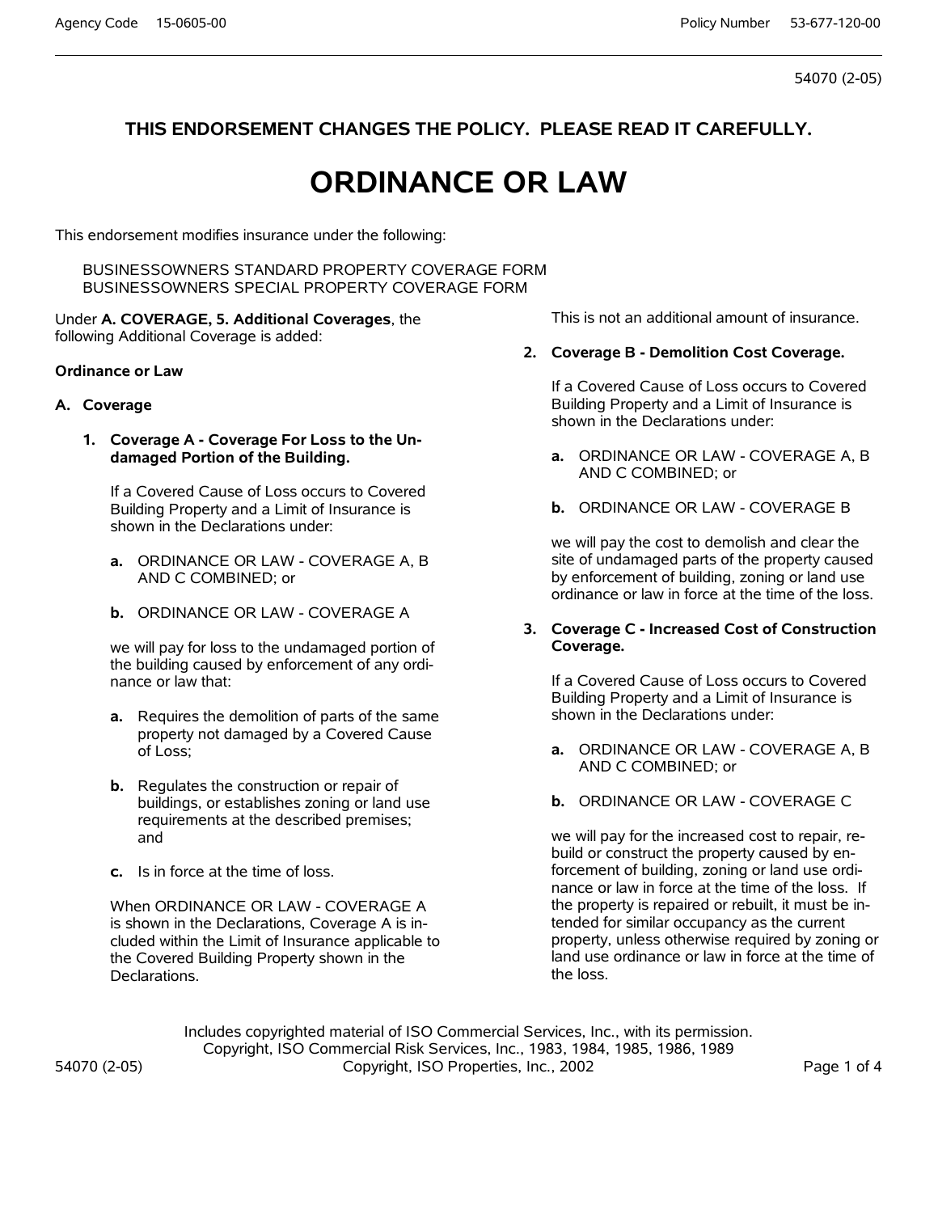54070 (2-05)

**THIS ENDORSEMENT CHANGES THE POLICY. PLEASE READ IT CAREFULLY.**

# ORDINANCE OR LAW

This endorsement modifies insurance under the following:

BUSINESSOWNERS STANDARD PROPERTY COVERAGE FORM
BUSINESSOWNERS SPECIAL PROPERTY COVERAGE FORM

Under **A. COVERAGE, 5. Additional Coverages**, the following Additional Coverage is added:

**Ordinance or Law**

**A. Coverage**

**1. Coverage A - Coverage For Loss to the Undamaged Portion of the Building.**

If a Covered Cause of Loss occurs to Covered Building Property and a Limit of Insurance is shown in the Declarations under:

**a.** ORDINANCE OR LAW - COVERAGE A, B AND C COMBINED; or

**b.** ORDINANCE OR LAW - COVERAGE A

we will pay for loss to the undamaged portion of the building caused by enforcement of any ordinance or law that:

**a.** Requires the demolition of parts of the same property not damaged by a Covered Cause of Loss;

**b.** Regulates the construction or repair of buildings, or establishes zoning or land use requirements at the described premises; and

**c.** Is in force at the time of loss.

When ORDINANCE OR LAW - COVERAGE A is shown in the Declarations, Coverage A is included within the Limit of Insurance applicable to the Covered Building Property shown in the Declarations.

This is not an additional amount of insurance.

**2. Coverage B - Demolition Cost Coverage.**

If a Covered Cause of Loss occurs to Covered Building Property and a Limit of Insurance is shown in the Declarations under:

**a.** ORDINANCE OR LAW - COVERAGE A, B AND C COMBINED; or

**b.** ORDINANCE OR LAW - COVERAGE B

we will pay the cost to demolish and clear the site of undamaged parts of the property caused by enforcement of building, zoning or land use ordinance or law in force at the time of the loss.

**3. Coverage C - Increased Cost of Construction Coverage.**

If a Covered Cause of Loss occurs to Covered Building Property and a Limit of Insurance is shown in the Declarations under:

**a.** ORDINANCE OR LAW - COVERAGE A, B AND C COMBINED; or

**b.** ORDINANCE OR LAW - COVERAGE C

we will pay for the increased cost to repair, rebuild or construct the property caused by enforcement of building, zoning or land use ordinance or law in force at the time of the loss. If the property is repaired or rebuilt, it must be intended for similar occupancy as the current property, unless otherwise required by zoning or land use ordinance or law in force at the time of the loss.

Includes copyrighted material of ISO Commercial Services, Inc., with its permission.
Copyright, ISO Commercial Risk Services, Inc., 1983, 1984, 1985, 1986, 1989
Copyright, ISO Properties, Inc., 2002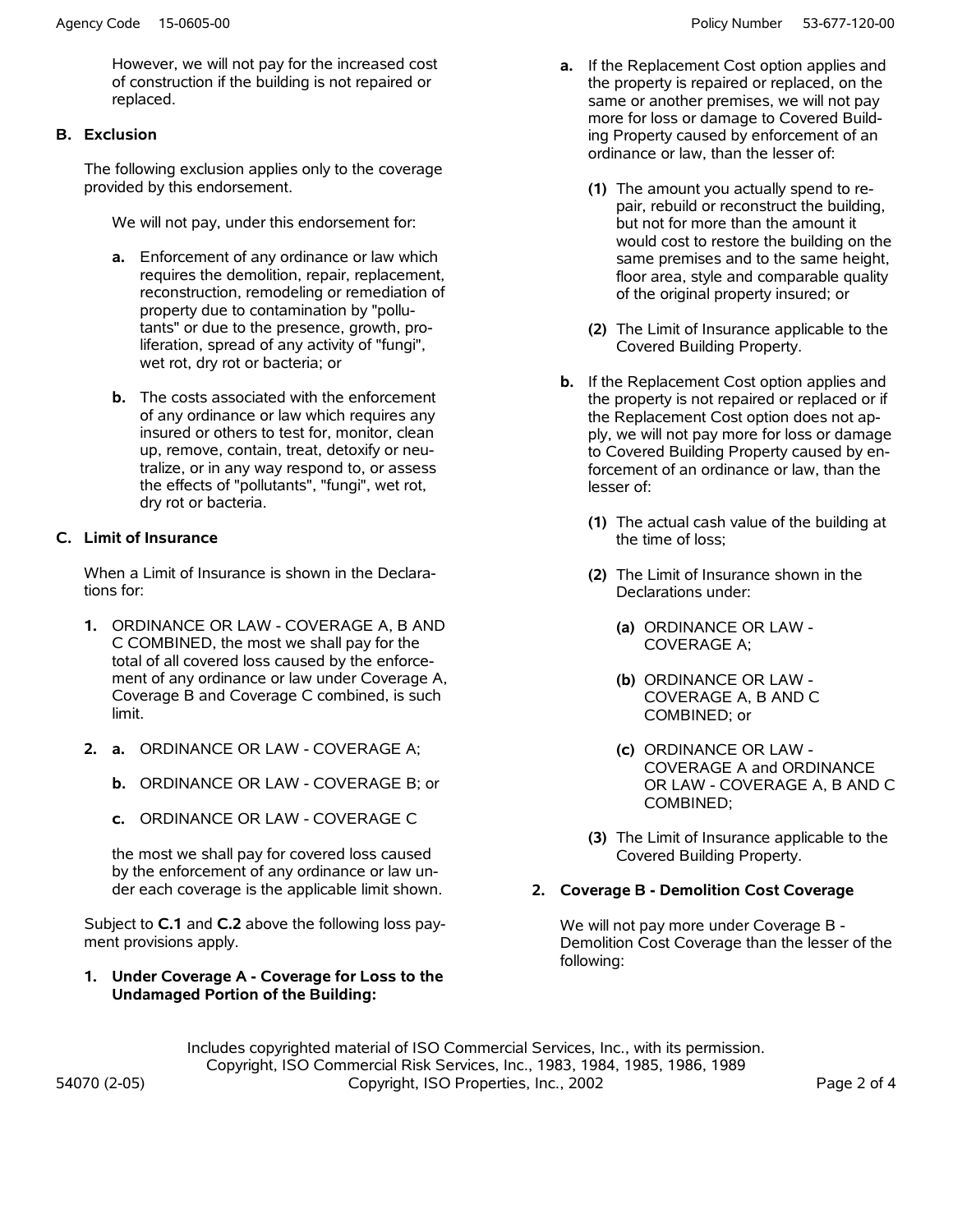However, we will not pay for the increased cost of construction if the building is not repaired or replaced.

**B. Exclusion**

The following exclusion applies only to the coverage provided by this endorsement.

We will not pay, under this endorsement for:

**a.** Enforcement of any ordinance or law which requires the demolition, repair, replacement, reconstruction, remodeling or remediation of property due to contamination by "pollutants" or due to the presence, growth, proliferation, spread of any activity of "fungi", wet rot, dry rot or bacteria; or

**b.** The costs associated with the enforcement of any ordinance or law which requires any insured or others to test for, monitor, clean up, remove, contain, treat, detoxify or neutralize, or in any way respond to, or assess the effects of "pollutants", "fungi", wet rot, dry rot or bacteria.

**C. Limit of Insurance**

When a Limit of Insurance is shown in the Declarations for:

**1.** ORDINANCE OR LAW - COVERAGE A, B AND C COMBINED, the most we shall pay for the total of all covered loss caused by the enforcement of any ordinance or law under Coverage A, Coverage B and Coverage C combined, is such limit.

**2. a.** ORDINANCE OR LAW - COVERAGE A;

**b.** ORDINANCE OR LAW - COVERAGE B; or

**c.** ORDINANCE OR LAW - COVERAGE C

the most we shall pay for covered loss caused by the enforcement of any ordinance or law under each coverage is the applicable limit shown.

Subject to **C.1** and **C.2** above the following loss payment provisions apply.

**1. Under Coverage A - Coverage for Loss to the Undamaged Portion of the Building:**

**a.** If the Replacement Cost option applies and the property is repaired or replaced, on the same or another premises, we will not pay more for loss or damage to Covered Building Property caused by enforcement of an ordinance or law, than the lesser of:

**(1)** The amount you actually spend to repair, rebuild or reconstruct the building, but not for more than the amount it would cost to restore the building on the same premises and to the same height, floor area, style and comparable quality of the original property insured; or

**(2)** The Limit of Insurance applicable to the Covered Building Property.

**b.** If the Replacement Cost option applies and the property is not repaired or replaced or if the Replacement Cost option does not apply, we will not pay more for loss or damage to Covered Building Property caused by enforcement of an ordinance or law, than the lesser of:

**(1)** The actual cash value of the building at the time of loss;

**(2)** The Limit of Insurance shown in the Declarations under:

**(a)** ORDINANCE OR LAW - COVERAGE A;

**(b)** ORDINANCE OR LAW - COVERAGE A, B AND C COMBINED; or

**(c)** ORDINANCE OR LAW - COVERAGE A and ORDINANCE OR LAW - COVERAGE A, B AND C COMBINED;

**(3)** The Limit of Insurance applicable to the Covered Building Property.

**2. Coverage B - Demolition Cost Coverage**

We will not pay more under Coverage B - Demolition Cost Coverage than the lesser of the following: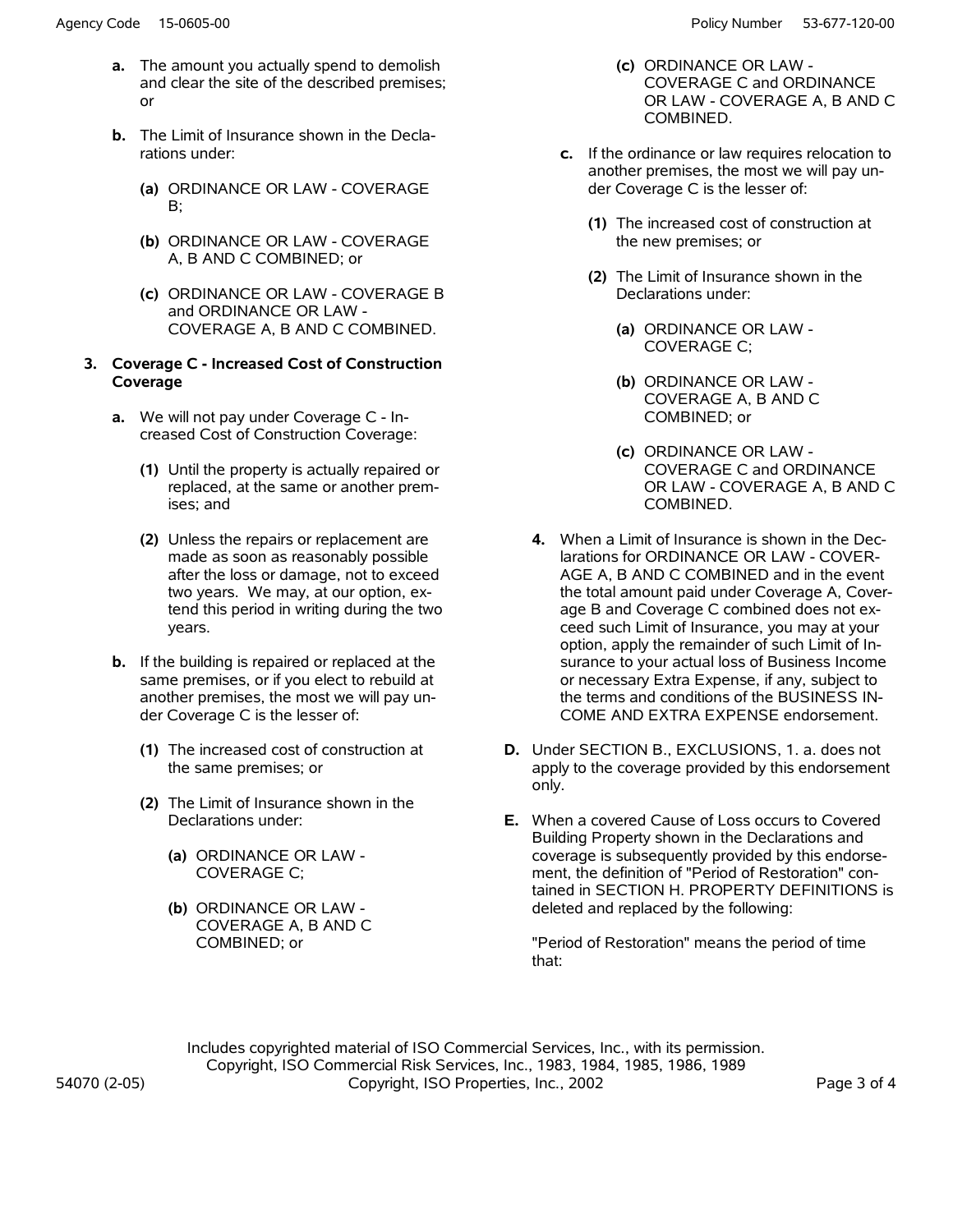**a.** The amount you actually spend to demolish and clear the site of the described premises; or

**b.** The Limit of Insurance shown in the Declarations under:

**(a)** ORDINANCE OR LAW - COVERAGE B;

**(b)** ORDINANCE OR LAW - COVERAGE A, B AND C COMBINED; or

**(c)** ORDINANCE OR LAW - COVERAGE B and ORDINANCE OR LAW - COVERAGE A, B AND C COMBINED.

**3. Coverage C - Increased Cost of Construction Coverage**

**a.** We will not pay under Coverage C - Increased Cost of Construction Coverage:

**(1)** Until the property is actually repaired or replaced, at the same or another premises; and

**(2)** Unless the repairs or replacement are made as soon as reasonably possible after the loss or damage, not to exceed two years. We may, at our option, extend this period in writing during the two years.

**b.** If the building is repaired or replaced at the same premises, or if you elect to rebuild at another premises, the most we will pay under Coverage C is the lesser of:

**(1)** The increased cost of construction at the same premises; or

**(2)** The Limit of Insurance shown in the Declarations under:

**(a)** ORDINANCE OR LAW - COVERAGE C;

**(b)** ORDINANCE OR LAW - COVERAGE A, B AND C COMBINED; or

**(c)** ORDINANCE OR LAW - COVERAGE C and ORDINANCE OR LAW - COVERAGE A, B AND C COMBINED.

**c.** If the ordinance or law requires relocation to another premises, the most we will pay under Coverage C is the lesser of:

**(1)** The increased cost of construction at the new premises; or

**(2)** The Limit of Insurance shown in the Declarations under:

**(a)** ORDINANCE OR LAW - COVERAGE C;

**(b)** ORDINANCE OR LAW - COVERAGE A, B AND C COMBINED; or

**(c)** ORDINANCE OR LAW - COVERAGE C and ORDINANCE OR LAW - COVERAGE A, B AND C COMBINED.

**4.** When a Limit of Insurance is shown in the Declarations for ORDINANCE OR LAW - COVERAGE A, B AND C COMBINED and in the event the total amount paid under Coverage A, Coverage B and Coverage C combined does not exceed such Limit of Insurance, you may at your option, apply the remainder of such Limit of Insurance to your actual loss of Business Income or necessary Extra Expense, if any, subject to the terms and conditions of the BUSINESS INCOME AND EXTRA EXPENSE endorsement.

**D.** Under SECTION B., EXCLUSIONS, 1. a. does not apply to the coverage provided by this endorsement only.

**E.** When a covered Cause of Loss occurs to Covered Building Property shown in the Declarations and coverage is subsequently provided by this endorsement, the definition of "Period of Restoration" contained in SECTION H. PROPERTY DEFINITIONS is deleted and replaced by the following:

"Period of Restoration" means the period of time that:

Includes copyrighted material of ISO Commercial Services, Inc., with its permission.
Copyright, ISO Commercial Risk Services, Inc., 1983, 1984, 1985, 1986, 1989
Copyright, ISO Properties, Inc., 2002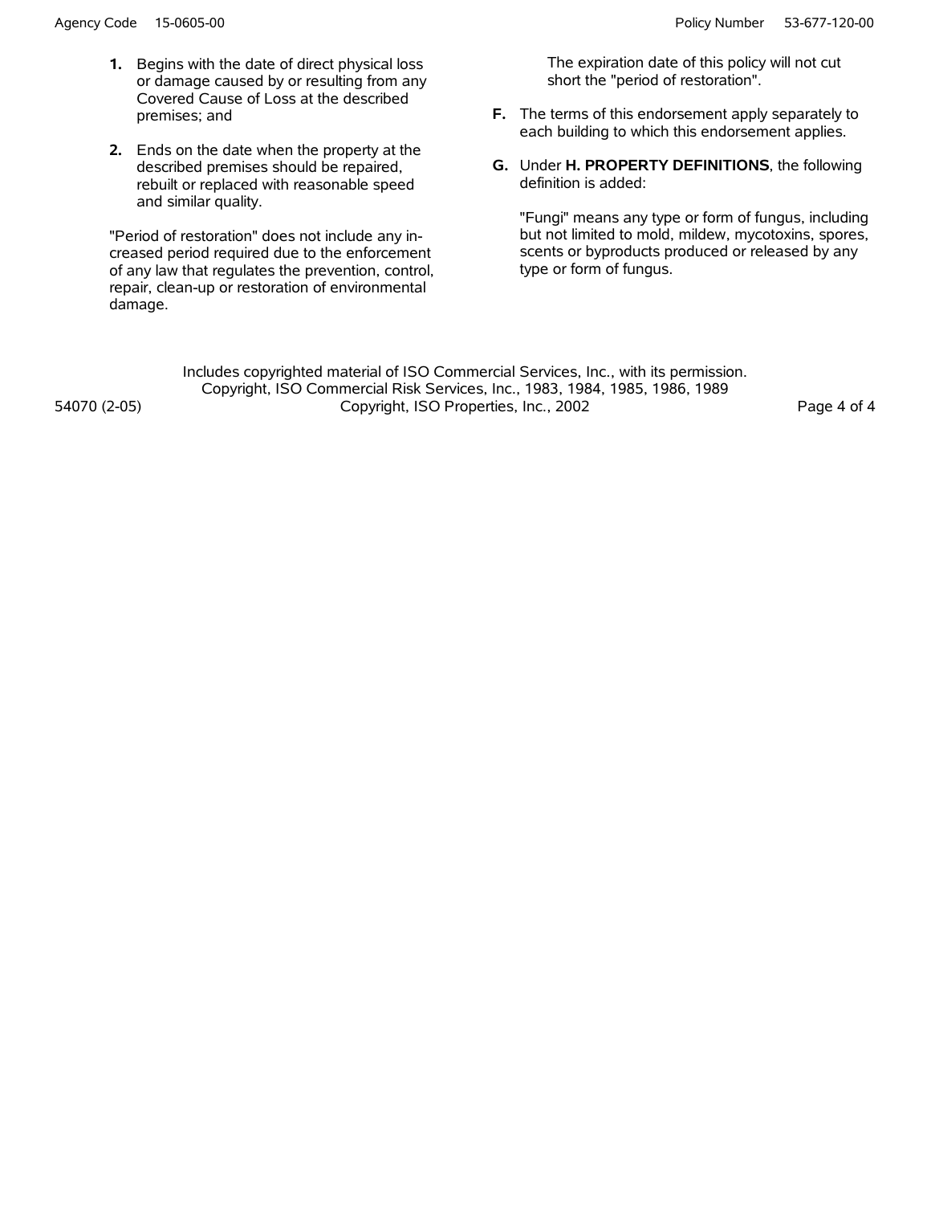1. Begins with the date of direct physical loss or damage caused by or resulting from any Covered Cause of Loss at the described premises; and

2. Ends on the date when the property at the described premises should be repaired, rebuilt or replaced with reasonable speed and similar quality.

"Period of restoration" does not include any increased period required due to the enforcement of any law that regulates the prevention, control, repair, clean-up or restoration of environmental damage.

The expiration date of this policy will not cut short the "period of restoration".

**F.** The terms of this endorsement apply separately to each building to which this endorsement applies.

**G.** Under **H. PROPERTY DEFINITIONS**, the following definition is added:

"Fungi" means any type or form of fungus, including but not limited to mold, mildew, mycotoxins, spores, scents or byproducts produced or released by any type or form of fungus.

Includes copyrighted material of ISO Commercial Services, Inc., with its permission.
Copyright, ISO Commercial Risk Services, Inc., 1983, 1984, 1985, 1986, 1989
Copyright, ISO Properties, Inc., 2002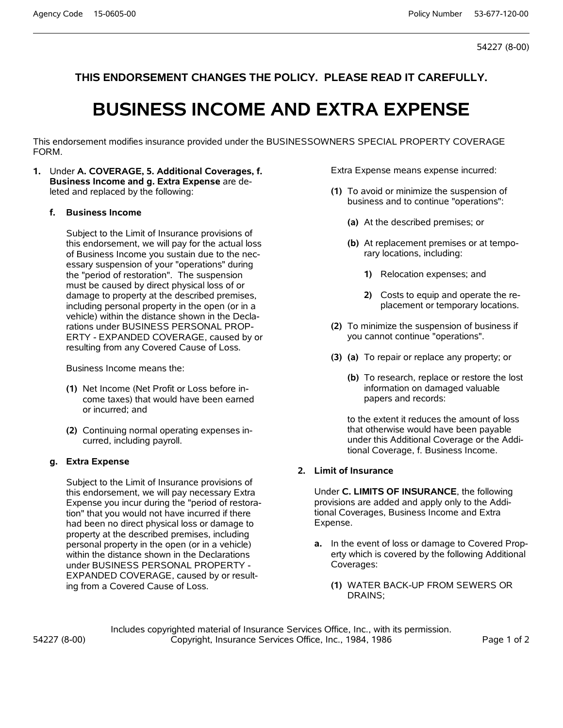54227 (8-00)

**THIS ENDORSEMENT CHANGES THE POLICY. PLEASE READ IT CAREFULLY.**

# BUSINESS INCOME AND EXTRA EXPENSE

This endorsement modifies insurance provided under the BUSINESSOWNERS SPECIAL PROPERTY COVERAGE FORM.

**1.** Under **A. COVERAGE, 5. Additional Coverages, f. Business Income and g. Extra Expense** are deleted and replaced by the following:

**f. Business Income**

Subject to the Limit of Insurance provisions of this endorsement, we will pay for the actual loss of Business Income you sustain due to the necessary suspension of your "operations" during the "period of restoration". The suspension must be caused by direct physical loss of or damage to property at the described premises, including personal property in the open (or in a vehicle) within the distance shown in the Declarations under BUSINESS PERSONAL PROPERTY - EXPANDED COVERAGE, caused by or resulting from any Covered Cause of Loss.

Business Income means the:

**(1)** Net Income (Net Profit or Loss before income taxes) that would have been earned or incurred; and

**(2)** Continuing normal operating expenses incurred, including payroll.

**g. Extra Expense**

Subject to the Limit of Insurance provisions of this endorsement, we will pay necessary Extra Expense you incur during the "period of restoration" that you would not have incurred if there had been no direct physical loss or damage to property at the described premises, including personal property in the open (or in a vehicle) within the distance shown in the Declarations under BUSINESS PERSONAL PROPERTY - EXPANDED COVERAGE, caused by or resulting from a Covered Cause of Loss.

Extra Expense means expense incurred:

**(1)** To avoid or minimize the suspension of business and to continue "operations":

**(a)** At the described premises; or

**(b)** At replacement premises or at temporary locations, including:

**1)** Relocation expenses; and

**2)** Costs to equip and operate the replacement or temporary locations.

**(2)** To minimize the suspension of business if you cannot continue "operations".

**(3)** **(a)** To repair or replace any property; or

**(b)** To research, replace or restore the lost information on damaged valuable papers and records:

to the extent it reduces the amount of loss that otherwise would have been payable under this Additional Coverage or the Additional Coverage, f. Business Income.

**2. Limit of Insurance**

Under **C. LIMITS OF INSURANCE**, the following provisions are added and apply only to the Additional Coverages, Business Income and Extra Expense.

**a.** In the event of loss or damage to Covered Property which is covered by the following Additional Coverages:

**(1)** WATER BACK-UP FROM SEWERS OR DRAINS;

Includes copyrighted material of Insurance Services Office, Inc., with its permission.
Copyright, Insurance Services Office, Inc., 1984, 1986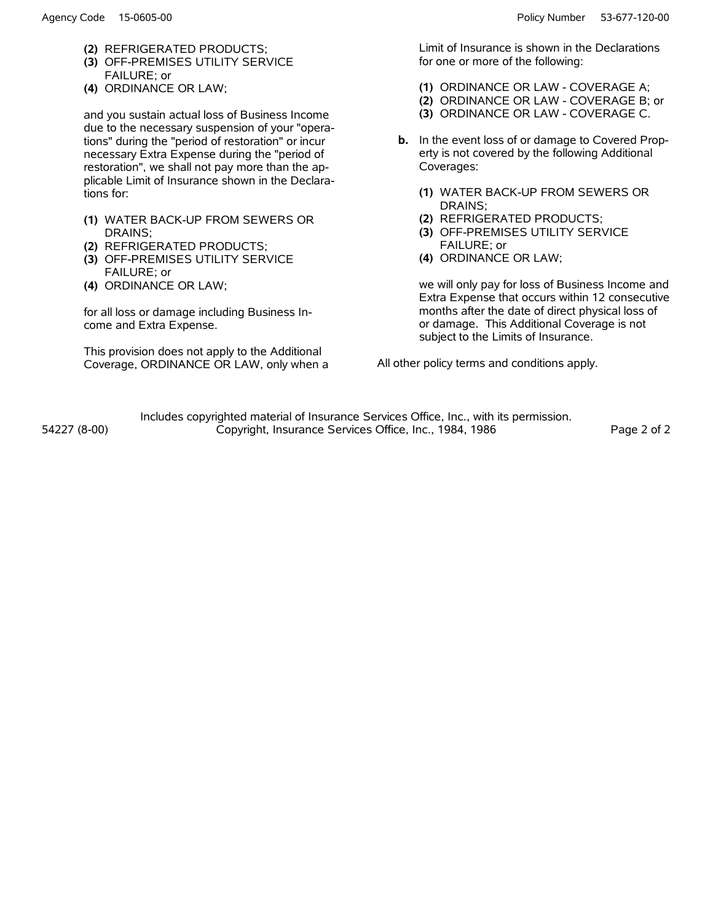**(2)** REFRIGERATED PRODUCTS;
**(3)** OFF-PREMISES UTILITY SERVICE FAILURE; or
**(4)** ORDINANCE OR LAW;

and you sustain actual loss of Business Income due to the necessary suspension of your "operations" during the "period of restoration" or incur necessary Extra Expense during the "period of restoration", we shall not pay more than the applicable Limit of Insurance shown in the Declarations for:

**(1)** WATER BACK-UP FROM SEWERS OR DRAINS;
**(2)** REFRIGERATED PRODUCTS;
**(3)** OFF-PREMISES UTILITY SERVICE FAILURE; or
**(4)** ORDINANCE OR LAW;

for all loss or damage including Business Income and Extra Expense.

This provision does not apply to the Additional Coverage, ORDINANCE OR LAW, only when a Limit of Insurance is shown in the Declarations for one or more of the following:

**(1)** ORDINANCE OR LAW - COVERAGE A;
**(2)** ORDINANCE OR LAW - COVERAGE B; or
**(3)** ORDINANCE OR LAW - COVERAGE C.

**b.** In the event loss of or damage to Covered Property is not covered by the following Additional Coverages:

**(1)** WATER BACK-UP FROM SEWERS OR DRAINS;
**(2)** REFRIGERATED PRODUCTS;
**(3)** OFF-PREMISES UTILITY SERVICE FAILURE; or
**(4)** ORDINANCE OR LAW;

we will only pay for loss of Business Income and Extra Expense that occurs within 12 consecutive months after the date of direct physical loss of or damage. This Additional Coverage is not subject to the Limits of Insurance.

All other policy terms and conditions apply.

Includes copyrighted material of Insurance Services Office, Inc., with its permission.
Copyright, Insurance Services Office, Inc., 1984, 1986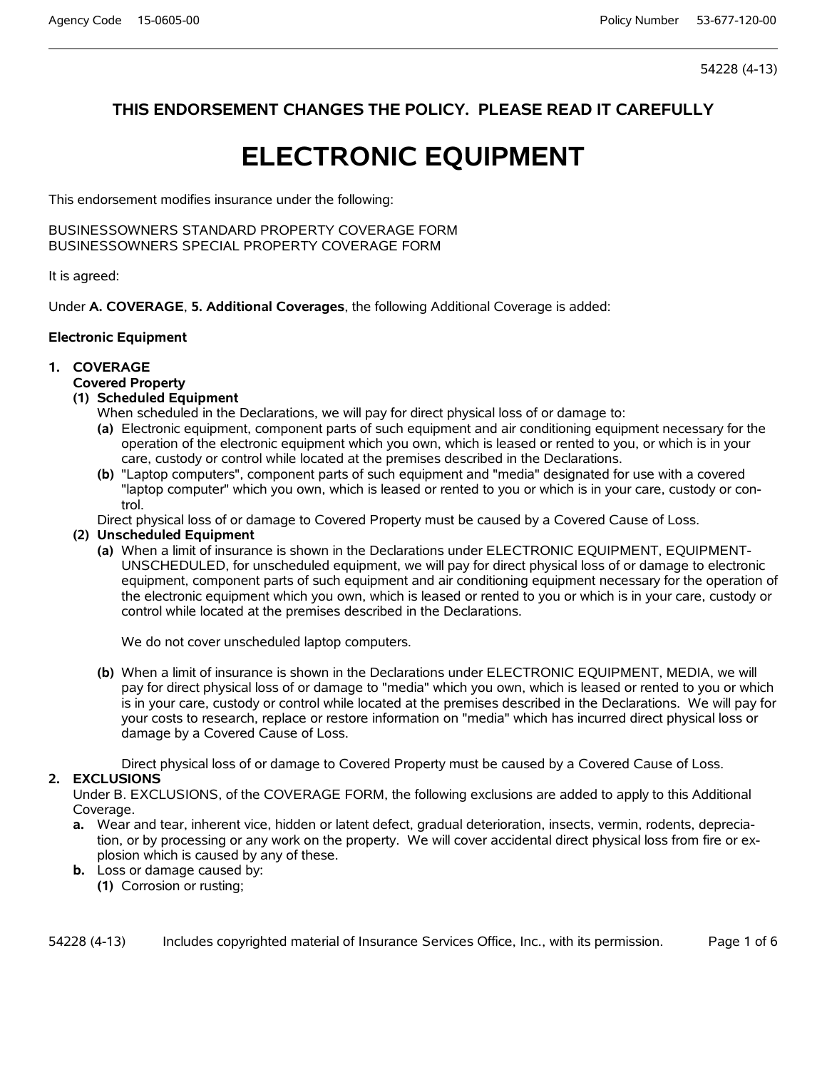54228 (4-13)

**THIS ENDORSEMENT CHANGES THE POLICY. PLEASE READ IT CAREFULLY**

# ELECTRONIC EQUIPMENT

This endorsement modifies insurance under the following:

BUSINESSOWNERS STANDARD PROPERTY COVERAGE FORM
BUSINESSOWNERS SPECIAL PROPERTY COVERAGE FORM

It is agreed:

Under **A. COVERAGE**, **5. Additional Coverages**, the following Additional Coverage is added:

**Electronic Equipment**

**1. COVERAGE**

**Covered Property**

**(1) Scheduled Equipment**

When scheduled in the Declarations, we will pay for direct physical loss of or damage to:

**(a)** Electronic equipment, component parts of such equipment and air conditioning equipment necessary for the operation of the electronic equipment which you own, which is leased or rented to you, or which is in your care, custody or control while located at the premises described in the Declarations.

**(b)** "Laptop computers", component parts of such equipment and "media" designated for use with a covered "laptop computer" which you own, which is leased or rented to you or which is in your care, custody or control.

Direct physical loss of or damage to Covered Property must be caused by a Covered Cause of Loss.

**(2) Unscheduled Equipment**

**(a)** When a limit of insurance is shown in the Declarations under ELECTRONIC EQUIPMENT, EQUIPMENT-UNSCHEDULED, for unscheduled equipment, we will pay for direct physical loss of or damage to electronic equipment, component parts of such equipment and air conditioning equipment necessary for the operation of the electronic equipment which you own, which is leased or rented to you or which is in your care, custody or control while located at the premises described in the Declarations.

We do not cover unscheduled laptop computers.

**(b)** When a limit of insurance is shown in the Declarations under ELECTRONIC EQUIPMENT, MEDIA, we will pay for direct physical loss of or damage to "media" which you own, which is leased or rented to you or which is in your care, custody or control while located at the premises described in the Declarations. We will pay for your costs to research, replace or restore information on "media" which has incurred direct physical loss or damage by a Covered Cause of Loss.

Direct physical loss of or damage to Covered Property must be caused by a Covered Cause of Loss.

**2. EXCLUSIONS**

Under B. EXCLUSIONS, of the COVERAGE FORM, the following exclusions are added to apply to this Additional Coverage.

**a.** Wear and tear, inherent vice, hidden or latent defect, gradual deterioration, insects, vermin, rodents, depreciation, or by processing or any work on the property. We will cover accidental direct physical loss from fire or explosion which is caused by any of these.

**b.** Loss or damage caused by:

**(1)** Corrosion or rusting;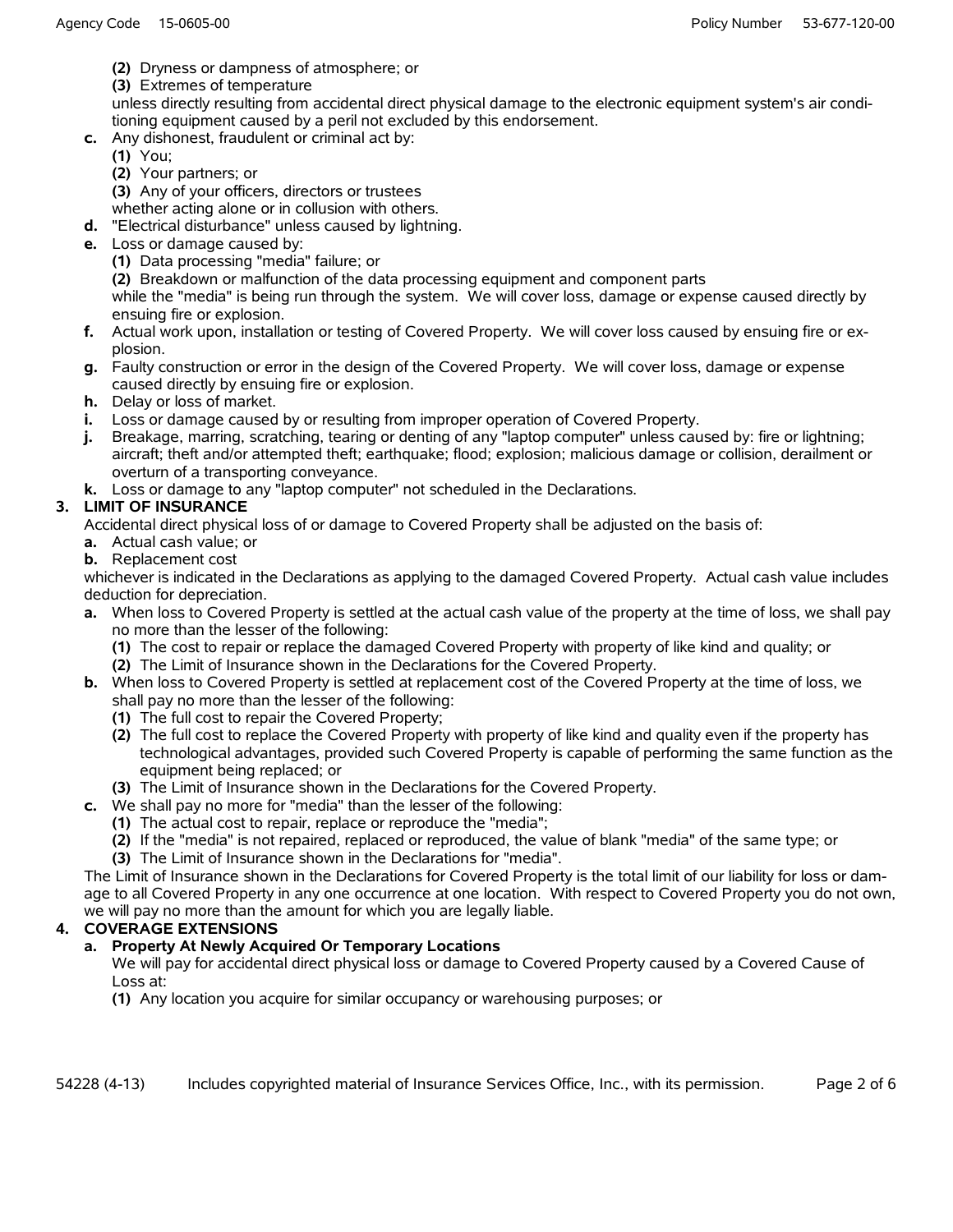(2) Dryness or dampness of atmosphere; or

(3) Extremes of temperature

unless directly resulting from accidental direct physical damage to the electronic equipment system's air conditioning equipment caused by a peril not excluded by this endorsement.

**c.** Any dishonest, fraudulent or criminal act by:

**(1)** You;

**(2)** Your partners; or

**(3)** Any of your officers, directors or trustees

whether acting alone or in collusion with others.

**d.** "Electrical disturbance" unless caused by lightning.

**e.** Loss or damage caused by:

**(1)** Data processing "media" failure; or

**(2)** Breakdown or malfunction of the data processing equipment and component parts

while the "media" is being run through the system. We will cover loss, damage or expense caused directly by ensuing fire or explosion.

**f.** Actual work upon, installation or testing of Covered Property. We will cover loss caused by ensuing fire or explosion.

**g.** Faulty construction or error in the design of the Covered Property. We will cover loss, damage or expense caused directly by ensuing fire or explosion.

**h.** Delay or loss of market.

**i.** Loss or damage caused by or resulting from improper operation of Covered Property.

**j.** Breakage, marring, scratching, tearing or denting of any "laptop computer" unless caused by: fire or lightning; aircraft; theft and/or attempted theft; earthquake; flood; explosion; malicious damage or collision, derailment or overturn of a transporting conveyance.

**k.** Loss or damage to any "laptop computer" not scheduled in the Declarations.

**3. LIMIT OF INSURANCE**

Accidental direct physical loss of or damage to Covered Property shall be adjusted on the basis of:

**a.** Actual cash value; or

**b.** Replacement cost

whichever is indicated in the Declarations as applying to the damaged Covered Property. Actual cash value includes deduction for depreciation.

**a.** When loss to Covered Property is settled at the actual cash value of the property at the time of loss, we shall pay no more than the lesser of the following:

**(1)** The cost to repair or replace the damaged Covered Property with property of like kind and quality; or

**(2)** The Limit of Insurance shown in the Declarations for the Covered Property.

**b.** When loss to Covered Property is settled at replacement cost of the Covered Property at the time of loss, we shall pay no more than the lesser of the following:

**(1)** The full cost to repair the Covered Property;

**(2)** The full cost to replace the Covered Property with property of like kind and quality even if the property has technological advantages, provided such Covered Property is capable of performing the same function as the equipment being replaced; or

**(3)** The Limit of Insurance shown in the Declarations for the Covered Property.

**c.** We shall pay no more for "media" than the lesser of the following:

**(1)** The actual cost to repair, replace or reproduce the "media";

**(2)** If the "media" is not repaired, replaced or reproduced, the value of blank "media" of the same type; or

**(3)** The Limit of Insurance shown in the Declarations for "media".

The Limit of Insurance shown in the Declarations for Covered Property is the total limit of our liability for loss or damage to all Covered Property in any one occurrence at one location. With respect to Covered Property you do not own, we will pay no more than the amount for which you are legally liable.

**4. COVERAGE EXTENSIONS**

**a. Property At Newly Acquired Or Temporary Locations**

We will pay for accidental direct physical loss or damage to Covered Property caused by a Covered Cause of Loss at:

**(1)** Any location you acquire for similar occupancy or warehousing purposes; or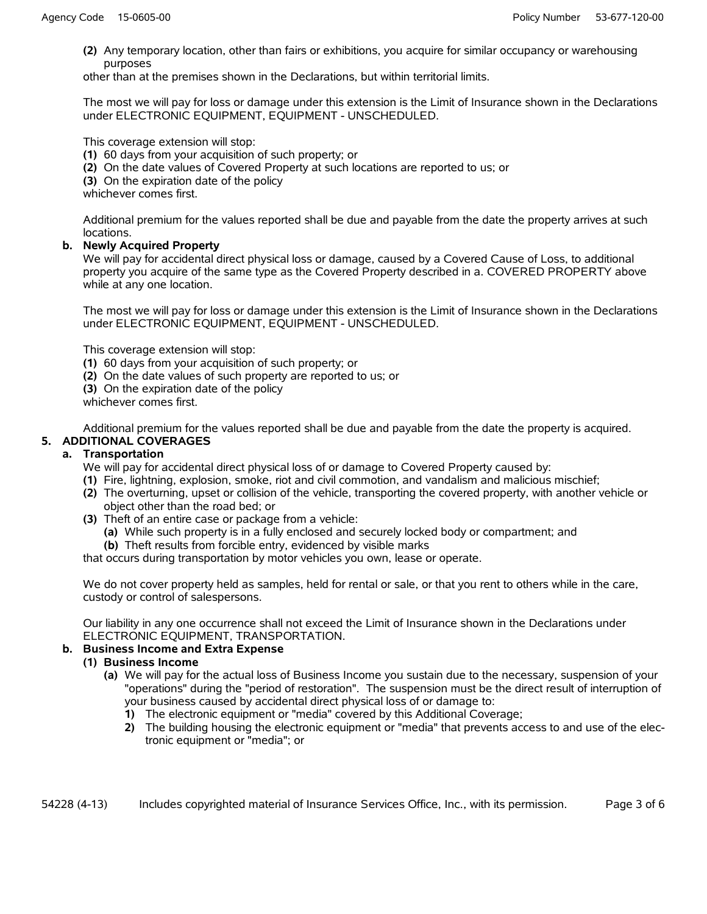**(2)** Any temporary location, other than fairs or exhibitions, you acquire for similar occupancy or warehousing purposes

other than at the premises shown in the Declarations, but within territorial limits.

The most we will pay for loss or damage under this extension is the Limit of Insurance shown in the Declarations under ELECTRONIC EQUIPMENT, EQUIPMENT - UNSCHEDULED.

This coverage extension will stop:

**(1)** 60 days from your acquisition of such property; or
**(2)** On the date values of Covered Property at such locations are reported to us; or
**(3)** On the expiration date of the policy

whichever comes first.

Additional premium for the values reported shall be due and payable from the date the property arrives at such locations.

**b. Newly Acquired Property**

We will pay for accidental direct physical loss or damage, caused by a Covered Cause of Loss, to additional property you acquire of the same type as the Covered Property described in a. COVERED PROPERTY above while at any one location.

The most we will pay for loss or damage under this extension is the Limit of Insurance shown in the Declarations under ELECTRONIC EQUIPMENT, EQUIPMENT - UNSCHEDULED.

This coverage extension will stop:

**(1)** 60 days from your acquisition of such property; or
**(2)** On the date values of such property are reported to us; or
**(3)** On the expiration date of the policy

whichever comes first.

Additional premium for the values reported shall be due and payable from the date the property is acquired.

**5. ADDITIONAL COVERAGES**

**a. Transportation**

We will pay for accidental direct physical loss of or damage to Covered Property caused by:

**(1)** Fire, lightning, explosion, smoke, riot and civil commotion, and vandalism and malicious mischief;
**(2)** The overturning, upset or collision of the vehicle, transporting the covered property, with another vehicle or object other than the road bed; or
**(3)** Theft of an entire case or package from a vehicle:
  **(a)** While such property is in a fully enclosed and securely locked body or compartment; and
  **(b)** Theft results from forcible entry, evidenced by visible marks

that occurs during transportation by motor vehicles you own, lease or operate.

We do not cover property held as samples, held for rental or sale, or that you rent to others while in the care, custody or control of salespersons.

Our liability in any one occurrence shall not exceed the Limit of Insurance shown in the Declarations under ELECTRONIC EQUIPMENT, TRANSPORTATION.

**b. Business Income and Extra Expense**

**(1) Business Income**

**(a)** We will pay for the actual loss of Business Income you sustain due to the necessary, suspension of your "operations" during the "period of restoration". The suspension must be the direct result of interruption of your business caused by accidental direct physical loss of or damage to:

**1)** The electronic equipment or "media" covered by this Additional Coverage;
**2)** The building housing the electronic equipment or "media" that prevents access to and use of the electronic equipment or "media"; or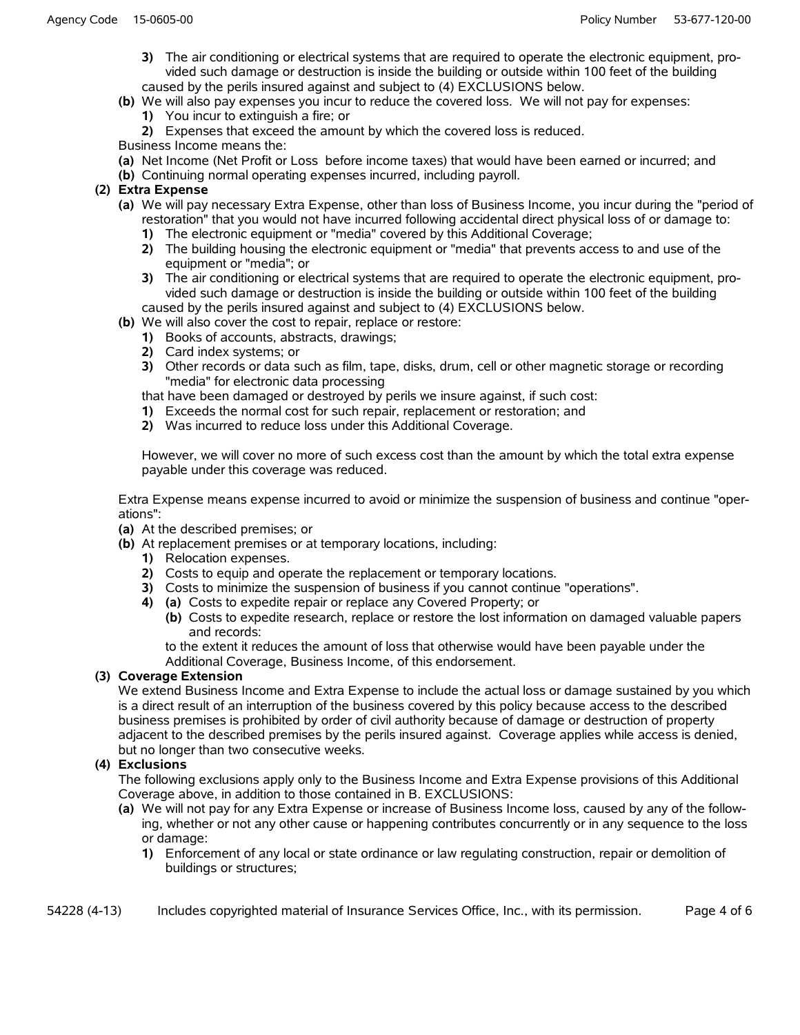3) The air conditioning or electrical systems that are required to operate the electronic equipment, provided such damage or destruction is inside the building or outside within 100 feet of the building

caused by the perils insured against and subject to (4) EXCLUSIONS below.

**(b)** We will also pay expenses you incur to reduce the covered loss. We will not pay for expenses:

**1)** You incur to extinguish a fire; or

**2)** Expenses that exceed the amount by which the covered loss is reduced.

Business Income means the:

**(a)** Net Income (Net Profit or Loss before income taxes) that would have been earned or incurred; and

**(b)** Continuing normal operating expenses incurred, including payroll.

**(2) Extra Expense**

**(a)** We will pay necessary Extra Expense, other than loss of Business Income, you incur during the "period of restoration" that you would not have incurred following accidental direct physical loss of or damage to:

**1)** The electronic equipment or "media" covered by this Additional Coverage;

**2)** The building housing the electronic equipment or "media" that prevents access to and use of the equipment or "media"; or

**3)** The air conditioning or electrical systems that are required to operate the electronic equipment, provided such damage or destruction is inside the building or outside within 100 feet of the building

caused by the perils insured against and subject to (4) EXCLUSIONS below.

**(b)** We will also cover the cost to repair, replace or restore:

**1)** Books of accounts, abstracts, drawings;

**2)** Card index systems; or

**3)** Other records or data such as film, tape, disks, drum, cell or other magnetic storage or recording "media" for electronic data processing

that have been damaged or destroyed by perils we insure against, if such cost:

**1)** Exceeds the normal cost for such repair, replacement or restoration; and

**2)** Was incurred to reduce loss under this Additional Coverage.

However, we will cover no more of such excess cost than the amount by which the total extra expense payable under this coverage was reduced.

Extra Expense means expense incurred to avoid or minimize the suspension of business and continue "operations":

**(a)** At the described premises; or

**(b)** At replacement premises or at temporary locations, including:

**1)** Relocation expenses.

**2)** Costs to equip and operate the replacement or temporary locations.

**3)** Costs to minimize the suspension of business if you cannot continue "operations".

**4)** **(a)** Costs to expedite repair or replace any Covered Property; or

**(b)** Costs to expedite research, replace or restore the lost information on damaged valuable papers and records:

to the extent it reduces the amount of loss that otherwise would have been payable under the Additional Coverage, Business Income, of this endorsement.

**(3) Coverage Extension**

We extend Business Income and Extra Expense to include the actual loss or damage sustained by you which is a direct result of an interruption of the business covered by this policy because access to the described business premises is prohibited by order of civil authority because of damage or destruction of property adjacent to the described premises by the perils insured against. Coverage applies while access is denied, but no longer than two consecutive weeks.

**(4) Exclusions**

The following exclusions apply only to the Business Income and Extra Expense provisions of this Additional Coverage above, in addition to those contained in B. EXCLUSIONS:

**(a)** We will not pay for any Extra Expense or increase of Business Income loss, caused by any of the following, whether or not any other cause or happening contributes concurrently or in any sequence to the loss or damage:

**1)** Enforcement of any local or state ordinance or law regulating construction, repair or demolition of buildings or structures;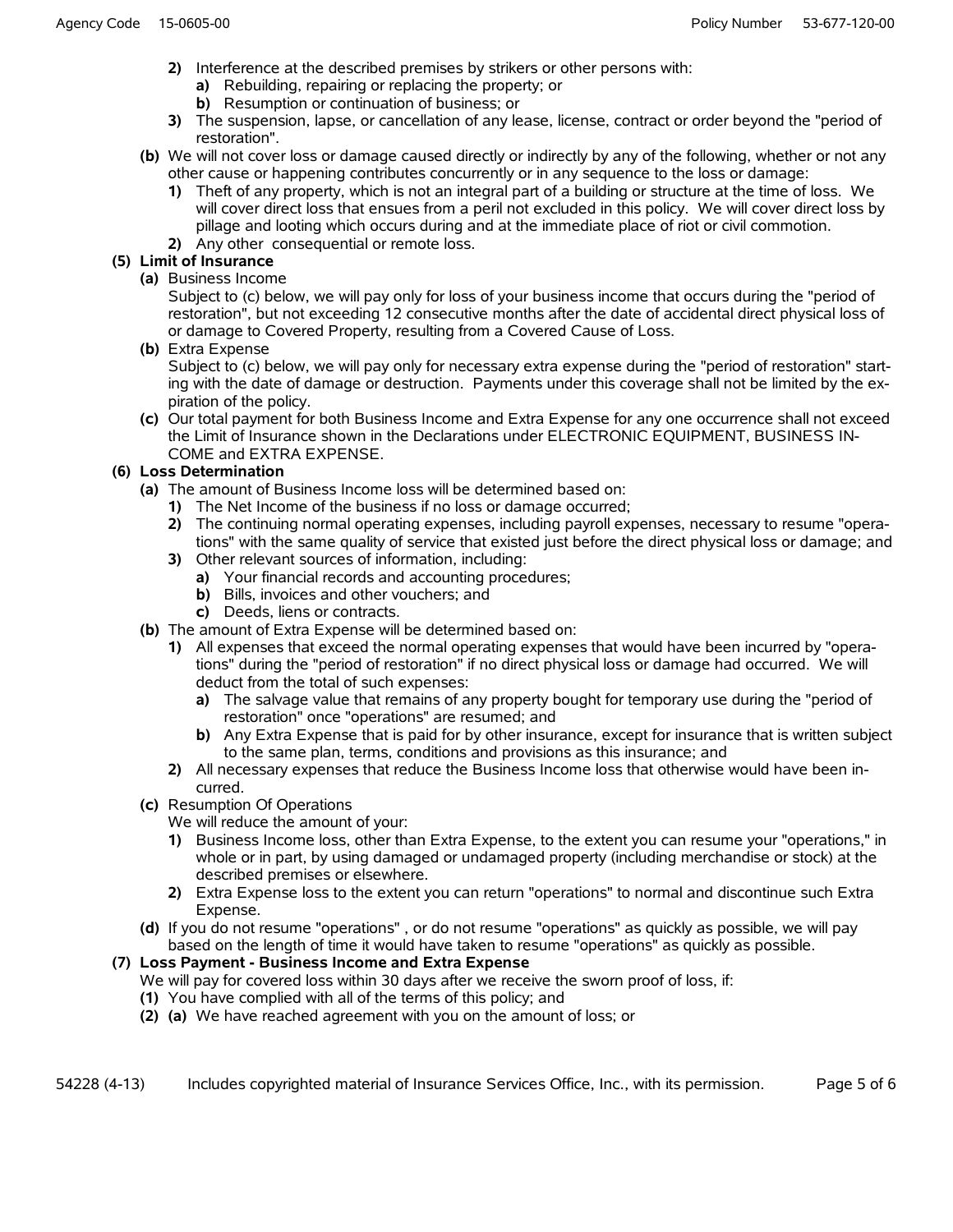2) Interference at the described premises by strikers or other persons with:
   a) Rebuilding, repairing or replacing the property; or
   b) Resumption or continuation of business; or
3) The suspension, lapse, or cancellation of any lease, license, contract or order beyond the "period of restoration".

(b) We will not cover loss or damage caused directly or indirectly by any of the following, whether or not any other cause or happening contributes concurrently or in any sequence to the loss or damage:
   1) Theft of any property, which is not an integral part of a building or structure at the time of loss. We will cover direct loss that ensues from a peril not excluded in this policy. We will cover direct loss by pillage and looting which occurs during and at the immediate place of riot or civil commotion.
   2) Any other consequential or remote loss.

**(5) Limit of Insurance**

(a) Business Income
Subject to (c) below, we will pay only for loss of your business income that occurs during the "period of restoration", but not exceeding 12 consecutive months after the date of accidental direct physical loss of or damage to Covered Property, resulting from a Covered Cause of Loss.

(b) Extra Expense
Subject to (c) below, we will pay only for necessary extra expense during the "period of restoration" starting with the date of damage or destruction. Payments under this coverage shall not be limited by the expiration of the policy.

(c) Our total payment for both Business Income and Extra Expense for any one occurrence shall not exceed the Limit of Insurance shown in the Declarations under ELECTRONIC EQUIPMENT, BUSINESS INCOME and EXTRA EXPENSE.

**(6) Loss Determination**

(a) The amount of Business Income loss will be determined based on:
   1) The Net Income of the business if no loss or damage occurred;
   2) The continuing normal operating expenses, including payroll expenses, necessary to resume "operations" with the same quality of service that existed just before the direct physical loss or damage; and
   3) Other relevant sources of information, including:
      a) Your financial records and accounting procedures;
      b) Bills, invoices and other vouchers; and
      c) Deeds, liens or contracts.

(b) The amount of Extra Expense will be determined based on:
   1) All expenses that exceed the normal operating expenses that would have been incurred by "operations" during the "period of restoration" if no direct physical loss or damage had occurred. We will deduct from the total of such expenses:
      a) The salvage value that remains of any property bought for temporary use during the "period of restoration" once "operations" are resumed; and
      b) Any Extra Expense that is paid for by other insurance, except for insurance that is written subject to the same plan, terms, conditions and provisions as this insurance; and
   2) All necessary expenses that reduce the Business Income loss that otherwise would have been incurred.

(c) Resumption Of Operations
We will reduce the amount of your:
   1) Business Income loss, other than Extra Expense, to the extent you can resume your "operations," in whole or in part, by using damaged or undamaged property (including merchandise or stock) at the described premises or elsewhere.
   2) Extra Expense loss to the extent you can return "operations" to normal and discontinue such Extra Expense.

(d) If you do not resume "operations" , or do not resume "operations" as quickly as possible, we will pay based on the length of time it would have taken to resume "operations" as quickly as possible.

**(7) Loss Payment - Business Income and Extra Expense**

We will pay for covered loss within 30 days after we receive the sworn proof of loss, if:

(1) You have complied with all of the terms of this policy; and

(2) (a) We have reached agreement with you on the amount of loss; or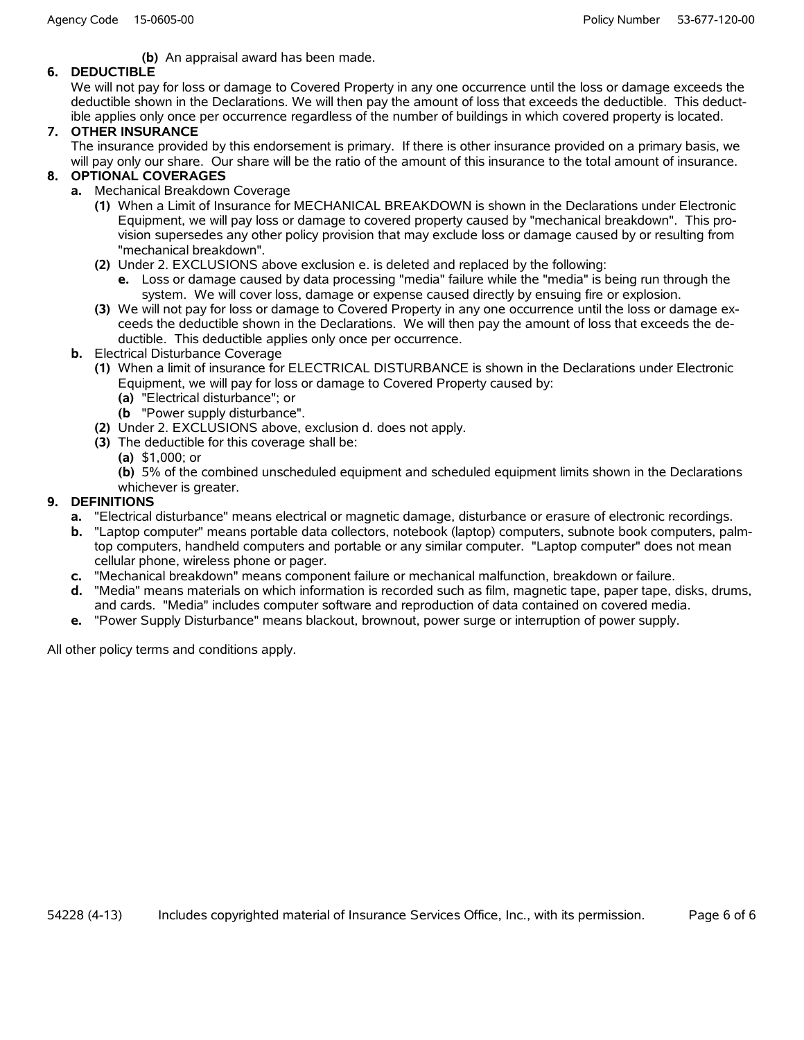**(b)** An appraisal award has been made.

**6. DEDUCTIBLE**

We will not pay for loss or damage to Covered Property in any one occurrence until the loss or damage exceeds the deductible shown in the Declarations. We will then pay the amount of loss that exceeds the deductible. This deductible applies only once per occurrence regardless of the number of buildings in which covered property is located.

**7. OTHER INSURANCE**

The insurance provided by this endorsement is primary. If there is other insurance provided on a primary basis, we will pay only our share. Our share will be the ratio of the amount of this insurance to the total amount of insurance.

**8. OPTIONAL COVERAGES**

**a.** Mechanical Breakdown Coverage

**(1)** When a Limit of Insurance for MECHANICAL BREAKDOWN is shown in the Declarations under Electronic Equipment, we will pay loss or damage to covered property caused by "mechanical breakdown". This provision supersedes any other policy provision that may exclude loss or damage caused by or resulting from "mechanical breakdown".

**(2)** Under 2. EXCLUSIONS above exclusion e. is deleted and replaced by the following:

**e.** Loss or damage caused by data processing "media" failure while the "media" is being run through the system. We will cover loss, damage or expense caused directly by ensuing fire or explosion.

**(3)** We will not pay for loss or damage to Covered Property in any one occurrence until the loss or damage exceeds the deductible shown in the Declarations. We will then pay the amount of loss that exceeds the deductible. This deductible applies only once per occurrence.

**b.** Electrical Disturbance Coverage

**(1)** When a limit of insurance for ELECTRICAL DISTURBANCE is shown in the Declarations under Electronic Equipment, we will pay for loss or damage to Covered Property caused by:

**(a)** "Electrical disturbance"; or

**(b** "Power supply disturbance".

**(2)** Under 2. EXCLUSIONS above, exclusion d. does not apply.

**(3)** The deductible for this coverage shall be:

**(a)** $1,000; or

**(b)** 5% of the combined unscheduled equipment and scheduled equipment limits shown in the Declarations whichever is greater.

**9. DEFINITIONS**

**a.** "Electrical disturbance" means electrical or magnetic damage, disturbance or erasure of electronic recordings.

**b.** "Laptop computer" means portable data collectors, notebook (laptop) computers, subnote book computers, palmtop computers, handheld computers and portable or any similar computer. "Laptop computer" does not mean cellular phone, wireless phone or pager.

**c.** "Mechanical breakdown" means component failure or mechanical malfunction, breakdown or failure.

**d.** "Media" means materials on which information is recorded such as film, magnetic tape, paper tape, disks, drums, and cards. "Media" includes computer software and reproduction of data contained on covered media.

**e.** "Power Supply Disturbance" means blackout, brownout, power surge or interruption of power supply.

All other policy terms and conditions apply.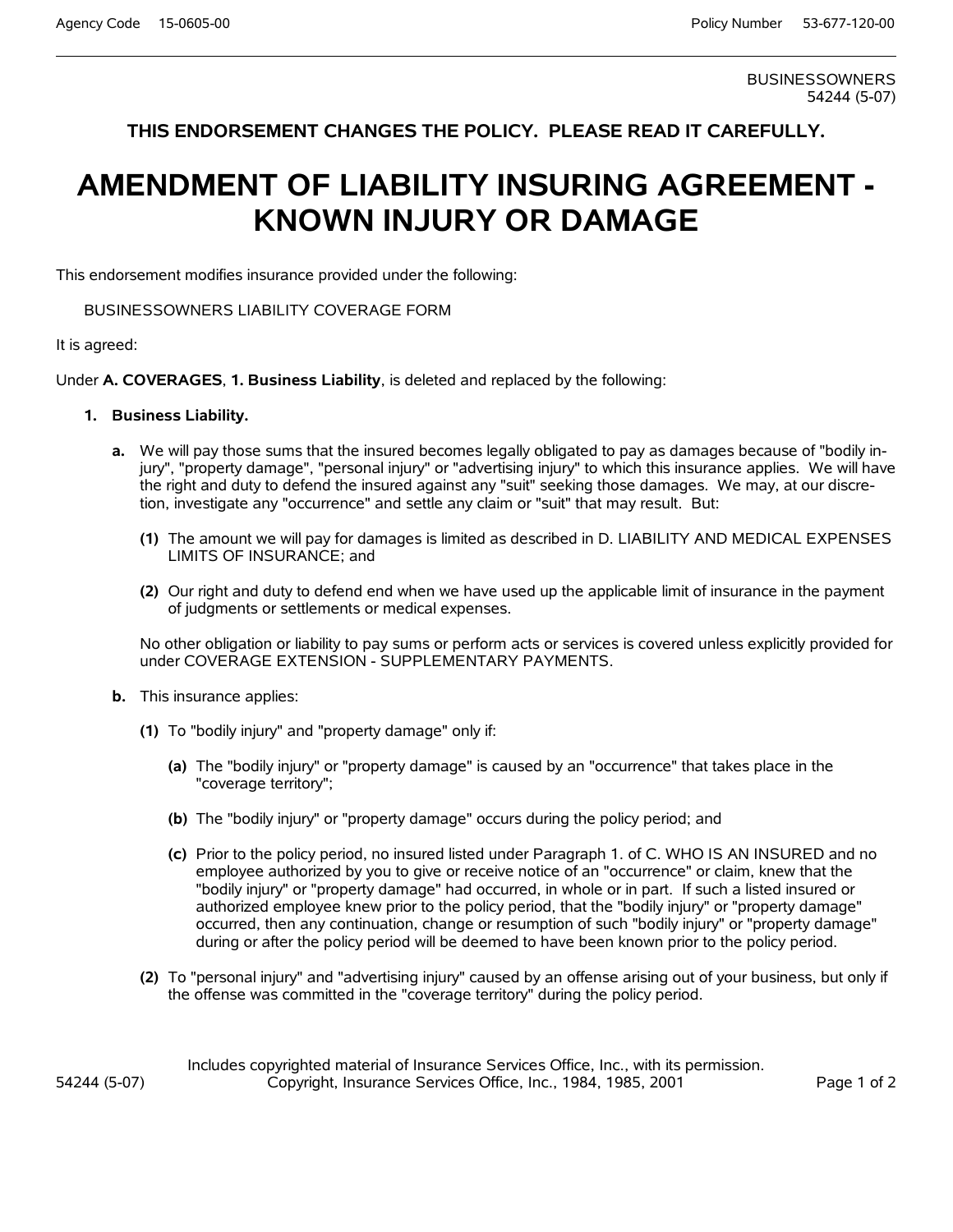BUSINESSOWNERS
54244 (5-07)

**THIS ENDORSEMENT CHANGES THE POLICY. PLEASE READ IT CAREFULLY.**

# AMENDMENT OF LIABILITY INSURING AGREEMENT - KNOWN INJURY OR DAMAGE

This endorsement modifies insurance provided under the following:

BUSINESSOWNERS LIABILITY COVERAGE FORM

It is agreed:

Under **A. COVERAGES**, **1. Business Liability**, is deleted and replaced by the following:

**1. Business Liability.**

**a.** We will pay those sums that the insured becomes legally obligated to pay as damages because of "bodily injury", "property damage", "personal injury" or "advertising injury" to which this insurance applies. We will have the right and duty to defend the insured against any "suit" seeking those damages. We may, at our discretion, investigate any "occurrence" and settle any claim or "suit" that may result. But:

**(1)** The amount we will pay for damages is limited as described in D. LIABILITY AND MEDICAL EXPENSES LIMITS OF INSURANCE; and

**(2)** Our right and duty to defend end when we have used up the applicable limit of insurance in the payment of judgments or settlements or medical expenses.

No other obligation or liability to pay sums or perform acts or services is covered unless explicitly provided for under COVERAGE EXTENSION - SUPPLEMENTARY PAYMENTS.

**b.** This insurance applies:

**(1)** To "bodily injury" and "property damage" only if:

**(a)** The "bodily injury" or "property damage" is caused by an "occurrence" that takes place in the "coverage territory";

**(b)** The "bodily injury" or "property damage" occurs during the policy period; and

**(c)** Prior to the policy period, no insured listed under Paragraph 1. of C. WHO IS AN INSURED and no employee authorized by you to give or receive notice of an "occurrence" or claim, knew that the "bodily injury" or "property damage" had occurred, in whole or in part. If such a listed insured or authorized employee knew prior to the policy period, that the "bodily injury" or "property damage" occurred, then any continuation, change or resumption of such "bodily injury" or "property damage" during or after the policy period will be deemed to have been known prior to the policy period.

**(2)** To "personal injury" and "advertising injury" caused by an offense arising out of your business, but only if the offense was committed in the "coverage territory" during the policy period.

Includes copyrighted material of Insurance Services Office, Inc., with its permission.
Copyright, Insurance Services Office, Inc., 1984, 1985, 2001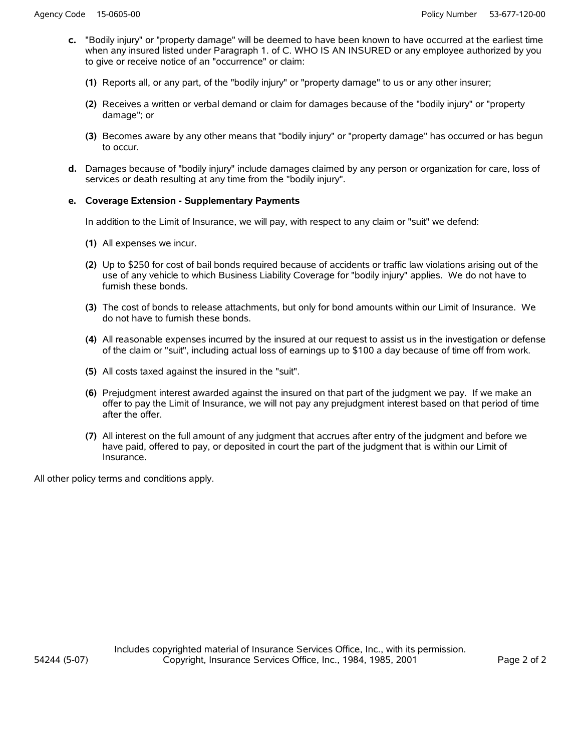**c.** "Bodily injury" or "property damage" will be deemed to have been known to have occurred at the earliest time when any insured listed under Paragraph 1. of C. WHO IS AN INSURED or any employee authorized by you to give or receive notice of an "occurrence" or claim:

**(1)** Reports all, or any part, of the "bodily injury" or "property damage" to us or any other insurer;

**(2)** Receives a written or verbal demand or claim for damages because of the "bodily injury" or "property damage"; or

**(3)** Becomes aware by any other means that "bodily injury" or "property damage" has occurred or has begun to occur.

**d.** Damages because of "bodily injury" include damages claimed by any person or organization for care, loss of services or death resulting at any time from the "bodily injury".

**e. Coverage Extension - Supplementary Payments**

In addition to the Limit of Insurance, we will pay, with respect to any claim or "suit" we defend:

**(1)** All expenses we incur.

**(2)** Up to $250 for cost of bail bonds required because of accidents or traffic law violations arising out of the use of any vehicle to which Business Liability Coverage for "bodily injury" applies. We do not have to furnish these bonds.

**(3)** The cost of bonds to release attachments, but only for bond amounts within our Limit of Insurance. We do not have to furnish these bonds.

**(4)** All reasonable expenses incurred by the insured at our request to assist us in the investigation or defense of the claim or "suit", including actual loss of earnings up to $100 a day because of time off from work.

**(5)** All costs taxed against the insured in the "suit".

**(6)** Prejudgment interest awarded against the insured on that part of the judgment we pay. If we make an offer to pay the Limit of Insurance, we will not pay any prejudgment interest based on that period of time after the offer.

**(7)** All interest on the full amount of any judgment that accrues after entry of the judgment and before we have paid, offered to pay, or deposited in court the part of the judgment that is within our Limit of Insurance.

All other policy terms and conditions apply.

Includes copyrighted material of Insurance Services Office, Inc., with its permission.
Copyright, Insurance Services Office, Inc., 1984, 1985, 2001

54244 (5-07)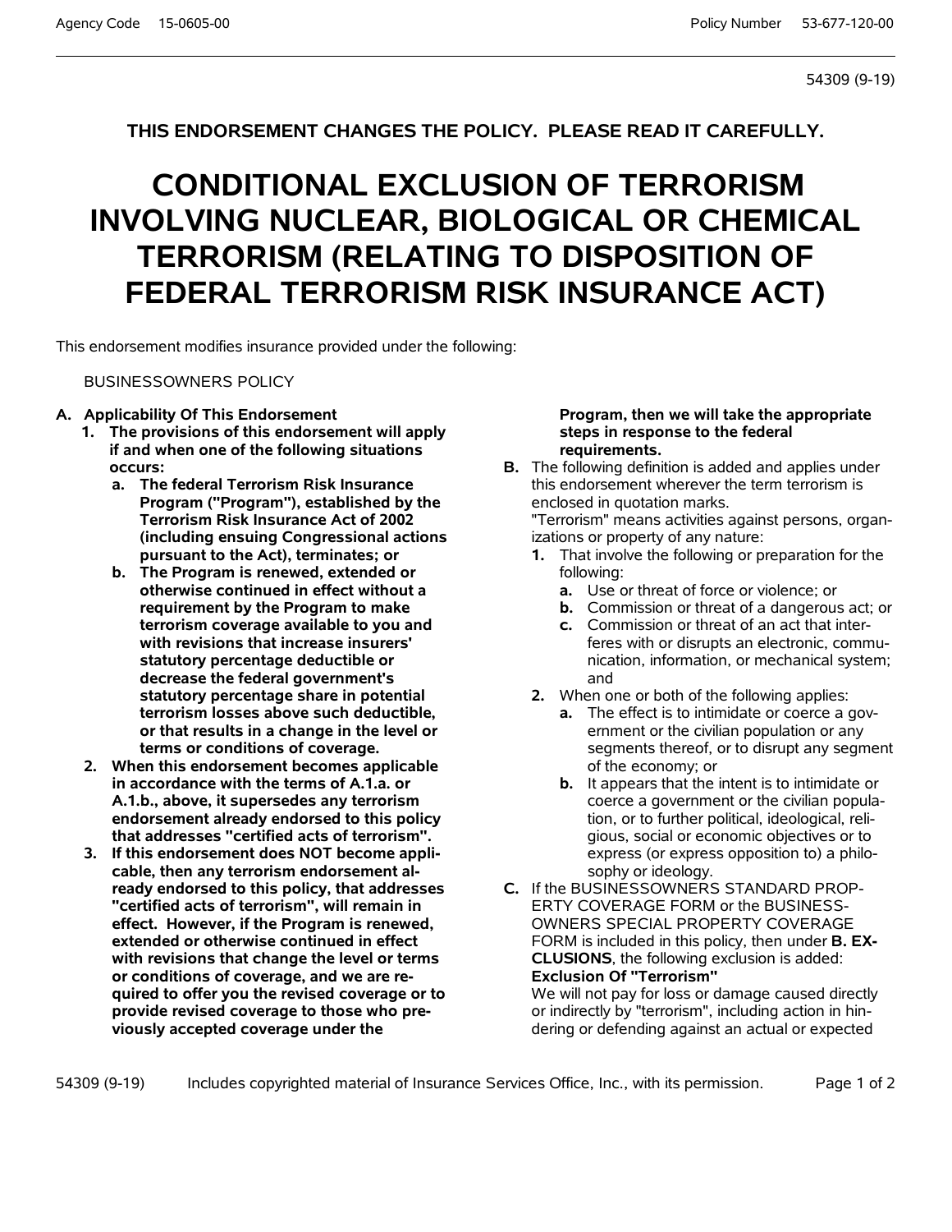54309 (9-19)

**THIS ENDORSEMENT CHANGES THE POLICY. PLEASE READ IT CAREFULLY.**

# CONDITIONAL EXCLUSION OF TERRORISM INVOLVING NUCLEAR, BIOLOGICAL OR CHEMICAL TERRORISM (RELATING TO DISPOSITION OF FEDERAL TERRORISM RISK INSURANCE ACT)

This endorsement modifies insurance provided under the following:

BUSINESSOWNERS POLICY

**A. Applicability Of This Endorsement**

1. **The provisions of this endorsement will apply if and when one of the following situations occurs:**
   a. **The federal Terrorism Risk Insurance Program ("Program"), established by the Terrorism Risk Insurance Act of 2002 (including ensuing Congressional actions pursuant to the Act), terminates; or**
   b. **The Program is renewed, extended or otherwise continued in effect without a requirement by the Program to make terrorism coverage available to you and with revisions that increase insurers' statutory percentage deductible or decrease the federal government's statutory percentage share in potential terrorism losses above such deductible, or that results in a change in the level or terms or conditions of coverage.**
2. **When this endorsement becomes applicable in accordance with the terms of A.1.a. or A.1.b., above, it supersedes any terrorism endorsement already endorsed to this policy that addresses "certified acts of terrorism".**
3. **If this endorsement does NOT become applicable, then any terrorism endorsement already endorsed to this policy, that addresses "certified acts of terrorism", will remain in effect. However, if the Program is renewed, extended or otherwise continued in effect with revisions that change the level or terms or conditions of coverage, and we are required to offer you the revised coverage or to provide revised coverage to those who previously accepted coverage under the Program, then we will take the appropriate steps in response to the federal requirements.**

**B.** The following definition is added and applies under this endorsement wherever the term terrorism is enclosed in quotation marks.

"Terrorism" means activities against persons, organizations or property of any nature:

1. That involve the following or preparation for the following:
   a. Use or threat of force or violence; or
   b. Commission or threat of a dangerous act; or
   c. Commission or threat of an act that interferes with or disrupts an electronic, communication, information, or mechanical system; and
2. When one or both of the following applies:
   a. The effect is to intimidate or coerce a government or the civilian population or any segments thereof, or to disrupt any segment of the economy; or
   b. It appears that the intent is to intimidate or coerce a government or the civilian population, or to further political, ideological, religious, social or economic objectives or to express (or express opposition to) a philosophy or ideology.

**C.** If the BUSINESSOWNERS STANDARD PROPERTY COVERAGE FORM or the BUSINESSOWNERS SPECIAL PROPERTY COVERAGE FORM is included in this policy, then under **B. EXCLUSIONS**, the following exclusion is added:

**Exclusion Of "Terrorism"**

We will not pay for loss or damage caused directly or indirectly by "terrorism", including action in hindering or defending against an actual or expected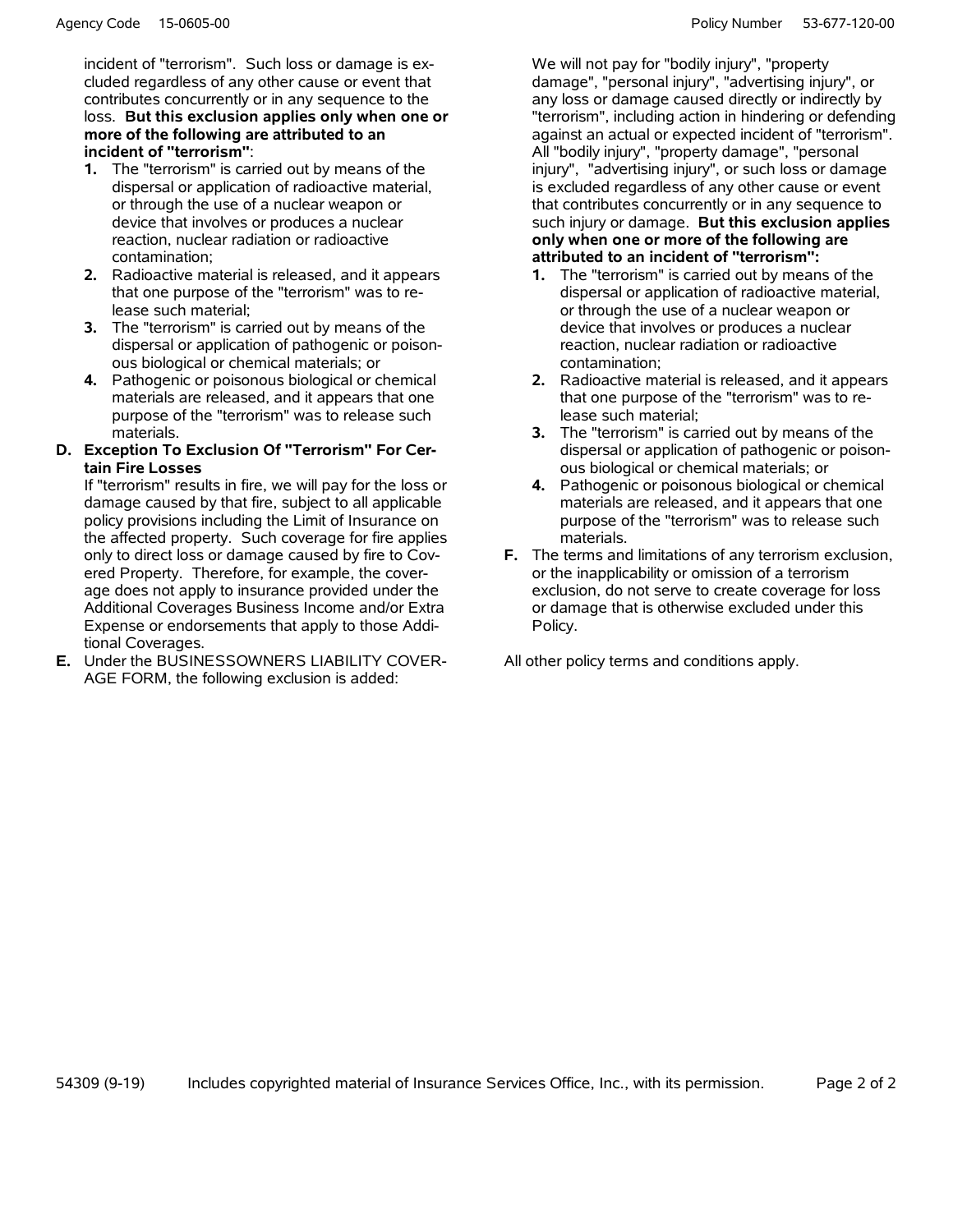incident of "terrorism". Such loss or damage is excluded regardless of any other cause or event that contributes concurrently or in any sequence to the loss. **But this exclusion applies only when one or more of the following are attributed to an incident of "terrorism"**:

1. The "terrorism" is carried out by means of the dispersal or application of radioactive material, or through the use of a nuclear weapon or device that involves or produces a nuclear reaction, nuclear radiation or radioactive contamination;
2. Radioactive material is released, and it appears that one purpose of the "terrorism" was to release such material;
3. The "terrorism" is carried out by means of the dispersal or application of pathogenic or poisonous biological or chemical materials; or
4. Pathogenic or poisonous biological or chemical materials are released, and it appears that one purpose of the "terrorism" was to release such materials.

**D. Exception To Exclusion Of "Terrorism" For Certain Fire Losses**

If "terrorism" results in fire, we will pay for the loss or damage caused by that fire, subject to all applicable policy provisions including the Limit of Insurance on the affected property. Such coverage for fire applies only to direct loss or damage caused by fire to Covered Property. Therefore, for example, the coverage does not apply to insurance provided under the Additional Coverages Business Income and/or Extra Expense or endorsements that apply to those Additional Coverages.

**E.** Under the BUSINESSOWNERS LIABILITY COVERAGE FORM, the following exclusion is added:

We will not pay for "bodily injury", "property damage", "personal injury", "advertising injury", or any loss or damage caused directly or indirectly by "terrorism", including action in hindering or defending against an actual or expected incident of "terrorism". All "bodily injury", "property damage", "personal injury", "advertising injury", or such loss or damage is excluded regardless of any other cause or event that contributes concurrently or in any sequence to such injury or damage. **But this exclusion applies only when one or more of the following are attributed to an incident of "terrorism":**

1. The "terrorism" is carried out by means of the dispersal or application of radioactive material, or through the use of a nuclear weapon or device that involves or produces a nuclear reaction, nuclear radiation or radioactive contamination;
2. Radioactive material is released, and it appears that one purpose of the "terrorism" was to release such material;
3. The "terrorism" is carried out by means of the dispersal or application of pathogenic or poisonous biological or chemical materials; or
4. Pathogenic or poisonous biological or chemical materials are released, and it appears that one purpose of the "terrorism" was to release such materials.

**F.** The terms and limitations of any terrorism exclusion, or the inapplicability or omission of a terrorism exclusion, do not serve to create coverage for loss or damage that is otherwise excluded under this Policy.

All other policy terms and conditions apply.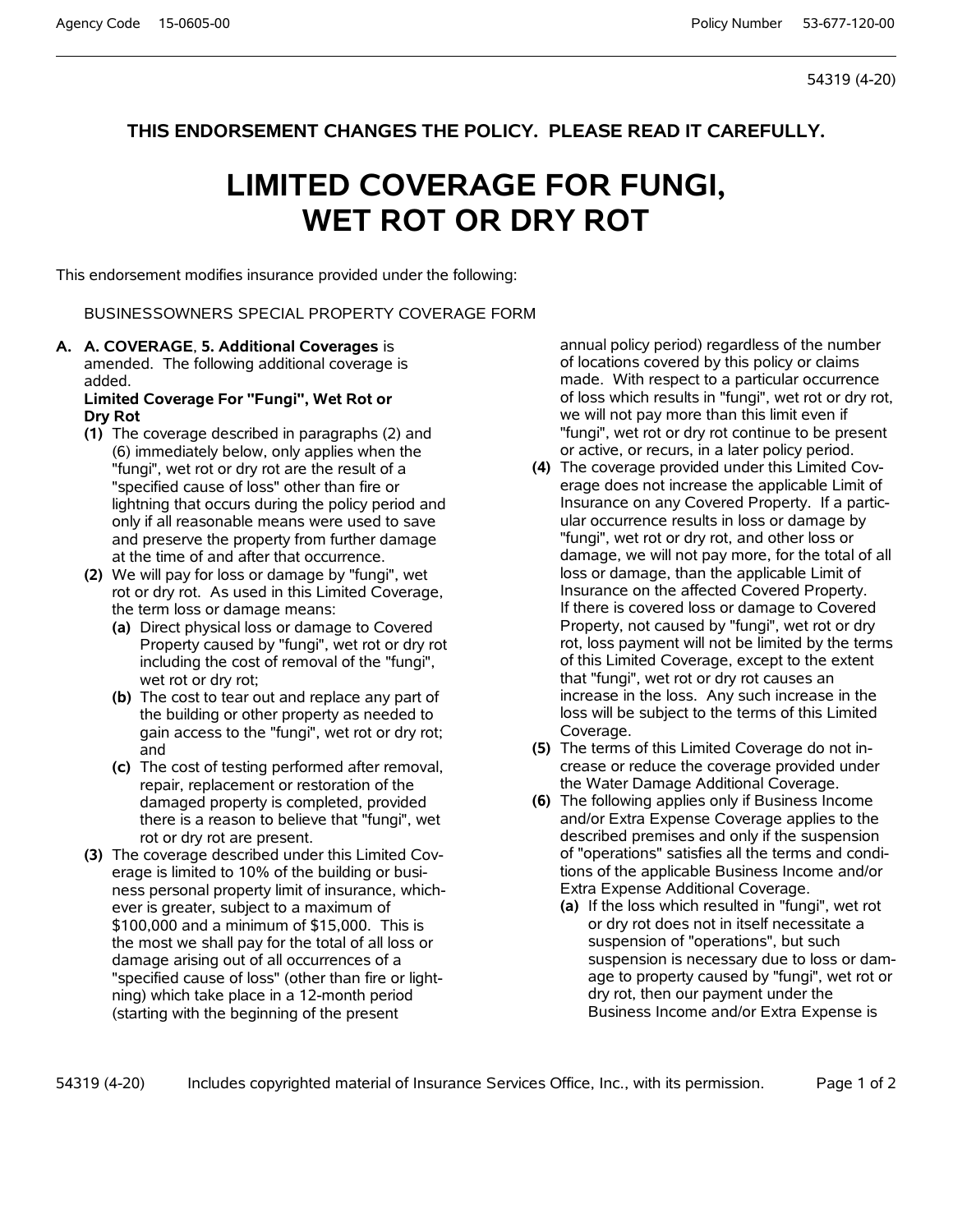54319 (4-20)

**THIS ENDORSEMENT CHANGES THE POLICY. PLEASE READ IT CAREFULLY.**

# LIMITED COVERAGE FOR FUNGI, WET ROT OR DRY ROT

This endorsement modifies insurance provided under the following:

BUSINESSOWNERS SPECIAL PROPERTY COVERAGE FORM

**A.** **A. COVERAGE**, **5. Additional Coverages** is amended. The following additional coverage is added.

**Limited Coverage For "Fungi", Wet Rot or Dry Rot**

**(1)** The coverage described in paragraphs (2) and (6) immediately below, only applies when the "fungi", wet rot or dry rot are the result of a "specified cause of loss" other than fire or lightning that occurs during the policy period and only if all reasonable means were used to save and preserve the property from further damage at the time of and after that occurrence.

**(2)** We will pay for loss or damage by "fungi", wet rot or dry rot. As used in this Limited Coverage, the term loss or damage means:

**(a)** Direct physical loss or damage to Covered Property caused by "fungi", wet rot or dry rot including the cost of removal of the "fungi", wet rot or dry rot;

**(b)** The cost to tear out and replace any part of the building or other property as needed to gain access to the "fungi", wet rot or dry rot; and

**(c)** The cost of testing performed after removal, repair, replacement or restoration of the damaged property is completed, provided there is a reason to believe that "fungi", wet rot or dry rot are present.

**(3)** The coverage described under this Limited Coverage is limited to 10% of the building or business personal property limit of insurance, whichever is greater, subject to a maximum of $100,000 and a minimum of $15,000. This is the most we shall pay for the total of all loss or damage arising out of all occurrences of a "specified cause of loss" (other than fire or lightning) which take place in a 12-month period (starting with the beginning of the present annual policy period) regardless of the number of locations covered by this policy or claims made. With respect to a particular occurrence of loss which results in "fungi", wet rot or dry rot, we will not pay more than this limit even if "fungi", wet rot or dry rot continue to be present or active, or recurs, in a later policy period.

**(4)** The coverage provided under this Limited Coverage does not increase the applicable Limit of Insurance on any Covered Property. If a particular occurrence results in loss or damage by "fungi", wet rot or dry rot, and other loss or damage, we will not pay more, for the total of all loss or damage, than the applicable Limit of Insurance on the affected Covered Property. If there is covered loss or damage to Covered Property, not caused by "fungi", wet rot or dry rot, loss payment will not be limited by the terms of this Limited Coverage, except to the extent that "fungi", wet rot or dry rot causes an increase in the loss. Any such increase in the loss will be subject to the terms of this Limited Coverage.

**(5)** The terms of this Limited Coverage do not increase or reduce the coverage provided under the Water Damage Additional Coverage.

**(6)** The following applies only if Business Income and/or Extra Expense Coverage applies to the described premises and only if the suspension of "operations" satisfies all the terms and conditions of the applicable Business Income and/or Extra Expense Additional Coverage.

**(a)** If the loss which resulted in "fungi", wet rot or dry rot does not in itself necessitate a suspension of "operations", but such suspension is necessary due to loss or damage to property caused by "fungi", wet rot or dry rot, then our payment under the Business Income and/or Extra Expense is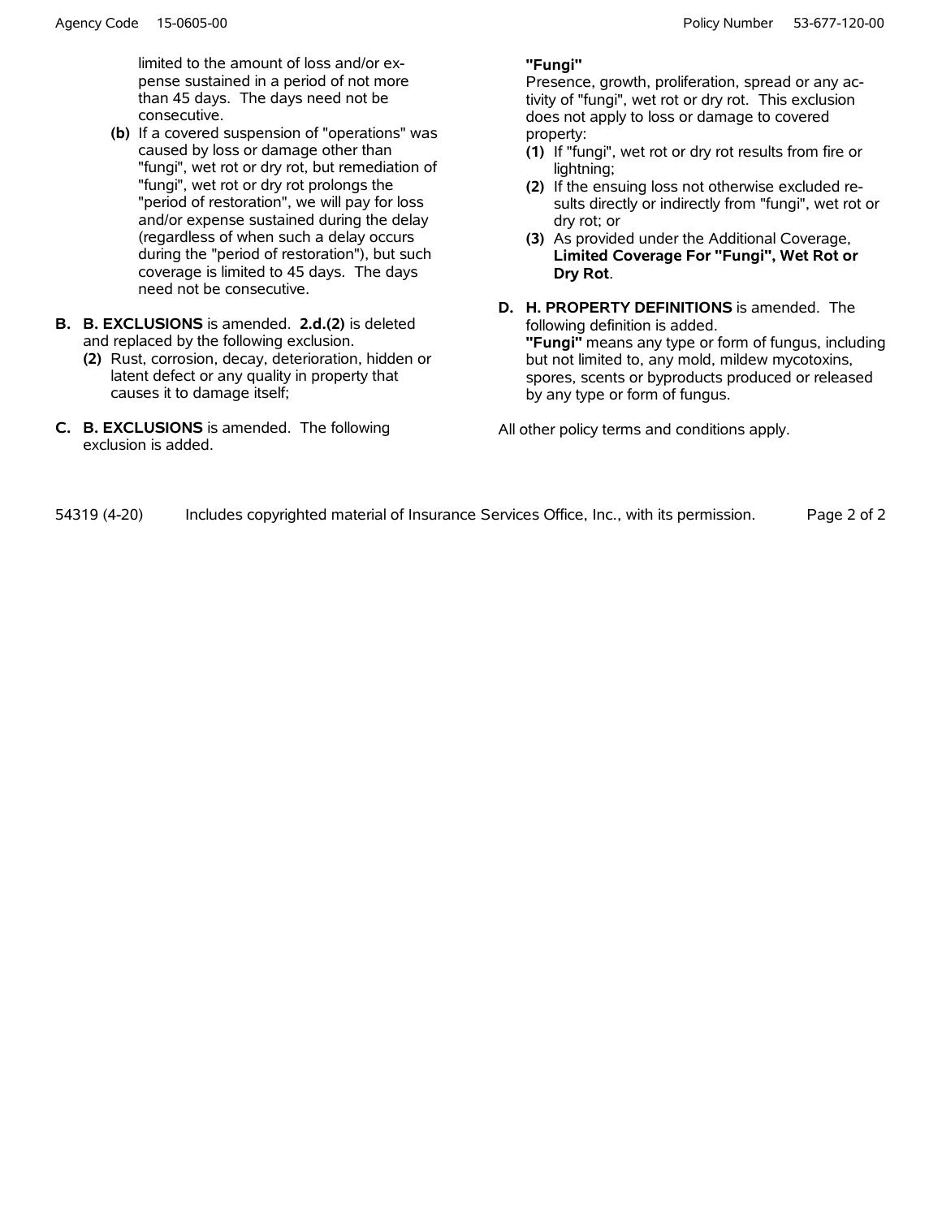limited to the amount of loss and/or expense sustained in a period of not more than 45 days. The days need not be consecutive.

**(b)** If a covered suspension of "operations" was caused by loss or damage other than "fungi", wet rot or dry rot, but remediation of "fungi", wet rot or dry rot prolongs the "period of restoration", we will pay for loss and/or expense sustained during the delay (regardless of when such a delay occurs during the "period of restoration"), but such coverage is limited to 45 days. The days need not be consecutive.

**B.** **B. EXCLUSIONS** is amended. **2.d.(2)** is deleted and replaced by the following exclusion.

**(2)** Rust, corrosion, decay, deterioration, hidden or latent defect or any quality in property that causes it to damage itself;

**C.** **B. EXCLUSIONS** is amended. The following exclusion is added.

**"Fungi"**

Presence, growth, proliferation, spread or any activity of "fungi", wet rot or dry rot. This exclusion does not apply to loss or damage to covered property:

**(1)** If "fungi", wet rot or dry rot results from fire or lightning;

**(2)** If the ensuing loss not otherwise excluded results directly or indirectly from "fungi", wet rot or dry rot; or

**(3)** As provided under the Additional Coverage, **Limited Coverage For "Fungi", Wet Rot or Dry Rot**.

**D.** **H. PROPERTY DEFINITIONS** is amended. The following definition is added.

**"Fungi"** means any type or form of fungus, including but not limited to, any mold, mildew mycotoxins, spores, scents or byproducts produced or released by any type or form of fungus.

All other policy terms and conditions apply.

54319 (4-20) Includes copyrighted material of Insurance Services Office, Inc., with its permission.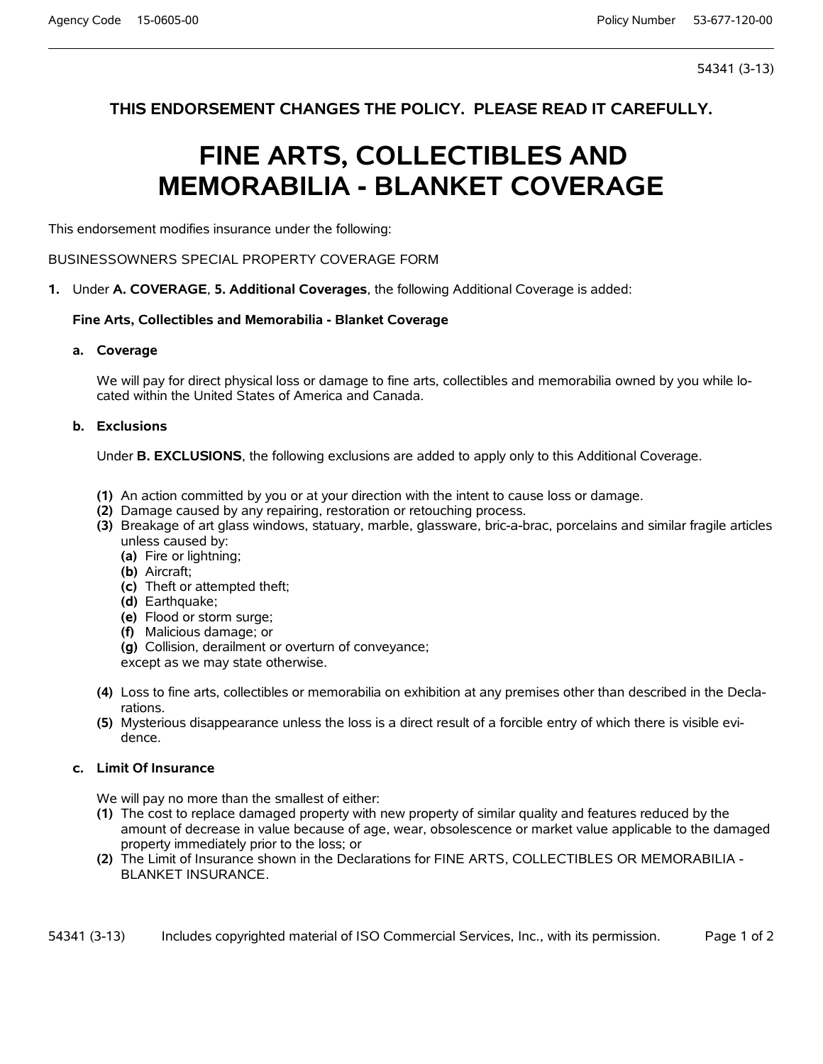54341 (3-13)

**THIS ENDORSEMENT CHANGES THE POLICY. PLEASE READ IT CAREFULLY.**

# FINE ARTS, COLLECTIBLES AND MEMORABILIA - BLANKET COVERAGE

This endorsement modifies insurance under the following:

BUSINESSOWNERS SPECIAL PROPERTY COVERAGE FORM

**1.** Under **A. COVERAGE**, **5. Additional Coverages**, the following Additional Coverage is added:

**Fine Arts, Collectibles and Memorabilia - Blanket Coverage**

**a. Coverage**

We will pay for direct physical loss or damage to fine arts, collectibles and memorabilia owned by you while located within the United States of America and Canada.

**b. Exclusions**

Under **B. EXCLUSIONS**, the following exclusions are added to apply only to this Additional Coverage.

**(1)** An action committed by you or at your direction with the intent to cause loss or damage.
**(2)** Damage caused by any repairing, restoration or retouching process.
**(3)** Breakage of art glass windows, statuary, marble, glassware, bric-a-brac, porcelains and similar fragile articles unless caused by:
  **(a)** Fire or lightning;
  **(b)** Aircraft;
  **(c)** Theft or attempted theft;
  **(d)** Earthquake;
  **(e)** Flood or storm surge;
  **(f)** Malicious damage; or
  **(g)** Collision, derailment or overturn of conveyance;
  except as we may state otherwise.
**(4)** Loss to fine arts, collectibles or memorabilia on exhibition at any premises other than described in the Declarations.
**(5)** Mysterious disappearance unless the loss is a direct result of a forcible entry of which there is visible evidence.

**c. Limit Of Insurance**

We will pay no more than the smallest of either:
**(1)** The cost to replace damaged property with new property of similar quality and features reduced by the amount of decrease in value because of age, wear, obsolescence or market value applicable to the damaged property immediately prior to the loss; or
**(2)** The Limit of Insurance shown in the Declarations for FINE ARTS, COLLECTIBLES OR MEMORABILIA - BLANKET INSURANCE.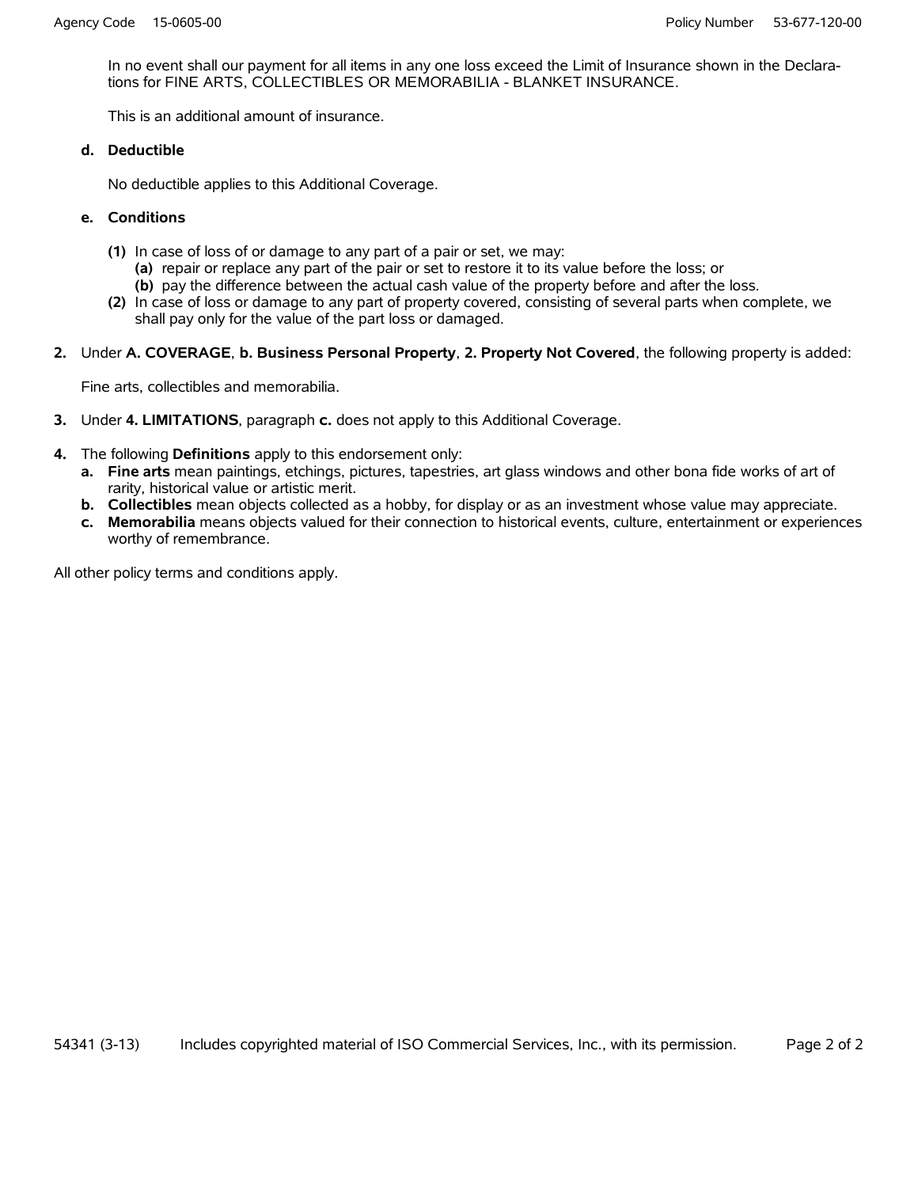In no event shall our payment for all items in any one loss exceed the Limit of Insurance shown in the Declarations for FINE ARTS, COLLECTIBLES OR MEMORABILIA - BLANKET INSURANCE.

This is an additional amount of insurance.

**d. Deductible**

No deductible applies to this Additional Coverage.

**e. Conditions**

**(1)** In case of loss of or damage to any part of a pair or set, we may:
  **(a)** repair or replace any part of the pair or set to restore it to its value before the loss; or
  **(b)** pay the difference between the actual cash value of the property before and after the loss.

**(2)** In case of loss or damage to any part of property covered, consisting of several parts when complete, we shall pay only for the value of the part loss or damaged.

**2.** Under **A. COVERAGE**, **b. Business Personal Property**, **2. Property Not Covered**, the following property is added:

Fine arts, collectibles and memorabilia.

**3.** Under **4. LIMITATIONS**, paragraph **c.** does not apply to this Additional Coverage.

**4.** The following **Definitions** apply to this endorsement only:

**a. Fine arts** mean paintings, etchings, pictures, tapestries, art glass windows and other bona fide works of art of rarity, historical value or artistic merit.

**b. Collectibles** mean objects collected as a hobby, for display or as an investment whose value may appreciate.

**c. Memorabilia** means objects valued for their connection to historical events, culture, entertainment or experiences worthy of remembrance.

All other policy terms and conditions apply.

54341 (3-13) Includes copyrighted material of ISO Commercial Services, Inc., with its permission.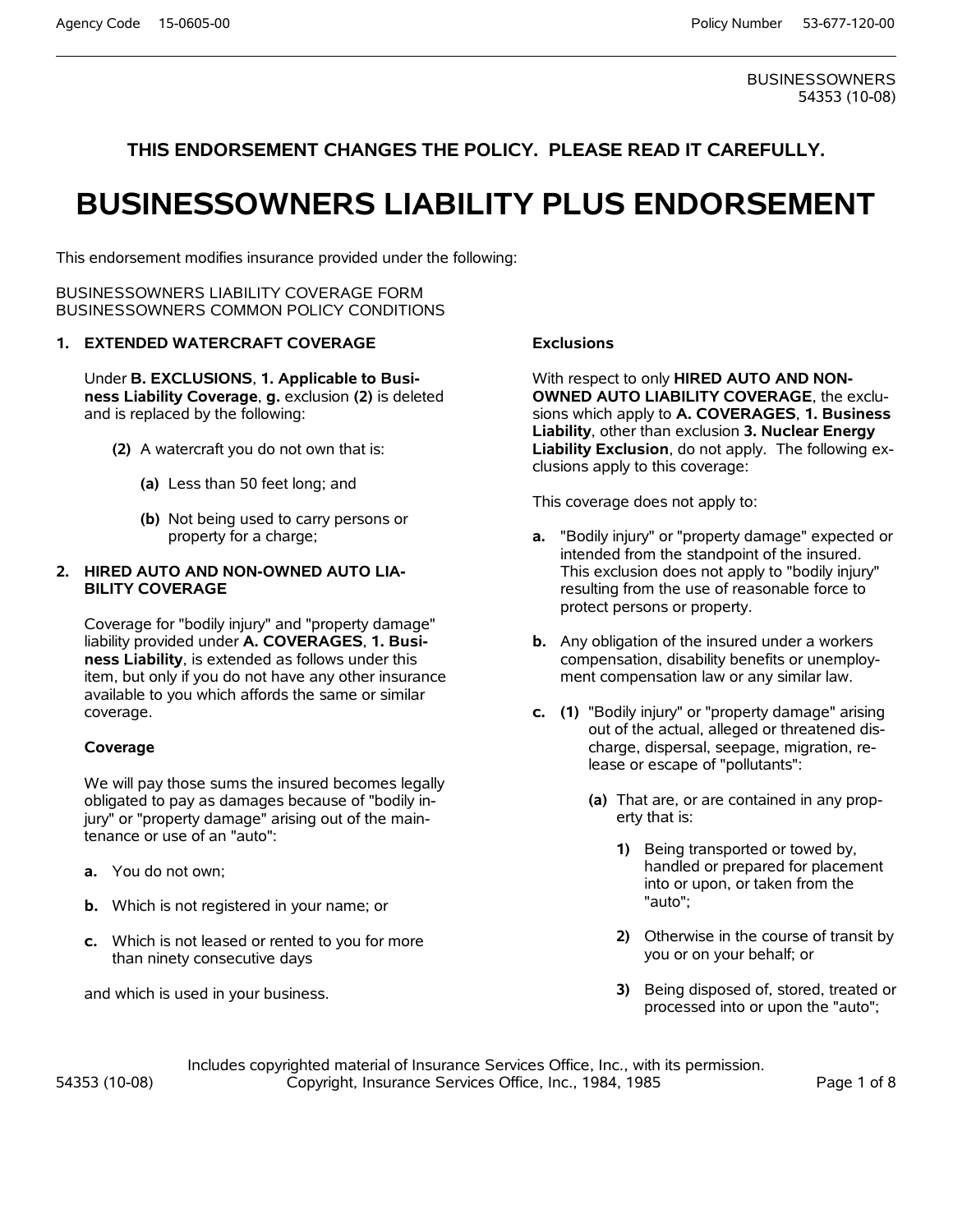BUSINESSOWNERS
54353 (10-08)

**THIS ENDORSEMENT CHANGES THE POLICY. PLEASE READ IT CAREFULLY.**

# BUSINESSOWNERS LIABILITY PLUS ENDORSEMENT

This endorsement modifies insurance provided under the following:

BUSINESSOWNERS LIABILITY COVERAGE FORM
BUSINESSOWNERS COMMON POLICY CONDITIONS

**1. EXTENDED WATERCRAFT COVERAGE**

Under **B. EXCLUSIONS**, **1. Applicable to Business Liability Coverage**, **g.** exclusion **(2)** is deleted and is replaced by the following:

**(2)** A watercraft you do not own that is:

**(a)** Less than 50 feet long; and

**(b)** Not being used to carry persons or property for a charge;

**2. HIRED AUTO AND NON-OWNED AUTO LIABILITY COVERAGE**

Coverage for "bodily injury" and "property damage" liability provided under **A. COVERAGES**, **1. Business Liability**, is extended as follows under this item, but only if you do not have any other insurance available to you which affords the same or similar coverage.

**Coverage**

We will pay those sums the insured becomes legally obligated to pay as damages because of "bodily injury" or "property damage" arising out of the maintenance or use of an "auto":

**a.** You do not own;

**b.** Which is not registered in your name; or

**c.** Which is not leased or rented to you for more than ninety consecutive days

and which is used in your business.

**Exclusions**

With respect to only **HIRED AUTO AND NON-OWNED AUTO LIABILITY COVERAGE**, the exclusions which apply to **A. COVERAGES**, **1. Business Liability**, other than exclusion **3. Nuclear Energy Liability Exclusion**, do not apply. The following exclusions apply to this coverage:

This coverage does not apply to:

**a.** "Bodily injury" or "property damage" expected or intended from the standpoint of the insured. This exclusion does not apply to "bodily injury" resulting from the use of reasonable force to protect persons or property.

**b.** Any obligation of the insured under a workers compensation, disability benefits or unemployment compensation law or any similar law.

**c.** **(1)** "Bodily injury" or "property damage" arising out of the actual, alleged or threatened discharge, dispersal, seepage, migration, release or escape of "pollutants":

**(a)** That are, or are contained in any property that is:

**1)** Being transported or towed by, handled or prepared for placement into or upon, or taken from the "auto";

**2)** Otherwise in the course of transit by you or on your behalf; or

**3)** Being disposed of, stored, treated or processed into or upon the "auto";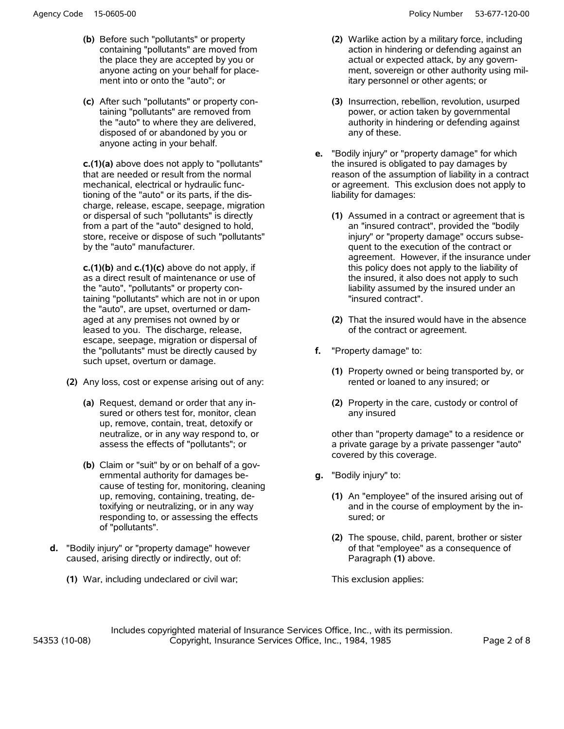**(b)** Before such "pollutants" or property containing "pollutants" are moved from the place they are accepted by you or anyone acting on your behalf for placement into or onto the "auto"; or

**(c)** After such "pollutants" or property containing "pollutants" are removed from the "auto" to where they are delivered, disposed of or abandoned by you or anyone acting in your behalf.

**c.(1)(a)** above does not apply to "pollutants" that are needed or result from the normal mechanical, electrical or hydraulic functioning of the "auto" or its parts, if the discharge, release, escape, seepage, migration or dispersal of such "pollutants" is directly from a part of the "auto" designed to hold, store, receive or dispose of such "pollutants" by the "auto" manufacturer.

**c.(1)(b)** and **c.(1)(c)** above do not apply, if as a direct result of maintenance or use of the "auto", "pollutants" or property containing "pollutants" which are not in or upon the "auto", are upset, overturned or damaged at any premises not owned by or leased to you. The discharge, release, escape, seepage, migration or dispersal of the "pollutants" must be directly caused by such upset, overturn or damage.

**(2)** Any loss, cost or expense arising out of any:

**(a)** Request, demand or order that any insured or others test for, monitor, clean up, remove, contain, treat, detoxify or neutralize, or in any way respond to, or assess the effects of "pollutants"; or

**(b)** Claim or "suit" by or on behalf of a governmental authority for damages because of testing for, monitoring, cleaning up, removing, containing, treating, detoxifying or neutralizing, or in any way responding to, or assessing the effects of "pollutants".

**d.** "Bodily injury" or "property damage" however caused, arising directly or indirectly, out of:

**(1)** War, including undeclared or civil war;

**(2)** Warlike action by a military force, including action in hindering or defending against an actual or expected attack, by any government, sovereign or other authority using military personnel or other agents; or

**(3)** Insurrection, rebellion, revolution, usurped power, or action taken by governmental authority in hindering or defending against any of these.

**e.** "Bodily injury" or "property damage" for which the insured is obligated to pay damages by reason of the assumption of liability in a contract or agreement. This exclusion does not apply to liability for damages:

**(1)** Assumed in a contract or agreement that is an "insured contract", provided the "bodily injury" or "property damage" occurs subsequent to the execution of the contract or agreement. However, if the insurance under this policy does not apply to the liability of the insured, it also does not apply to such liability assumed by the insured under an "insured contract".

**(2)** That the insured would have in the absence of the contract or agreement.

**f.** "Property damage" to:

**(1)** Property owned or being transported by, or rented or loaned to any insured; or

**(2)** Property in the care, custody or control of any insured

other than "property damage" to a residence or a private garage by a private passenger "auto" covered by this coverage.

**g.** "Bodily injury" to:

**(1)** An "employee" of the insured arising out of and in the course of employment by the insured; or

**(2)** The spouse, child, parent, brother or sister of that "employee" as a consequence of Paragraph **(1)** above.

This exclusion applies: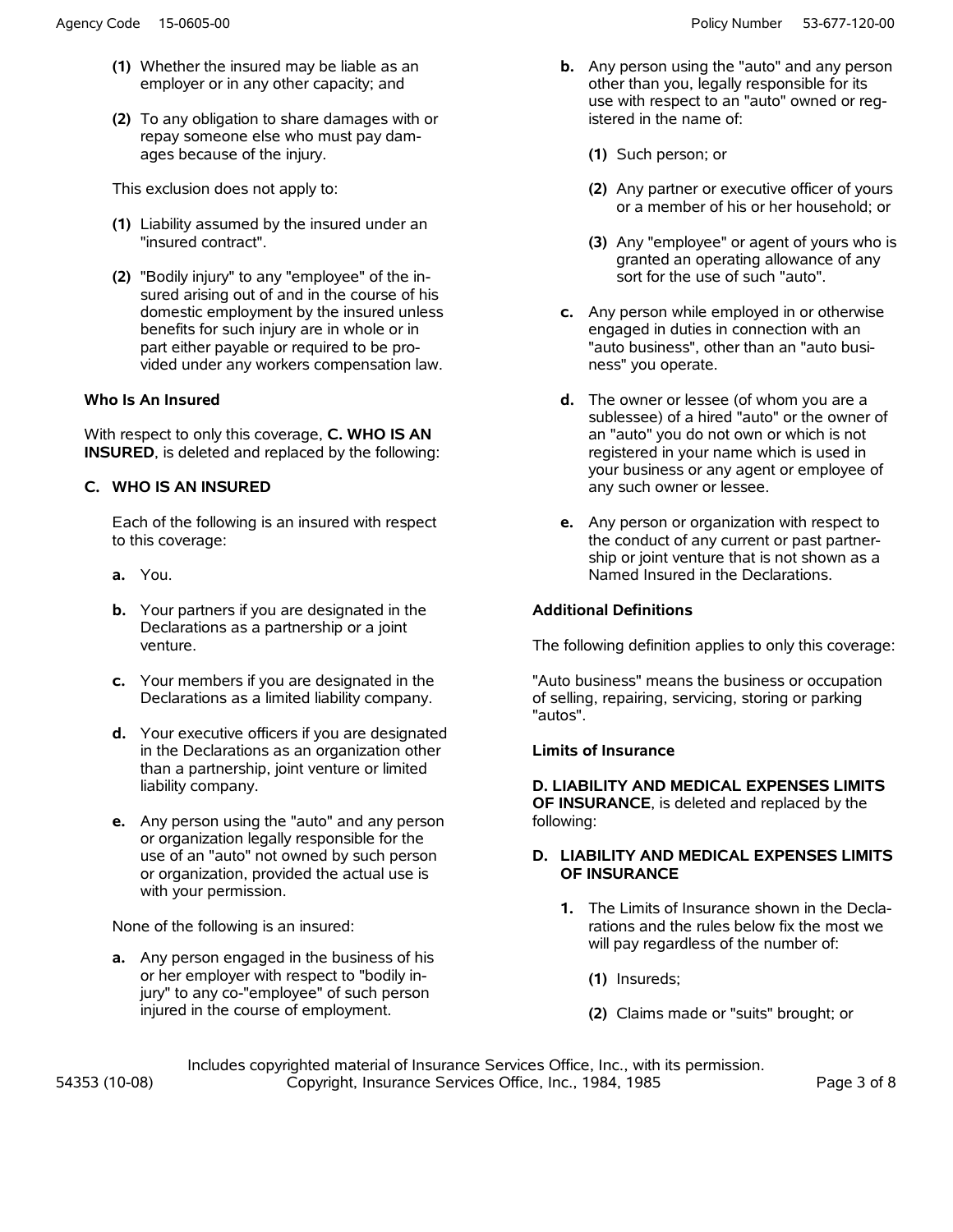**(1)** Whether the insured may be liable as an employer or in any other capacity; and

**(2)** To any obligation to share damages with or repay someone else who must pay damages because of the injury.

This exclusion does not apply to:

**(1)** Liability assumed by the insured under an "insured contract".

**(2)** "Bodily injury" to any "employee" of the insured arising out of and in the course of his domestic employment by the insured unless benefits for such injury are in whole or in part either payable or required to be provided under any workers compensation law.

**Who Is An Insured**

With respect to only this coverage, **C. WHO IS AN INSURED**, is deleted and replaced by the following:

**C. WHO IS AN INSURED**

Each of the following is an insured with respect to this coverage:

**a.** You.

**b.** Your partners if you are designated in the Declarations as a partnership or a joint venture.

**c.** Your members if you are designated in the Declarations as a limited liability company.

**d.** Your executive officers if you are designated in the Declarations as an organization other than a partnership, joint venture or limited liability company.

**e.** Any person using the "auto" and any person or organization legally responsible for the use of an "auto" not owned by such person or organization, provided the actual use is with your permission.

None of the following is an insured:

**a.** Any person engaged in the business of his or her employer with respect to "bodily injury" to any co-"employee" of such person injured in the course of employment.

**b.** Any person using the "auto" and any person other than you, legally responsible for its use with respect to an "auto" owned or registered in the name of:

**(1)** Such person; or

**(2)** Any partner or executive officer of yours or a member of his or her household; or

**(3)** Any "employee" or agent of yours who is granted an operating allowance of any sort for the use of such "auto".

**c.** Any person while employed in or otherwise engaged in duties in connection with an "auto business", other than an "auto business" you operate.

**d.** The owner or lessee (of whom you are a sublessee) of a hired "auto" or the owner of an "auto" you do not own or which is not registered in your name which is used in your business or any agent or employee of any such owner or lessee.

**e.** Any person or organization with respect to the conduct of any current or past partnership or joint venture that is not shown as a Named Insured in the Declarations.

**Additional Definitions**

The following definition applies to only this coverage:

"Auto business" means the business or occupation of selling, repairing, servicing, storing or parking "autos".

**Limits of Insurance**

**D. LIABILITY AND MEDICAL EXPENSES LIMITS OF INSURANCE**, is deleted and replaced by the following:

**D. LIABILITY AND MEDICAL EXPENSES LIMITS OF INSURANCE**

**1.** The Limits of Insurance shown in the Declarations and the rules below fix the most we will pay regardless of the number of:

**(1)** Insureds;

**(2)** Claims made or "suits" brought; or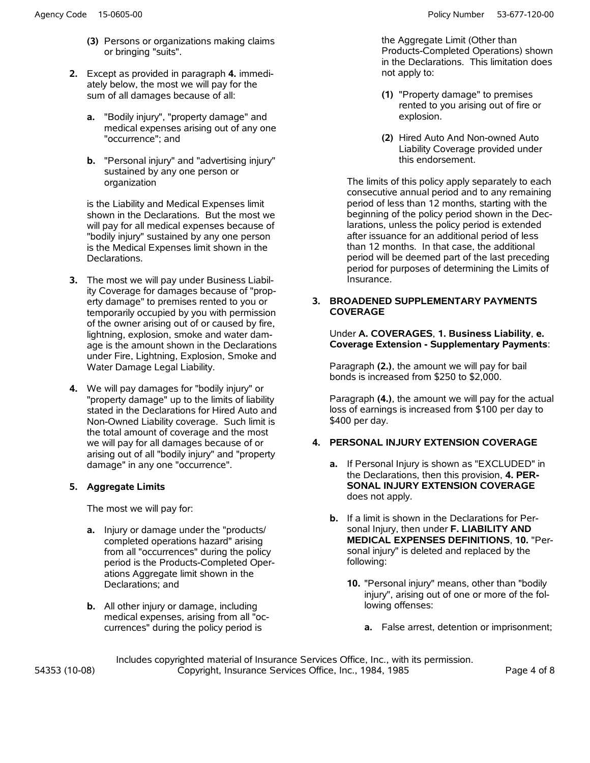**(3)** Persons or organizations making claims or bringing "suits".

**2.** Except as provided in paragraph **4.** immediately below, the most we will pay for the sum of all damages because of all:

**a.** "Bodily injury", "property damage" and medical expenses arising out of any one "occurrence"; and

**b.** "Personal injury" and "advertising injury" sustained by any one person or organization

is the Liability and Medical Expenses limit shown in the Declarations. But the most we will pay for all medical expenses because of "bodily injury" sustained by any one person is the Medical Expenses limit shown in the Declarations.

**3.** The most we will pay under Business Liability Coverage for damages because of "property damage" to premises rented to you or temporarily occupied by you with permission of the owner arising out of or caused by fire, lightning, explosion, smoke and water damage is the amount shown in the Declarations under Fire, Lightning, Explosion, Smoke and Water Damage Legal Liability.

**4.** We will pay damages for "bodily injury" or "property damage" up to the limits of liability stated in the Declarations for Hired Auto and Non-Owned Liability coverage. Such limit is the total amount of coverage and the most we will pay for all damages because of or arising out of all "bodily injury" and "property damage" in any one "occurrence".

**5. Aggregate Limits**

The most we will pay for:

**a.** Injury or damage under the "products/completed operations hazard" arising from all "occurrences" during the policy period is the Products-Completed Operations Aggregate limit shown in the Declarations; and

**b.** All other injury or damage, including medical expenses, arising from all "occurrences" during the policy period is the Aggregate Limit (Other than Products-Completed Operations) shown in the Declarations. This limitation does not apply to:

**(1)** "Property damage" to premises rented to you arising out of fire or explosion.

**(2)** Hired Auto And Non-owned Auto Liability Coverage provided under this endorsement.

The limits of this policy apply separately to each consecutive annual period and to any remaining period of less than 12 months, starting with the beginning of the policy period shown in the Declarations, unless the policy period is extended after issuance for an additional period of less than 12 months. In that case, the additional period will be deemed part of the last preceding period for purposes of determining the Limits of Insurance.

**3. BROADENED SUPPLEMENTARY PAYMENTS COVERAGE**

Under **A. COVERAGES**, **1. Business Liability**, **e. Coverage Extension - Supplementary Payments**:

Paragraph **(2.)**, the amount we will pay for bail bonds is increased from $250 to $2,000.

Paragraph **(4.)**, the amount we will pay for the actual loss of earnings is increased from $100 per day to $400 per day.

**4. PERSONAL INJURY EXTENSION COVERAGE**

**a.** If Personal Injury is shown as "EXCLUDED" in the Declarations, then this provision, **4. PERSONAL INJURY EXTENSION COVERAGE** does not apply.

**b.** If a limit is shown in the Declarations for Personal Injury, then under **F. LIABILITY AND MEDICAL EXPENSES DEFINITIONS**, **10.** "Personal injury" is deleted and replaced by the following:

**10.** "Personal injury" means, other than "bodily injury", arising out of one or more of the following offenses:

**a.** False arrest, detention or imprisonment;

Includes copyrighted material of Insurance Services Office, Inc., with its permission.
Copyright, Insurance Services Office, Inc., 1984, 1985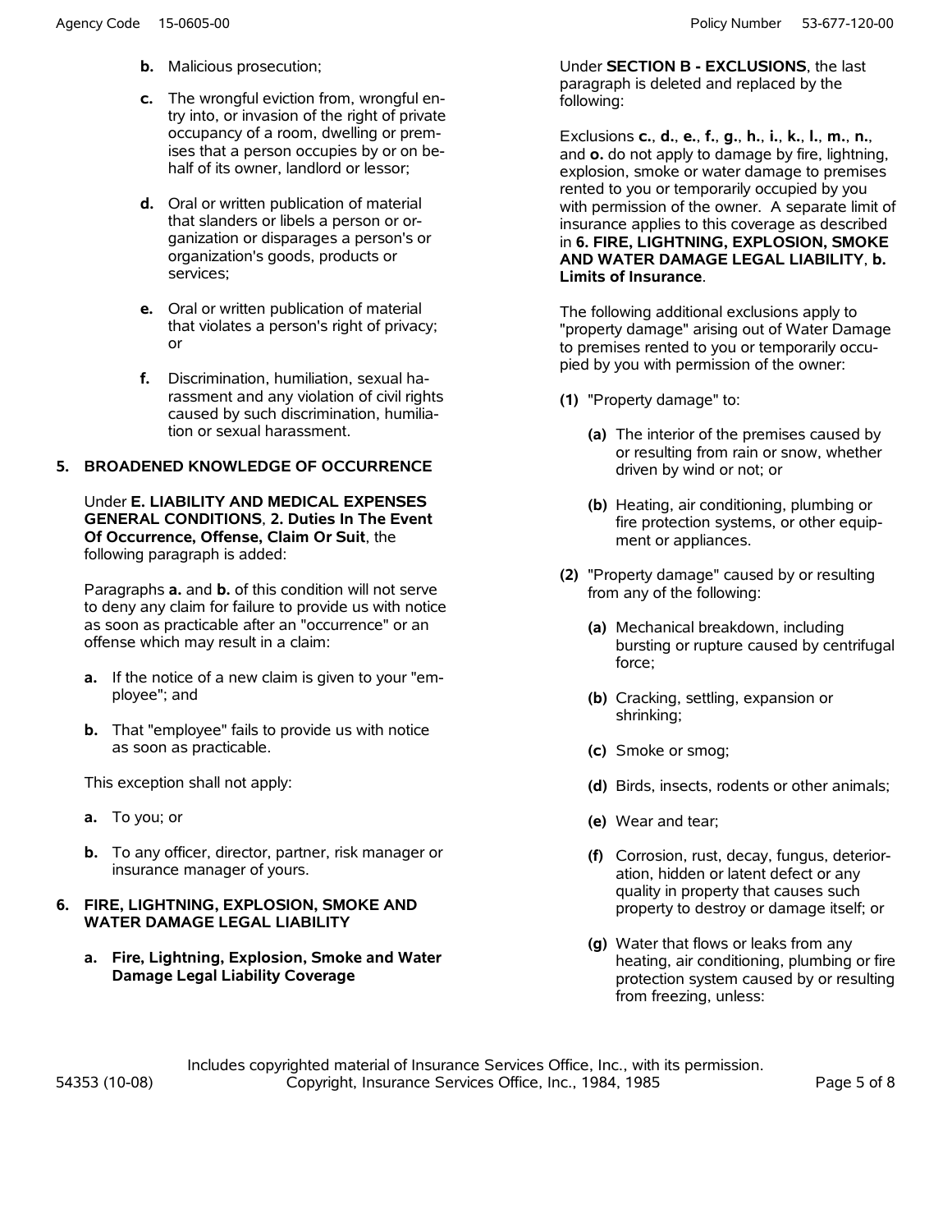b. Malicious prosecution;

c. The wrongful eviction from, wrongful entry into, or invasion of the right of private occupancy of a room, dwelling or premises that a person occupies by or on behalf of its owner, landlord or lessor;

d. Oral or written publication of material that slanders or libels a person or organization or disparages a person's or organization's goods, products or services;

e. Oral or written publication of material that violates a person's right of privacy; or

f. Discrimination, humiliation, sexual harassment and any violation of civil rights caused by such discrimination, humiliation or sexual harassment.

**5. BROADENED KNOWLEDGE OF OCCURRENCE**

Under **E. LIABILITY AND MEDICAL EXPENSES GENERAL CONDITIONS**, **2. Duties In The Event Of Occurrence, Offense, Claim Or Suit**, the following paragraph is added:

Paragraphs **a.** and **b.** of this condition will not serve to deny any claim for failure to provide us with notice as soon as practicable after an "occurrence" or an offense which may result in a claim:

**a.** If the notice of a new claim is given to your "employee"; and

**b.** That "employee" fails to provide us with notice as soon as practicable.

This exception shall not apply:

**a.** To you; or

**b.** To any officer, director, partner, risk manager or insurance manager of yours.

**6. FIRE, LIGHTNING, EXPLOSION, SMOKE AND WATER DAMAGE LEGAL LIABILITY**

**a. Fire, Lightning, Explosion, Smoke and Water Damage Legal Liability Coverage**

Under **SECTION B - EXCLUSIONS**, the last paragraph is deleted and replaced by the following:

Exclusions **c.**, **d.**, **e.**, **f.**, **g.**, **h.**, **i.**, **k.**, **l.**, **m.**, **n.**, and **o.** do not apply to damage by fire, lightning, explosion, smoke or water damage to premises rented to you or temporarily occupied by you with permission of the owner. A separate limit of insurance applies to this coverage as described in **6. FIRE, LIGHTNING, EXPLOSION, SMOKE AND WATER DAMAGE LEGAL LIABILITY**, **b. Limits of Insurance**.

The following additional exclusions apply to "property damage" arising out of Water Damage to premises rented to you or temporarily occupied by you with permission of the owner:

**(1)** "Property damage" to:

**(a)** The interior of the premises caused by or resulting from rain or snow, whether driven by wind or not; or

**(b)** Heating, air conditioning, plumbing or fire protection systems, or other equipment or appliances.

**(2)** "Property damage" caused by or resulting from any of the following:

**(a)** Mechanical breakdown, including bursting or rupture caused by centrifugal force;

**(b)** Cracking, settling, expansion or shrinking;

**(c)** Smoke or smog;

**(d)** Birds, insects, rodents or other animals;

**(e)** Wear and tear;

**(f)** Corrosion, rust, decay, fungus, deterioration, hidden or latent defect or any quality in property that causes such property to destroy or damage itself; or

**(g)** Water that flows or leaks from any heating, air conditioning, plumbing or fire protection system caused by or resulting from freezing, unless: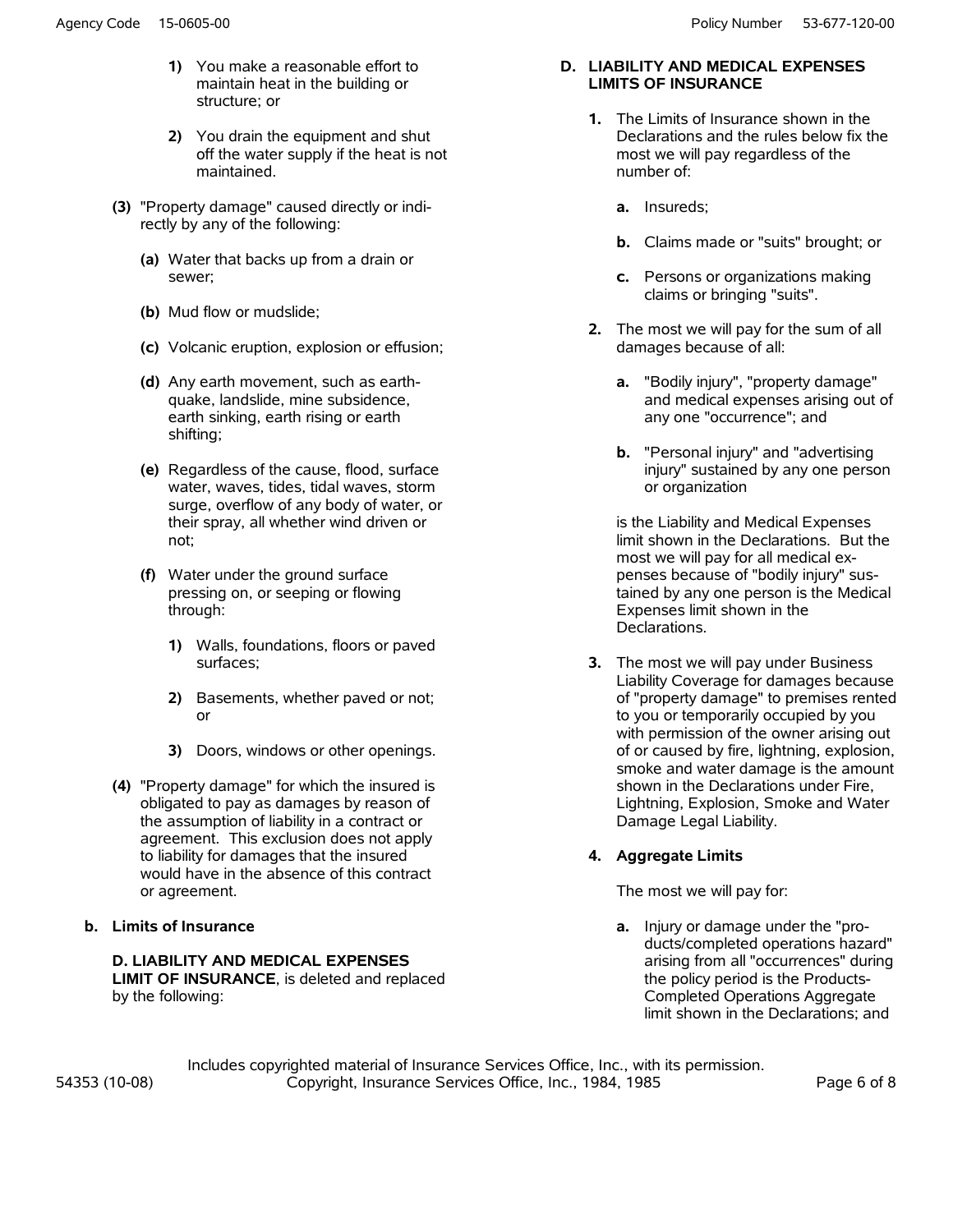**1)** You make a reasonable effort to maintain heat in the building or structure; or

**2)** You drain the equipment and shut off the water supply if the heat is not maintained.

**(3)** "Property damage" caused directly or indirectly by any of the following:

**(a)** Water that backs up from a drain or sewer;

**(b)** Mud flow or mudslide;

**(c)** Volcanic eruption, explosion or effusion;

**(d)** Any earth movement, such as earthquake, landslide, mine subsidence, earth sinking, earth rising or earth shifting;

**(e)** Regardless of the cause, flood, surface water, waves, tides, tidal waves, storm surge, overflow of any body of water, or their spray, all whether wind driven or not;

**(f)** Water under the ground surface pressing on, or seeping or flowing through:

**1)** Walls, foundations, floors or paved surfaces;

**2)** Basements, whether paved or not; or

**3)** Doors, windows or other openings.

**(4)** "Property damage" for which the insured is obligated to pay as damages by reason of the assumption of liability in a contract or agreement. This exclusion does not apply to liability for damages that the insured would have in the absence of this contract or agreement.

**b. Limits of Insurance**

**D. LIABILITY AND MEDICAL EXPENSES LIMIT OF INSURANCE**, is deleted and replaced by the following:

**D. LIABILITY AND MEDICAL EXPENSES LIMITS OF INSURANCE**

**1.** The Limits of Insurance shown in the Declarations and the rules below fix the most we will pay regardless of the number of:

**a.** Insureds;

**b.** Claims made or "suits" brought; or

**c.** Persons or organizations making claims or bringing "suits".

**2.** The most we will pay for the sum of all damages because of all:

**a.** "Bodily injury", "property damage" and medical expenses arising out of any one "occurrence"; and

**b.** "Personal injury" and "advertising injury" sustained by any one person or organization

is the Liability and Medical Expenses limit shown in the Declarations. But the most we will pay for all medical expenses because of "bodily injury" sustained by any one person is the Medical Expenses limit shown in the Declarations.

**3.** The most we will pay under Business Liability Coverage for damages because of "property damage" to premises rented to you or temporarily occupied by you with permission of the owner arising out of or caused by fire, lightning, explosion, smoke and water damage is the amount shown in the Declarations under Fire, Lightning, Explosion, Smoke and Water Damage Legal Liability.

**4. Aggregate Limits**

The most we will pay for:

**a.** Injury or damage under the "products/completed operations hazard" arising from all "occurrences" during the policy period is the Products-Completed Operations Aggregate limit shown in the Declarations; and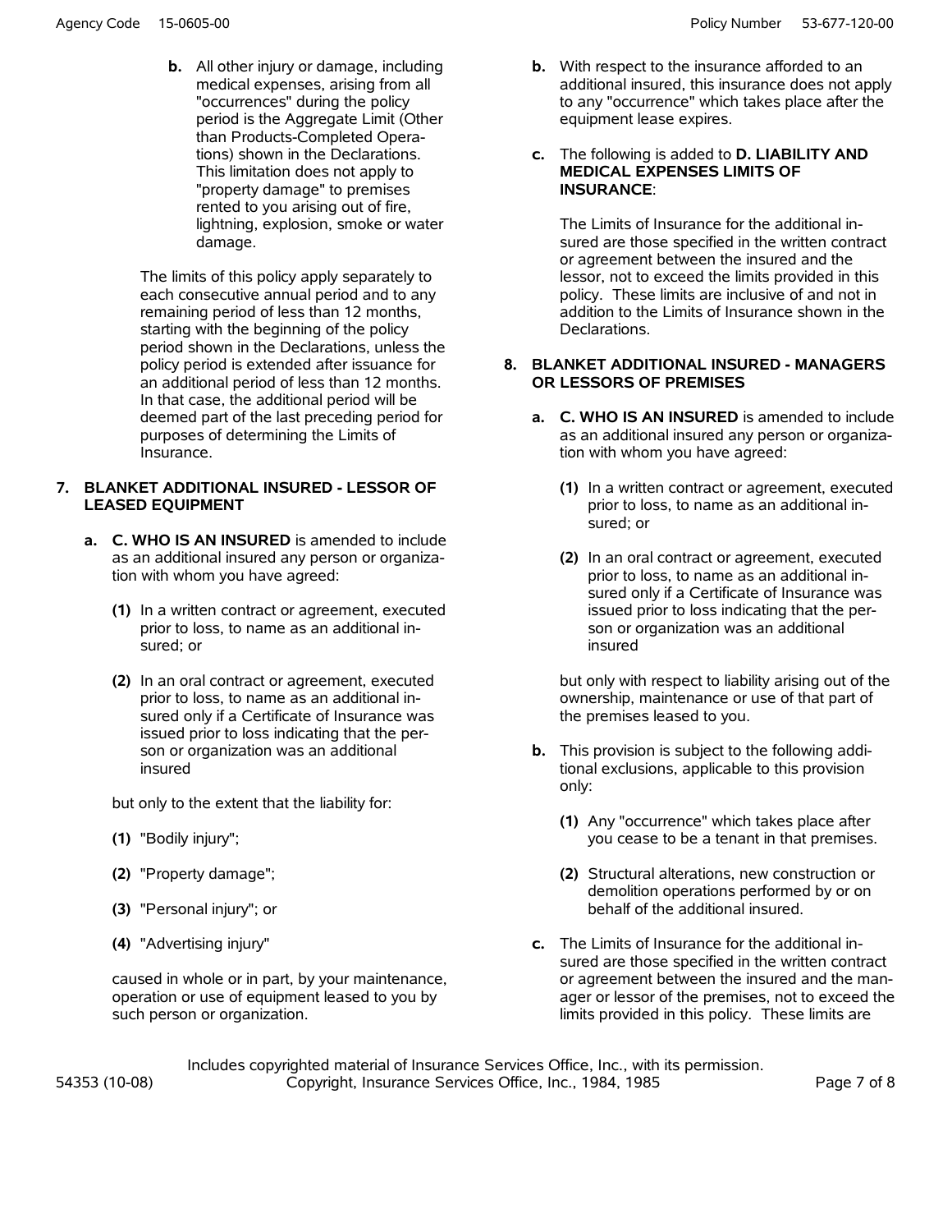**b.** All other injury or damage, including medical expenses, arising from all "occurrences" during the policy period is the Aggregate Limit (Other than Products-Completed Operations) shown in the Declarations. This limitation does not apply to "property damage" to premises rented to you arising out of fire, lightning, explosion, smoke or water damage.

The limits of this policy apply separately to each consecutive annual period and to any remaining period of less than 12 months, starting with the beginning of the policy period shown in the Declarations, unless the policy period is extended after issuance for an additional period of less than 12 months. In that case, the additional period will be deemed part of the last preceding period for purposes of determining the Limits of Insurance.

**7. BLANKET ADDITIONAL INSURED - LESSOR OF LEASED EQUIPMENT**

**a. C. WHO IS AN INSURED** is amended to include as an additional insured any person or organization with whom you have agreed:

**(1)** In a written contract or agreement, executed prior to loss, to name as an additional insured; or

**(2)** In an oral contract or agreement, executed prior to loss, to name as an additional insured only if a Certificate of Insurance was issued prior to loss indicating that the person or organization was an additional insured

but only to the extent that the liability for:

**(1)** "Bodily injury";

**(2)** "Property damage";

**(3)** "Personal injury"; or

**(4)** "Advertising injury"

caused in whole or in part, by your maintenance, operation or use of equipment leased to you by such person or organization.

**b.** With respect to the insurance afforded to an additional insured, this insurance does not apply to any "occurrence" which takes place after the equipment lease expires.

**c.** The following is added to **D. LIABILITY AND MEDICAL EXPENSES LIMITS OF INSURANCE**:

The Limits of Insurance for the additional insured are those specified in the written contract or agreement between the insured and the lessor, not to exceed the limits provided in this policy. These limits are inclusive of and not in addition to the Limits of Insurance shown in the Declarations.

**8. BLANKET ADDITIONAL INSURED - MANAGERS OR LESSORS OF PREMISES**

**a. C. WHO IS AN INSURED** is amended to include as an additional insured any person or organization with whom you have agreed:

**(1)** In a written contract or agreement, executed prior to loss, to name as an additional insured; or

**(2)** In an oral contract or agreement, executed prior to loss, to name as an additional insured only if a Certificate of Insurance was issued prior to loss indicating that the person or organization was an additional insured

but only with respect to liability arising out of the ownership, maintenance or use of that part of the premises leased to you.

**b.** This provision is subject to the following additional exclusions, applicable to this provision only:

**(1)** Any "occurrence" which takes place after you cease to be a tenant in that premises.

**(2)** Structural alterations, new construction or demolition operations performed by or on behalf of the additional insured.

**c.** The Limits of Insurance for the additional insured are those specified in the written contract or agreement between the insured and the manager or lessor of the premises, not to exceed the limits provided in this policy. These limits are

Includes copyrighted material of Insurance Services Office, Inc., with its permission.
Copyright, Insurance Services Office, Inc., 1984, 1985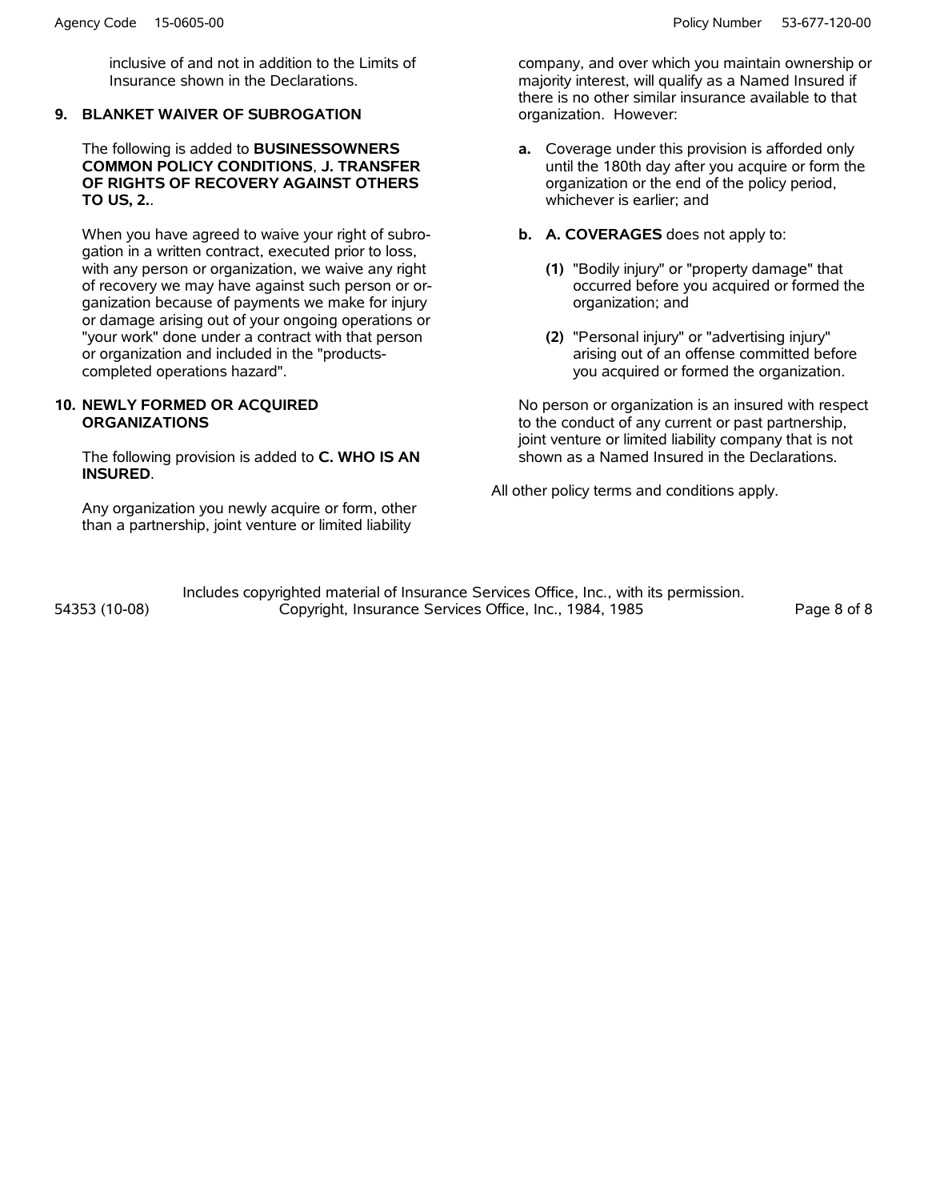inclusive of and not in addition to the Limits of Insurance shown in the Declarations.

**9. BLANKET WAIVER OF SUBROGATION**

The following is added to **BUSINESSOWNERS COMMON POLICY CONDITIONS**, **J. TRANSFER OF RIGHTS OF RECOVERY AGAINST OTHERS TO US, 2.**.

When you have agreed to waive your right of subrogation in a written contract, executed prior to loss, with any person or organization, we waive any right of recovery we may have against such person or organization because of payments we make for injury or damage arising out of your ongoing operations or "your work" done under a contract with that person or organization and included in the "products-completed operations hazard".

**10. NEWLY FORMED OR ACQUIRED ORGANIZATIONS**

The following provision is added to **C. WHO IS AN INSURED**.

Any organization you newly acquire or form, other than a partnership, joint venture or limited liability company, and over which you maintain ownership or majority interest, will qualify as a Named Insured if there is no other similar insurance available to that organization. However:

**a.** Coverage under this provision is afforded only until the 180th day after you acquire or form the organization or the end of the policy period, whichever is earlier; and

**b.** **A. COVERAGES** does not apply to:

**(1)** "Bodily injury" or "property damage" that occurred before you acquired or formed the organization; and

**(2)** "Personal injury" or "advertising injury" arising out of an offense committed before you acquired or formed the organization.

No person or organization is an insured with respect to the conduct of any current or past partnership, joint venture or limited liability company that is not shown as a Named Insured in the Declarations.

All other policy terms and conditions apply.

Includes copyrighted material of Insurance Services Office, Inc., with its permission.
Copyright, Insurance Services Office, Inc., 1984, 1985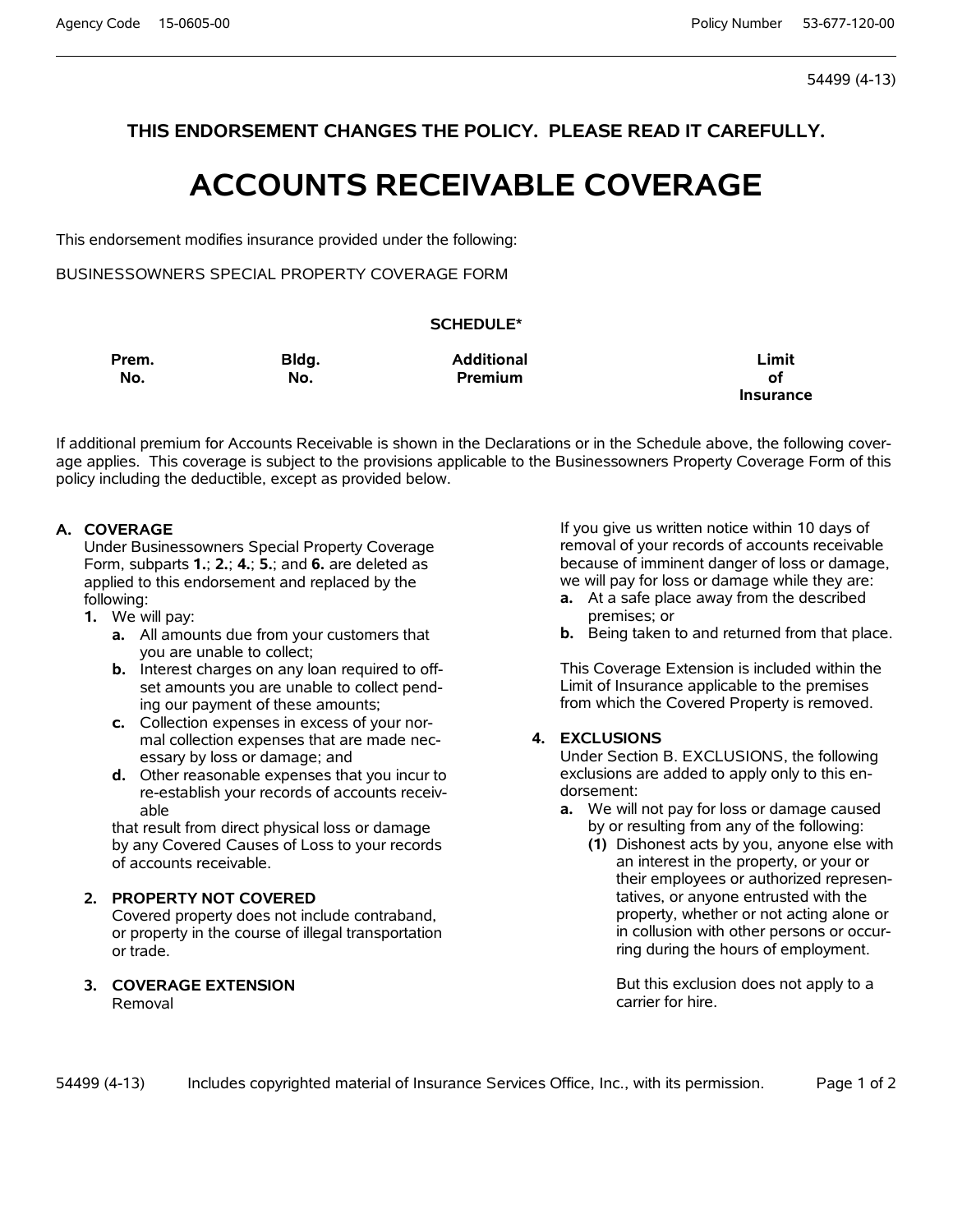54499 (4-13)

**THIS ENDORSEMENT CHANGES THE POLICY. PLEASE READ IT CAREFULLY.**

# ACCOUNTS RECEIVABLE COVERAGE

This endorsement modifies insurance provided under the following:

BUSINESSOWNERS SPECIAL PROPERTY COVERAGE FORM

**SCHEDULE***

| Prem. No. | Bldg. No. | Additional Premium | Limit of Insurance |
|---|---|---|---|
| | | | |

If additional premium for Accounts Receivable is shown in the Declarations or in the Schedule above, the following coverage applies. This coverage is subject to the provisions applicable to the Businessowners Property Coverage Form of this policy including the deductible, except as provided below.

**A. COVERAGE**

Under Businessowners Special Property Coverage Form, subparts **1.**; **2.**; **4.**; **5.**; and **6.** are deleted as applied to this endorsement and replaced by the following:

**1.** We will pay:

- **a.** All amounts due from your customers that you are unable to collect;
- **b.** Interest charges on any loan required to offset amounts you are unable to collect pending our payment of these amounts;
- **c.** Collection expenses in excess of your normal collection expenses that are made necessary by loss or damage; and
- **d.** Other reasonable expenses that you incur to re-establish your records of accounts receivable

that result from direct physical loss or damage by any Covered Causes of Loss to your records of accounts receivable.

**2. PROPERTY NOT COVERED**

Covered property does not include contraband, or property in the course of illegal transportation or trade.

**3. COVERAGE EXTENSION**

Removal

If you give us written notice within 10 days of removal of your records of accounts receivable because of imminent danger of loss or damage, we will pay for loss or damage while they are:

- **a.** At a safe place away from the described premises; or
- **b.** Being taken to and returned from that place.

This Coverage Extension is included within the Limit of Insurance applicable to the premises from which the Covered Property is removed.

**4. EXCLUSIONS**

Under Section B. EXCLUSIONS, the following exclusions are added to apply only to this endorsement:

- **a.** We will not pay for loss or damage caused by or resulting from any of the following:
  - **(1)** Dishonest acts by you, anyone else with an interest in the property, or your or their employees or authorized representatives, or anyone entrusted with the property, whether or not acting alone or in collusion with other persons or occurring during the hours of employment.

    But this exclusion does not apply to a carrier for hire.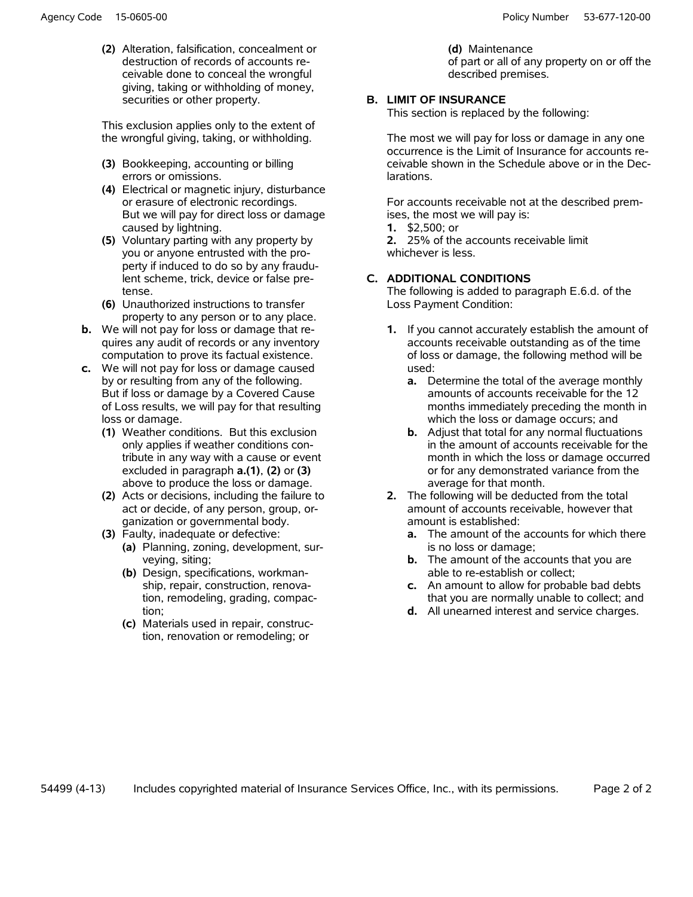**(2)** Alteration, falsification, concealment or destruction of records of accounts receivable done to conceal the wrongful giving, taking or withholding of money, securities or other property.

This exclusion applies only to the extent of the wrongful giving, taking, or withholding.

**(3)** Bookkeeping, accounting or billing errors or omissions.

**(4)** Electrical or magnetic injury, disturbance or erasure of electronic recordings. But we will pay for direct loss or damage caused by lightning.

**(5)** Voluntary parting with any property by you or anyone entrusted with the property if induced to do so by any fraudulent scheme, trick, device or false pretense.

**(6)** Unauthorized instructions to transfer property to any person or to any place.

**b.** We will not pay for loss or damage that requires any audit of records or any inventory computation to prove its factual existence.

**c.** We will not pay for loss or damage caused by or resulting from any of the following. But if loss or damage by a Covered Cause of Loss results, we will pay for that resulting loss or damage.

**(1)** Weather conditions. But this exclusion only applies if weather conditions contribute in any way with a cause or event excluded in paragraph **a.(1)**, **(2)** or **(3)** above to produce the loss or damage.

**(2)** Acts or decisions, including the failure to act or decide, of any person, group, organization or governmental body.

**(3)** Faulty, inadequate or defective:

**(a)** Planning, zoning, development, surveying, siting;

**(b)** Design, specifications, workmanship, repair, construction, renovation, remodeling, grading, compaction;

**(c)** Materials used in repair, construction, renovation or remodeling; or

**(d)** Maintenance

of part or all of any property on or off the described premises.

**B. LIMIT OF INSURANCE**

This section is replaced by the following:

The most we will pay for loss or damage in any one occurrence is the Limit of Insurance for accounts receivable shown in the Schedule above or in the Declarations.

For accounts receivable not at the described premises, the most we will pay is:

**1.** $2,500; or

**2.** 25% of the accounts receivable limit

whichever is less.

**C. ADDITIONAL CONDITIONS**

The following is added to paragraph E.6.d. of the Loss Payment Condition:

**1.** If you cannot accurately establish the amount of accounts receivable outstanding as of the time of loss or damage, the following method will be used:

**a.** Determine the total of the average monthly amounts of accounts receivable for the 12 months immediately preceding the month in which the loss or damage occurs; and

**b.** Adjust that total for any normal fluctuations in the amount of accounts receivable for the month in which the loss or damage occurred or for any demonstrated variance from the average for that month.

**2.** The following will be deducted from the total amount of accounts receivable, however that amount is established:

**a.** The amount of the accounts for which there is no loss or damage;

**b.** The amount of the accounts that you are able to re-establish or collect;

**c.** An amount to allow for probable bad debts that you are normally unable to collect; and

**d.** All unearned interest and service charges.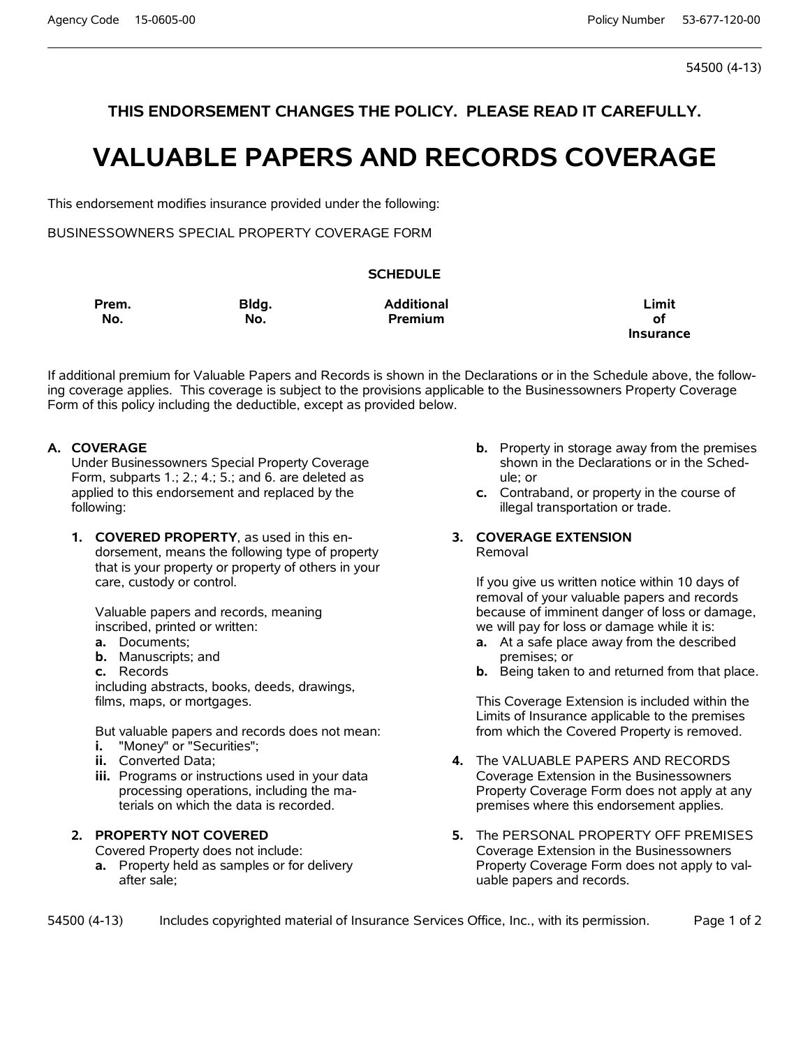54500 (4-13)

**THIS ENDORSEMENT CHANGES THE POLICY. PLEASE READ IT CAREFULLY.**

# VALUABLE PAPERS AND RECORDS COVERAGE

This endorsement modifies insurance provided under the following:

BUSINESSOWNERS SPECIAL PROPERTY COVERAGE FORM

**SCHEDULE**

| Prem. No. | Bldg. No. | Additional Premium | Limit of Insurance |
|---|---|---|---|
| | | | |

If additional premium for Valuable Papers and Records is shown in the Declarations or in the Schedule above, the following coverage applies. This coverage is subject to the provisions applicable to the Businessowners Property Coverage Form of this policy including the deductible, except as provided below.

**A. COVERAGE**
Under Businessowners Special Property Coverage Form, subparts 1.; 2.; 4.; 5.; and 6. are deleted as applied to this endorsement and replaced by the following:

**1. COVERED PROPERTY**, as used in this endorsement, means the following type of property that is your property or property of others in your care, custody or control.

Valuable papers and records, meaning inscribed, printed or written:

**a.** Documents;
**b.** Manuscripts; and
**c.** Records

including abstracts, books, deeds, drawings, films, maps, or mortgages.

But valuable papers and records does not mean:

**i.** "Money" or "Securities";
**ii.** Converted Data;
**iii.** Programs or instructions used in your data processing operations, including the materials on which the data is recorded.

**2. PROPERTY NOT COVERED**
Covered Property does not include:

**a.** Property held as samples or for delivery after sale;
**b.** Property in storage away from the premises shown in the Declarations or in the Schedule; or
**c.** Contraband, or property in the course of illegal transportation or trade.

**3. COVERAGE EXTENSION**
Removal

If you give us written notice within 10 days of removal of your valuable papers and records because of imminent danger of loss or damage, we will pay for loss or damage while it is:

**a.** At a safe place away from the described premises; or
**b.** Being taken to and returned from that place.

This Coverage Extension is included within the Limits of Insurance applicable to the premises from which the Covered Property is removed.

**4.** The VALUABLE PAPERS AND RECORDS Coverage Extension in the Businessowners Property Coverage Form does not apply at any premises where this endorsement applies.

**5.** The PERSONAL PROPERTY OFF PREMISES Coverage Extension in the Businessowners Property Coverage Form does not apply to valuable papers and records.

Includes copyrighted material of Insurance Services Office, Inc., with its permission.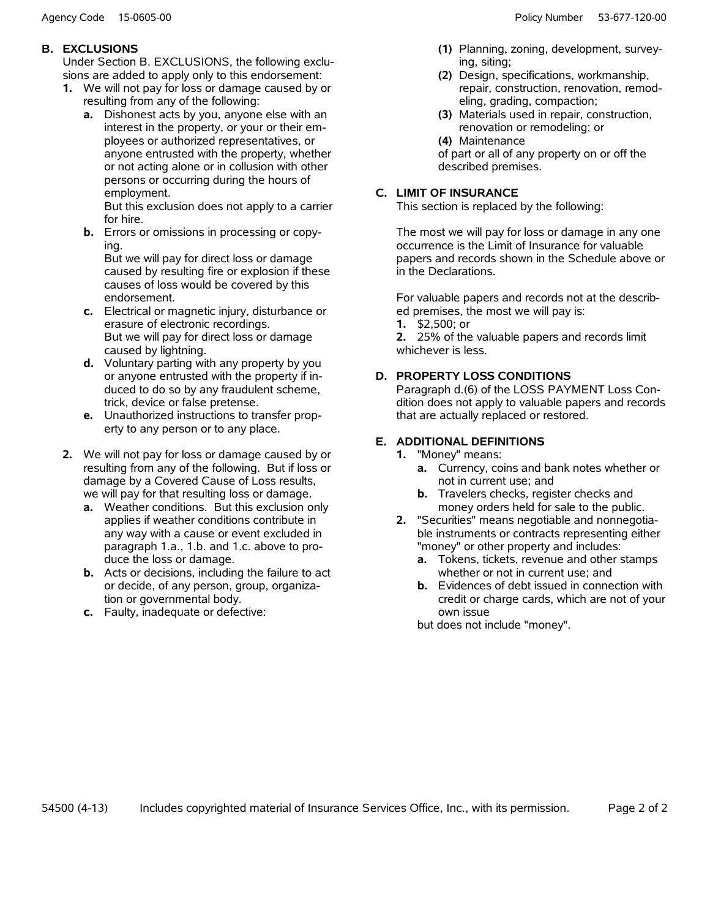**B. EXCLUSIONS**

Under Section B. EXCLUSIONS, the following exclusions are added to apply only to this endorsement:

**1.** We will not pay for loss or damage caused by or resulting from any of the following:

**a.** Dishonest acts by you, anyone else with an interest in the property, or your or their employees or authorized representatives, or anyone entrusted with the property, whether or not acting alone or in collusion with other persons or occurring during the hours of employment.

But this exclusion does not apply to a carrier for hire.

**b.** Errors or omissions in processing or copying.

But we will pay for direct loss or damage caused by resulting fire or explosion if these causes of loss would be covered by this endorsement.

**c.** Electrical or magnetic injury, disturbance or erasure of electronic recordings.

But we will pay for direct loss or damage caused by lightning.

**d.** Voluntary parting with any property by you or anyone entrusted with the property if induced to do so by any fraudulent scheme, trick, device or false pretense.

**e.** Unauthorized instructions to transfer property to any person or to any place.

**2.** We will not pay for loss or damage caused by or resulting from any of the following. But if loss or damage by a Covered Cause of Loss results, we will pay for that resulting loss or damage.

**a.** Weather conditions. But this exclusion only applies if weather conditions contribute in any way with a cause or event excluded in paragraph 1.a., 1.b. and 1.c. above to produce the loss or damage.

**b.** Acts or decisions, including the failure to act or decide, of any person, group, organization or governmental body.

**c.** Faulty, inadequate or defective:

**(1)** Planning, zoning, development, surveying, siting;

**(2)** Design, specifications, workmanship, repair, construction, renovation, remodeling, grading, compaction;

**(3)** Materials used in repair, construction, renovation or remodeling; or

**(4)** Maintenance

of part or all of any property on or off the described premises.

**C. LIMIT OF INSURANCE**

This section is replaced by the following:

The most we will pay for loss or damage in any one occurrence is the Limit of Insurance for valuable papers and records shown in the Schedule above or in the Declarations.

For valuable papers and records not at the described premises, the most we will pay is:

**1.** $2,500; or

**2.** 25% of the valuable papers and records limit

whichever is less.

**D. PROPERTY LOSS CONDITIONS**

Paragraph d.(6) of the LOSS PAYMENT Loss Condition does not apply to valuable papers and records that are actually replaced or restored.

**E. ADDITIONAL DEFINITIONS**

**1.** "Money" means:

**a.** Currency, coins and bank notes whether or not in current use; and

**b.** Travelers checks, register checks and money orders held for sale to the public.

**2.** "Securities" means negotiable and nonnegotiable instruments or contracts representing either "money" or other property and includes:

**a.** Tokens, tickets, revenue and other stamps whether or not in current use; and

**b.** Evidences of debt issued in connection with credit or charge cards, which are not of your own issue

but does not include "money".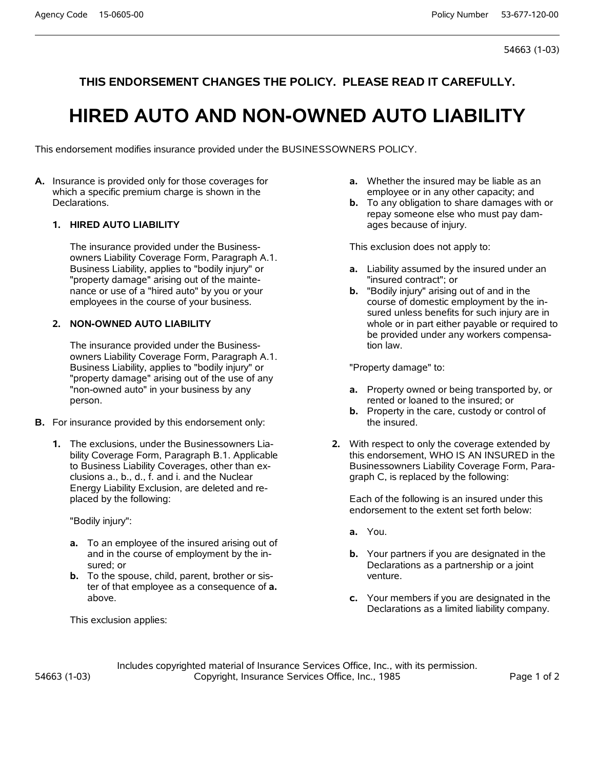54663 (1-03)

**THIS ENDORSEMENT CHANGES THE POLICY. PLEASE READ IT CAREFULLY.**

# HIRED AUTO AND NON-OWNED AUTO LIABILITY

This endorsement modifies insurance provided under the BUSINESSOWNERS POLICY.

**A.** Insurance is provided only for those coverages for which a specific premium charge is shown in the Declarations.

**1. HIRED AUTO LIABILITY**

The insurance provided under the Businessowners Liability Coverage Form, Paragraph A.1. Business Liability, applies to "bodily injury" or "property damage" arising out of the maintenance or use of a "hired auto" by you or your employees in the course of your business.

**2. NON-OWNED AUTO LIABILITY**

The insurance provided under the Businessowners Liability Coverage Form, Paragraph A.1. Business Liability, applies to "bodily injury" or "property damage" arising out of the use of any "non-owned auto" in your business by any person.

**B.** For insurance provided by this endorsement only:

**1.** The exclusions, under the Businessowners Liability Coverage Form, Paragraph B.1. Applicable to Business Liability Coverages, other than exclusions a., b., d., f. and i. and the Nuclear Energy Liability Exclusion, are deleted and replaced by the following:

"Bodily injury":

**a.** To an employee of the insured arising out of and in the course of employment by the insured; or

**b.** To the spouse, child, parent, brother or sister of that employee as a consequence of **a.** above.

This exclusion applies:

**a.** Whether the insured may be liable as an employee or in any other capacity; and

**b.** To any obligation to share damages with or repay someone else who must pay damages because of injury.

This exclusion does not apply to:

**a.** Liability assumed by the insured under an "insured contract"; or

**b.** "Bodily injury" arising out of and in the course of domestic employment by the insured unless benefits for such injury are in whole or in part either payable or required to be provided under any workers compensation law.

"Property damage" to:

**a.** Property owned or being transported by, or rented or loaned to the insured; or

**b.** Property in the care, custody or control of the insured.

**2.** With respect to only the coverage extended by this endorsement, WHO IS AN INSURED in the Businessowners Liability Coverage Form, Paragraph C, is replaced by the following:

Each of the following is an insured under this endorsement to the extent set forth below:

**a.** You.

**b.** Your partners if you are designated in the Declarations as a partnership or a joint venture.

**c.** Your members if you are designated in the Declarations as a limited liability company.

Includes copyrighted material of Insurance Services Office, Inc., with its permission.
Copyright, Insurance Services Office, Inc., 1985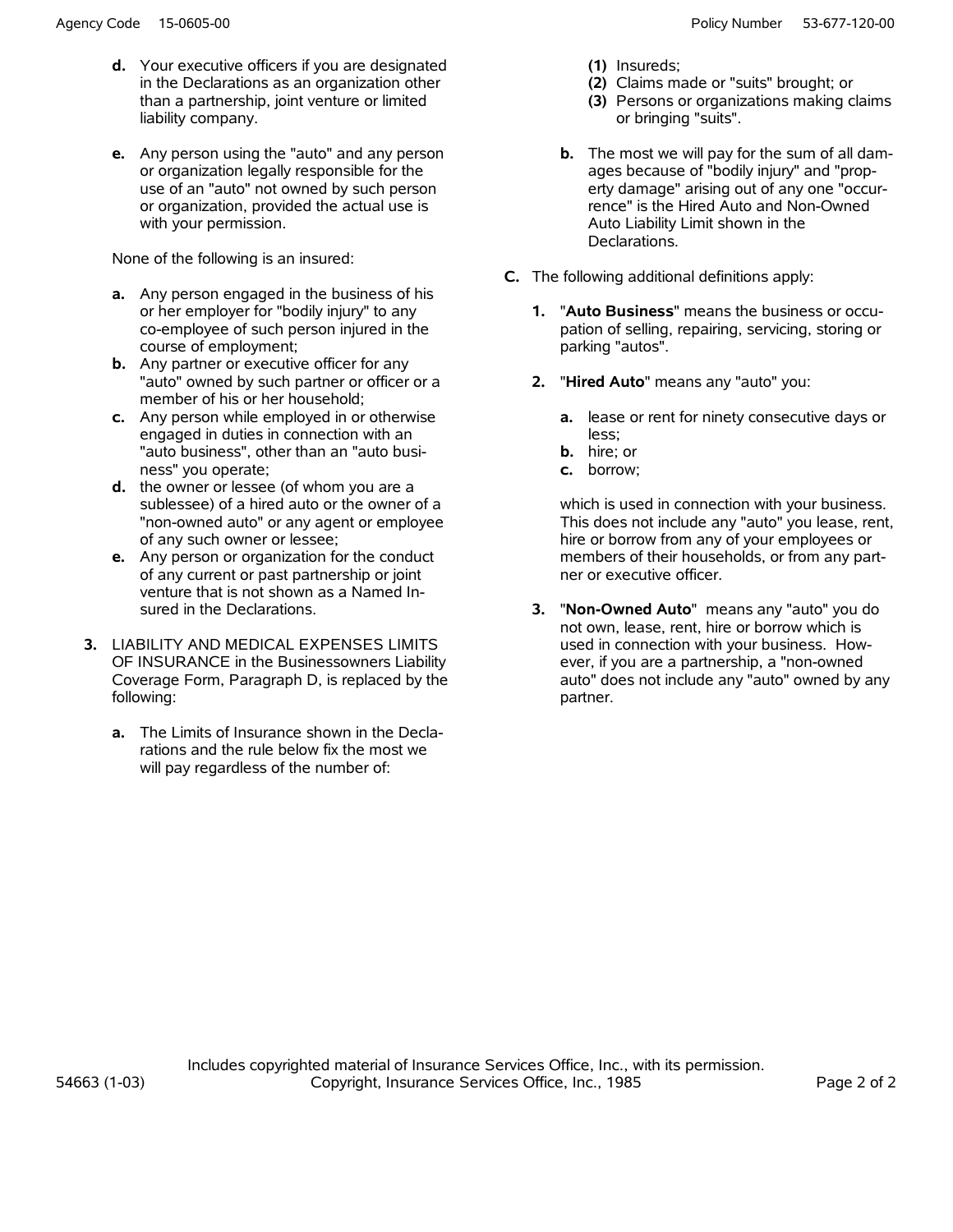**d.** Your executive officers if you are designated in the Declarations as an organization other than a partnership, joint venture or limited liability company.

**e.** Any person using the "auto" and any person or organization legally responsible for the use of an "auto" not owned by such person or organization, provided the actual use is with your permission.

None of the following is an insured:

**a.** Any person engaged in the business of his or her employer for "bodily injury" to any co-employee of such person injured in the course of employment;
**b.** Any partner or executive officer for any "auto" owned by such partner or officer or a member of his or her household;
**c.** Any person while employed in or otherwise engaged in duties in connection with an "auto business", other than an "auto business" you operate;
**d.** the owner or lessee (of whom you are a sublessee) of a hired auto or the owner of a "non-owned auto" or any agent or employee of any such owner or lessee;
**e.** Any person or organization for the conduct of any current or past partnership or joint venture that is not shown as a Named Insured in the Declarations.

**3.** LIABILITY AND MEDICAL EXPENSES LIMITS OF INSURANCE in the Businessowners Liability Coverage Form, Paragraph D, is replaced by the following:

**a.** The Limits of Insurance shown in the Declarations and the rule below fix the most we will pay regardless of the number of:

**(1)** Insureds;
**(2)** Claims made or "suits" brought; or
**(3)** Persons or organizations making claims or bringing "suits".

**b.** The most we will pay for the sum of all damages because of "bodily injury" and "property damage" arising out of any one "occurrence" is the Hired Auto and Non-Owned Auto Liability Limit shown in the Declarations.

**C.** The following additional definitions apply:

**1.** "**Auto Business**" means the business or occupation of selling, repairing, servicing, storing or parking "autos".

**2.** "**Hired Auto**" means any "auto" you:

**a.** lease or rent for ninety consecutive days or less;
**b.** hire; or
**c.** borrow;

which is used in connection with your business. This does not include any "auto" you lease, rent, hire or borrow from any of your employees or members of their households, or from any partner or executive officer.

**3.** "**Non-Owned Auto**" means any "auto" you do not own, lease, rent, hire or borrow which is used in connection with your business. However, if you are a partnership, a "non-owned auto" does not include any "auto" owned by any partner.

Includes copyrighted material of Insurance Services Office, Inc., with its permission.
Copyright, Insurance Services Office, Inc., 1985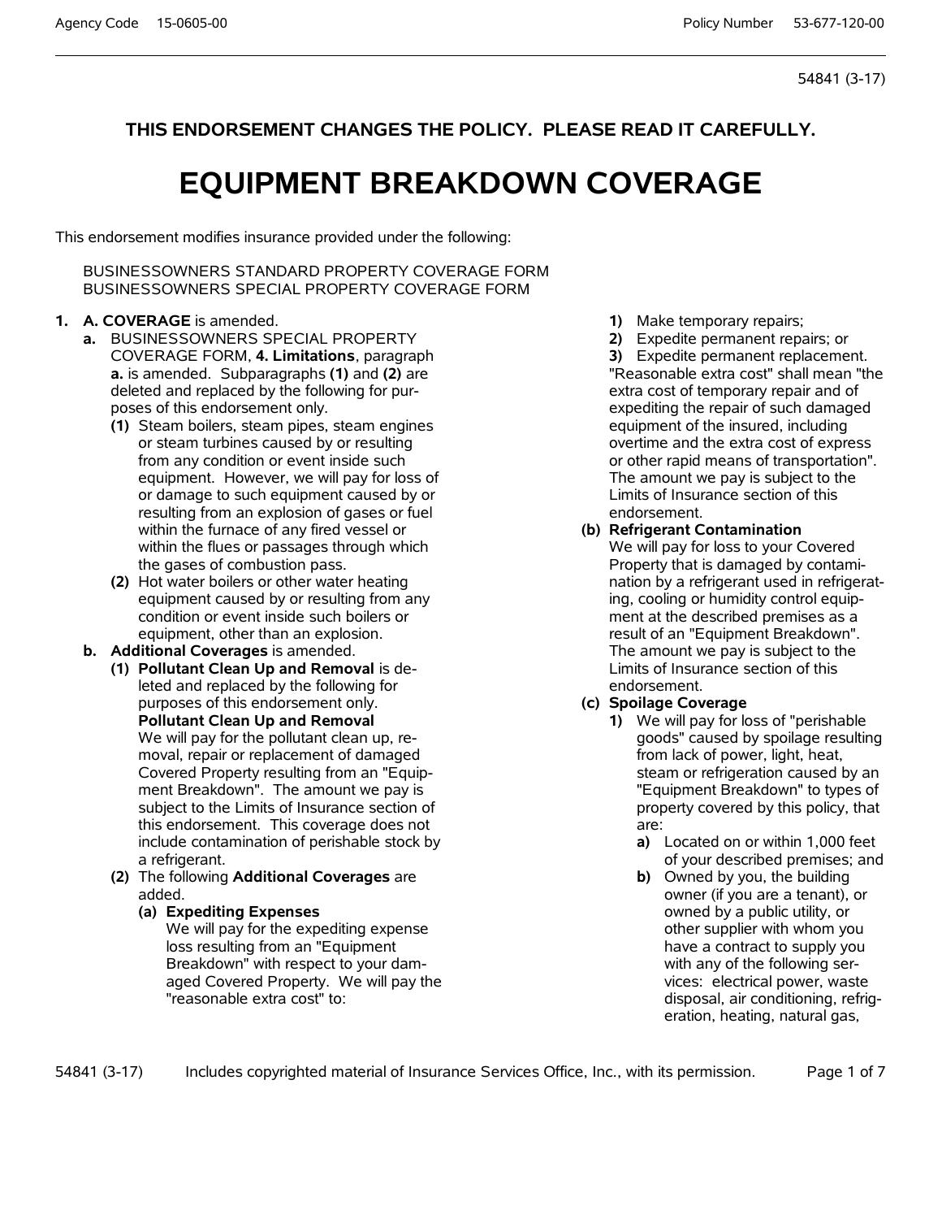54841 (3-17)

**THIS ENDORSEMENT CHANGES THE POLICY. PLEASE READ IT CAREFULLY.**

# EQUIPMENT BREAKDOWN COVERAGE

This endorsement modifies insurance provided under the following:

BUSINESSOWNERS STANDARD PROPERTY COVERAGE FORM
BUSINESSOWNERS SPECIAL PROPERTY COVERAGE FORM

1. **A. COVERAGE** is amended.
   - **a.** BUSINESSOWNERS SPECIAL PROPERTY COVERAGE FORM, **4. Limitations**, paragraph **a.** is amended. Subparagraphs **(1)** and **(2)** are deleted and replaced by the following for purposes of this endorsement only.
     - **(1)** Steam boilers, steam pipes, steam engines or steam turbines caused by or resulting from any condition or event inside such equipment. However, we will pay for loss of or damage to such equipment caused by or resulting from an explosion of gases or fuel within the furnace of any fired vessel or within the flues or passages through which the gases of combustion pass.
     - **(2)** Hot water boilers or other water heating equipment caused by or resulting from any condition or event inside such boilers or equipment, other than an explosion.
   - **b. Additional Coverages** is amended.
     - **(1) Pollutant Clean Up and Removal** is deleted and replaced by the following for purposes of this endorsement only.

       **Pollutant Clean Up and Removal**

       We will pay for the pollutant clean up, removal, repair or replacement of damaged Covered Property resulting from an "Equipment Breakdown". The amount we pay is subject to the Limits of Insurance section of this endorsement. This coverage does not include contamination of perishable stock by a refrigerant.
     - **(2)** The following **Additional Coverages** are added.
       - **(a) Expediting Expenses**

         We will pay for the expediting expense loss resulting from an "Equipment Breakdown" with respect to your damaged Covered Property. We will pay the "reasonable extra cost" to:
         - **1)** Make temporary repairs;
         - **2)** Expedite permanent repairs; or
         - **3)** Expedite permanent replacement.

         "Reasonable extra cost" shall mean "the extra cost of temporary repair and of expediting the repair of such damaged equipment of the insured, including overtime and the extra cost of express or other rapid means of transportation". The amount we pay is subject to the Limits of Insurance section of this endorsement.
       - **(b) Refrigerant Contamination**

         We will pay for loss to your Covered Property that is damaged by contamination by a refrigerant used in refrigerating, cooling or humidity control equipment at the described premises as a result of an "Equipment Breakdown". The amount we pay is subject to the Limits of Insurance section of this endorsement.
       - **(c) Spoilage Coverage**
         - **1)** We will pay for loss of "perishable goods" caused by spoilage resulting from lack of power, light, heat, steam or refrigeration caused by an "Equipment Breakdown" to types of property covered by this policy, that are:
           - **a)** Located on or within 1,000 feet of your described premises; and
           - **b)** Owned by you, the building owner (if you are a tenant), or owned by a public utility, or other supplier with whom you have a contract to supply you with any of the following services: electrical power, waste disposal, air conditioning, refrigeration, heating, natural gas,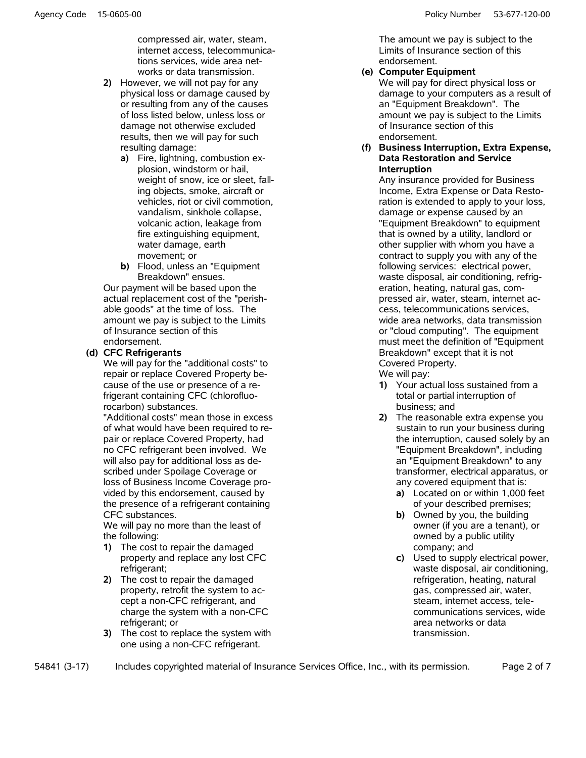compressed air, water, steam, internet access, telecommunications services, wide area networks or data transmission.

**2)** However, we will not pay for any physical loss or damage caused by or resulting from any of the causes of loss listed below, unless loss or damage not otherwise excluded results, then we will pay for such resulting damage:

**a)** Fire, lightning, combustion explosion, windstorm or hail, weight of snow, ice or sleet, falling objects, smoke, aircraft or vehicles, riot or civil commotion, vandalism, sinkhole collapse, volcanic action, leakage from fire extinguishing equipment, water damage, earth movement; or

**b)** Flood, unless an "Equipment Breakdown" ensues.

Our payment will be based upon the actual replacement cost of the "perishable goods" at the time of loss. The amount we pay is subject to the Limits of Insurance section of this endorsement.

**(d) CFC Refrigerants**

We will pay for the "additional costs" to repair or replace Covered Property because of the use or presence of a refrigerant containing CFC (chlorofluorocarbon) substances.

"Additional costs" mean those in excess of what would have been required to repair or replace Covered Property, had no CFC refrigerant been involved. We will also pay for additional loss as described under Spoilage Coverage or loss of Business Income Coverage provided by this endorsement, caused by the presence of a refrigerant containing CFC substances.

We will pay no more than the least of the following:

**1)** The cost to repair the damaged property and replace any lost CFC refrigerant;

**2)** The cost to repair the damaged property, retrofit the system to accept a non-CFC refrigerant, and charge the system with a non-CFC refrigerant; or

**3)** The cost to replace the system with one using a non-CFC refrigerant.

The amount we pay is subject to the Limits of Insurance section of this endorsement.

**(e) Computer Equipment**

We will pay for direct physical loss or damage to your computers as a result of an "Equipment Breakdown". The amount we pay is subject to the Limits of Insurance section of this endorsement.

**(f) Business Interruption, Extra Expense, Data Restoration and Service Interruption**

Any insurance provided for Business Income, Extra Expense or Data Restoration is extended to apply to your loss, damage or expense caused by an "Equipment Breakdown" to equipment that is owned by a utility, landlord or other supplier with whom you have a contract to supply you with any of the following services: electrical power, waste disposal, air conditioning, refrigeration, heating, natural gas, compressed air, water, steam, internet access, telecommunications services, wide area networks, data transmission or "cloud computing". The equipment must meet the definition of "Equipment Breakdown" except that it is not Covered Property.

We will pay:

**1)** Your actual loss sustained from a total or partial interruption of business; and

**2)** The reasonable extra expense you sustain to run your business during the interruption, caused solely by an "Equipment Breakdown", including an "Equipment Breakdown" to any transformer, electrical apparatus, or any covered equipment that is:

**a)** Located on or within 1,000 feet of your described premises;

**b)** Owned by you, the building owner (if you are a tenant), or owned by a public utility company; and

**c)** Used to supply electrical power, waste disposal, air conditioning, refrigeration, heating, natural gas, compressed air, water, steam, internet access, telecommunications services, wide area networks or data transmission.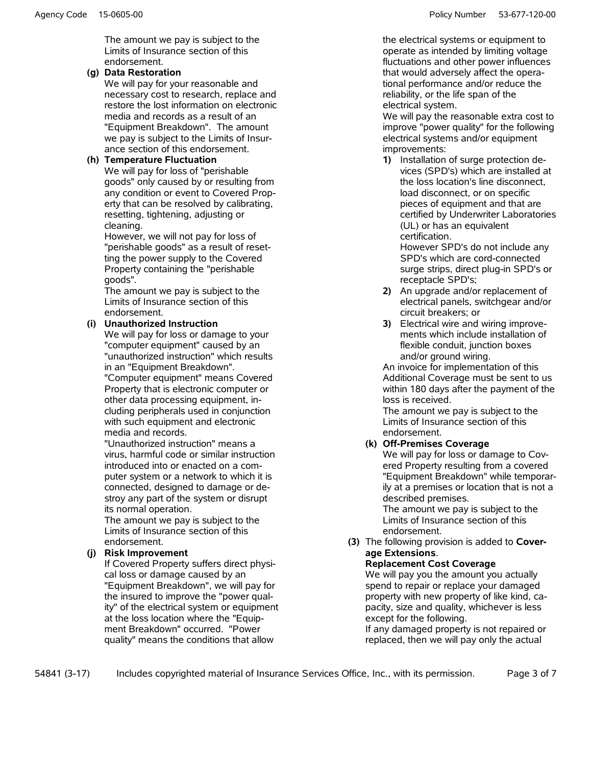The amount we pay is subject to the Limits of Insurance section of this endorsement.

**(g) Data Restoration**

We will pay for your reasonable and necessary cost to research, replace and restore the lost information on electronic media and records as a result of an "Equipment Breakdown". The amount we pay is subject to the Limits of Insurance section of this endorsement.

**(h) Temperature Fluctuation**

We will pay for loss of "perishable goods" only caused by or resulting from any condition or event to Covered Property that can be resolved by calibrating, resetting, tightening, adjusting or cleaning.

However, we will not pay for loss of "perishable goods" as a result of resetting the power supply to the Covered Property containing the "perishable goods".

The amount we pay is subject to the Limits of Insurance section of this endorsement.

**(i) Unauthorized Instruction**

We will pay for loss or damage to your "computer equipment" caused by an "unauthorized instruction" which results in an "Equipment Breakdown".

"Computer equipment" means Covered Property that is electronic computer or other data processing equipment, including peripherals used in conjunction with such equipment and electronic media and records.

"Unauthorized instruction" means a virus, harmful code or similar instruction introduced into or enacted on a computer system or a network to which it is connected, designed to damage or destroy any part of the system or disrupt its normal operation.

The amount we pay is subject to the Limits of Insurance section of this endorsement.

**(j) Risk Improvement**

If Covered Property suffers direct physical loss or damage caused by an "Equipment Breakdown", we will pay for the insured to improve the "power quality" of the electrical system or equipment at the loss location where the "Equipment Breakdown" occurred. "Power quality" means the conditions that allow the electrical systems or equipment to operate as intended by limiting voltage fluctuations and other power influences that would adversely affect the operational performance and/or reduce the reliability, or the life span of the electrical system.

We will pay the reasonable extra cost to improve "power quality" for the following electrical systems and/or equipment improvements:

**1)** Installation of surge protection devices (SPD's) which are installed at the loss location's line disconnect, load disconnect, or on specific pieces of equipment and that are certified by Underwriter Laboratories (UL) or has an equivalent certification.

However SPD's do not include any SPD's which are cord-connected surge strips, direct plug-in SPD's or receptacle SPD's;

**2)** An upgrade and/or replacement of electrical panels, switchgear and/or circuit breakers; or

**3)** Electrical wire and wiring improvements which include installation of flexible conduit, junction boxes and/or ground wiring.

An invoice for implementation of this Additional Coverage must be sent to us within 180 days after the payment of the loss is received.

The amount we pay is subject to the Limits of Insurance section of this endorsement.

**(k) Off-Premises Coverage**

We will pay for loss or damage to Covered Property resulting from a covered "Equipment Breakdown" while temporarily at a premises or location that is not a described premises.

The amount we pay is subject to the Limits of Insurance section of this endorsement.

**(3)** The following provision is added to **Coverage Extensions**.

**Replacement Cost Coverage**

We will pay you the amount you actually spend to repair or replace your damaged property with new property of like kind, capacity, size and quality, whichever is less except for the following.

If any damaged property is not repaired or replaced, then we will pay only the actual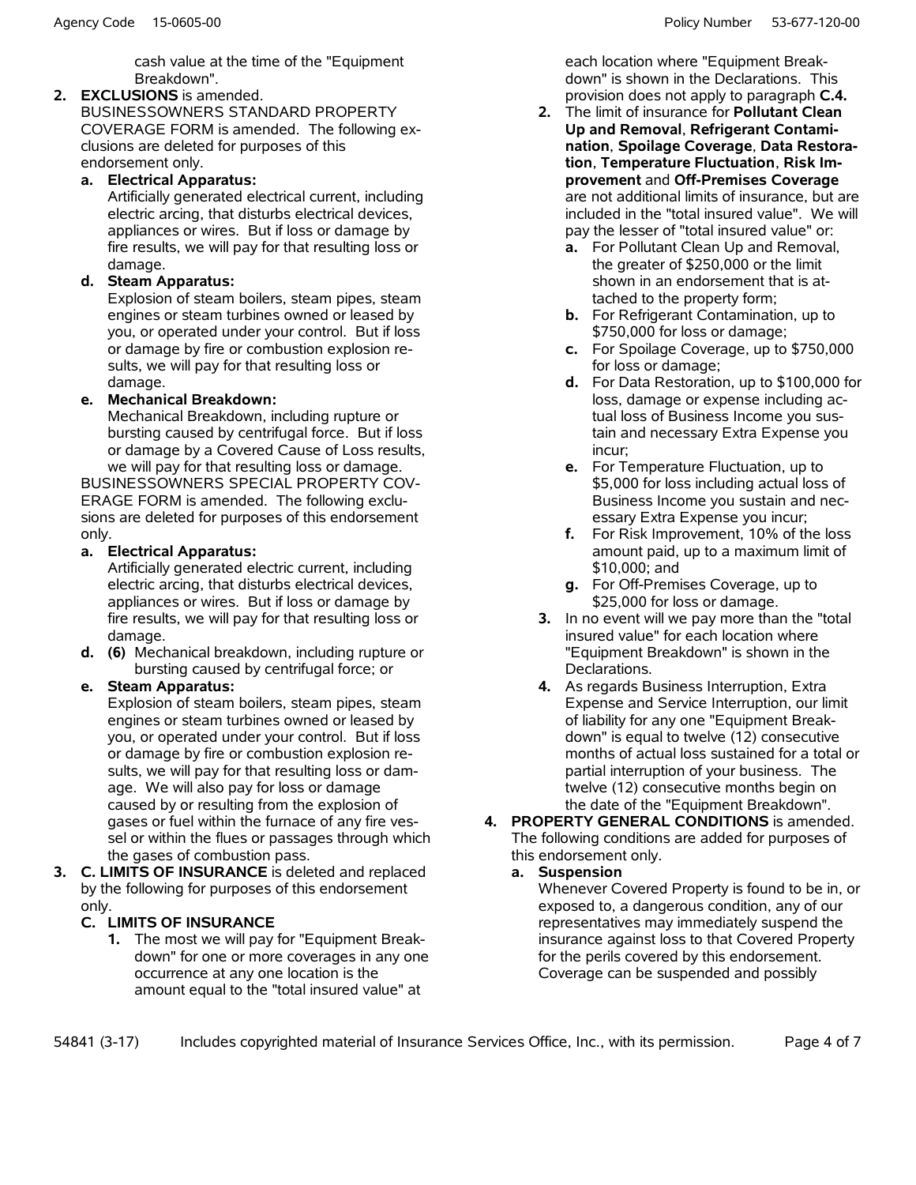cash value at the time of the "Equipment Breakdown".

2. **EXCLUSIONS** is amended.
   BUSINESSOWNERS STANDARD PROPERTY COVERAGE FORM is amended. The following exclusions are deleted for purposes of this endorsement only.
   a. **Electrical Apparatus:**
      Artificially generated electrical current, including electric arcing, that disturbs electrical devices, appliances or wires. But if loss or damage by fire results, we will pay for that resulting loss or damage.
   d. **Steam Apparatus:**
      Explosion of steam boilers, steam pipes, steam engines or steam turbines owned or leased by you, or operated under your control. But if loss or damage by fire or combustion explosion results, we will pay for that resulting loss or damage.
   e. **Mechanical Breakdown:**
      Mechanical Breakdown, including rupture or bursting caused by centrifugal force. But if loss or damage by a Covered Cause of Loss results, we will pay for that resulting loss or damage.

   BUSINESSOWNERS SPECIAL PROPERTY COVERAGE FORM is amended. The following exclusions are deleted for purposes of this endorsement only.
   a. **Electrical Apparatus:**
      Artificially generated electric current, including electric arcing, that disturbs electrical devices, appliances or wires. But if loss or damage by fire results, we will pay for that resulting loss or damage.
   d. **(6)** Mechanical breakdown, including rupture or bursting caused by centrifugal force; or
   e. **Steam Apparatus:**
      Explosion of steam boilers, steam pipes, steam engines or steam turbines owned or leased by you, or operated under your control. But if loss or damage by fire or combustion explosion results, we will pay for that resulting loss or damage. We will also pay for loss or damage caused by or resulting from the explosion of gases or fuel within the furnace of any fire vessel or within the flues or passages through which the gases of combustion pass.

3. **C. LIMITS OF INSURANCE** is deleted and replaced by the following for purposes of this endorsement only.
   **C. LIMITS OF INSURANCE**
   1. The most we will pay for "Equipment Breakdown" for one or more coverages in any one occurrence at any one location is the amount equal to the "total insured value" at each location where "Equipment Breakdown" is shown in the Declarations. This provision does not apply to paragraph **C.4.**
   2. The limit of insurance for **Pollutant Clean Up and Removal**, **Refrigerant Contamination**, **Spoilage Coverage**, **Data Restoration**, **Temperature Fluctuation**, **Risk Improvement** and **Off-Premises Coverage** are not additional limits of insurance, but are included in the "total insured value". We will pay the lesser of "total insured value" or:
      a. For Pollutant Clean Up and Removal, the greater of $250,000 or the limit shown in an endorsement that is attached to the property form;
      b. For Refrigerant Contamination, up to $750,000 for loss or damage;
      c. For Spoilage Coverage, up to $750,000 for loss or damage;
      d. For Data Restoration, up to $100,000 for loss, damage or expense including actual loss of Business Income you sustain and necessary Extra Expense you incur;
      e. For Temperature Fluctuation, up to $5,000 for loss including actual loss of Business Income you sustain and necessary Extra Expense you incur;
      f. For Risk Improvement, 10% of the loss amount paid, up to a maximum limit of $10,000; and
      g. For Off-Premises Coverage, up to $25,000 for loss or damage.
   3. In no event will we pay more than the "total insured value" for each location where "Equipment Breakdown" is shown in the Declarations.
   4. As regards Business Interruption, Extra Expense and Service Interruption, our limit of liability for any one "Equipment Breakdown" is equal to twelve (12) consecutive months of actual loss sustained for a total or partial interruption of your business. The twelve (12) consecutive months begin on the date of the "Equipment Breakdown".

4. **PROPERTY GENERAL CONDITIONS** is amended. The following conditions are added for purposes of this endorsement only.
   a. **Suspension**
      Whenever Covered Property is found to be in, or exposed to, a dangerous condition, any of our representatives may immediately suspend the insurance against loss to that Covered Property for the perils covered by this endorsement. Coverage can be suspended and possibly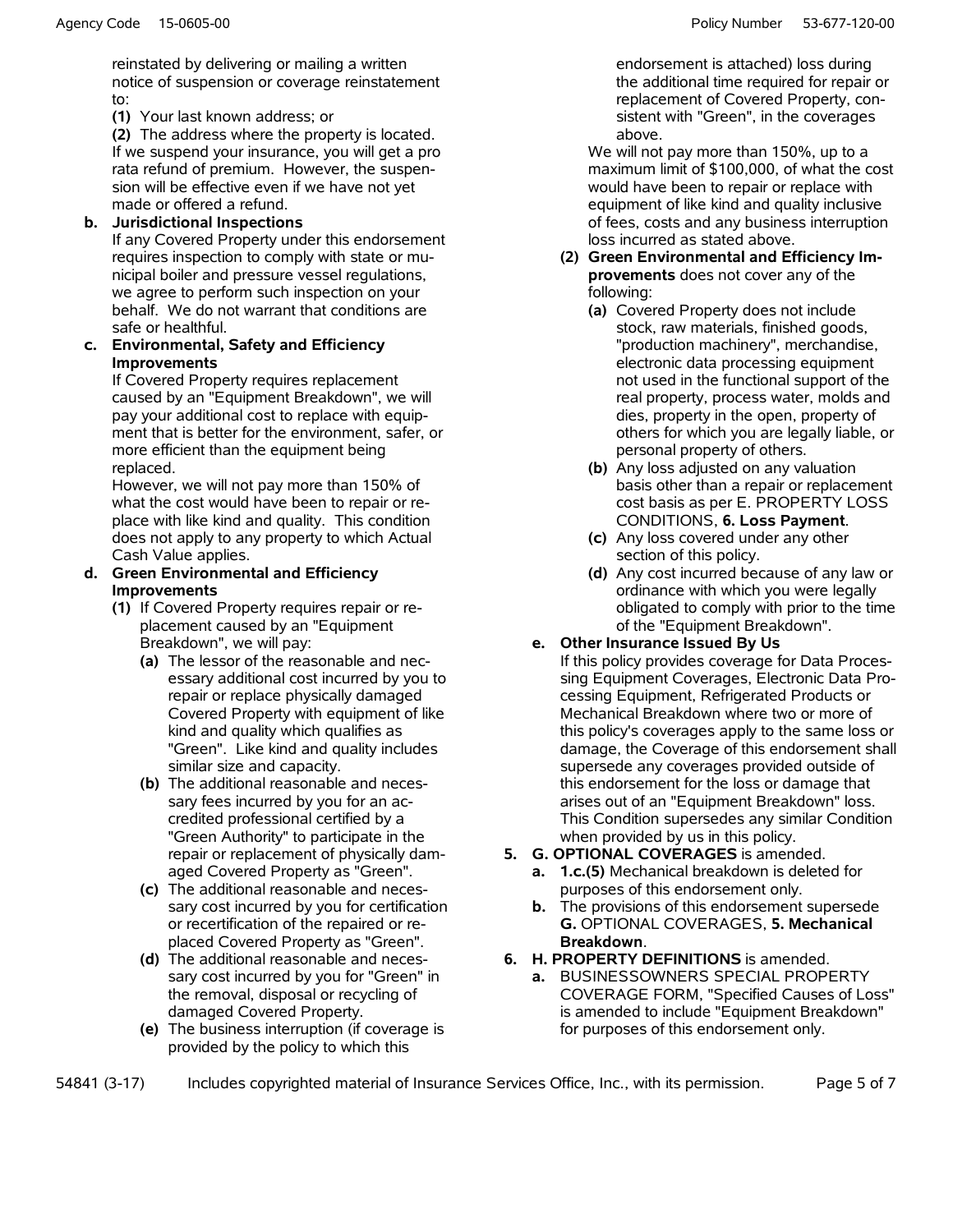reinstated by delivering or mailing a written notice of suspension or coverage reinstatement to:

**(1)** Your last known address; or

**(2)** The address where the property is located.

If we suspend your insurance, you will get a pro rata refund of premium. However, the suspension will be effective even if we have not yet made or offered a refund.

**b. Jurisdictional Inspections**

If any Covered Property under this endorsement requires inspection to comply with state or municipal boiler and pressure vessel regulations, we agree to perform such inspection on your behalf. We do not warrant that conditions are safe or healthful.

**c. Environmental, Safety and Efficiency Improvements**

If Covered Property requires replacement caused by an "Equipment Breakdown", we will pay your additional cost to replace with equipment that is better for the environment, safer, or more efficient than the equipment being replaced.

However, we will not pay more than 150% of what the cost would have been to repair or replace with like kind and quality. This condition does not apply to any property to which Actual Cash Value applies.

**d. Green Environmental and Efficiency Improvements**

**(1)** If Covered Property requires repair or replacement caused by an "Equipment Breakdown", we will pay:

**(a)** The lessor of the reasonable and necessary additional cost incurred by you to repair or replace physically damaged Covered Property with equipment of like kind and quality which qualifies as "Green". Like kind and quality includes similar size and capacity.

**(b)** The additional reasonable and necessary fees incurred by you for an accredited professional certified by a "Green Authority" to participate in the repair or replacement of physically damaged Covered Property as "Green".

**(c)** The additional reasonable and necessary cost incurred by you for certification or recertification of the repaired or replaced Covered Property as "Green".

**(d)** The additional reasonable and necessary cost incurred by you for "Green" in the removal, disposal or recycling of damaged Covered Property.

**(e)** The business interruption (if coverage is provided by the policy to which this endorsement is attached) loss during the additional time required for repair or replacement of Covered Property, consistent with "Green", in the coverages above.

We will not pay more than 150%, up to a maximum limit of $100,000, of what the cost would have been to repair or replace with equipment of like kind and quality inclusive of fees, costs and any business interruption loss incurred as stated above.

**(2) Green Environmental and Efficiency Improvements** does not cover any of the following:

**(a)** Covered Property does not include stock, raw materials, finished goods, "production machinery", merchandise, electronic data processing equipment not used in the functional support of the real property, process water, molds and dies, property in the open, property of others for which you are legally liable, or personal property of others.

**(b)** Any loss adjusted on any valuation basis other than a repair or replacement cost basis as per E. PROPERTY LOSS CONDITIONS, **6. Loss Payment**.

**(c)** Any loss covered under any other section of this policy.

**(d)** Any cost incurred because of any law or ordinance with which you were legally obligated to comply with prior to the time of the "Equipment Breakdown".

**e. Other Insurance Issued By Us**

If this policy provides coverage for Data Processing Equipment Coverages, Electronic Data Processing Equipment, Refrigerated Products or Mechanical Breakdown where two or more of this policy's coverages apply to the same loss or damage, the Coverage of this endorsement shall supersede any coverages provided outside of this endorsement for the loss or damage that arises out of an "Equipment Breakdown" loss. This Condition supersedes any similar Condition when provided by us in this policy.

**5. G. OPTIONAL COVERAGES** is amended.

**a. 1.c.(5)** Mechanical breakdown is deleted for purposes of this endorsement only.

**b.** The provisions of this endorsement supersede **G.** OPTIONAL COVERAGES, **5. Mechanical Breakdown**.

**6. H. PROPERTY DEFINITIONS** is amended.

**a.** BUSINESSOWNERS SPECIAL PROPERTY COVERAGE FORM, "Specified Causes of Loss" is amended to include "Equipment Breakdown" for purposes of this endorsement only.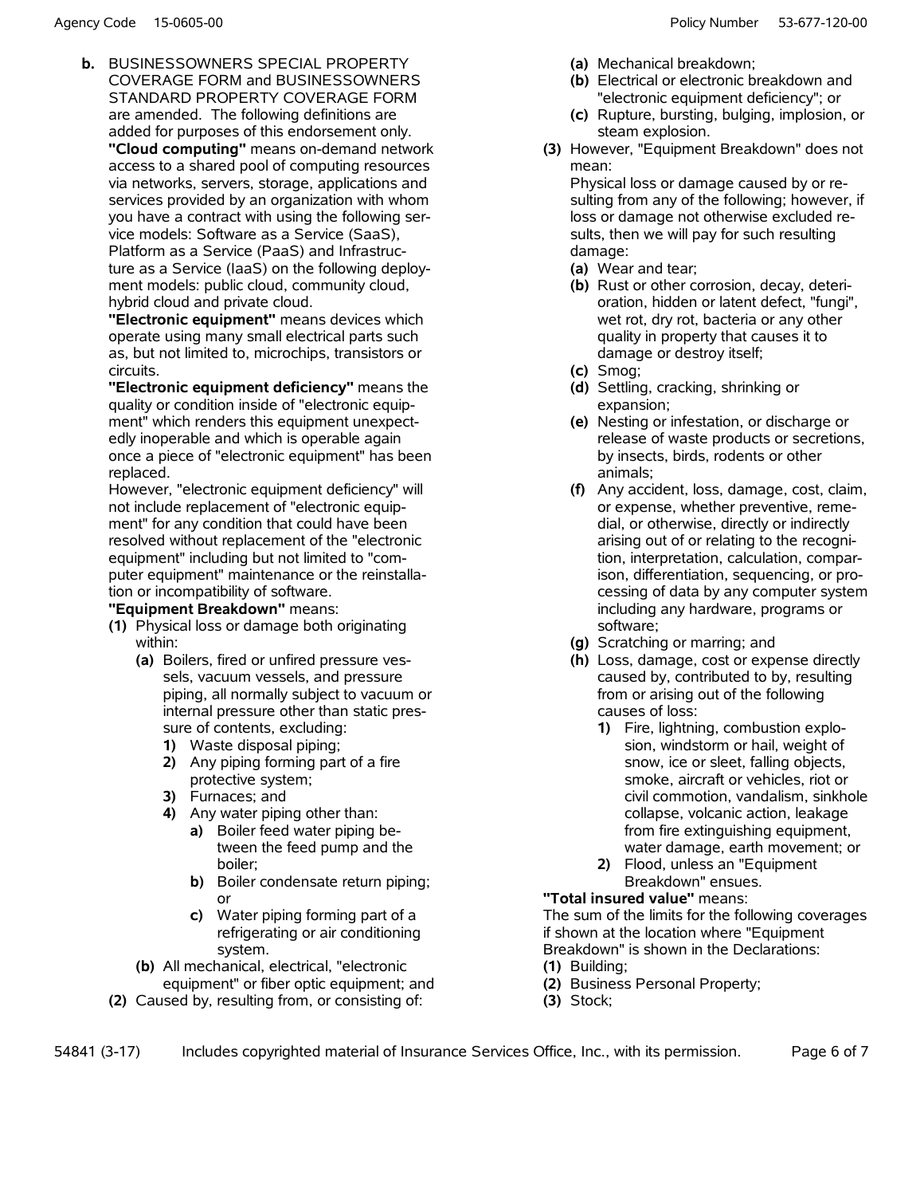**b.** BUSINESSOWNERS SPECIAL PROPERTY COVERAGE FORM and BUSINESSOWNERS STANDARD PROPERTY COVERAGE FORM are amended. The following definitions are added for purposes of this endorsement only.

**"Cloud computing"** means on-demand network access to a shared pool of computing resources via networks, servers, storage, applications and services provided by an organization with whom you have a contract with using the following service models: Software as a Service (SaaS), Platform as a Service (PaaS) and Infrastructure as a Service (IaaS) on the following deployment models: public cloud, community cloud, hybrid cloud and private cloud.

**"Electronic equipment"** means devices which operate using many small electrical parts such as, but not limited to, microchips, transistors or circuits.

**"Electronic equipment deficiency"** means the quality or condition inside of "electronic equipment" which renders this equipment unexpectedly inoperable and which is operable again once a piece of "electronic equipment" has been replaced.

However, "electronic equipment deficiency" will not include replacement of "electronic equipment" for any condition that could have been resolved without replacement of the "electronic equipment" including but not limited to "computer equipment" maintenance or the reinstallation or incompatibility of software.

**"Equipment Breakdown"** means:

**(1)** Physical loss or damage both originating within:
   - **(a)** Boilers, fired or unfired pressure vessels, vacuum vessels, and pressure piping, all normally subject to vacuum or internal pressure other than static pressure of contents, excluding:
     - **1)** Waste disposal piping;
     - **2)** Any piping forming part of a fire protective system;
     - **3)** Furnaces; and
     - **4)** Any water piping other than:
       - **a)** Boiler feed water piping between the feed pump and the boiler;
       - **b)** Boiler condensate return piping; or
       - **c)** Water piping forming part of a refrigerating or air conditioning system.
   - **(b)** All mechanical, electrical, "electronic equipment" or fiber optic equipment; and

**(2)** Caused by, resulting from, or consisting of:
   - **(a)** Mechanical breakdown;
   - **(b)** Electrical or electronic breakdown and "electronic equipment deficiency"; or
   - **(c)** Rupture, bursting, bulging, implosion, or steam explosion.

**(3)** However, "Equipment Breakdown" does not mean:

Physical loss or damage caused by or resulting from any of the following; however, if loss or damage not otherwise excluded results, then we will pay for such resulting damage:
   - **(a)** Wear and tear;
   - **(b)** Rust or other corrosion, decay, deterioration, hidden or latent defect, "fungi", wet rot, dry rot, bacteria or any other quality in property that causes it to damage or destroy itself;
   - **(c)** Smog;
   - **(d)** Settling, cracking, shrinking or expansion;
   - **(e)** Nesting or infestation, or discharge or release of waste products or secretions, by insects, birds, rodents or other animals;
   - **(f)** Any accident, loss, damage, cost, claim, or expense, whether preventive, remedial, or otherwise, directly or indirectly arising out of or relating to the recognition, interpretation, calculation, comparison, differentiation, sequencing, or processing of data by any computer system including any hardware, programs or software;
   - **(g)** Scratching or marring; and
   - **(h)** Loss, damage, cost or expense directly caused by, contributed to by, resulting from or arising out of the following causes of loss:
     - **1)** Fire, lightning, combustion explosion, windstorm or hail, weight of snow, ice or sleet, falling objects, smoke, aircraft or vehicles, riot or civil commotion, vandalism, sinkhole collapse, volcanic action, leakage from fire extinguishing equipment, water damage, earth movement; or
     - **2)** Flood, unless an "Equipment Breakdown" ensues.

**"Total insured value"** means:

The sum of the limits for the following coverages if shown at the location where "Equipment Breakdown" is shown in the Declarations:

**(1)** Building;

**(2)** Business Personal Property;

**(3)** Stock;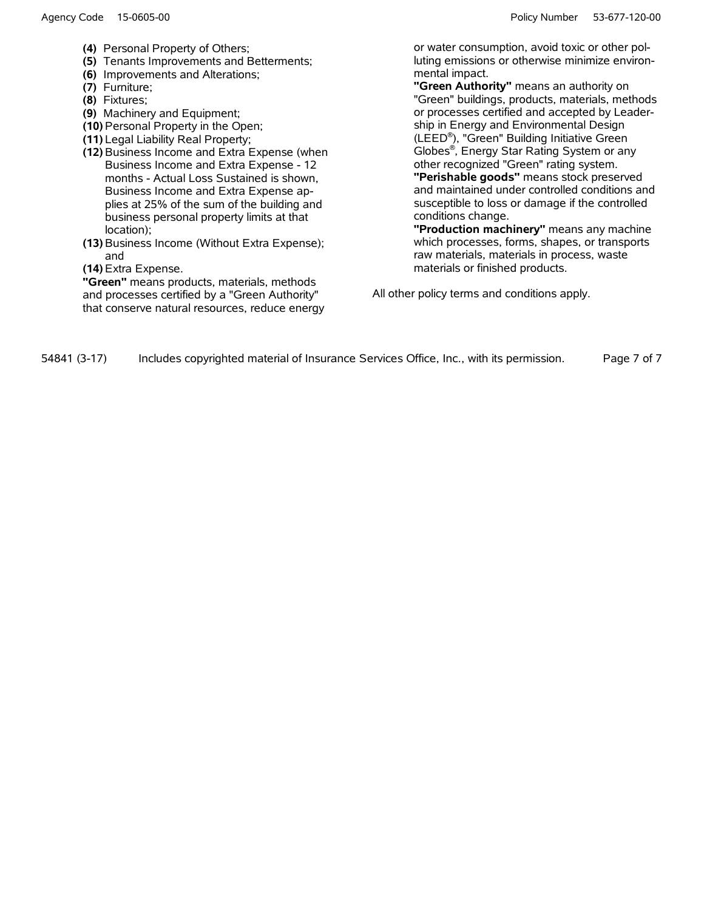**(4)** Personal Property of Others;
**(5)** Tenants Improvements and Betterments;
**(6)** Improvements and Alterations;
**(7)** Furniture;
**(8)** Fixtures;
**(9)** Machinery and Equipment;
**(10)** Personal Property in the Open;
**(11)** Legal Liability Real Property;
**(12)** Business Income and Extra Expense (when Business Income and Extra Expense - 12 months - Actual Loss Sustained is shown, Business Income and Extra Expense applies at 25% of the sum of the building and business personal property limits at that location);
**(13)** Business Income (Without Extra Expense); and
**(14)** Extra Expense.

**"Green"** means products, materials, methods and processes certified by a "Green Authority" that conserve natural resources, reduce energy or water consumption, avoid toxic or other polluting emissions or otherwise minimize environmental impact.

**"Green Authority"** means an authority on "Green" buildings, products, materials, methods or processes certified and accepted by Leadership in Energy and Environmental Design (LEED®), "Green" Building Initiative Green Globes®, Energy Star Rating System or any other recognized "Green" rating system.

**"Perishable goods"** means stock preserved and maintained under controlled conditions and susceptible to loss or damage if the controlled conditions change.

**"Production machinery"** means any machine which processes, forms, shapes, or transports raw materials, materials in process, waste materials or finished products.

All other policy terms and conditions apply.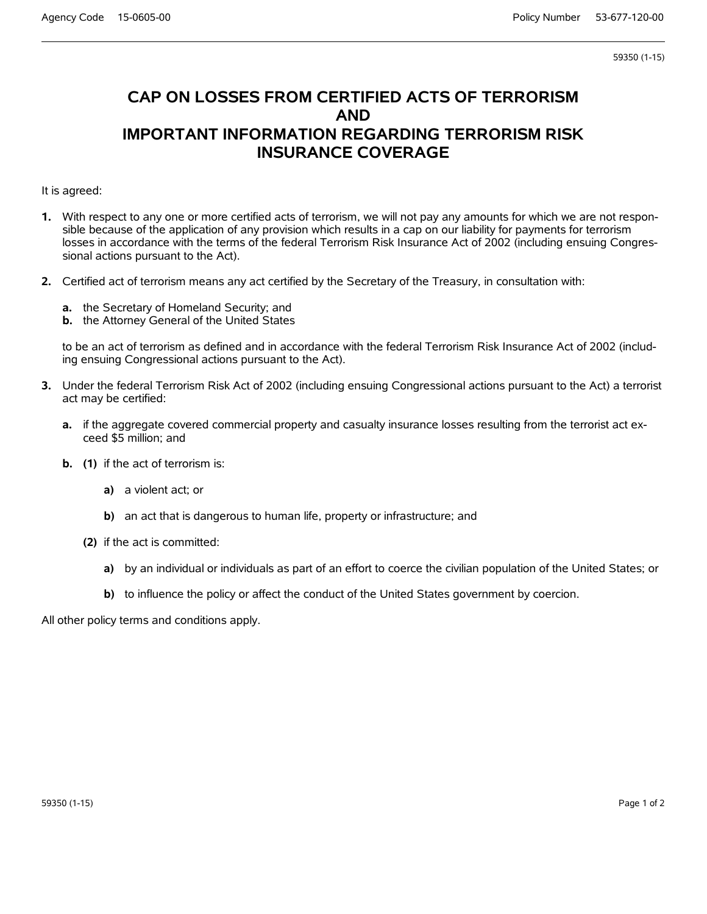# CAP ON LOSSES FROM CERTIFIED ACTS OF TERRORISM AND IMPORTANT INFORMATION REGARDING TERRORISM RISK INSURANCE COVERAGE

It is agreed:

**1.** With respect to any one or more certified acts of terrorism, we will not pay any amounts for which we are not responsible because of the application of any provision which results in a cap on our liability for payments for terrorism losses in accordance with the terms of the federal Terrorism Risk Insurance Act of 2002 (including ensuing Congressional actions pursuant to the Act).

**2.** Certified act of terrorism means any act certified by the Secretary of the Treasury, in consultation with:

**a.** the Secretary of Homeland Security; and
**b.** the Attorney General of the United States

to be an act of terrorism as defined and in accordance with the federal Terrorism Risk Insurance Act of 2002 (including ensuing Congressional actions pursuant to the Act).

**3.** Under the federal Terrorism Risk Act of 2002 (including ensuing Congressional actions pursuant to the Act) a terrorist act may be certified:

**a.** if the aggregate covered commercial property and casualty insurance losses resulting from the terrorist act exceed $5 million; and

**b.** **(1)** if the act of terrorism is:

**a)** a violent act; or

**b)** an act that is dangerous to human life, property or infrastructure; and

**(2)** if the act is committed:

**a)** by an individual or individuals as part of an effort to coerce the civilian population of the United States; or

**b)** to influence the policy or affect the conduct of the United States government by coercion.

All other policy terms and conditions apply.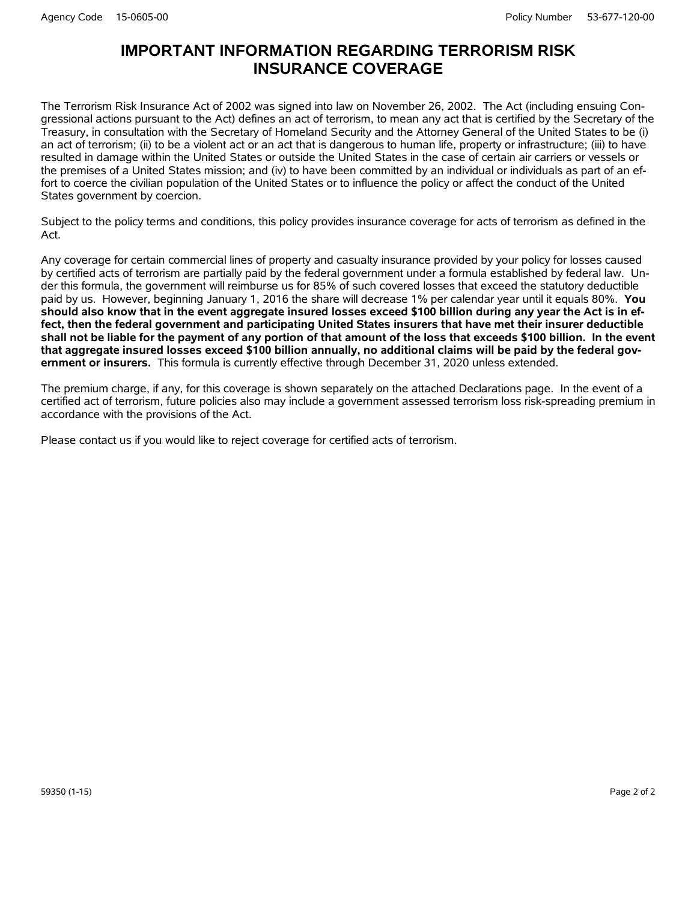# IMPORTANT INFORMATION REGARDING TERRORISM RISK INSURANCE COVERAGE

Agency Code 15-0605-00

Policy Number 53-677-120-00

The Terrorism Risk Insurance Act of 2002 was signed into law on November 26, 2002. The Act (including ensuing Congressional actions pursuant to the Act) defines an act of terrorism, to mean any act that is certified by the Secretary of the Treasury, in consultation with the Secretary of Homeland Security and the Attorney General of the United States to be (i) an act of terrorism; (ii) to be a violent act or an act that is dangerous to human life, property or infrastructure; (iii) to have resulted in damage within the United States or outside the United States in the case of certain air carriers or vessels or the premises of a United States mission; and (iv) to have been committed by an individual or individuals as part of an effort to coerce the civilian population of the United States or to influence the policy or affect the conduct of the United States government by coercion.

Subject to the policy terms and conditions, this policy provides insurance coverage for acts of terrorism as defined in the Act.

Any coverage for certain commercial lines of property and casualty insurance provided by your policy for losses caused by certified acts of terrorism are partially paid by the federal government under a formula established by federal law. Under this formula, the government will reimburse us for 85% of such covered losses that exceed the statutory deductible paid by us. However, beginning January 1, 2016 the share will decrease 1% per calendar year until it equals 80%. **You should also know that in the event aggregate insured losses exceed $100 billion during any year the Act is in effect, then the federal government and participating United States insurers that have met their insurer deductible shall not be liable for the payment of any portion of that amount of the loss that exceeds $100 billion. In the event that aggregate insured losses exceed $100 billion annually, no additional claims will be paid by the federal government or insurers.** This formula is currently effective through December 31, 2020 unless extended.

The premium charge, if any, for this coverage is shown separately on the attached Declarations page. In the event of a certified act of terrorism, future policies also may include a government assessed terrorism loss risk-spreading premium in accordance with the provisions of the Act.

Please contact us if you would like to reject coverage for certified acts of terrorism.

59350 (1-15)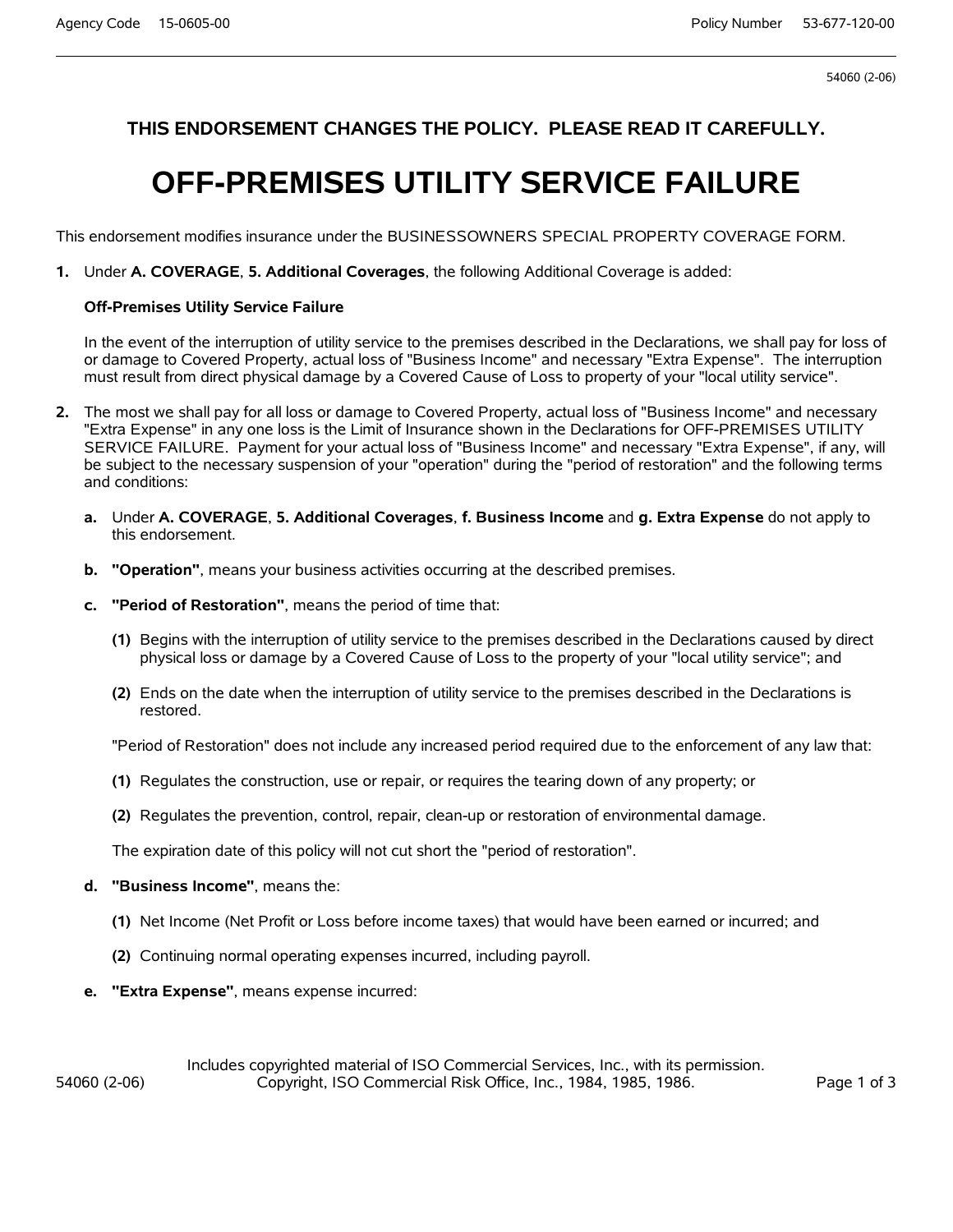54060 (2-06)

**THIS ENDORSEMENT CHANGES THE POLICY. PLEASE READ IT CAREFULLY.**

# OFF-PREMISES UTILITY SERVICE FAILURE

This endorsement modifies insurance under the BUSINESSOWNERS SPECIAL PROPERTY COVERAGE FORM.

**1.** Under **A. COVERAGE**, **5. Additional Coverages**, the following Additional Coverage is added:

**Off-Premises Utility Service Failure**

In the event of the interruption of utility service to the premises described in the Declarations, we shall pay for loss of or damage to Covered Property, actual loss of "Business Income" and necessary "Extra Expense". The interruption must result from direct physical damage by a Covered Cause of Loss to property of your "local utility service".

**2.** The most we shall pay for all loss or damage to Covered Property, actual loss of "Business Income" and necessary "Extra Expense" in any one loss is the Limit of Insurance shown in the Declarations for OFF-PREMISES UTILITY SERVICE FAILURE. Payment for your actual loss of "Business Income" and necessary "Extra Expense", if any, will be subject to the necessary suspension of your "operation" during the "period of restoration" and the following terms and conditions:

**a.** Under **A. COVERAGE**, **5. Additional Coverages**, **f. Business Income** and **g. Extra Expense** do not apply to this endorsement.

**b.** **"Operation"**, means your business activities occurring at the described premises.

**c.** **"Period of Restoration"**, means the period of time that:

**(1)** Begins with the interruption of utility service to the premises described in the Declarations caused by direct physical loss or damage by a Covered Cause of Loss to the property of your "local utility service"; and

**(2)** Ends on the date when the interruption of utility service to the premises described in the Declarations is restored.

"Period of Restoration" does not include any increased period required due to the enforcement of any law that:

**(1)** Regulates the construction, use or repair, or requires the tearing down of any property; or

**(2)** Regulates the prevention, control, repair, clean-up or restoration of environmental damage.

The expiration date of this policy will not cut short the "period of restoration".

**d.** **"Business Income"**, means the:

**(1)** Net Income (Net Profit or Loss before income taxes) that would have been earned or incurred; and

**(2)** Continuing normal operating expenses incurred, including payroll.

**e.** **"Extra Expense"**, means expense incurred:

Includes copyrighted material of ISO Commercial Services, Inc., with its permission.
Copyright, ISO Commercial Risk Office, Inc., 1984, 1985, 1986.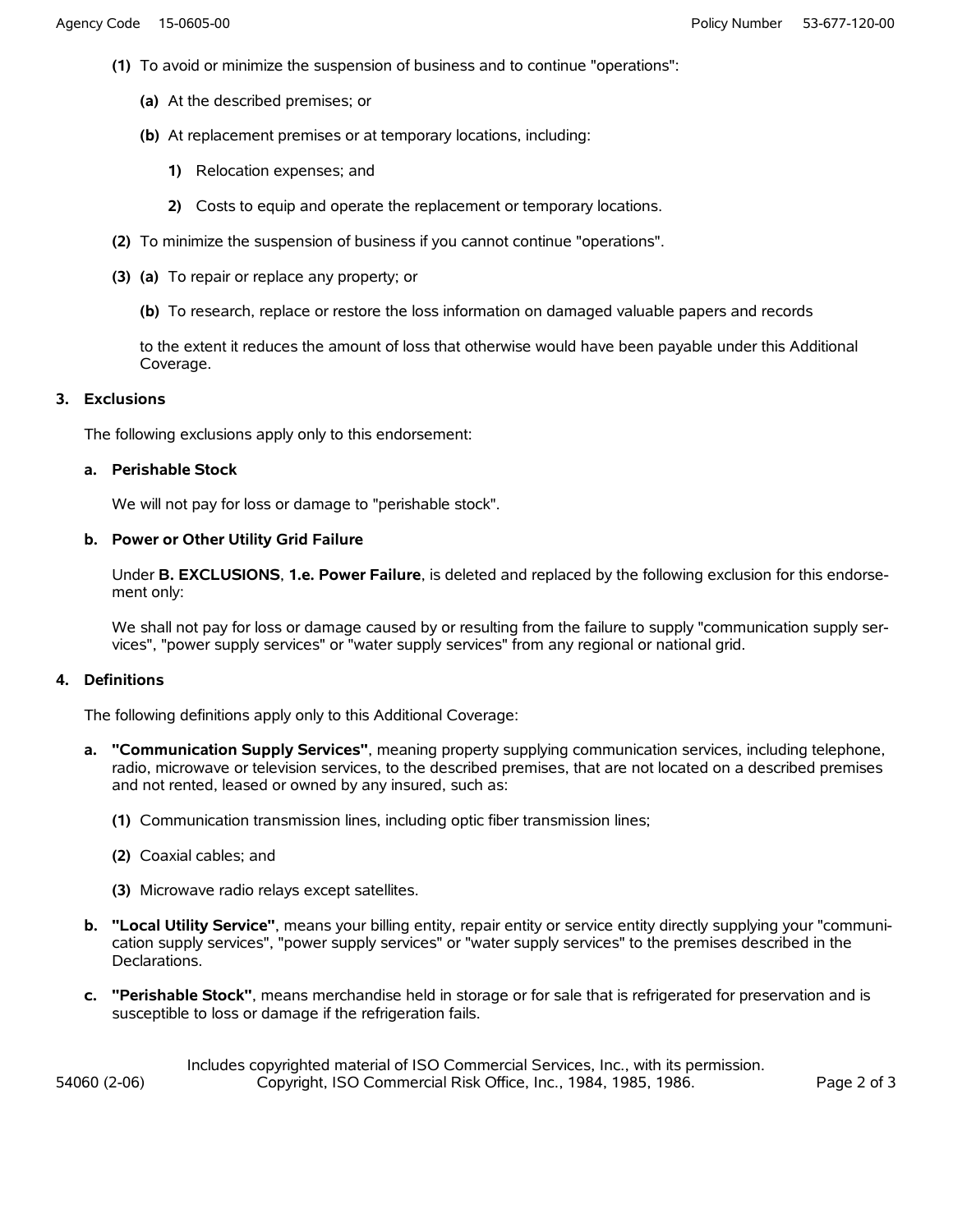**(1)** To avoid or minimize the suspension of business and to continue "operations":

**(a)** At the described premises; or

**(b)** At replacement premises or at temporary locations, including:

**1)** Relocation expenses; and

**2)** Costs to equip and operate the replacement or temporary locations.

**(2)** To minimize the suspension of business if you cannot continue "operations".

**(3)** **(a)** To repair or replace any property; or

**(b)** To research, replace or restore the loss information on damaged valuable papers and records

to the extent it reduces the amount of loss that otherwise would have been payable under this Additional Coverage.

**3. Exclusions**

The following exclusions apply only to this endorsement:

**a. Perishable Stock**

We will not pay for loss or damage to "perishable stock".

**b. Power or Other Utility Grid Failure**

Under **B. EXCLUSIONS**, **1.e. Power Failure**, is deleted and replaced by the following exclusion for this endorsement only:

We shall not pay for loss or damage caused by or resulting from the failure to supply "communication supply services", "power supply services" or "water supply services" from any regional or national grid.

**4. Definitions**

The following definitions apply only to this Additional Coverage:

**a. "Communication Supply Services"**, meaning property supplying communication services, including telephone, radio, microwave or television services, to the described premises, that are not located on a described premises and not rented, leased or owned by any insured, such as:

**(1)** Communication transmission lines, including optic fiber transmission lines;

**(2)** Coaxial cables; and

**(3)** Microwave radio relays except satellites.

**b. "Local Utility Service"**, means your billing entity, repair entity or service entity directly supplying your "communication supply services", "power supply services" or "water supply services" to the premises described in the Declarations.

**c. "Perishable Stock"**, means merchandise held in storage or for sale that is refrigerated for preservation and is susceptible to loss or damage if the refrigeration fails.

Includes copyrighted material of ISO Commercial Services, Inc., with its permission.
Copyright, ISO Commercial Risk Office, Inc., 1984, 1985, 1986.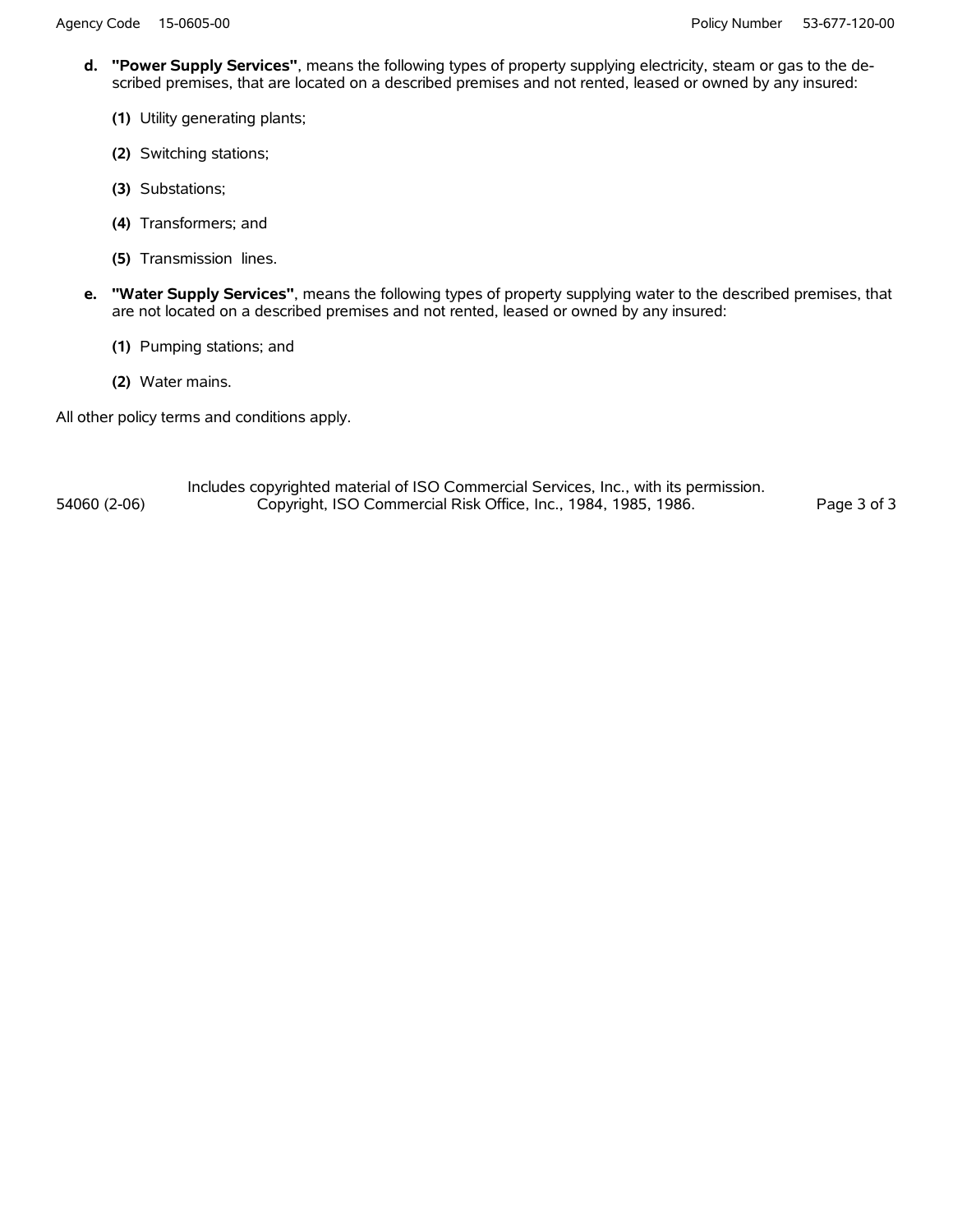**d.** **"Power Supply Services"**, means the following types of property supplying electricity, steam or gas to the described premises, that are located on a described premises and not rented, leased or owned by any insured:

**(1)** Utility generating plants;

**(2)** Switching stations;

**(3)** Substations;

**(4)** Transformers; and

**(5)** Transmission lines.

**e.** **"Water Supply Services"**, means the following types of property supplying water to the described premises, that are not located on a described premises and not rented, leased or owned by any insured:

**(1)** Pumping stations; and

**(2)** Water mains.

All other policy terms and conditions apply.

Includes copyrighted material of ISO Commercial Services, Inc., with its permission.
Copyright, ISO Commercial Risk Office, Inc., 1984, 1985, 1986.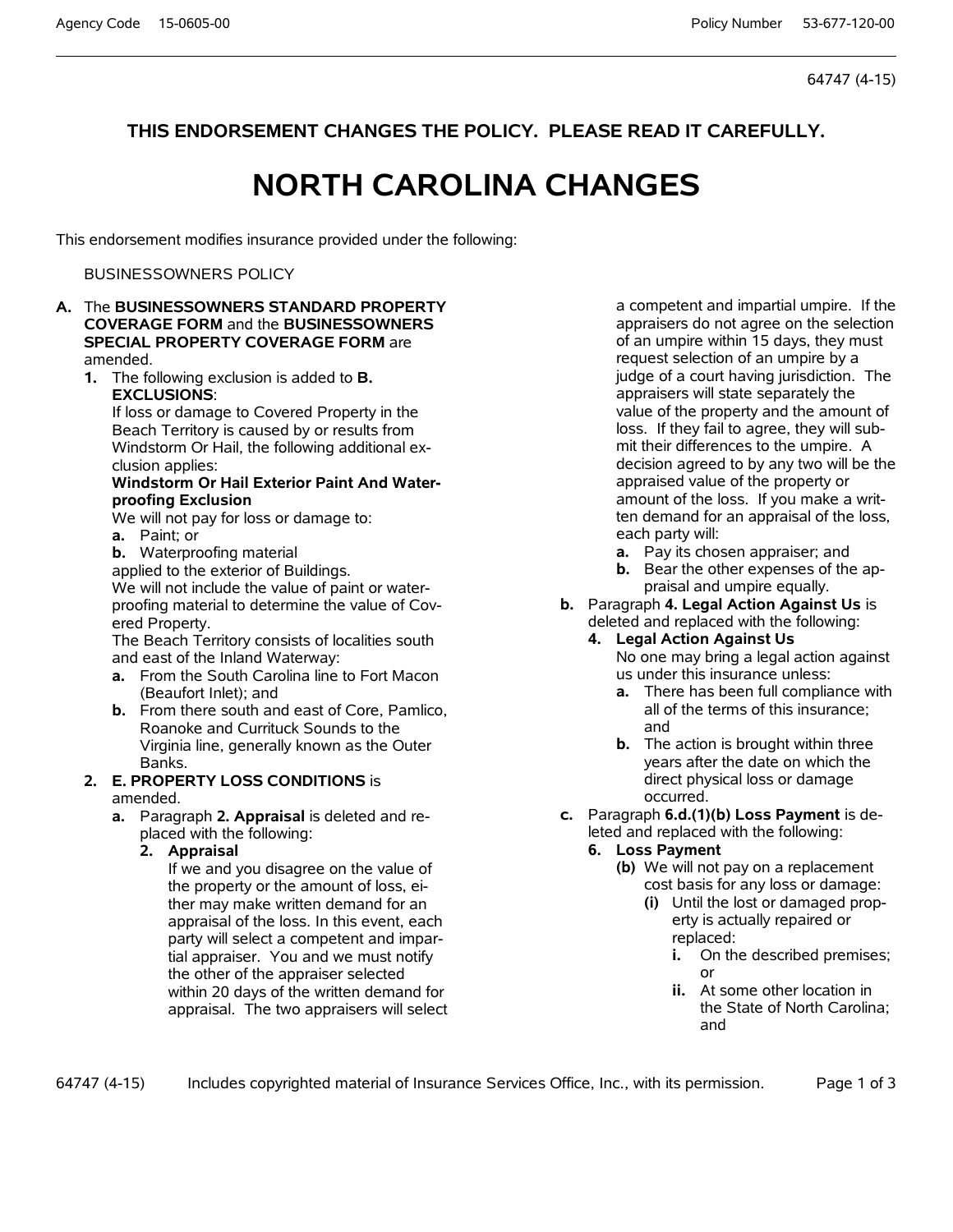64747 (4-15)

**THIS ENDORSEMENT CHANGES THE POLICY. PLEASE READ IT CAREFULLY.**

# NORTH CAROLINA CHANGES

This endorsement modifies insurance provided under the following:

BUSINESSOWNERS POLICY

**A.** The **BUSINESSOWNERS STANDARD PROPERTY COVERAGE FORM** and the **BUSINESSOWNERS SPECIAL PROPERTY COVERAGE FORM** are amended.

**1.** The following exclusion is added to **B. EXCLUSIONS**:

If loss or damage to Covered Property in the Beach Territory is caused by or results from Windstorm Or Hail, the following additional exclusion applies:

**Windstorm Or Hail Exterior Paint And Waterproofing Exclusion**

We will not pay for loss or damage to:

**a.** Paint; or

**b.** Waterproofing material

applied to the exterior of Buildings.

We will not include the value of paint or waterproofing material to determine the value of Covered Property.

The Beach Territory consists of localities south and east of the Inland Waterway:

**a.** From the South Carolina line to Fort Macon (Beaufort Inlet); and

**b.** From there south and east of Core, Pamlico, Roanoke and Currituck Sounds to the Virginia line, generally known as the Outer Banks.

**2.** **E. PROPERTY LOSS CONDITIONS** is amended.

**a.** Paragraph **2. Appraisal** is deleted and replaced with the following:

**2. Appraisal**

If we and you disagree on the value of the property or the amount of loss, either may make written demand for an appraisal of the loss. In this event, each party will select a competent and impartial appraiser. You and we must notify the other of the appraiser selected within 20 days of the written demand for appraisal. The two appraisers will select a competent and impartial umpire. If the appraisers do not agree on the selection of an umpire within 15 days, they must request selection of an umpire by a judge of a court having jurisdiction. The appraisers will state separately the value of the property and the amount of loss. If they fail to agree, they will submit their differences to the umpire. A decision agreed to by any two will be the appraised value of the property or amount of the loss. If you make a written demand for an appraisal of the loss, each party will:

**a.** Pay its chosen appraiser; and

**b.** Bear the other expenses of the appraisal and umpire equally.

**b.** Paragraph **4. Legal Action Against Us** is deleted and replaced with the following:

**4. Legal Action Against Us**

No one may bring a legal action against us under this insurance unless:

**a.** There has been full compliance with all of the terms of this insurance; and

**b.** The action is brought within three years after the date on which the direct physical loss or damage occurred.

**c.** Paragraph **6.d.(1)(b) Loss Payment** is deleted and replaced with the following:

**6. Loss Payment**

**(b)** We will not pay on a replacement cost basis for any loss or damage:

**(i)** Until the lost or damaged property is actually repaired or replaced:

**i.** On the described premises; or

**ii.** At some other location in the State of North Carolina; and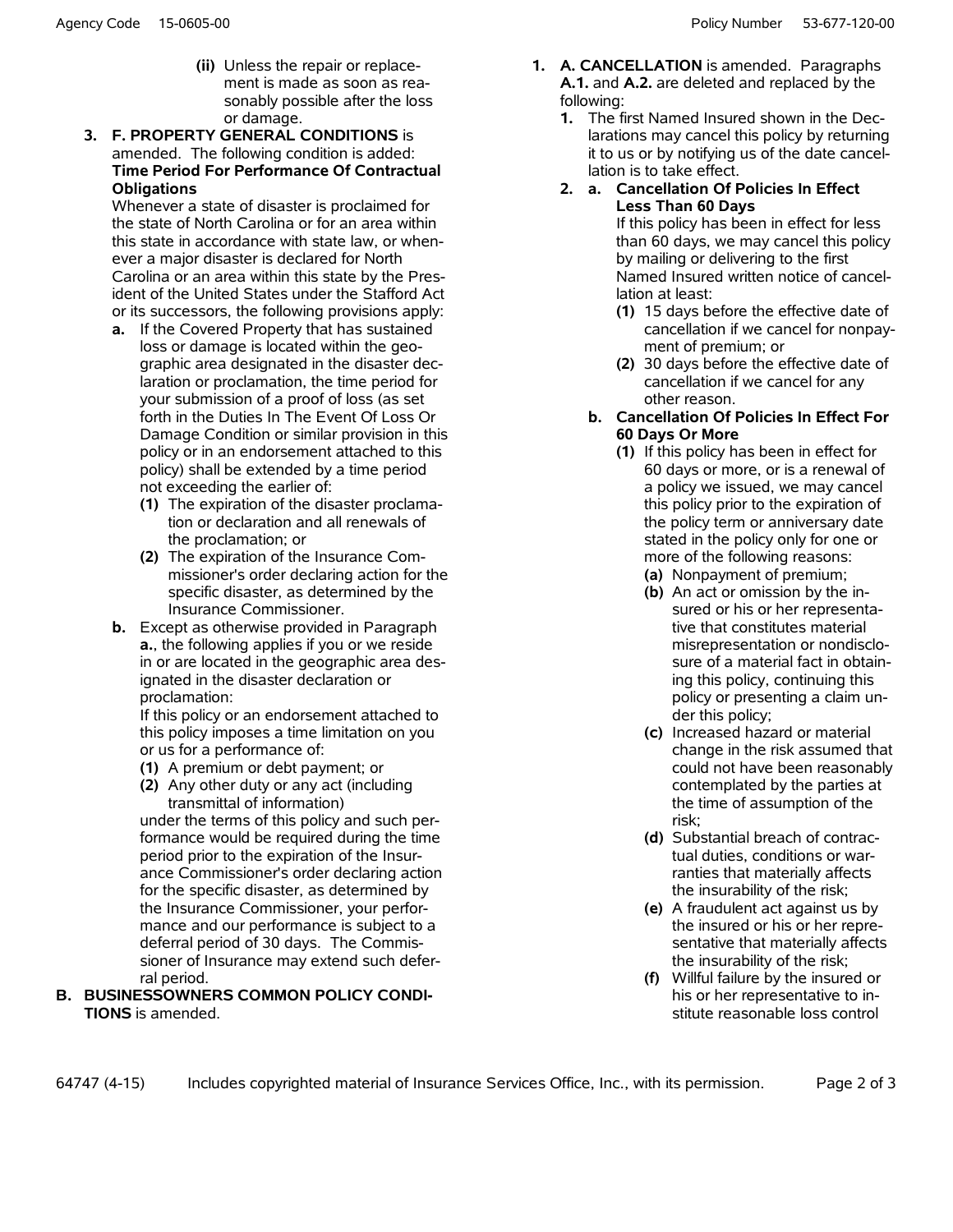(ii) Unless the repair or replacement is made as soon as reasonably possible after the loss or damage.

3. **F. PROPERTY GENERAL CONDITIONS** is amended. The following condition is added:
   **Time Period For Performance Of Contractual Obligations**
   Whenever a state of disaster is proclaimed for the state of North Carolina or for an area within this state in accordance with state law, or whenever a major disaster is declared for North Carolina or an area within this state by the President of the United States under the Stafford Act or its successors, the following provisions apply:
   **a.** If the Covered Property that has sustained loss or damage is located within the geographic area designated in the disaster declaration or proclamation, the time period for your submission of a proof of loss (as set forth in the Duties In The Event Of Loss Or Damage Condition or similar provision in this policy or in an endorsement attached to this policy) shall be extended by a time period not exceeding the earlier of:
   **(1)** The expiration of the disaster proclamation or declaration and all renewals of the proclamation; or
   **(2)** The expiration of the Insurance Commissioner's order declaring action for the specific disaster, as determined by the Insurance Commissioner.
   **b.** Except as otherwise provided in Paragraph **a.**, the following applies if you or we reside in or are located in the geographic area designated in the disaster declaration or proclamation:
   If this policy or an endorsement attached to this policy imposes a time limitation on you or us for a performance of:
   **(1)** A premium or debt payment; or
   **(2)** Any other duty or any act (including transmittal of information)
   under the terms of this policy and such performance would be required during the time period prior to the expiration of the Insurance Commissioner's order declaring action for the specific disaster, as determined by the Insurance Commissioner, your performance and our performance is subject to a deferral period of 30 days. The Commissioner of Insurance may extend such deferral period.

**B. BUSINESSOWNERS COMMON POLICY CONDITIONS** is amended.

1. **A. CANCELLATION** is amended. Paragraphs **A.1.** and **A.2.** are deleted and replaced by the following:
   1. The first Named Insured shown in the Declarations may cancel this policy by returning it to us or by notifying us of the date cancellation is to take effect.
   2. **a. Cancellation Of Policies In Effect Less Than 60 Days**
      If this policy has been in effect for less than 60 days, we may cancel this policy by mailing or delivering to the first Named Insured written notice of cancellation at least:
      **(1)** 15 days before the effective date of cancellation if we cancel for nonpayment of premium; or
      **(2)** 30 days before the effective date of cancellation if we cancel for any other reason.
      
      **b. Cancellation Of Policies In Effect For 60 Days Or More**
      **(1)** If this policy has been in effect for 60 days or more, or is a renewal of a policy we issued, we may cancel this policy prior to the expiration of the policy term or anniversary date stated in the policy only for one or more of the following reasons:
      **(a)** Nonpayment of premium;
      **(b)** An act or omission by the insured or his or her representative that constitutes material misrepresentation or nondisclosure of a material fact in obtaining this policy, continuing this policy or presenting a claim under this policy;
      **(c)** Increased hazard or material change in the risk assumed that could not have been reasonably contemplated by the parties at the time of assumption of the risk;
      **(d)** Substantial breach of contractual duties, conditions or warranties that materially affects the insurability of the risk;
      **(e)** A fraudulent act against us by the insured or his or her representative that materially affects the insurability of the risk;
      **(f)** Willful failure by the insured or his or her representative to institute reasonable loss control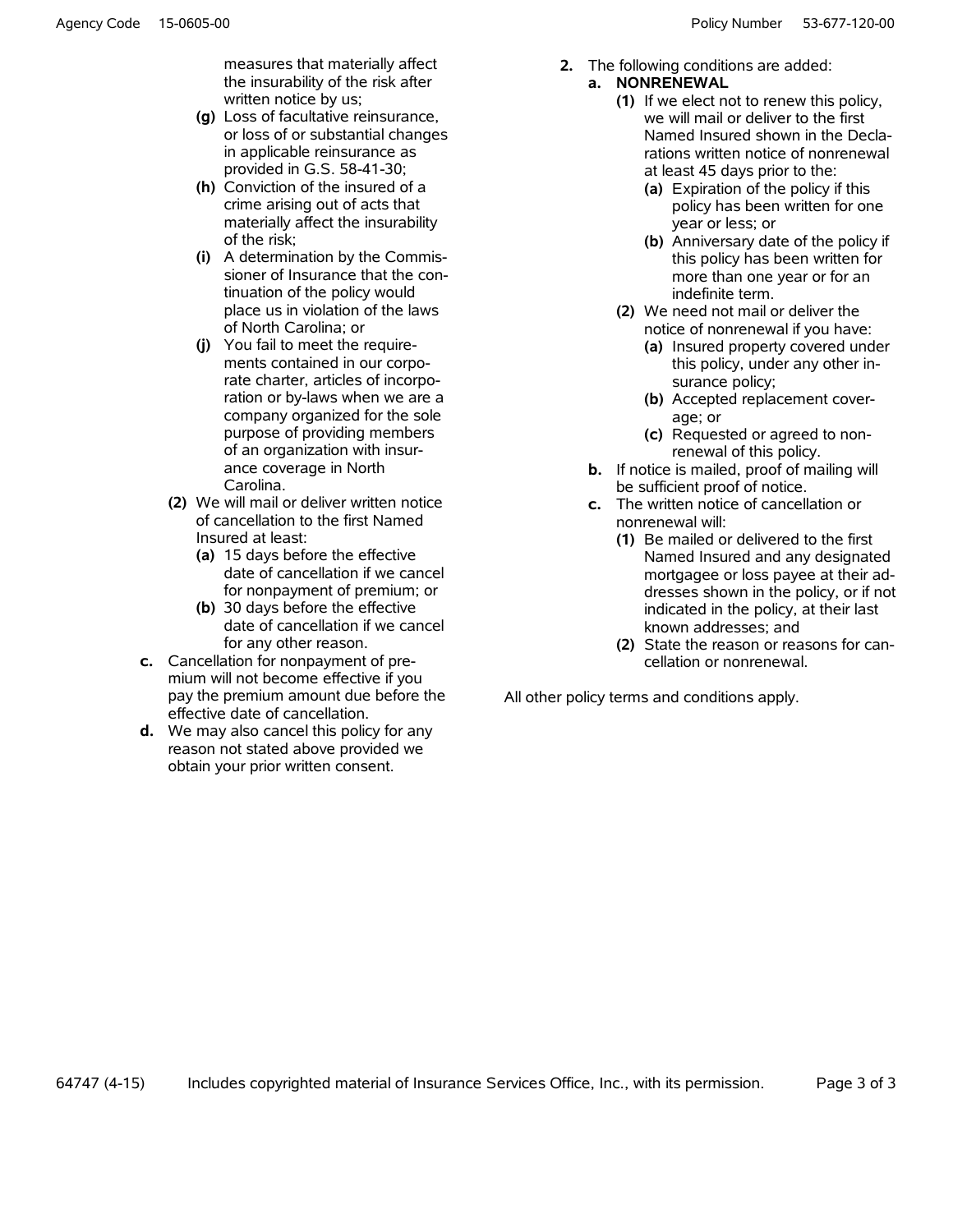measures that materially affect the insurability of the risk after written notice by us;

**(g)** Loss of facultative reinsurance, or loss of or substantial changes in applicable reinsurance as provided in G.S. 58-41-30;

**(h)** Conviction of the insured of a crime arising out of acts that materially affect the insurability of the risk;

**(i)** A determination by the Commissioner of Insurance that the continuation of the policy would place us in violation of the laws of North Carolina; or

**(j)** You fail to meet the requirements contained in our corporate charter, articles of incorporation or by-laws when we are a company organized for the sole purpose of providing members of an organization with insurance coverage in North Carolina.

**(2)** We will mail or deliver written notice of cancellation to the first Named Insured at least:

**(a)** 15 days before the effective date of cancellation if we cancel for nonpayment of premium; or

**(b)** 30 days before the effective date of cancellation if we cancel for any other reason.

**c.** Cancellation for nonpayment of premium will not become effective if you pay the premium amount due before the effective date of cancellation.

**d.** We may also cancel this policy for any reason not stated above provided we obtain your prior written consent.

**2.** The following conditions are added:

**a. NONRENEWAL**

**(1)** If we elect not to renew this policy, we will mail or deliver to the first Named Insured shown in the Declarations written notice of nonrenewal at least 45 days prior to the:

**(a)** Expiration of the policy if this policy has been written for one year or less; or

**(b)** Anniversary date of the policy if this policy has been written for more than one year or for an indefinite term.

**(2)** We need not mail or deliver the notice of nonrenewal if you have:

**(a)** Insured property covered under this policy, under any other insurance policy;

**(b)** Accepted replacement coverage; or

**(c)** Requested or agreed to nonrenewal of this policy.

**b.** If notice is mailed, proof of mailing will be sufficient proof of notice.

**c.** The written notice of cancellation or nonrenewal will:

**(1)** Be mailed or delivered to the first Named Insured and any designated mortgagee or loss payee at their addresses shown in the policy, or if not indicated in the policy, at their last known addresses; and

**(2)** State the reason or reasons for cancellation or nonrenewal.

All other policy terms and conditions apply.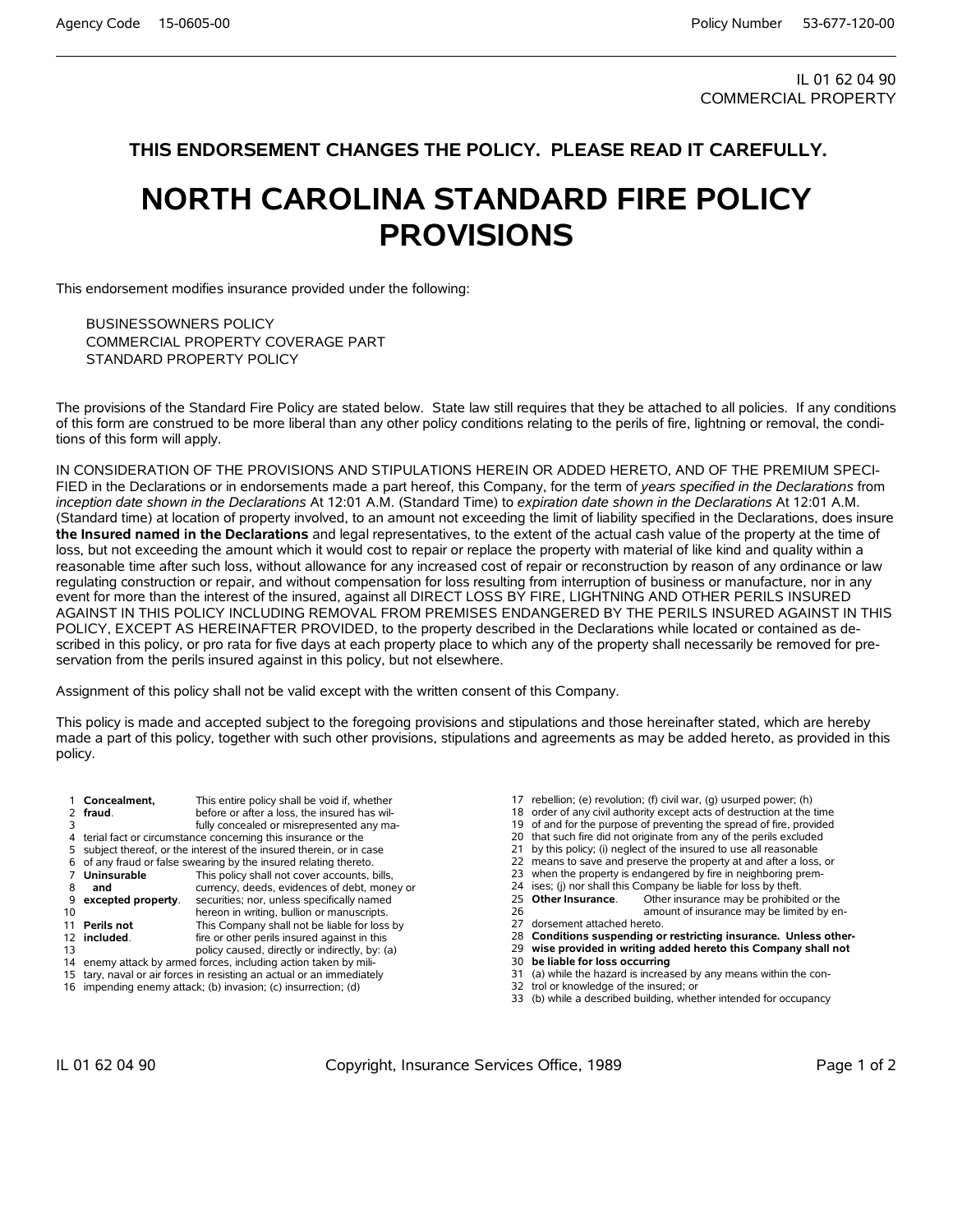IL 01 62 04 90
COMMERCIAL PROPERTY

**THIS ENDORSEMENT CHANGES THE POLICY. PLEASE READ IT CAREFULLY.**

# NORTH CAROLINA STANDARD FIRE POLICY PROVISIONS

This endorsement modifies insurance provided under the following:

BUSINESSOWNERS POLICY
COMMERCIAL PROPERTY COVERAGE PART
STANDARD PROPERTY POLICY

The provisions of the Standard Fire Policy are stated below. State law still requires that they be attached to all policies. If any conditions of this form are construed to be more liberal than any other policy conditions relating to the perils of fire, lightning or removal, the conditions of this form will apply.

IN CONSIDERATION OF THE PROVISIONS AND STIPULATIONS HEREIN OR ADDED HERETO, AND OF THE PREMIUM SPECIFIED in the Declarations or in endorsements made a part hereof, this Company, for the term of *years specified in the Declarations* from *inception date shown in the Declarations* At 12:01 A.M. (Standard Time) to *expiration date shown in the Declarations* At 12:01 A.M. (Standard time) at location of property involved, to an amount not exceeding the limit of liability specified in the Declarations, does insure **the Insured named in the Declarations** and legal representatives, to the extent of the actual cash value of the property at the time of loss, but not exceeding the amount which it would cost to repair or replace the property with material of like kind and quality within a reasonable time after such loss, without allowance for any increased cost of repair or reconstruction by reason of any ordinance or law regulating construction or repair, and without compensation for loss resulting from interruption of business or manufacture, nor in any event for more than the interest of the insured, against all DIRECT LOSS BY FIRE, LIGHTNING AND OTHER PERILS INSURED AGAINST IN THIS POLICY INCLUDING REMOVAL FROM PREMISES ENDANGERED BY THE PERILS INSURED AGAINST IN THIS POLICY, EXCEPT AS HEREINAFTER PROVIDED, to the property described in the Declarations while located or contained as described in this policy, or pro rata for five days at each property place to which any of the property shall necessarily be removed for preservation from the perils insured against in this policy, but not elsewhere.

Assignment of this policy shall not be valid except with the written consent of this Company.

This policy is made and accepted subject to the foregoing provisions and stipulations and those hereinafter stated, which are hereby made a part of this policy, together with such other provisions, stipulations and agreements as may be added hereto, as provided in this policy.

1 **Concealment,** This entire policy shall be void if, whether
2 **fraud.** before or after a loss, the insured has wil-
3 fully concealed or misrepresented any ma-
4 terial fact or circumstance concerning this insurance or the
5 subject thereof, or the interest of the insured therein, or in case
6 of any fraud or false swearing by the insured relating thereto.
7 **Uninsurable** This policy shall not cover accounts, bills,
8 **and** currency, deeds, evidences of debt, money or
9 **excepted property.** securities; nor, unless specifically named
10 hereon in writing, bullion or manuscripts.
11 **Perils not** This Company shall not be liable for loss by
12 **included.** fire or other perils insured against in this
13 policy caused, directly or indirectly, by: (a)
14 enemy attack by armed forces, including action taken by mili-
15 tary, naval or air forces in resisting an actual or an immediately
16 impending enemy attack; (b) invasion; (c) insurrection; (d)
17 rebellion; (e) revolution; (f) civil war, (g) usurped power; (h)
18 order of any civil authority except acts of destruction at the time
19 of and for the purpose of preventing the spread of fire, provided
20 that such fire did not originate from any of the perils excluded
21 by this policy; (i) neglect of the insured to use all reasonable
22 means to save and preserve the property at and after a loss, or
23 when the property is endangered by fire in neighboring prem-
24 ises; (j) nor shall this Company be liable for loss by theft.
25 **Other Insurance.** Other insurance may be prohibited or the
26 amount of insurance may be limited by en-
27 dorsement attached hereto.
28 **Conditions suspending or restricting insurance. Unless other-**
29 **wise provided in writing added hereto this Company shall not**
30 **be liable for loss occurring**
31 (a) while the hazard is increased by any means within the con-
32 trol or knowledge of the insured; or
33 (b) while a described building, whether intended for occupancy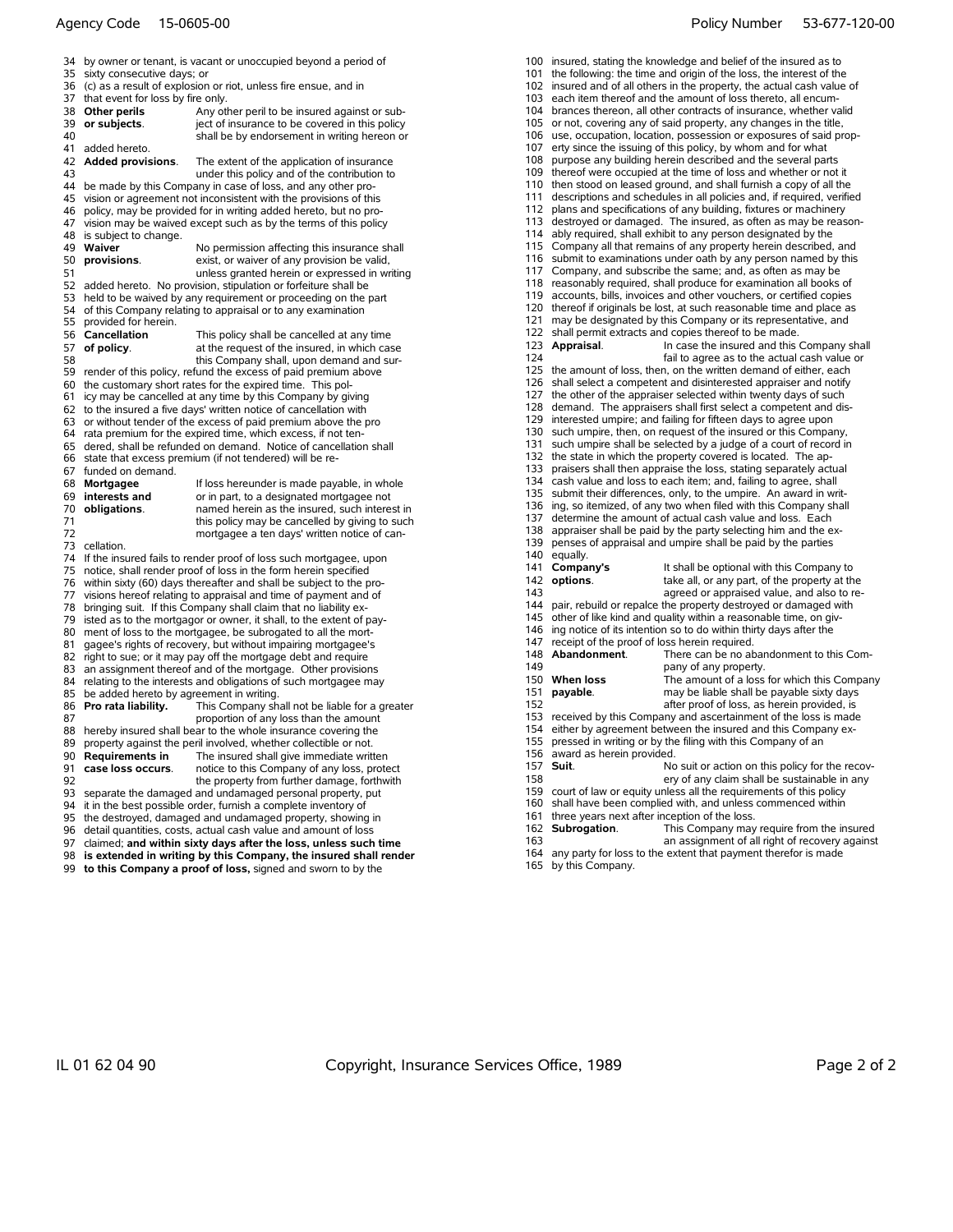34 by owner or tenant, is vacant or unoccupied beyond a period of
35 sixty consecutive days; or
36 (c) as a result of explosion or riot, unless fire ensue, and in
37 that event for loss by fire only.
38 **Other perils** Any other peril to be insured against or sub-
39 **or subjects**. ject of insurance to be covered in this policy
40 shall be by endorsement in writing hereon or
41 added hereto.
42 **Added provisions**. The extent of the application of insurance
43 under this policy and of the contribution to
44 be made by this Company in case of loss, and any other pro-
45 vision or agreement not inconsistent with the provisions of this
46 policy, may be provided for in writing added hereto, but no pro-
47 vision may be waived except such as by the terms of this policy
48 is subject to change.
49 **Waiver** No permission affecting this insurance shall
50 **provisions**. exist, or waiver of any provision be valid,
51 unless granted herein or expressed in writing
52 added hereto. No provision, stipulation or forfeiture shall be
53 held to be waived by any requirement or proceeding on the part
54 of this Company relating to appraisal or to any examination
55 provided for herein.
56 **Cancellation** This policy shall be cancelled at any time
57 **of policy**. at the request of the insured, in which case
58 this Company shall, upon demand and sur-
59 render of this policy, refund the excess of paid premium above
60 the customary short rates for the expired time. This pol-
61 icy may be cancelled at any time by this Company by giving
62 to the insured a five days' written notice of cancellation with
63 or without tender of the excess of paid premium above the pro
64 rata premium for the expired time, which excess, if not ten-
65 dered, shall be refunded on demand. Notice of cancellation shall
66 state that excess premium (if not tendered) will be re-
67 funded on demand.
68 **Mortgagee** If loss hereunder is made payable, in whole
69 **interests and** or in part, to a designated mortgagee not
70 **obligations**. named herein as the insured, such interest in
71 this policy may be cancelled by giving to such
72 mortgagee a ten days' written notice of can-
73 cellation.
74 If the insured fails to render proof of loss such mortgagee, upon
75 notice, shall render proof of loss in the form herein specified
76 within sixty (60) days thereafter and shall be subject to the pro-
77 visions hereof relating to appraisal and time of payment and of
78 bringing suit. If this Company shall claim that no liability ex-
79 isted as to the mortgagor or owner, it shall, to the extent of pay-
80 ment of loss to the mortgagee, be subrogated to all the mort-
81 gagee's rights of recovery, but without impairing mortgagee's
82 right to sue; or it may pay off the mortgage debt and require
83 an assignment thereof and of the mortgage. Other provisions
84 relating to the interests and obligations of such mortgagee may
85 be added hereto by agreement in writing.
86 **Pro rata liability.** This Company shall not be liable for a greater
87 proportion of any loss than the amount
88 hereby insured shall bear to the whole insurance covering the
89 property against the peril involved, whether collectible or not.
90 **Requirements in** The insured shall give immediate written
91 **case loss occurs**. notice to this Company of any loss, protect
92 the property from further damage, forthwith
93 separate the damaged and undamaged personal property, put
94 it in the best possible order, furnish a complete inventory of
95 the destroyed, damaged and undamaged property, showing in
96 detail quantities, costs, actual cash value and amount of loss
97 claimed; **and within sixty days after the loss, unless such time**
98 **is extended in writing by this Company, the insured shall render**
99 **to this Company a proof of loss,** signed and sworn to by the
100 insured, stating the knowledge and belief of the insured as to
101 the following: the time and origin of the loss, the interest of the
102 insured and of all others in the property, the actual cash value of
103 each item thereof and the amount of loss thereto, all encum-
104 brances thereon, all other contracts of insurance, whether valid
105 or not, covering any of said property, any changes in the title,
106 use, occupation, location, possession or exposures of said prop-
107 erty since the issuing of this policy, by whom and for what
108 purpose any building herein described and the several parts
109 thereof were occupied at the time of loss and whether or not it
110 then stood on leased ground, and shall furnish a copy of all the
111 descriptions and schedules in all policies and, if required, verified
112 plans and specifications of any building, fixtures or machinery
113 destroyed or damaged. The insured, as often as may be reason-
114 ably required, shall exhibit to any person designated by the
115 Company all that remains of any property herein described, and
116 submit to examinations under oath by any person named by this
117 Company, and subscribe the same; and, as often as may be
118 reasonably required, shall produce for examination all books of
119 accounts, bills, invoices and other vouchers, or certified copies
120 thereof if originals be lost, at such reasonable time and place as
121 may be designated by this Company or its representative, and
122 shall permit extracts and copies thereof to be made.
123 **Appraisal**. In case the insured and this Company shall
124 fail to agree as to the actual cash value or
125 the amount of loss, then, on the written demand of either, each
126 shall select a competent and disinterested appraiser and notify
127 the other of the appraiser selected within twenty days of such
128 demand. The appraisers shall first select a competent and dis-
129 interested umpire; and failing for fifteen days to agree upon
130 such umpire, then, on request of the insured or this Company,
131 such umpire shall be selected by a judge of a court of record in
132 the state in which the property covered is located. The ap-
133 praisers shall then appraise the loss, stating separately actual
134 cash value and loss to each item; and, failing to agree, shall
135 submit their differences, only, to the umpire. An award in writ-
136 ing, so itemized, of any two when filed with this Company shall
137 determine the amount of actual cash value and loss. Each
138 appraiser shall be paid by the party selecting him and the ex-
139 penses of appraisal and umpire shall be paid by the parties
140 equally.
141 **Company's** It shall be optional with this Company to
142 **options**. take all, or any part, of the property at the
143 agreed or appraised value, and also to re-
144 pair, rebuild or repalce the property destroyed or damaged with
145 other of like kind and quality within a reasonable time, on giv-
146 ing notice of its intention so to do within thirty days after the
147 receipt of the proof of loss herein required.
148 **Abandonment**. There can be no abandonment to this Com-
149 pany of any property.
150 **When loss** The amount of a loss for which this Company
151 **payable**. may be liable shall be payable sixty days
152 after proof of loss, as herein provided, is
153 received by this Company and ascertainment of the loss is made
154 either by agreement between the insured and this Company ex-
155 pressed in writing or by the filing with this Company of an
156 award as herein provided.
157 **Suit**. No suit or action on this policy for the recov-
158 ery of any claim shall be sustainable in any
159 court of law or equity unless all the requirements of this policy
160 shall have been complied with, and unless commenced within
161 three years next after inception of the loss.
162 **Subrogation**. This Company may require from the insured
163 an assignment of all right of recovery against
164 any party for loss to the extent that payment therefor is made
165 by this Company.